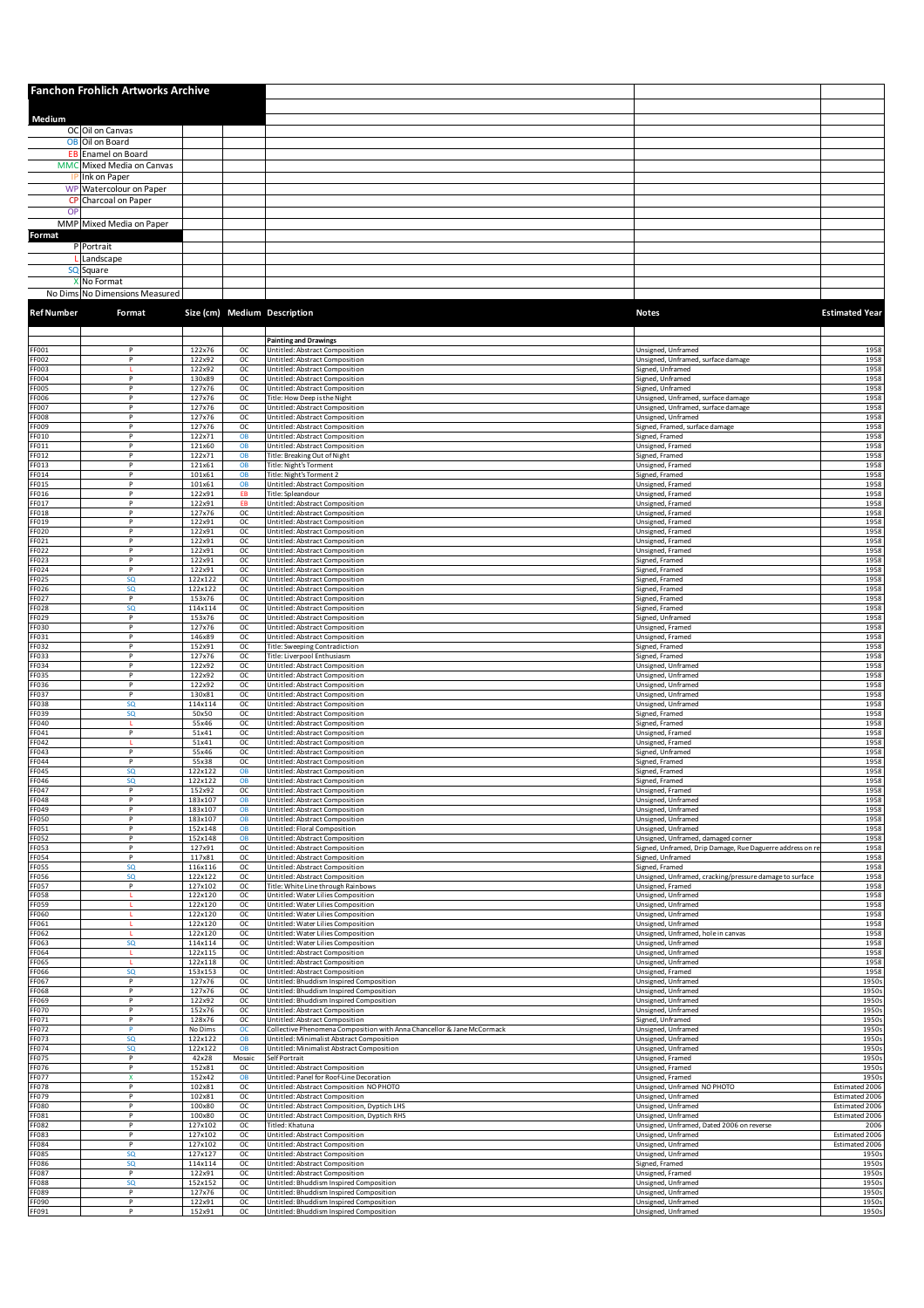## Fanchon Frohlich Artworks Archive

**Medium**

| | |
|---|---|
| OC | Oil on Canvas |
| OB | Oil on Board |
| EB | Enamel on Board |
| MMC | Mixed Media on Canvas |
| IP | Ink on Paper |
| WP | Watercolour on Paper |
| CP | Charcoal on Paper |
| OP | |
| MMP | Mixed Media on Paper |

**Format**

| | |
|---|---|
| P | Portrait |
| L | Landscape |
| SQ | Square |
| X | No Format |
| No Dims | No Dimensions Measured |

| Ref Number | Format | Size (cm) | Medium | Description | Notes | Estimated Year |
|---|---|---|---|---|---|---|
| | | | | Painting and Drawings | | |
| FF001 | P | 122x76 | OC | Untitled: Abstract Composition | Unsigned, Unframed | 1958 |
| FF002 | P | 122x92 | OC | Untitled: Abstract Composition | Unsigned, Unframed, surface damage | 1958 |
| FF003 | L | 122x92 | OC | Untitled: Abstract Composition | Signed, Unframed | 1958 |
| FF004 | P | 130x89 | OC | Untitled: Abstract Composition | Signed, Unframed | 1958 |
| FF005 | P | 127x76 | OC | Untitled: Abstract Composition | Signed, Unframed | 1958 |
| FF006 | P | 127x76 | OC | Title: How Deep is the Night | Unsigned, Unframed, surface damage | 1958 |
| FF007 | P | 127x76 | OC | Untitled: Abstract Composition | Unsigned, Unframed, surface damage | 1958 |
| FF008 | P | 127x76 | OC | Untitled: Abstract Composition | Unsigned, Unframed | 1958 |
| FF009 | P | 127x76 | OC | Untitled: Abstract Composition | Signed, Framed, surface damage | 1958 |
| FF010 | P | 122x71 | OB | Untitled: Abstract Composition | Signed, Framed | 1958 |
| FF011 | P | 121x60 | OB | Untitled: Abstract Composition | Unsigned, Framed | 1958 |
| FF012 | P | 122x71 | OB | Title: Breaking Out of Night | Signed, Framed | 1958 |
| FF013 | P | 121x61 | OB | Title: Night's Torment | Unsigned, Framed | 1958 |
| FF014 | P | 101x61 | OB | Title: Night's Torment 2 | Signed, Framed | 1958 |
| FF015 | P | 101x61 | OB | Untitled: Abstract Composition | Unsigned, Framed | 1958 |
| FF016 | P | 122x91 | EB | Title: Spleandour | Unsigned, Framed | 1958 |
| FF017 | P | 122x91 | EB | Untitled: Abstract Composition | Unsigned, Framed | 1958 |
| FF018 | P | 127x76 | OC | Untitled: Abstract Composition | Unsigned, Framed | 1958 |
| FF019 | P | 122x91 | OC | Untitled: Abstract Composition | Unsigned, Framed | 1958 |
| FF020 | P | 122x91 | OC | Untitled: Abstract Composition | Unsigned, Framed | 1958 |
| FF021 | P | 122x91 | OC | Untitled: Abstract Composition | Unsigned, Framed | 1958 |
| FF022 | P | 122x91 | OC | Untitled: Abstract Composition | Unsigned, Framed | 1958 |
| FF023 | P | 122x91 | OC | Untitled: Abstract Composition | Signed, Framed | 1958 |
| FF024 | P | 122x91 | OC | Untitled: Abstract Composition | Signed, Framed | 1958 |
| FF025 | SQ | 122x122 | OC | Untitled: Abstract Composition | Signed, Framed | 1958 |
| FF026 | SQ | 122x122 | OC | Untitled: Abstract Composition | Signed, Framed | 1958 |
| FF027 | P | 153x76 | OC | Untitled: Abstract Composition | Signed, Framed | 1958 |
| FF028 | SQ | 114x114 | OC | Untitled: Abstract Composition | Signed, Framed | 1958 |
| FF029 | P | 153x76 | OC | Untitled: Abstract Composition | Signed, Unframed | 1958 |
| FF030 | P | 127x76 | OC | Untitled: Abstract Composition | Unsigned, Framed | 1958 |
| FF031 | P | 146x89 | OC | Untitled: Abstract Composition | Unsigned, Framed | 1958 |
| FF032 | P | 152x91 | OC | Title: Sweeping Contradiction | Signed, Framed | 1958 |
| FF033 | P | 127x76 | OC | Title: Liverpool Enthusiasm | Signed, Framed | 1958 |
| FF034 | P | 122x92 | OC | Untitled: Abstract Composition | Unsigned, Unframed | 1958 |
| FF035 | P | 122x92 | OC | Untitled: Abstract Composition | Unsigned, Unframed | 1958 |
| FF036 | P | 122x92 | OC | Untitled: Abstract Composition | Unsigned, Unframed | 1958 |
| FF037 | P | 130x81 | OC | Untitled: Abstract Composition | Unsigned, Unframed | 1958 |
| FF038 | SQ | 114x114 | OC | Untitled: Abstract Composition | Unsigned, Unframed | 1958 |
| FF039 | SQ | 50x50 | OC | Untitled: Abstract Composition | Signed, Framed | 1958 |
| FF040 | L | 55x46 | OC | Untitled: Abstract Composition | Signed, Framed | 1958 |
| FF041 | P | 51x41 | OC | Untitled: Abstract Composition | Unsigned, Framed | 1958 |
| FF042 | L | 51x41 | OC | Untitled: Abstract Composition | Unsigned, Framed | 1958 |
| FF043 | P | 55x46 | OC | Untitled: Abstract Composition | Signed, Unframed | 1958 |
| FF044 | P | 55x38 | OC | Untitled: Abstract Composition | Signed, Framed | 1958 |
| FF045 | SQ | 122x122 | OB | Untitled: Abstract Composition | Signed, Framed | 1958 |
| FF046 | SQ | 122x122 | OB | Untitled: Abstract Composition | Signed, Framed | 1958 |
| FF047 | P | 152x92 | OC | Untitled: Abstract Composition | Unsigned, Framed | 1958 |
| FF048 | P | 183x107 | OB | Untitled: Abstract Composition | Unsigned, Unframed | 1958 |
| FF049 | P | 183x107 | OB | Untitled: Abstract Composition | Unsigned, Unframed | 1958 |
| FF050 | P | 183x107 | OB | Untitled: Abstract Composition | Unsigned, Unframed | 1958 |
| FF051 | P | 152x148 | OB | Untitled: Floral Composition | Unsigned, Unframed | 1958 |
| FF052 | P | 152x148 | OB | Untitled: Abstract Composition | Unsigned, Unframed, damaged corner | 1958 |
| FF053 | P | 127x91 | OC | Untitled: Abstract Composition | Signed, Unframed, Drip Damage, Rue Daguerre address on re | 1958 |
| FF054 | P | 117x81 | OC | Untitled: Abstract Composition | Signed, Unframed | 1958 |
| FF055 | SQ | 116x116 | OC | Untitled: Abstract Composition | Signed, Framed | 1958 |
| FF056 | SQ | 122x122 | OC | Untitled: Abstract Composition | Unsigned, Unframed, cracking/pressure damage to surface | 1958 |
| FF057 | P | 127x102 | OC | Title: White Line through Rainbows | Unsigned, Framed | 1958 |
| FF058 | L | 122x120 | OC | Untitled: Water Lilies Composition | Unsigned, Unframed | 1958 |
| FF059 | L | 122x120 | OC | Untitled: Water Lilies Composition | Unsigned, Unframed | 1958 |
| FF060 | L | 122x120 | OC | Untitled: Water Lilies Composition | Unsigned, Unframed | 1958 |
| FF061 | L | 122x120 | OC | Untitled: Water Lilies Composition | Unsigned, Unframed | 1958 |
| FF062 | L | 122x120 | OC | Untitled: Water Lilies Composition | Unsigned, Unframed, hole in canvas | 1958 |
| FF063 | SQ | 114x114 | OC | Untitled: Water Lilies Composition | Unsigned, Unframed | 1958 |
| FF064 | L | 122x115 | OC | Untitled: Abstract Composition | Unsigned, Unframed | 1958 |
| FF065 | L | 122x118 | OC | Untitled: Abstract Composition | Unsigned, Unframed | 1958 |
| FF066 | SQ | 153x153 | OC | Untitled: Abstract Composition | Unsigned, Framed | 1958 |
| FF067 | P | 127x76 | OC | Untitled: Bhuddism Inspired Composition | Unsigned, Unframed | 1950s |
| FF068 | P | 127x76 | OC | Untitled: Bhuddism Inspired Composition | Unsigned, Unframed | 1950s |
| FF069 | P | 122x92 | OC | Untitled: Bhuddism Inspired Composition | Unsigned, Unframed | 1950s |
| FF070 | P | 152x76 | OC | Untitled: Abstract Composition | Unsigned, Unframed | 1950s |
| FF071 | P | 128x76 | OC | Untitled: Abstract Composition | Signed, Unframed | 1950s |
| FF072 | P | No Dims | OC | Collective Phenomena Composition with Anna Chancellor & Jane McCormack | Unsigned, Unframed | 1950s |
| FF073 | SQ | 122x122 | OB | Untitled: Minimalist Abstract Composition | Unsigned, Unframed | 1950s |
| FF074 | SQ | 122x122 | OB | Untitled: Minimalist Abstract Composition | Unsigned, Unframed | 1950s |
| FF075 | P | 42x28 | Mosaic | Self Portrait | Unsigned, Framed | 1950s |
| FF076 | P | 152x81 | OC | Untitled: Abstract Composition | Unsigned, Framed | 1950s |
| FF077 | X | 152x42 | OB | Untitled: Panel for Roof-Line Decoration | Unsigned, Framed | 1950s |
| FF078 | P | 102x81 | OC | Untitled: Abstract Composition NO PHOTO | Unsigned, Unframed NO PHOTO | Estimated 2006 |
| FF079 | P | 102x81 | OC | Untitled: Abstract Composition | Unsigned, Unframed | Estimated 2006 |
| FF080 | P | 100x80 | OC | Untitled: Abstract Composition, Dyptich LHS | Unsigned, Unframed | Estimated 2006 |
| FF081 | P | 100x80 | OC | Untitled: Abstract Composition, Dyptich RHS | Unsigned, Unframed | Estimated 2006 |
| FF082 | P | 127x102 | OC | Titled: Khatuna | Unsigned, Unframed, Dated 2006 on reverse | 2006 |
| FF083 | P | 127x102 | OC | Untitled: Abstract Composition | Unsigned, Unframed | Estimated 2006 |
| FF084 | P | 127x102 | OC | Untitled: Abstract Composition | Unsigned, Unframed | Estimated 2006 |
| FF085 | SQ | 127x127 | OC | Untitled: Abstract Composition | Unsigned, Unframed | 1950s |
| FF086 | SQ | 114x114 | OC | Untitled: Abstract Composition | Signed, Framed | 1950s |
| FF087 | P | 122x91 | OC | Untitled: Abstract Composition | Unsigned, Framed | 1950s |
| FF088 | SQ | 152x152 | OC | Untitled: Bhuddism Inspired Composition | Unsigned, Unframed | 1950s |
| FF089 | P | 127x76 | OC | Untitled: Bhuddism Inspired Composition | Unsigned, Unframed | 1950s |
| FF090 | P | 122x91 | OC | Untitled: Bhuddism Inspired Composition | Unsigned, Unframed | 1950s |
| FF091 | P | 152x91 | OC | Untitled: Bhuddism Inspired Composition | Unsigned, Unframed | 1950s |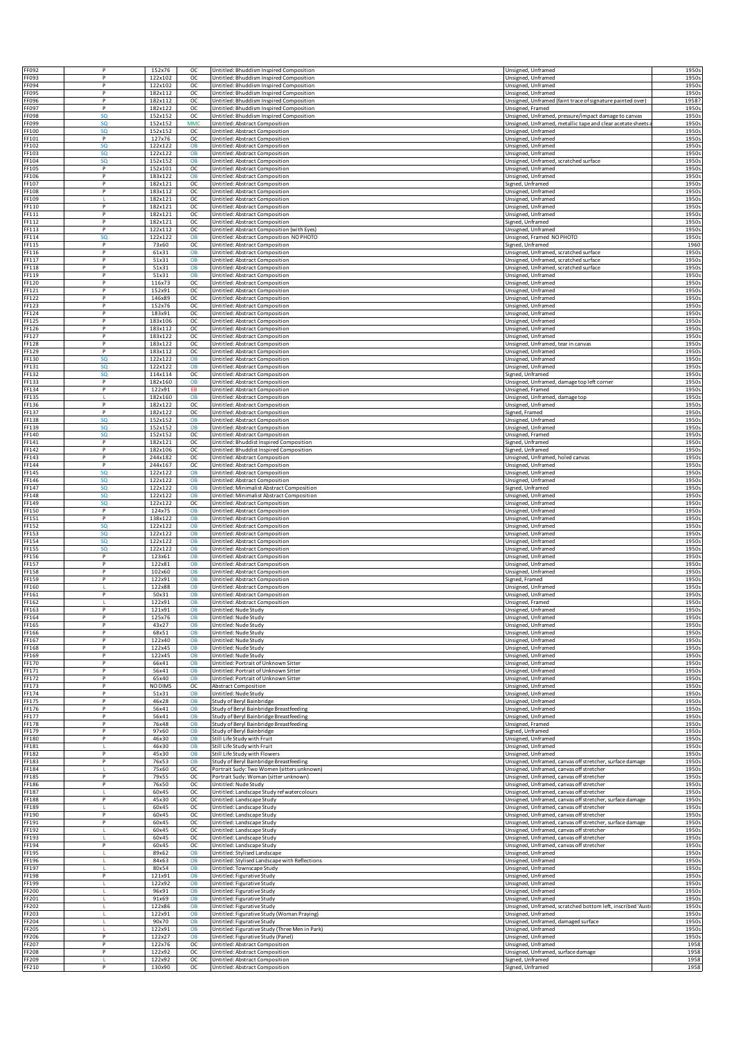| | | | | | | |
|---|---|---|---|---|---|---|
| FF092 | P | 152x76 | OC | Untitled: Bhuddism Inspired Composition | Unsigned, Unframed | 1950s |
| FF093 | P | 122x102 | OC | Untitled: Bhuddism Inspired Composition | Unsigned, Unframed | 1950s |
| FF094 | P | 122x102 | OC | Untitled: Bhuddism Inspired Composition | Unsigned, Unframed | 1950s |
| FF095 | P | 182x112 | OC | Untitled: Bhuddism Inspired Composition | Unsigned, Unframed | 1950s |
| FF096 | P | 182x112 | OC | Untitled: Bhuddism Inspired Composition | Unsigned, Unframed (faint trace of signature painted over) | 1958? |
| FF097 | P | 182x122 | OC | Untitled: Bhuddism Inspired Composition | Unsigned, Framed | 1950s |
| FF098 | SQ | 152x152 | OC | Untitled: Bhuddism Inspired Composition | Unsigned, Unframed, pressure/impact damage to canvas | 1950s |
| FF099 | SQ | 152x152 | MMC | Untitled: Abstract Composition | Unsigned, Unframed, metallic tape and clear acetate sheets a | 1950s |
| FF100 | SQ | 152x152 | OC | Untitled: Abstract Composition | Unsigned, Unframed | 1950s |
| FF101 | P | 127x76 | OC | Untitled: Abstract Composition | Unsigned, Unframed | 1950s |
| FF102 | SQ | 122x122 | OB | Untitled: Abstract Composition | Unsigned, Unframed | 1950s |
| FF103 | SQ | 122x122 | OB | Untitled: Abstract Composition | Unsigned, Unframed | 1950s |
| FF104 | SQ | 152x152 | OB | Untitled: Abstract Composition | Unsigned, Unframed, scratched surface | 1950s |
| FF105 | P | 152x101 | OC | Untitled: Abstract Composition | Unsigned, Unframed | 1950s |
| FF106 | P | 183x122 | OB | Untitled: Abstract Composition | Unsigned, Unframed | 1950s |
| FF107 | P | 182x121 | OC | Untitled: Abstract Composition | Signed, Unframed | 1950s |
| FF108 | P | 183x112 | OC | Untitled: Abstract Composition | Unsigned, Unframed | 1950s |
| FF109 | L | 182x121 | OC | Untitled: Abstract Composition | Unsigned, Unframed | 1950s |
| FF110 | P | 182x121 | OC | Untitled: Abstract Composition | Unsigned, Unframed | 1950s |
| FF111 | P | 182x121 | OC | Untitled: Abstract Composition | Unsigned, Unframed | 1950s |
| FF112 | P | 182x121 | OC | Untitled: Abstract Composition | Signed, Unframed | 1950s |
| FF113 | P | 122x112 | OC | Untitled: Abstract Composition (with Eyes) | Unsigned, Unframed | 1950s |
| FF114 | SQ | 122x122 | OB | Untitled: Abstract Composition NO PHOTO | Unsigned, Framed NO PHOTO | 1950s |
| FF115 | P | 73x60 | OC | Untitled: Abstract Composition | Signed, Unframed | 1960 |
| FF116 | P | 61x31 | OB | Untitled: Abstract Composition | Unsigned, Unframed, scratched surface | 1950s |
| FF117 | P | 51x31 | OB | Untitled: Abstract Composition | Unsigned, Unframed, scratched surface | 1950s |
| FF118 | P | 51x31 | OB | Untitled: Abstract Composition | Unsigned, Unframed, scratched surface | 1950s |
| FF119 | P | 51x31 | OB | Untitled: Abstract Composition | Unsigned, Unframed | 1950s |
| FF120 | P | 116x73 | OC | Untitled: Abstract Composition | Unsigned, Unframed | 1950s |
| FF121 | P | 152x91 | OC | Untitled: Abstract Composition | Unsigned, Unframed | 1950s |
| FF122 | P | 146x89 | OC | Untitled: Abstract Composition | Unsigned, Unframed | 1950s |
| FF123 | P | 152x76 | OC | Untitled: Abstract Composition | Unsigned, Unframed | 1950s |
| FF124 | P | 183x91 | OC | Untitled: Abstract Composition | Unsigned, Unframed | 1950s |
| FF125 | P | 183x106 | OC | Untitled: Abstract Composition | Unsigned, Unframed | 1950s |
| FF126 | P | 183x112 | OC | Untitled: Abstract Composition | Unsigned, Unframed | 1950s |
| FF127 | P | 183x122 | OC | Untitled: Abstract Composition | Unsigned, Unframed | 1950s |
| FF128 | P | 183x122 | OC | Untitled: Abstract Composition | Unsigned, Unframed, tear in canvas | 1950s |
| FF129 | P | 183x112 | OC | Untitled: Abstract Composition | Unsigned, Unframed | 1950s |
| FF130 | SQ | 122x122 | OB | Untitled: Abstract Composition | Unsigned, Unframed | 1950s |
| FF131 | SQ | 122x122 | OB | Untitled: Abstract Composition | Unsigned, Unframed | 1950s |
| FF132 | SQ | 114x114 | OC | Untitled: Abstract Composition | Signed, Unframed | 1950s |
| FF133 | P | 182x160 | OB | Untitled: Abstract Composition | Unsigned, Unframed, damage top left corner | 1950s |
| FF134 | P | 122x91 | EB | Untitled: Abstract Composition | Unsigned, Framed | 1950s |
| FF135 | L | 182x160 | OB | Untitled: Abstract Composition | Unsigned, Unframed, damage top | 1950s |
| FF136 | P | 182x122 | OC | Untitled: Abstract Composition | Unsigned, Unframed | 1950s |
| FF137 | P | 182x122 | OC | Untitled: Abstract Composition | Signed, Framed | 1950s |
| FF138 | SQ | 152x152 | OB | Untitled: Abstract Composition | Unsigned, Unframed | 1950s |
| FF139 | SQ | 152x152 | OB | Untitled: Abstract Composition | Unsigned, Unframed | 1950s |
| FF140 | SQ | 152x152 | OC | Untitled: Abstract Composition | Unsigned, Framed | 1950s |
| FF141 | P | 182x121 | OC | Untitled: Bhuddist Inspired Composition | Signed, Unframed | 1950s |
| FF142 | P | 182x106 | OC | Untitled: Bhuddist Inspired Composition | Signed, Unframed | 1950s |
| FF143 | P | 244x182 | OC | Untitled: Abstract Composition | Unsigned, Unframed, holed canvas | 1950s |
| FF144 | P | 244x167 | OC | Untitled: Abstract Composition | Unsigned, Unframed | 1950s |
| FF145 | SQ | 122x122 | OB | Untitled: Abstract Composition | Unsigned, Unframed | 1950s |
| FF146 | SQ | 122x122 | OB | Untitled: Abstract Composition | Unsigned, Unframed | 1950s |
| FF147 | SQ | 122x122 | OB | Untitled: Minimalist Abstract Composition | Signed, Unframed | 1950s |
| FF148 | SQ | 122x122 | OB | Untitled: Minimalist Abstract Composition | Unsigned, Unframed | 1950s |
| FF149 | SQ | 122x122 | OC | Untitled: Abstract Composition | Unsigned, Unframed | 1950s |
| FF150 | P | 124x75 | OB | Untitled: Abstract Composition | Unsigned, Unframed | 1950s |
| FF151 | P | 138x122 | OB | Untitled: Abstract Composition | Unsigned, Unframed | 1950s |
| FF152 | SQ | 122x122 | OB | Untitled: Abstract Composition | Unsigned, Unframed | 1950s |
| FF153 | SQ | 122x122 | OB | Untitled: Abstract Composition | Unsigned, Unframed | 1950s |
| FF154 | SQ | 122x122 | OB | Untitled: Abstract Composition | Unsigned, Unframed | 1950s |
| FF155 | SQ | 122x122 | OB | Untitled: Abstract Composition | Unsigned, Unframed | 1950s |
| FF156 | P | 123x61 | OB | Untitled: Abstract Composition | Unsigned, Unframed | 1950s |
| FF157 | P | 122x81 | OB | Untitled: Abstract Composition | Unsigned, Unframed | 1950s |
| FF158 | P | 102x60 | OB | Untitled: Abstract Composition | Unsigned, Unframed | 1950s |
| FF159 | P | 122x91 | OB | Untitled: Abstract Composition | Signed, Framed | 1950s |
| FF160 | L | 122x88 | OB | Untitled: Abstract Composition | Unsigned, Unframed | 1950s |
| FF161 | P | 50x31 | OB | Untitled: Abstract Composition | Unsigned, Unframed | 1950s |
| FF162 | L | 122x91 | OB | Untitled: Abstract Composition | Unsigned, Framed | 1950s |
| FF163 | P | 121x91 | OB | Untitled: Nude Study | Unsigned, Unframed | 1950s |
| FF164 | P | 125x76 | OB | Untitled: Nude Study | Unsigned, Unframed | 1950s |
| FF165 | P | 43x27 | OB | Untitled: Nude Study | Unsigned, Unframed | 1950s |
| FF166 | P | 68x51 | OB | Untitled: Nude Study | Unsigned, Unframed | 1950s |
| FF167 | P | 122x40 | OB | Untitled: Nude Study | Unsigned, Unframed | 1950s |
| FF168 | P | 122x45 | OB | Untitled: Nude Study | Unsigned, Unframed | 1950s |
| FF169 | P | 122x45 | OB | Untitled: Nude Study | Unsigned, Unframed | 1950s |
| FF170 | P | 66x41 | OB | Untitled: Portrait of Unknown Sitter | Unsigned, Unframed | 1950s |
| FF171 | P | 56x41 | OB | Untitled: Portrait of Unknown Sitter | Unsigned, Unframed | 1950s |
| FF172 | P | 65x40 | OB | Untitled: Portrait of Unknown Sitter | Unsigned, Unframed | 1950s |
| FF173 | P | NO DIMS | OC | Abstract Composition | Unsigned, Unframed | 1950s |
| FF174 | P | 51x31 | OB | Untitled: Nude Study | Unsigned, Unframed | 1950s |
| FF175 | P | 46x28 | OB | Study of Beryl Bainbridge | Unsigned, Unframed | 1950s |
| FF176 | P | 56x41 | OB | Study of Beryl Bainbridge Breastfeeding | Unsigned, Unframed | 1950s |
| FF177 | P | 56x41 | OB | Study of Beryl Bainbridge Breastfeeding | Unsigned, Unframed | 1950s |
| FF178 | P | 76x48 | OB | Study of Beryl Bainbridge Breastfeeding | Unsigned, Framed | 1950s |
| FF179 | P | 97x60 | OB | Study of Beryl Bainbridge | Signed, Unframed | 1950s |
| FF180 | P | 46x30 | OB | Still Life Study with Fruit | Unsigned, Unframed | 1950s |
| FF181 | L | 46x30 | OB | Still Life Study with Fruit | Unsigned, Unframed | 1950s |
| FF182 | P | 45x30 | OB | Still Life Study with Flowers | Unsigned, Unframed | 1950s |
| FF183 | P | 76x53 | OB | Study of Beryl Bainbridge Breastfeeding | Unsigned, Unframed, canvas off stretcher, surface damage | 1950s |
| FF184 | L | 75x60 | OC | Portrait Sudy: Two Women (sitters unknown) | Unsigned, Unframed, canvas off stretcher | 1950s |
| FF185 | P | 79x55 | OC | Portrait Sudy: Woman (sitter unknown) | Unsigned, Unframed, canvas off stretcher | 1950s |
| FF186 | P | 76x50 | OC | Untitled: Nude Study | Unsigned, Unframed, canvas off stretcher | 1950s |
| FF187 | L | 60x45 | OC | Untitled: Landscape Study ref watercolours | Unsigned, Unframed, canvas off stretcher | 1950s |
| FF188 | P | 45x30 | OC | Untitled: Landscape Study | Unsigned, Unframed, canvas off stretcher, surface damage | 1950s |
| FF189 | L | 60x45 | OC | Untitled: Landscape Study | Unsigned, Unframed, canvas off stretcher | 1950s |
| FF190 | P | 60x45 | OC | Untitled: Landscape Study | Unsigned, Unframed, canvas off stretcher | 1950s |
| FF191 | P | 60x45 | OC | Untitled: Landscape Study | Unsigned, Unframed, canvas off stretcher, surface damage | 1950s |
| FF192 | L | 60x45 | OC | Untitled: Landscape Study | Unsigned, Unframed, canvas off stretcher | 1950s |
| FF193 | L | 60x45 | OC | Untitled: Landscape Study | Unsigned, Unframed, canvas off stretcher | 1950s |
| FF194 | P | 60x45 | OC | Untitled: Landscape Study | Unsigned, Unframed, canvas off stretcher | 1950s |
| FF195 | L | 89x62 | OB | Untitled: Stylised Landscape | Unsigned, Unframed | 1950s |
| FF196 | L | 84x63 | OB | Untitled: Stylised Landscape with Reflections | Unsigned, Unframed | 1950s |
| FF197 | L | 80x54 | OB | Untitled: Townscape Study | Unsigned, Unframed | 1950s |
| FF198 | P | 121x91 | OB | Untitled: Figurative Study | Unsigned, Unframed | 1950s |
| FF199 | L | 122x92 | OB | Untitled: Figurative Study | Unsigned, Unframed | 1950s |
| FF200 | L | 96x91 | OB | Untitled: Figurative Study | Unsigned, Unframed | 1950s |
| FF201 | L | 91x69 | OB | Untitled: Figurative Study | Unsigned, Unframed | 1950s |
| FF202 | L | 122x86 | OB | Untitled: Figurative Study | Unsigned, Unframed, scratched bottom left, inscribed 'Austi | 1950s |
| FF203 | L | 122x91 | OB | Untitled: Figurative Study (Woman Praying) | Unsigned, Unframed | 1950s |
| FF204 | L | 90x70 | OB | Untitled: Figurative Study | Unsigned, Unframed, damaged surface | 1950s |
| FF205 | L | 122x91 | OB | Untitled: Figurative Study (Three Men in Park) | Unsigned, Unframed | 1950s |
| FF206 | P | 122x27 | OB | Untitled: Figurative Study (Panel) | Unsigned, Unframed | 1950s |
| FF207 | P | 122x76 | OC | Untitled: Abstract Composition | Unsigned, Unframed | 1958 |
| FF208 | P | 122x92 | OC | Untitled: Abstract Composition | Unsigned, Unframed, surface damage | 1958 |
| FF209 | L | 122x92 | OC | Untitled: Abstract Composition | Signed, Unframed | 1958 |
| FF210 | P | 130x90 | OC | Untitled: Abstract Composition | Signed, Unframed | 1958 |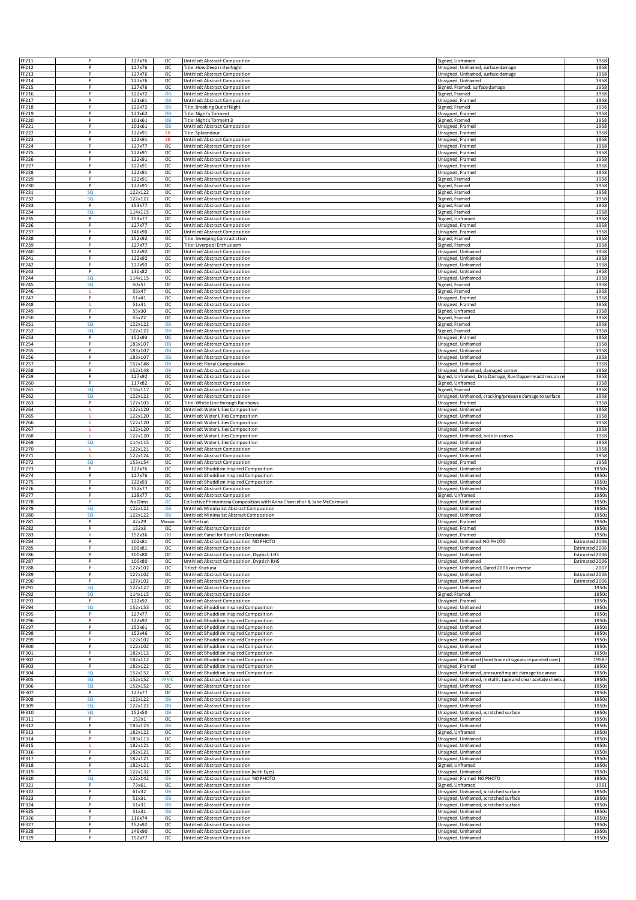| | | | | | | |
|---|---|---|---|---|---|---|
| FF211 | P | 127x76 | OC | Untitled: Abstract Composition | Signed, Unframed | 1958 |
| FF212 | P | 127x76 | OC | Title: How Deep is the Night | Unsigned, Unframed, surface damage | 1958 |
| FF213 | P | 127x76 | OC | Untitled: Abstract Composition | Unsigned, Unframed, surface damage | 1958 |
| FF214 | P | 127x76 | OC | Untitled: Abstract Composition | Unsigned, Unframed | 1958 |
| FF215 | P | 127x76 | OC | Untitled: Abstract Composition | Signed, Framed, surface damage | 1958 |
| FF216 | P | 122x72 | OB | Untitled: Abstract Composition | Signed, Framed | 1958 |
| FF217 | P | 121x61 | OB | Untitled: Abstract Composition | Unsigned, Framed | 1958 |
| FF218 | P | 122x72 | OB | Title: Breaking Out of Night | Signed, Framed | 1958 |
| FF219 | P | 121x62 | OB | Title: Night's Torment | Unsigned, Framed | 1958 |
| FF220 | P | 101x61 | OB | Title: Night's Torment 3 | Signed, Framed | 1958 |
| FF221 | P | 101x61 | OB | Untitled: Abstract Composition | Unsigned, Framed | 1958 |
| FF222 | P | 122x91 | EB | Title: Spleandour | Unsigned, Framed | 1958 |
| FF223 | P | 122x91 | EB | Untitled: Abstract Composition | Unsigned, Framed | 1958 |
| FF224 | P | 124x77 | OC | Untitled: Abstract Composition | Unsigned, Framed | 1958 |
| FF225 | P | 122x91 | OC | Untitled: Abstract Composition | Unsigned, Framed | 1958 |
| FF226 | P | 122x91 | OC | Untitled: Abstract Composition | Unsigned, Framed | 1958 |
| FF227 | P | 122x91 | OC | Untitled: Abstract Composition | Unsigned, Framed | 1958 |
| FF228 | P | 122x91 | OC | Untitled: Abstract Composition | Unsigned, Framed | 1958 |
| FF229 | P | 122x91 | OC | Untitled: Abstract Composition | Signed, Framed | 1958 |
| FF230 | P | 122x91 | OC | Untitled: Abstract Composition | Signed, Framed | 1958 |
| FF231 | SQ | 122x122 | OC | Untitled: Abstract Composition | Signed, Framed | 1958 |
| FF232 | SQ | 122x122 | OC | Untitled: Abstract Composition | Signed, Framed | 1958 |
| FF233 | P | 153x77 | OC | Untitled: Abstract Composition | Signed, Framed | 1958 |
| FF234 | SQ | 114x115 | OC | Untitled: Abstract Composition | Signed, Framed | 1958 |
| FF235 | P | 153x77 | OC | Untitled: Abstract Composition | Signed, Unframed | 1958 |
| FF236 | P | 127x77 | OC | Untitled: Abstract Composition | Unsigned, Framed | 1958 |
| FF237 | P | 146x90 | OC | Untitled: Abstract Composition | Unsigned, Framed | 1958 |
| FF238 | P | 152x92 | OC | Title: Sweeping Contradiction | Signed, Framed | 1958 |
| FF239 | P | 127x77 | OC | Title: Liverpool Enthusiasm | Signed, Framed | 1958 |
| FF240 | P | 122x92 | OC | Untitled: Abstract Composition | Unsigned, Unframed | 1958 |
| FF241 | P | 122x92 | OC | Untitled: Abstract Composition | Unsigned, Unframed | 1958 |
| FF242 | P | 122x92 | OC | Untitled: Abstract Composition | Unsigned, Unframed | 1958 |
| FF243 | P | 130x82 | OC | Untitled: Abstract Composition | Unsigned, Unframed | 1958 |
| FF244 | SQ | 114x115 | OC | Untitled: Abstract Composition | Unsigned, Unframed | 1958 |
| FF245 | SQ | 50x51 | OC | Untitled: Abstract Composition | Signed, Framed | 1958 |
| FF246 | L | 55x47 | OC | Untitled: Abstract Composition | Signed, Framed | 1958 |
| FF247 | P | 51x41 | OC | Untitled: Abstract Composition | Unsigned, Framed | 1958 |
| FF248 | L | 51x41 | OC | Untitled: Abstract Composition | Unsigned, Framed | 1958 |
| FF249 | P | 55x30 | OC | Untitled: Abstract Composition | Signed, Unframed | 1958 |
| FF250 | P | 55x22 | OC | Untitled: Abstract Composition | Signed, Framed | 1958 |
| FF251 | SQ | 122x122 | OB | Untitled: Abstract Composition | Signed, Framed | 1958 |
| FF252 | SQ | 122x122 | OB | Untitled: Abstract Composition | Signed, Framed | 1958 |
| FF253 | P | 152x93 | OC | Untitled: Abstract Composition | Unsigned, Framed | 1958 |
| FF254 | P | 183x107 | OB | Untitled: Abstract Composition | Unsigned, Unframed | 1958 |
| FF255 | P | 183x107 | OB | Untitled: Abstract Composition | Unsigned, Unframed | 1958 |
| FF256 | P | 183x107 | OB | Untitled: Abstract Composition | Unsigned, Unframed | 1958 |
| FF257 | P | 152x148 | OB | Untitled: Floral Composition | Unsigned, Unframed | 1958 |
| FF258 | P | 152x148 | OB | Untitled: Abstract Composition | Unsigned, Unframed, damaged corner | 1958 |
| FF259 | P | 127x92 | OC | Untitled: Abstract Composition | Signed, Unframed, Drip Damage, Rue Daguerre address on re | 1958 |
| FF260 | P | 117x82 | OC | Untitled: Abstract Composition | Signed, Unframed | 1958 |
| FF261 | SQ | 116x117 | OC | Untitled: Abstract Composition | Signed, Framed | 1958 |
| FF262 | SQ | 122x123 | OC | Untitled: Abstract Composition | Unsigned, Unframed, cracking/pressure damage to surface | 1958 |
| FF263 | P | 127x103 | OC | Title: White Line through Rainbows | Unsigned, Framed | 1958 |
| FF264 | L | 122x120 | OC | Untitled: Water Lilies Composition | Unsigned, Unframed | 1958 |
| FF265 | L | 122x120 | OC | Untitled: Water Lilies Composition | Unsigned, Unframed | 1958 |
| FF266 | L | 122x120 | OC | Untitled: Water Lilies Composition | Unsigned, Unframed | 1958 |
| FF267 | L | 122x120 | OC | Untitled: Water Lilies Composition | Unsigned, Unframed | 1958 |
| FF268 | L | 122x120 | OC | Untitled: Water Lilies Composition | Unsigned, Unframed, hole in canvas | 1958 |
| FF269 | SQ | 114x115 | OC | Untitled: Water Lilies Composition | Unsigned, Unframed | 1958 |
| FF270 | L | 122x121 | OC | Untitled: Abstract Composition | Unsigned, Unframed | 1958 |
| FF271 | L | 122x124 | OC | Untitled: Abstract Composition | Unsigned, Unframed | 1958 |
| FF272 | SQ | 153x154 | OC | Untitled: Abstract Composition | Unsigned, Framed | 1958 |
| FF273 | P | 127x76 | OC | Untitled: Bhuddism Inspired Composition | Unsigned, Unframed | 1950s |
| FF274 | P | 127x76 | OC | Untitled: Bhuddism Inspired Composition | Unsigned, Unframed | 1950s |
| FF275 | P | 122x93 | OC | Untitled: Bhuddism Inspired Composition | Unsigned, Unframed | 1950s |
| FF276 | P | 152x77 | OC | Untitled: Abstract Composition | Unsigned, Unframed | 1950s |
| FF277 | P | 128x77 | OC | Untitled: Abstract Composition | Signed, Unframed | 1950s |
| FF278 | P | No Dims | OC | Collective Phenomena Composition with Anna Chancellor & Jane McCormack | Unsigned, Unframed | 1950s |
| FF279 | SQ | 122x122 | OB | Untitled: Minimalist Abstract Composition | Unsigned, Unframed | 1950s |
| FF280 | SQ | 122x122 | OB | Untitled: Minimalist Abstract Composition | Unsigned, Unframed | 1950s |
| FF281 | P | 42x29 | Mosaic | Self Portrait | Unsigned, Framed | 1950s |
| FF282 | P | 152x3 | OC | Untitled: Abstract Composition | Unsigned, Framed | 1950s |
| FF283 | X | 152x36 | OB | Untitled: Panel for Roof-Line Decoration | Unsigned, Framed | 1950s |
| FF284 | P | 102x81 | OC | Untitled: Abstract Composition NO PHOTO | Unsigned, Unframed NO PHOTO | Estimated 2006 |
| FF285 | P | 102x81 | OC | Untitled: Abstract Composition | Unsigned, Unframed | Estimated 2006 |
| FF286 | P | 100x80 | OC | Untitled: Abstract Composition, Dyptich LHS | Unsigned, Unframed | Estimated 2006 |
| FF287 | P | 100x80 | OC | Untitled: Abstract Composition, Dyptich RHS | Unsigned, Unframed | Estimated 2006 |
| FF288 | P | 127x102 | OC | Titled: Khatuna | Unsigned, Unframed, Dated 2006 on reverse | 2007 |
| FF289 | P | 127x102 | OC | Untitled: Abstract Composition | Unsigned, Unframed | Estimated 2006 |
| FF290 | P | 127x102 | OC | Untitled: Abstract Composition | Unsigned, Unframed | Estimated 2006 |
| FF291 | SQ | 127x127 | OC | Untitled: Abstract Composition | Unsigned, Unframed | 1950s |
| FF292 | SQ | 114x115 | OC | Untitled: Abstract Composition | Signed, Framed | 1950s |
| FF293 | P | 122x92 | OC | Untitled: Abstract Composition | Unsigned, Framed | 1950s |
| FF294 | SQ | 152x153 | OC | Untitled: Bhuddism Inspired Composition | Unsigned, Unframed | 1950s |
| FF295 | P | 127x77 | OC | Untitled: Bhuddism Inspired Composition | Unsigned, Unframed | 1950s |
| FF296 | P | 122x92 | OC | Untitled: Bhuddism Inspired Composition | Unsigned, Unframed | 1950s |
| FF297 | P | 152x61 | OC | Untitled: Bhuddism Inspired Composition | Unsigned, Unframed | 1950s |
| FF298 | P | 152x46 | OC | Untitled: Bhuddism Inspired Composition | Unsigned, Unframed | 1950s |
| FF299 | P | 122x102 | OC | Untitled: Bhuddism Inspired Composition | Unsigned, Unframed | 1950s |
| FF300 | P | 122x102 | OC | Untitled: Bhuddism Inspired Composition | Unsigned, Unframed | 1950s |
| FF301 | P | 182x112 | OC | Untitled: Bhuddism Inspired Composition | Unsigned, Unframed | 1950s |
| FF302 | P | 182x112 | OC | Untitled: Bhuddism Inspired Composition | Unsigned, Unframed (faint trace of signature painted over) | 1958? |
| FF303 | P | 182x122 | OC | Untitled: Bhuddism Inspired Composition | Unsigned, Framed | 1950s |
| FF304 | SQ | 152x152 | OC | Untitled: Bhuddism Inspired Composition | Unsigned, Unframed, pressure/impact damage to canvas | 1950s |
| FF305 | SQ | 152x152 | MMC | Untitled: Abstract Composition | Unsigned, Unframed, metallic tape and clear acetate sheets a | 1950s |
| FF306 | SQ | 152x152 | OC | Untitled: Abstract Composition | Unsigned, Unframed | 1950s |
| FF307 | P | 127x77 | OC | Untitled: Abstract Composition | Unsigned, Unframed | 1950s |
| FF308 | SQ | 122x122 | OB | Untitled: Abstract Composition | Unsigned, Unframed | 1950s |
| FF309 | SQ | 122x122 | OB | Untitled: Abstract Composition | Unsigned, Unframed | 1950s |
| FF310 | SQ | 152x50 | OB | Untitled: Abstract Composition | Unsigned, Unframed, scratched surface | 1950s |
| FF311 | P | 152x1 | OC | Untitled: Abstract Composition | Unsigned, Unframed | 1950s |
| FF312 | P | 183x123 | OB | Untitled: Abstract Composition | Unsigned, Unframed | 1950s |
| FF313 | P | 182x122 | OC | Untitled: Abstract Composition | Signed, Unframed | 1950s |
| FF314 | P | 183x113 | OC | Untitled: Abstract Composition | Unsigned, Unframed | 1950s |
| FF315 | L | 182x121 | OC | Untitled: Abstract Composition | Unsigned, Unframed | 1950s |
| FF316 | P | 182x121 | OC | Untitled: Abstract Composition | Unsigned, Unframed | 1950s |
| FF317 | P | 182x121 | OC | Untitled: Abstract Composition | Unsigned, Unframed | 1950s |
| FF318 | P | 182x121 | OC | Untitled: Abstract Composition | Signed, Unframed | 1950s |
| FF319 | P | 122x132 | OC | Untitled: Abstract Composition (with Eyes) | Unsigned, Unframed | 1950s |
| FF320 | SQ | 122x142 | OB | Untitled: Abstract Composition NO PHOTO | Unsigned, Framed NO PHOTO | 1950s |
| FF321 | P | 73x61 | OC | Untitled: Abstract Composition | Signed, Unframed | 1961 |
| FF322 | P | 61x32 | OB | Untitled: Abstract Composition | Unsigned, Unframed, scratched surface | 1950s |
| FF323 | P | 51x31 | OB | Untitled: Abstract Composition | Unsigned, Unframed, scratched surface | 1950s |
| FF324 | P | 51x31 | OB | Untitled: Abstract Composition | Unsigned, Unframed, scratched surface | 1950s |
| FF325 | P | 51x31 | OB | Untitled: Abstract Composition | Unsigned, Unframed | 1950s |
| FF326 | P | 116x74 | OC | Untitled: Abstract Composition | Unsigned, Unframed | 1950s |
| FF327 | P | 152x92 | OC | Untitled: Abstract Composition | Unsigned, Unframed | 1950s |
| FF328 | P | 146x90 | OC | Untitled: Abstract Composition | Unsigned, Unframed | 1950s |
| FF329 | P | 152x77 | OC | Untitled: Abstract Composition | Unsigned, Unframed | 1950s |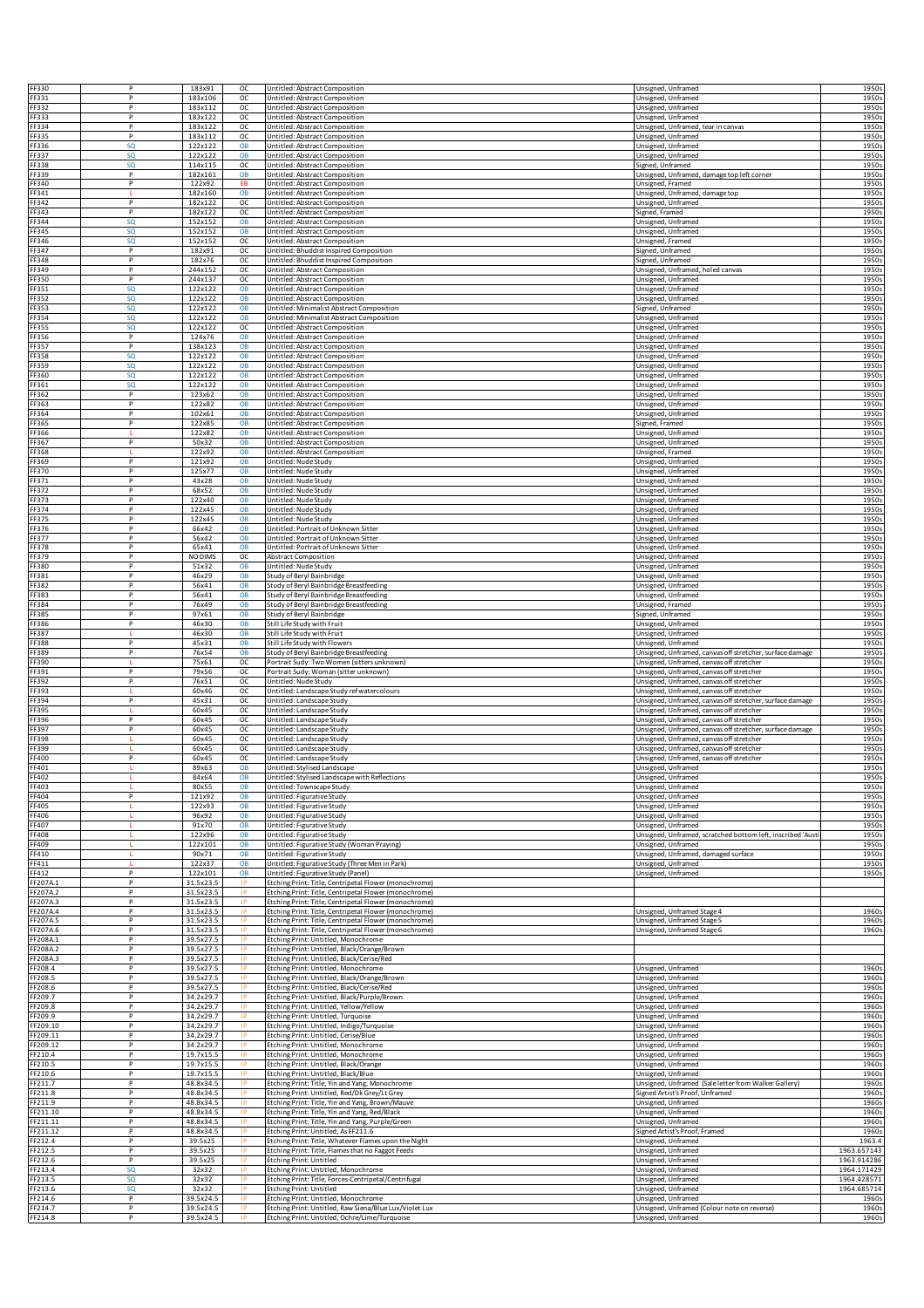| | | | | | | |
|---|---|---|---|---|---|---|
| FF330 | P | 183x91 | OC | Untitled: Abstract Composition | Unsigned, Unframed | 1950s |
| FF331 | P | 183x106 | OC | Untitled: Abstract Composition | Unsigned, Unframed | 1950s |
| FF332 | P | 183x112 | OC | Untitled: Abstract Composition | Unsigned, Unframed | 1950s |
| FF333 | P | 183x122 | OC | Untitled: Abstract Composition | Unsigned, Unframed | 1950s |
| FF334 | P | 183x122 | OC | Untitled: Abstract Composition | Unsigned, Unframed, tear in canvas | 1950s |
| FF335 | P | 183x112 | OC | Untitled: Abstract Composition | Unsigned, Unframed | 1950s |
| FF336 | SQ | 122x122 | OB | Untitled: Abstract Composition | Unsigned, Unframed | 1950s |
| FF337 | SQ | 122x122 | OB | Untitled: Abstract Composition | Unsigned, Unframed | 1950s |
| FF338 | SQ | 114x115 | OC | Untitled: Abstract Composition | Signed, Unframed | 1950s |
| FF339 | P | 182x161 | OB | Untitled: Abstract Composition | Unsigned, Unframed, damage top left corner | 1950s |
| FF340 | P | 122x92 | EB | Untitled: Abstract Composition | Unsigned, Framed | 1950s |
| FF341 | L | 182x160 | OB | Untitled: Abstract Composition | Unsigned, Unframed, damage top | 1950s |
| FF342 | P | 182x122 | OC | Untitled: Abstract Composition | Unsigned, Unframed | 1950s |
| FF343 | P | 182x122 | OC | Untitled: Abstract Composition | Signed, Framed | 1950s |
| FF344 | SQ | 152x152 | OB | Untitled: Abstract Composition | Unsigned, Unframed | 1950s |
| FF345 | SQ | 152x152 | OB | Untitled: Abstract Composition | Unsigned, Unframed | 1950s |
| FF346 | SQ | 152x152 | OC | Untitled: Abstract Composition | Unsigned, Framed | 1950s |
| FF347 | P | 182x91 | OC | Untitled: Bhuddist Inspired Composition | Signed, Unframed | 1950s |
| FF348 | P | 182x76 | OC | Untitled: Bhuddist Inspired Composition | Signed, Unframed | 1950s |
| FF349 | P | 244x152 | OC | Untitled: Abstract Composition | Unsigned, Unframed, holed canvas | 1950s |
| FF350 | P | 244x137 | OC | Untitled: Abstract Composition | Unsigned, Unframed | 1950s |
| FF351 | SQ | 122x122 | OB | Untitled: Abstract Composition | Unsigned, Unframed | 1950s |
| FF352 | SQ | 122x122 | OB | Untitled: Abstract Composition | Unsigned, Unframed | 1950s |
| FF353 | SQ | 122x122 | OB | Untitled: Minimalist Abstract Composition | Signed, Unframed | 1950s |
| FF354 | SQ | 122x122 | OB | Untitled: Minimalist Abstract Composition | Unsigned, Unframed | 1950s |
| FF355 | SQ | 122x122 | OC | Untitled: Abstract Composition | Unsigned, Unframed | 1950s |
| FF356 | P | 124x76 | OB | Untitled: Abstract Composition | Unsigned, Unframed | 1950s |
| FF357 | P | 138x123 | OB | Untitled: Abstract Composition | Unsigned, Unframed | 1950s |
| FF358 | SQ | 122x122 | OB | Untitled: Abstract Composition | Unsigned, Unframed | 1950s |
| FF359 | SQ | 122x122 | OB | Untitled: Abstract Composition | Unsigned, Unframed | 1950s |
| FF360 | SQ | 122x122 | OB | Untitled: Abstract Composition | Unsigned, Unframed | 1950s |
| FF361 | SQ | 122x122 | OB | Untitled: Abstract Composition | Unsigned, Unframed | 1950s |
| FF362 | P | 123x62 | OB | Untitled: Abstract Composition | Unsigned, Unframed | 1950s |
| FF363 | P | 122x82 | OB | Untitled: Abstract Composition | Unsigned, Unframed | 1950s |
| FF364 | P | 102x61 | OB | Untitled: Abstract Composition | Unsigned, Unframed | 1950s |
| FF365 | P | 122x85 | OB | Untitled: Abstract Composition | Signed, Framed | 1950s |
| FF366 | L | 122x82 | OB | Untitled: Abstract Composition | Unsigned, Unframed | 1950s |
| FF367 | P | 50x32 | OB | Untitled: Abstract Composition | Unsigned, Unframed | 1950s |
| FF368 | L | 122x92 | OB | Untitled: Abstract Composition | Unsigned, Framed | 1950s |
| FF369 | P | 121x92 | OB | Untitled: Nude Study | Unsigned, Unframed | 1950s |
| FF370 | P | 125x77 | OB | Untitled: Nude Study | Unsigned, Unframed | 1950s |
| FF371 | P | 43x28 | OB | Untitled: Nude Study | Unsigned, Unframed | 1950s |
| FF372 | P | 68x52 | OB | Untitled: Nude Study | Unsigned, Unframed | 1950s |
| FF373 | P | 122x40 | OB | Untitled: Nude Study | Unsigned, Unframed | 1950s |
| FF374 | P | 122x45 | OB | Untitled: Nude Study | Unsigned, Unframed | 1950s |
| FF375 | P | 122x45 | OB | Untitled: Nude Study | Unsigned, Unframed | 1950s |
| FF376 | P | 66x42 | OB | Untitled: Portrait of Unknown Sitter | Unsigned, Unframed | 1950s |
| FF377 | P | 56x42 | OB | Untitled: Portrait of Unknown Sitter | Unsigned, Unframed | 1950s |
| FF378 | P | 65x41 | OB | Untitled: Portrait of Unknown Sitter | Unsigned, Unframed | 1950s |
| FF379 | P | NO DIMS | OC | Abstract Composition | Unsigned, Unframed | 1950s |
| FF380 | P | 51x32 | OB | Untitled: Nude Study | Unsigned, Unframed | 1950s |
| FF381 | P | 46x29 | OB | Study of Beryl Bainbridge | Unsigned, Unframed | 1950s |
| FF382 | P | 56x41 | OB | Study of Beryl Bainbridge Breastfeeding | Unsigned, Unframed | 1950s |
| FF383 | P | 56x41 | OB | Study of Beryl Bainbridge Breastfeeding | Unsigned, Unframed | 1950s |
| FF384 | P | 76x49 | OB | Study of Beryl Bainbridge Breastfeeding | Unsigned, Framed | 1950s |
| FF385 | P | 97x61 | OB | Study of Beryl Bainbridge | Signed, Unframed | 1950s |
| FF386 | P | 46x30 | OB | Still Life Study with Fruit | Unsigned, Unframed | 1950s |
| FF387 | L | 46x30 | OB | Still Life Study with Fruit | Unsigned, Unframed | 1950s |
| FF388 | P | 45x31 | OB | Still Life Study with Flowers | Unsigned, Unframed | 1950s |
| FF389 | P | 76x54 | OB | Study of Beryl Bainbridge Breastfeeding | Unsigned, Unframed, canvas off stretcher, surface damage | 1950s |
| FF390 | L | 75x61 | OC | Portrait Sudy: Two Women (sitters unknown) | Unsigned, Unframed, canvas off stretcher | 1950s |
| FF391 | P | 79x56 | OC | Portrait Sudy: Woman (sitter unknown) | Unsigned, Unframed, canvas off stretcher | 1950s |
| FF392 | P | 76x51 | OC | Untitled: Nude Study | Unsigned, Unframed, canvas off stretcher | 1950s |
| FF393 | L | 60x46 | OC | Untitled: Landscape Study ref watercolours | Unsigned, Unframed, canvas off stretcher | 1950s |
| FF394 | P | 45x31 | OC | Untitled: Landscape Study | Unsigned, Unframed, canvas off stretcher, surface damage | 1950s |
| FF395 | L | 60x45 | OC | Untitled: Landscape Study | Unsigned, Unframed, canvas off stretcher | 1950s |
| FF396 | P | 60x45 | OC | Untitled: Landscape Study | Unsigned, Unframed, canvas off stretcher | 1950s |
| FF397 | P | 60x45 | OC | Untitled: Landscape Study | Unsigned, Unframed, canvas off stretcher, surface damage | 1950s |
| FF398 | L | 60x45 | OC | Untitled: Landscape Study | Unsigned, Unframed, canvas off stretcher | 1950s |
| FF399 | L | 60x45 | OC | Untitled: Landscape Study | Unsigned, Unframed, canvas off stretcher | 1950s |
| FF400 | P | 60x45 | OC | Untitled: Landscape Study | Unsigned, Unframed, canvas off stretcher | 1950s |
| FF401 | L | 89x63 | OB | Untitled: Stylised Landscape | Unsigned, Unframed | 1950s |
| FF402 | L | 84x64 | OB | Untitled: Stylised Landscape with Reflections | Unsigned, Unframed | 1950s |
| FF403 | L | 80x55 | OB | Untitled: Townscape Study | Unsigned, Unframed | 1950s |
| FF404 | P | 121x92 | OB | Untitled: Figurative Study | Unsigned, Unframed | 1950s |
| FF405 | L | 122x93 | OB | Untitled: Figurative Study | Unsigned, Unframed | 1950s |
| FF406 | L | 96x92 | OB | Untitled: Figurative Study | Unsigned, Unframed | 1950s |
| FF407 | L | 91x70 | OB | Untitled: Figurative Study | Unsigned, Unframed | 1950s |
| FF408 | L | 122x96 | OB | Untitled: Figurative Study | Unsigned, Unframed, scratched bottom left, inscribed 'Austi | 1950s |
| FF409 | L | 122x101 | OB | Untitled: Figurative Study (Woman Praying) | Unsigned, Unframed | 1950s |
| FF410 | L | 90x71 | OB | Untitled: Figurative Study | Unsigned, Unframed, damaged surface | 1950s |
| FF411 | L | 122x37 | OB | Untitled: Figurative Study (Three Men in Park) | Unsigned, Unframed | 1950s |
| FF412 | P | 122x101 | OB | Untitled: Figurative Study (Panel) | Unsigned, Unframed | 1950s |
| FF207A.1 | P | 31.5x23.5 | IP | Etching Print: Title, Centripetal Flower (monochrome) | | |
| FF207A.2 | P | 31.5x23.5 | IP | Etching Print: Title, Centripetal Flower (monochrome) | | |
| FF207A.3 | P | 31.5x23.5 | IP | Etching Print: Title, Centripetal Flower (monochrome) | | |
| FF207A.4 | P | 31.5x23.5 | IP | Etching Print: Title, Centripetal Flower (monochrome) | Unsigned, Unframed Stage 4 | 1960s |
| FF207A.5 | P | 31.5x23.5 | IP | Etching Print: Title, Centripetal Flower (monochrome) | Unsigned, Unframed Stage 5 | 1960s |
| FF207A.6 | P | 31.5x23.5 | IP | Etching Print: Title, Centripetal Flower (monochrome) | Unsigned, Unframed Stage 6 | 1960s |
| FF208A.1 | P | 39.5x27.5 | IP | Etching Print: Untitled, Monochrome | | |
| FF208A.2 | P | 39.5x27.5 | IP | Etching Print: Untitled, Black/Orange/Brown | | |
| FF208A.3 | P | 39.5x27.5 | IP | Etching Print: Untitled, Black/Cerise/Red | | |
| FF208.4 | P | 39.5x27.5 | IP | Etching Print: Untitled, Monochrome | Unsigned, Unframed | 1960s |
| FF208.5 | P | 39.5x27.5 | IP | Etching Print: Untitled, Black/Orange/Brown | Unsigned, Unframed | 1960s |
| FF208.6 | P | 39.5x27.5 | IP | Etching Print: Untitled, Black/Cerise/Red | Unsigned, Unframed | 1960s |
| FF209.7 | P | 34.2x29.7 | IP | Etching Print: Untitled, Black/Purple/Brown | Unsigned, Unframed | 1960s |
| FF209.8 | P | 34.2x29.7 | IP | Etching Print: Untitled, Yellow/Yellow | Unsigned, Unframed | 1960s |
| FF209.9 | P | 34.2x29.7 | IP | Etching Print: Untitled, Turquoise | Unsigned, Unframed | 1960s |
| FF209.10 | P | 34.2x29.7 | IP | Etching Print: Untitled, Indigo/Turquoise | Unsigned, Unframed | 1960s |
| FF209.11 | P | 34.2x29.7 | IP | Etching Print: Untitled, Cerise/Blue | Unsigned, Unframed | 1960s |
| FF209.12 | P | 34.2x29.7 | IP | Etching Print: Untitled, Monochrome | Unsigned, Unframed | 1960s |
| FF210.4 | P | 19.7x15.5 | IP | Etching Print: Untitled, Monochrome | Unsigned, Unframed | 1960s |
| FF210.5 | P | 19.7x15.5 | IP | Etching Print: Untitled, Black/Orange | Unsigned, Unframed | 1960s |
| FF210.6 | P | 19.7x15.5 | IP | Etching Print: Untitled, Black/Blue | Unsigned, Unframed | 1960s |
| FF211.7 | P | 48.8x34.5 | IP | Etching Print: Title, Yin and Yang, Monochrome | Unsigned, Unframed (Sale letter from Walker Gallery) | 1960s |
| FF211.8 | P | 48.8x34.5 | IP | Etching Print: Untitled, Red/Dk Grey/Lt Grey | Signed Artist's Proof, Unframed | 1960s |
| FF211.9 | P | 48.8x34.5 | IP | Etching Print: Title, Yin and Yang, Brown/Mauve | Unsigned, Unframed | 1960s |
| FF211.10 | P | 48.8x34.5 | IP | Etching Print: Title, Yin and Yang, Red/Black | Unsigned, Unframed | 1960s |
| FF211.11 | P | 48.8x34.5 | IP | Etching Print: Title, Yin and Yang, Purple/Green | Unsigned, Unframed | 1960s |
| FF211.12 | P | 48.8x34.5 | IP | Etching Print: Untitled, As FF211.6 | Signed Artist's Proof, Framed | 1960s |
| FF212.4 | P | 39.5x25 | IP | Etching Print: Title, Whatever Flames upon the Night | Unsigned, Unframed | 1963.4 |
| FF212.5 | P | 39.5x25 | IP | Etching Print: Title, Flames that no Faggot Feeds | Unsigned, Unframed | 1963.657143 |
| FF212.6 | P | 39.5x25 | IP | Etching Print: Untitled | Unsigned, Unframed | 1963.914286 |
| FF213.4 | SQ | 32x32 | IP | Etching Print: Untitled, Monochrome | Unsigned, Unframed | 1964.171429 |
| FF213.5 | SQ | 32x32 | IP | Etching Print: Title, Forces-Centripetal/Centrifugal | Unsigned, Unframed | 1964.428571 |
| FF213.6 | SQ | 32x32 | IP | Etching Print: Untitled | Unsigned, Unframed | 1964.685714 |
| FF214.6 | P | 39.5x24.5 | IP | Etching Print: Untitled, Monochrome | Unsigned, Unframed | 1960s |
| FF214.7 | P | 39.5x24.5 | IP | Etching Print: Untitled, Raw Siena/Blue Lux/Violet Lux | Unsigned, Unframed (Colour note on reverse) | 1960s |
| FF214.8 | P | 39.5x24.5 | IP | Etching Print: Untitled, Ochre/Lime/Turquoise | Unsigned, Unframed | 1960s |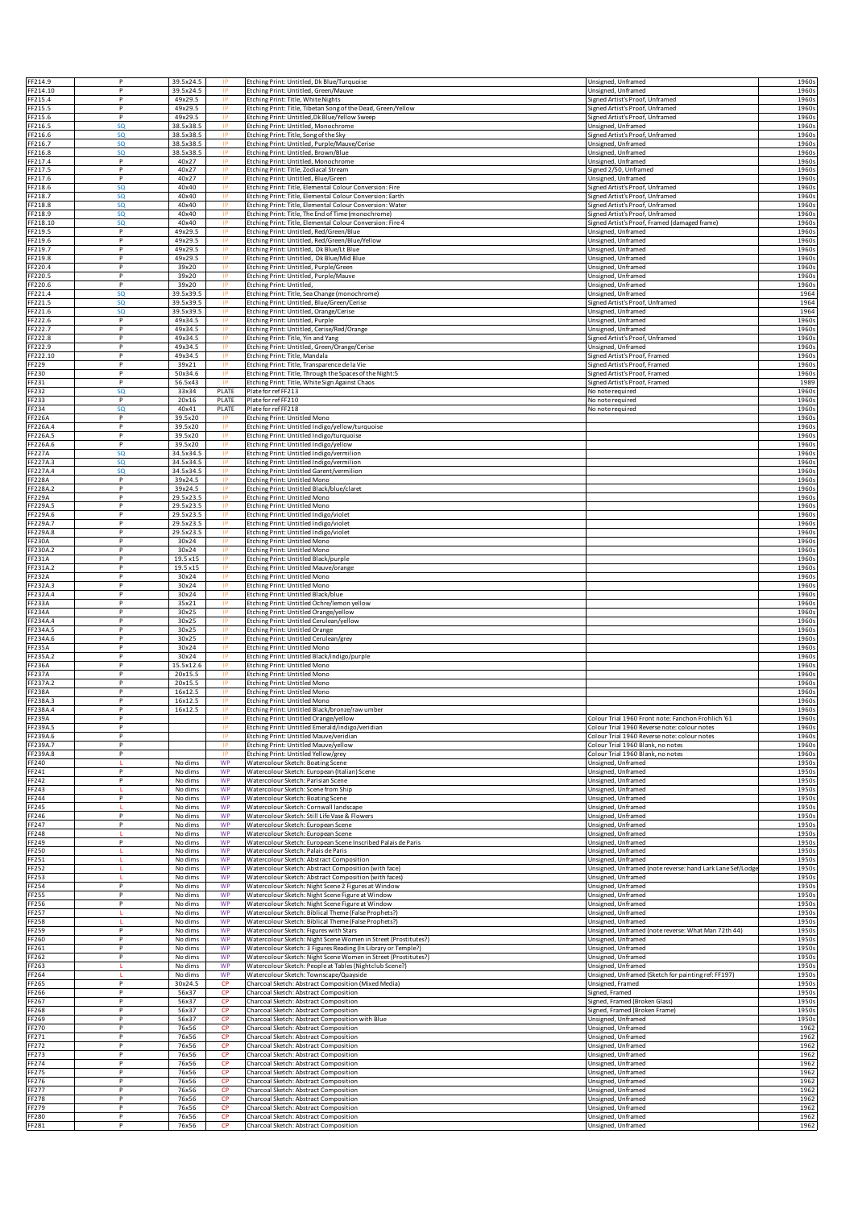| | | | | | | |
|---|---|---|---|---|---|---|
| FF214.9 | P | 39.5x24.5 | IP | Etching Print: Untitled, Dk Blue/Turquoise | Unsigned, Unframed | 1960s |
| FF214.10 | P | 39.5x24.5 | IP | Etching Print: Untitled, Green/Mauve | Unsigned, Unframed | 1960s |
| FF215.4 | P | 49x29.5 | IP | Etching Print: Title, White Nights | Signed Artist's Proof, Unframed | 1960s |
| FF215.5 | P | 49x29.5 | IP | Etching Print: Title, Tibetan Song of the Dead, Green/Yellow | Signed Artist's Proof, Unframed | 1960s |
| FF215.6 | P | 49x29.5 | IP | Etching Print: Untitled,Dk Blue/Yellow Sweep | Signed Artist's Proof, Unframed | 1960s |
| FF216.5 | SQ | 38.5x38.5 | IP | Etching Print: Untitled, Monochrome | Unsigned, Unframed | 1960s |
| FF216.6 | SQ | 38.5x38.5 | IP | Etching Print: Title, Song of the Sky | Signed Artist's Proof, Unframed | 1960s |
| FF216.7 | SQ | 38.5x38.5 | IP | Etching Print: Untitled, Purple/Mauve/Cerise | Unsigned, Unframed | 1960s |
| FF216.8 | SQ | 38.5x38.5 | IP | Etching Print: Untitled, Brown/Blue | Unsigned, Unframed | 1960s |
| FF217.4 | P | 40x27 | IP | Etching Print: Untitled, Monochrome | Unsigned, Unframed | 1960s |
| FF217.5 | P | 40x27 | IP | Etching Print: Title, Zodiacal Stream | Signed 2/50, Unframed | 1960s |
| FF217.6 | P | 40x27 | IP | Etching Print: Untitled, Blue/Green | Unsigned, Unframed | 1960s |
| FF218.6 | SQ | 40x40 | IP | Etching Print: Title, Elemental Colour Conversion: Fire | Signed Artist's Proof, Unframed | 1960s |
| FF218.7 | SQ | 40x40 | IP | Etching Print: Title, Elemental Colour Conversion: Earth | Signed Artist's Proof, Unframed | 1960s |
| FF218.8 | SQ | 40x40 | IP | Etching Print: Title, Elemental Colour Conversion: Water | Signed Artist's Proof, Unframed | 1960s |
| FF218.9 | SQ | 40x40 | IP | Etching Print: Title, The End of Time (monochrome) | Signed Artist's Proof, Unframed | 1960s |
| FF218.10 | SQ | 40x40 | IP | Etching Print: Title, Elemental Colour Conversion: Fire 4 | Signed Artist's Proof, Framed (damaged frame) | 1960s |
| FF219.5 | P | 49x29.5 | IP | Etching Print: Untitled, Red/Green/Blue | Unsigned, Unframed | 1960s |
| FF219.6 | P | 49x29.5 | IP | Etching Print: Untitled, Red/Green/Blue/Yellow | Unsigned, Unframed | 1960s |
| FF219.7 | P | 49x29.5 | IP | Etching Print: Untitled, Dk Blue/Lt Blue | Unsigned, Unframed | 1960s |
| FF219.8 | P | 49x29.5 | IP | Etching Print: Untitled, Dk Blue/Mid Blue | Unsigned, Unframed | 1960s |
| FF220.4 | P | 39x20 | IP | Etching Print: Untitled, Purple/Green | Unsigned, Unframed | 1960s |
| FF220.5 | P | 39x20 | IP | Etching Print: Untitled, Purple/Mauve | Unsigned, Unframed | 1960s |
| FF220.6 | P | 39x20 | IP | Etching Print: Untitled, | Unsigned, Unframed | 1960s |
| FF221.4 | SQ | 39.5x39.5 | IP | Etching Print: Title, Sea Change (monochrome) | Unsigned, Unframed | 1964 |
| FF221.5 | SQ | 39.5x39.5 | IP | Etching Print: Untitled, Blue/Green/Cerise | Signed Artist's Proof, Unframed | 1964 |
| FF221.6 | SQ | 39.5x39.5 | IP | Etching Print: Untitled, Orange/Cerise | Unsigned, Unframed | 1964 |
| FF222.6 | P | 49x34.5 | IP | Etching Print: Untitled, Purple | Unsigned, Unframed | 1960s |
| FF222.7 | P | 49x34.5 | IP | Etching Print: Untitled, Cerise/Red/Orange | Unsigned, Unframed | 1960s |
| FF222.8 | P | 49x34.5 | IP | Etching Print: Title, Yin and Yang | Signed Artist's Proof, Unframed | 1960s |
| FF222.9 | P | 49x34.5 | IP | Etching Print: Untitled, Green/Orange/Cerise | Unsigned, Unframed | 1960s |
| FF222.10 | P | 49x34.5 | IP | Etching Print: Title, Mandala | Signed Artist's Proof, Framed | 1960s |
| FF229 | P | 39x21 | IP | Etching Print: Title, Transparence de la Vie | Signed Artist's Proof, Framed | 1960s |
| FF230 | P | 50x34.6 | IP | Etching Print: Title, Through the Spaces of the Night:5 | Signed Artist's Proof, Framed | 1960s |
| FF231 | P | 56.5x43 | IP | Etching Print: Title, White Sign Against Chaos | Signed Artist's Proof, Framed | 1989 |
| FF232 | SQ | 33x34 | PLATE | Plate for ref FF213 | No note required | 1960s |
| FF233 | P | 20x16 | PLATE | Plate for ref FF210 | No note required | 1960s |
| FF234 | SQ | 40x41 | PLATE | Plate for ref FF218 | No note required | 1960s |
| FF226A | P | 39.5x20 | IP | Etching Print: Untitled Mono | | 1960s |
| FF226A.4 | P | 39.5x20 | IP | Etching Print: Untitled Indigo/yellow/turquoise | | 1960s |
| FF226A.5 | P | 39.5x20 | IP | Etching Print: Untitled Indigo/turquoise | | 1960s |
| FF226A.6 | P | 39.5x20 | IP | Etching Print: Untitled Indigo/yellow | | 1960s |
| FF227A | SQ | 34.5x34.5 | IP | Etching Print: Untitled Indigo/vermilion | | 1960s |
| FF227A.3 | SQ | 34.5x34.5 | IP | Etching Print: Untitled Indigo/vermilion | | 1960s |
| FF227A.4 | SQ | 34.5x34.5 | IP | Etching Print: Untitled Garent/vermilion | | 1960s |
| FF228A | P | 39x24.5 | IP | Etching Print: Untitled Mono | | 1960s |
| FF228A.2 | P | 39x24.5 | IP | Etching Print: Untitled Black/blue/claret | | 1960s |
| FF229A | P | 29.5x23.5 | IP | Etching Print: Untitled Mono | | 1960s |
| FF229A.5 | P | 29.5x23.5 | IP | Etching Print: Untitled Mono | | 1960s |
| FF229A.6 | P | 29.5x23.5 | IP | Etching Print: Untitled Indigo/violet | | 1960s |
| FF229A.7 | P | 29.5x23.5 | IP | Etching Print: Untitled Indigo/violet | | 1960s |
| FF229A.8 | P | 29.5x23.5 | IP | Etching Print: Untitled Indigo/violet | | 1960s |
| FF230A | P | 30x24 | IP | Etching Print: Untitled Mono | | 1960s |
| FF230A.2 | P | 30x24 | IP | Etching Print: Untitled Mono | | 1960s |
| FF231A | P | 19.5 x15 | IP | Etching Print: Untitled Black/purple | | 1960s |
| FF231A.2 | P | 19.5 x15 | IP | Etching Print: Untitled Mauve/orange | | 1960s |
| FF232A | P | 30x24 | IP | Etching Print: Untitled Mono | | 1960s |
| FF232A.3 | P | 30x24 | IP | Etching Print: Untitled Mono | | 1960s |
| FF232A.4 | P | 30x24 | IP | Etching Print: Untitled Black/blue | | 1960s |
| FF233A | P | 35x21 | IP | Etching Print: Untitled Ochre/lemon yellow | | 1960s |
| FF234A | P | 30x25 | IP | Etching Print: Untitled Orange/yellow | | 1960s |
| FF234A.4 | P | 30x25 | IP | Etching Print: Untitled Cerulean/yellow | | 1960s |
| FF234A.5 | P | 30x25 | IP | Etching Print: Untitled Orange | | 1960s |
| FF234A.6 | P | 30x25 | IP | Etching Print: Untitled Cerulean/grey | | 1960s |
| FF235A | P | 30x24 | IP | Etching Print: Untitled Mono | | 1960s |
| FF235A.2 | P | 30x24 | IP | Etching Print: Untitled Black/indigo/purple | | 1960s |
| FF236A | P | 15.5x12.6 | IP | Etching Print: Untitled Mono | | 1960s |
| FF237A | P | 20x15.5 | IP | Etching Print: Untitled Mono | | 1960s |
| FF237A.2 | P | 20x15.5 | IP | Etching Print: Untitled Mono | | 1960s |
| FF238A | P | 16x12.5 | IP | Etching Print: Untitled Mono | | 1960s |
| FF238A.3 | P | 16x12.5 | IP | Etching Print: Untitled Mono | | 1960s |
| FF238A.4 | P | 16x12.5 | IP | Etching Print: Untitled Black/bronze/raw umber | | 1960s |
| FF239A | P | | IP | Etching Print: Untitled Orange/yellow | Colour Trial 1960 Front note: Fanchon Frohlich '61 | 1960s |
| FF239A.5 | P | | IP | Etching Print: Untitled Emerald/indigo/veridian | Colour Trial 1960 Reverse note: colour notes | 1960s |
| FF239A.6 | P | | IP | Etching Print: Untitled Mauve/veridian | Colour Trial 1960 Reverse note: colour notes | 1960s |
| FF239A.7 | P | | IP | Etching Print: Untitled Mauve/yellow | Colour Trial 1960 Blank, no notes | 1960s |
| FF239A.8 | P | | IP | Etching Print: Untitled Yellow/grey | Colour Trial 1960 Blank, no notes | 1960s |
| FF240 | L | No dims | WP | Watercolour Sketch: Boating Scene | Unsigned, Unframed | 1950s |
| FF241 | P | No dims | WP | Watercolour Sketch: European (Italian) Scene | Unsigned, Unframed | 1950s |
| FF242 | P | No dims | WP | Watercolour Sketch: Parisian Scene | Unsigned, Unframed | 1950s |
| FF243 | L | No dims | WP | Watercolour Sketch: Scene from Ship | Unsigned, Unframed | 1950s |
| FF244 | P | No dims | WP | Watercolour Sketch: Boating Scene | Unsigned, Unframed | 1950s |
| FF245 | L | No dims | WP | Watercolour Sketch: Cornwall landscape | Unsigned, Unframed | 1950s |
| FF246 | P | No dims | WP | Watercolour Sketch: Still Life Vase & Flowers | Unsigned, Unframed | 1950s |
| FF247 | P | No dims | WP | Watercolour Sketch: European Scene | Unsigned, Unframed | 1950s |
| FF248 | L | No dims | WP | Watercolour Sketch: European Scene | Unsigned, Unframed | 1950s |
| FF249 | P | No dims | WP | Watercolour Sketch: European Scene Inscribed Palais de Paris | Unsigned, Unframed | 1950s |
| FF250 | L | No dims | WP | Watercolour Sketch: Palais de Paris | Unsigned, Unframed | 1950s |
| FF251 | L | No dims | WP | Watercolour Sketch: Abstract Composition | Unsigned, Unframed | 1950s |
| FF252 | L | No dims | WP | Watercolour Sketch: Abstract Composition (with face) | Unsigned, Unframed (note reverse: hand Lark Lane Sef/Lodge | 1950s |
| FF253 | L | No dims | WP | Watercolour Sketch: Abstract Composition (with faces) | Unsigned, Unframed | 1950s |
| FF254 | P | No dims | WP | Watercolour Sketch: Night Scene 2 Figures at Window | Unsigned, Unframed | 1950s |
| FF255 | P | No dims | WP | Watercolour Sketch: Night Scene Figure at Window | Unsigned, Unframed | 1950s |
| FF256 | P | No dims | WP | Watercolour Sketch: Night Scene Figure at Window | Unsigned, Unframed | 1950s |
| FF257 | L | No dims | WP | Watercolour Sketch: Biblical Theme (False Prophets?) | Unsigned, Unframed | 1950s |
| FF258 | L | No dims | WP | Watercolour Sketch: Biblical Theme (False Prophets?) | Unsigned, Unframed | 1950s |
| FF259 | P | No dims | WP | Watercolour Sketch: Figures with Stars | Unsigned, Unframed (note reverse: What Man 72th 44) | 1950s |
| FF260 | P | No dims | WP | Watercolour Sketch: Night Scene Women in Street (Prostitutes?) | Unsigned, Unframed | 1950s |
| FF261 | P | No dims | WP | Watercolour Sketch: 3 Figures Reading (In Library or Temple?) | Unsigned, Unframed | 1950s |
| FF262 | P | No dims | WP | Watercolour Sketch: Night Scene Women in Street (Prostitutes?) | Unsigned, Unframed | 1950s |
| FF263 | L | No dims | WP | Watercolour Sketch: People at Tables (Nightclub Scene?) | Unsigned, Unframed | 1950s |
| FF264 | L | No dims | WP | Watercolour Sketch: Townscape/Quayside | Unsigned, Unframed (Sketch for painting ref: FF197) | 1950s |
| FF265 | P | 30x24.5 | CP | Charcoal Sketch: Abstract Composition (Mixed Media) | Unsigned, Framed | 1950s |
| FF266 | P | 56x37 | CP | Charcoal Sketch: Abstract Composition | Signed, Framed | 1950s |
| FF267 | P | 56x37 | CP | Charcoal Sketch: Abstract Composition | Signed, Framed (Broken Glass) | 1950s |
| FF268 | P | 56x37 | CP | Charcoal Sketch: Abstract Composition | Signed, Framed (Broken Frame) | 1950s |
| FF269 | P | 56x37 | CP | Charcoal Sketch: Abstract Composition with Blue | Unsigned, Unframed | 1950s |
| FF270 | P | 76x56 | CP | Charcoal Sketch: Abstract Composition | Unsigned, Unframed | 1962 |
| FF271 | P | 76x56 | CP | Charcoal Sketch: Abstract Composition | Unsigned, Unframed | 1962 |
| FF272 | P | 76x56 | CP | Charcoal Sketch: Abstract Composition | Unsigned, Unframed | 1962 |
| FF273 | P | 76x56 | CP | Charcoal Sketch: Abstract Composition | Unsigned, Unframed | 1962 |
| FF274 | P | 76x56 | CP | Charcoal Sketch: Abstract Composition | Unsigned, Unframed | 1962 |
| FF275 | P | 76x56 | CP | Charcoal Sketch: Abstract Composition | Unsigned, Unframed | 1962 |
| FF276 | P | 76x56 | CP | Charcoal Sketch: Abstract Composition | Unsigned, Unframed | 1962 |
| FF277 | P | 76x56 | CP | Charcoal Sketch: Abstract Composition | Unsigned, Unframed | 1962 |
| FF278 | P | 76x56 | CP | Charcoal Sketch: Abstract Composition | Unsigned, Unframed | 1962 |
| FF279 | P | 76x56 | CP | Charcoal Sketch: Abstract Composition | Unsigned, Unframed | 1962 |
| FF280 | P | 76x56 | CP | Charcoal Sketch: Abstract Composition | Unsigned, Unframed | 1962 |
| FF281 | P | 76x56 | CP | Charcoal Sketch: Abstract Composition | Unsigned, Unframed | 1962 |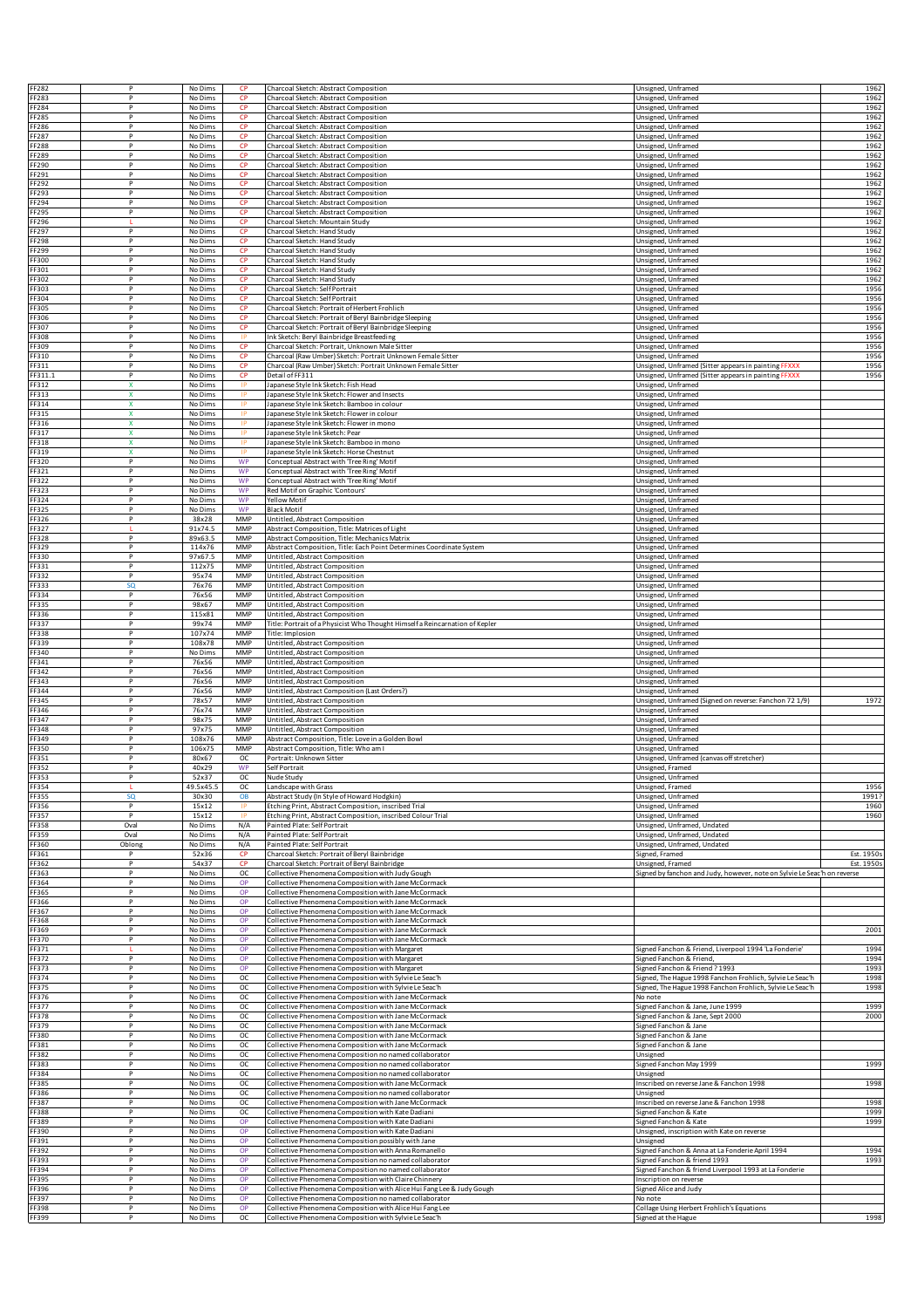| | | | | | | |
|---|---|---|---|---|---|---|
| FF282 | P | No Dims | CP | Charcoal Sketch: Abstract Composition | Unsigned, Unframed | 1962 |
| FF283 | P | No Dims | CP | Charcoal Sketch: Abstract Composition | Unsigned, Unframed | 1962 |
| FF284 | P | No Dims | CP | Charcoal Sketch: Abstract Composition | Unsigned, Unframed | 1962 |
| FF285 | P | No Dims | CP | Charcoal Sketch: Abstract Composition | Unsigned, Unframed | 1962 |
| FF286 | P | No Dims | CP | Charcoal Sketch: Abstract Composition | Unsigned, Unframed | 1962 |
| FF287 | P | No Dims | CP | Charcoal Sketch: Abstract Composition | Unsigned, Unframed | 1962 |
| FF288 | P | No Dims | CP | Charcoal Sketch: Abstract Composition | Unsigned, Unframed | 1962 |
| FF289 | P | No Dims | CP | Charcoal Sketch: Abstract Composition | Unsigned, Unframed | 1962 |
| FF290 | P | No Dims | CP | Charcoal Sketch: Abstract Composition | Unsigned, Unframed | 1962 |
| FF291 | P | No Dims | CP | Charcoal Sketch: Abstract Composition | Unsigned, Unframed | 1962 |
| FF292 | P | No Dims | CP | Charcoal Sketch: Abstract Composition | Unsigned, Unframed | 1962 |
| FF293 | P | No Dims | CP | Charcoal Sketch: Abstract Composition | Unsigned, Unframed | 1962 |
| FF294 | P | No Dims | CP | Charcoal Sketch: Abstract Composition | Unsigned, Unframed | 1962 |
| FF295 | P | No Dims | CP | Charcoal Sketch: Abstract Composition | Unsigned, Unframed | 1962 |
| FF296 | L | No Dims | CP | Charcoal Sketch: Mountain Study | Unsigned, Unframed | 1962 |
| FF297 | P | No Dims | CP | Charcoal Sketch: Hand Study | Unsigned, Unframed | 1962 |
| FF298 | P | No Dims | CP | Charcoal Sketch: Hand Study | Unsigned, Unframed | 1962 |
| FF299 | P | No Dims | CP | Charcoal Sketch: Hand Study | Unsigned, Unframed | 1962 |
| FF300 | P | No Dims | CP | Charcoal Sketch: Hand Study | Unsigned, Unframed | 1962 |
| FF301 | P | No Dims | CP | Charcoal Sketch: Hand Study | Unsigned, Unframed | 1962 |
| FF302 | P | No Dims | CP | Charcoal Sketch: Hand Study | Unsigned, Unframed | 1962 |
| FF303 | P | No Dims | CP | Charcoal Sketch: Self Portrait | Unsigned, Unframed | 1956 |
| FF304 | P | No Dims | CP | Charcoal Sketch: Self Portrait | Unsigned, Unframed | 1956 |
| FF305 | P | No Dims | CP | Charcoal Sketch: Portrait of Herbert Frohlich | Unsigned, Unframed | 1956 |
| FF306 | P | No Dims | CP | Charcoal Sketch: Portrait of Beryl Bainbridge Sleeping | Unsigned, Unframed | 1956 |
| FF307 | P | No Dims | CP | Charcoal Sketch: Portrait of Beryl Bainbridge Sleeping | Unsigned, Unframed | 1956 |
| FF308 | P | No Dims | IP | Ink Sketch: Beryl Bainbridge Breastfeeding | Unsigned, Unframed | 1956 |
| FF309 | P | No Dims | CP | Charcoal Sketch: Portrait, Unknown Male Sitter | Unsigned, Unframed | 1956 |
| FF310 | P | No Dims | CP | Charcoal (Raw Umber) Sketch: Portrait Unknown Female Sitter | Unsigned, Unframed | 1956 |
| FF311 | P | No Dims | CP | Charcoal (Raw Umber) Sketch: Portrait Unknown Female Sitter | Unsigned, Unframed (Sitter appears in painting FFXXX | 1956 |
| FF311.1 | P | No Dims | CP | Detail of FF311 | Unsigned, Unframed (Sitter appears in painting FFXXX | 1956 |
| FF312 | X | No Dims | IP | Japanese Style Ink Sketch: Fish Head | Unsigned, Unframed | |
| FF313 | X | No Dims | IP | Japanese Style Ink Sketch: Flower and Insects | Unsigned, Unframed | |
| FF314 | X | No Dims | IP | Japanese Style Ink Sketch: Bamboo in colour | Unsigned, Unframed | |
| FF315 | X | No Dims | IP | Japanese Style Ink Sketch: Flower in colour | Unsigned, Unframed | |
| FF316 | X | No Dims | IP | Japanese Style Ink Sketch: Flower in mono | Unsigned, Unframed | |
| FF317 | X | No Dims | IP | Japanese Style Ink Sketch: Pear | Unsigned, Unframed | |
| FF318 | X | No Dims | IP | Japanese Style Ink Sketch: Bamboo in mono | Unsigned, Unframed | |
| FF319 | X | No Dims | IP | Japanese Style Ink Sketch: Horse Chestnut | Unsigned, Unframed | |
| FF320 | P | No Dims | WP | Conceptual Abstract with 'Tree Ring' Motif | Unsigned, Unframed | |
| FF321 | P | No Dims | WP | Conceptual Abstract with 'Tree Ring' Motif | Unsigned, Unframed | |
| FF322 | P | No Dims | WP | Conceptual Abstract with 'Tree Ring' Motif | Unsigned, Unframed | |
| FF323 | P | No Dims | WP | Red Motif on Graphic 'Contours' | Unsigned, Unframed | |
| FF324 | P | No Dims | WP | Yellow Motif | Unsigned, Unframed | |
| FF325 | P | No Dims | WP | Black Motif | Unsigned, Unframed | |
| FF326 | P | 38x28 | MMP | Untitled, Abstract Composition | Unsigned, Unframed | |
| FF327 | L | 91x74.5 | MMP | Abstract Composition, Title: Matrices of Light | Unsigned, Unframed | |
| FF328 | P | 89x63.5 | MMP | Abstract Composition, Title: Mechanics Matrix | Unsigned, Unframed | |
| FF329 | P | 114x76 | MMP | Abstract Composition, Title: Each Point Determines Coordinate System | Unsigned, Unframed | |
| FF330 | P | 97x67.5 | MMP | Untitled, Abstract Composition | Unsigned, Unframed | |
| FF331 | P | 112x75 | MMP | Untitled, Abstract Composition | Unsigned, Unframed | |
| FF332 | P | 95x74 | MMP | Untitled, Abstract Composition | Unsigned, Unframed | |
| FF333 | SQ | 76x76 | MMP | Untitled, Abstract Composition | Unsigned, Unframed | |
| FF334 | P | 76x56 | MMP | Untitled, Abstract Composition | Unsigned, Unframed | |
| FF335 | P | 98x67 | MMP | Untitled, Abstract Composition | Unsigned, Unframed | |
| FF336 | P | 115x81 | MMP | Untitled, Abstract Composition | Unsigned, Unframed | |
| FF337 | P | 99x74 | MMP | Title: Portrait of a Physicist Who Thought Himself a Reincarnation of Kepler | Unsigned, Unframed | |
| FF338 | P | 107x74 | MMP | Title: Implosion | Unsigned, Unframed | |
| FF339 | P | 108x78 | MMP | Untitled, Abstract Composition | Unsigned, Unframed | |
| FF340 | P | No Dims | MMP | Untitled, Abstract Composition | Unsigned, Unframed | |
| FF341 | P | 76x56 | MMP | Untitled, Abstract Composition | Unsigned, Unframed | |
| FF342 | P | 76x56 | MMP | Untitled, Abstract Composition | Unsigned, Unframed | |
| FF343 | P | 76x56 | MMP | Untitled, Abstract Composition | Unsigned, Unframed | |
| FF344 | P | 76x56 | MMP | Untitled, Abstract Composition (Last Orders?) | Unsigned, Unframed | |
| FF345 | P | 78x57 | MMP | Untitled, Abstract Composition | Unsigned, Unframed (Signed on reverse: Fanchon 72 1/9) | 1972 |
| FF346 | P | 76x74 | MMP | Untitled, Abstract Composition | Unsigned, Unframed | |
| FF347 | P | 98x75 | MMP | Untitled, Abstract Composition | Unsigned, Unframed | |
| FF348 | P | 97x75 | MMP | Untitled, Abstract Composition | Unsigned, Unframed | |
| FF349 | P | 108x76 | MMP | Abstract Composition, Title: Love in a Golden Bowl | Unsigned, Unframed | |
| FF350 | P | 106x75 | MMP | Abstract Composition, Title: Who am I | Unsigned, Unframed | |
| FF351 | P | 80x67 | OC | Portrait: Unknown Sitter | Unsigned, Unframed (canvas off stretcher) | |
| FF352 | P | 40x29 | WP | Self Portrait | Unsigned, Framed | |
| FF353 | P | 52x37 | OC | Nude Study | Unsigned, Unframed | |
| FF354 | L | 49.5x45.5 | OC | Landscape with Grass | Unsigned, Framed | 1956 |
| FF355 | SQ | 30x30 | OB | Abstract Study (In Style of Howard Hodgkin) | Unsigned, Unframed | 1991? |
| FF356 | P | 15x12 | IP | Etching Print, Abstract Composition, inscribed Trial | Unsigned, Unframed | 1960 |
| FF357 | P | 15x12 | IP | Etching Print, Abstract Composition, inscribed Colour Trial | Unsigned, Unframed | 1960 |
| FF358 | Oval | No Dims | N/A | Painted Plate: Self Portrait | Unsigned, Unframed, Undated | |
| FF359 | Oval | No Dims | N/A | Painted Plate: Self Portrait | Unsigned, Unframed, Undated | |
| FF360 | Oblong | No Dims | N/A | Painted Plate: Self Portrait | Unsigned, Unframed, Undated | |
| FF361 | P | 52x36 | CP | Charcoal Sketch: Portrait of Beryl Bainbridge | Signed, Framed | Est. 1950s |
| FF362 | P | 54x37 | CP | Charcoal Sketch: Portrait of Beryl Bainbridge | Unsigned, Framed | Est. 1950s |
| FF363 | P | No Dims | OC | Collective Phenomena Composition with Judy Gough | Signed by fanchon and Judy, however, note on Sylvie Le Seac'h on reverse | |
| FF364 | P | No Dims | OP | Collective Phenomena Composition with Jane McCormack | | |
| FF365 | P | No Dims | OP | Collective Phenomena Composition with Jane McCormack | | |
| FF366 | P | No Dims | OP | Collective Phenomena Composition with Jane McCormack | | |
| FF367 | P | No Dims | OP | Collective Phenomena Composition with Jane McCormack | | |
| FF368 | P | No Dims | OP | Collective Phenomena Composition with Jane McCormack | | |
| FF369 | P | No Dims | OP | Collective Phenomena Composition with Jane McCormack | | 2001 |
| FF370 | P | No Dims | OP | Collective Phenomena Composition with Jane McCormack | | |
| FF371 | L | No Dims | OP | Collective Phenomena Composition with Margaret | Signed Fanchon & Friend, Liverpool 1994 'La Fonderie' | 1994 |
| FF372 | P | No Dims | OP | Collective Phenomena Composition with Margaret | Signed Fanchon & Friend, | 1994 |
| FF373 | P | No Dims | OP | Collective Phenomena Composition with Margaret | Signed Fanchon & Friend ? 1993 | 1993 |
| FF374 | P | No Dims | OC | Collective Phenomena Composition with Sylvie Le Seac'h | Signed, The Hague 1998 Fanchon Frohlich, Sylvie Le Seac'h | 1998 |
| FF375 | P | No Dims | OC | Collective Phenomena Composition with Sylvie Le Seac'h | Signed, The Hague 1998 Fanchon Frohlich, Sylvie Le Seac'h | 1998 |
| FF376 | P | No Dims | OC | Collective Phenomena Composition with Jane McCormack | No note | |
| FF377 | P | No Dims | OC | Collective Phenomena Composition with Jane McCormack | Signed Fanchon & Jane, June 1999 | 1999 |
| FF378 | P | No Dims | OC | Collective Phenomena Composition with Jane McCormack | Signed Fanchon & Jane, Sept 2000 | 2000 |
| FF379 | P | No Dims | OC | Collective Phenomena Composition with Jane McCormack | Signed Fanchon & Jane | |
| FF380 | P | No Dims | OC | Collective Phenomena Composition with Jane McCormack | Signed Fanchon & Jane | |
| FF381 | P | No Dims | OC | Collective Phenomena Composition with Jane McCormack | Signed Fanchon & Jane | |
| FF382 | P | No Dims | OC | Collective Phenomena Composition no named collaborator | Unsigned | |
| FF383 | P | No Dims | OC | Collective Phenomena Composition no named collaborator | Signed Fanchon May 1999 | 1999 |
| FF384 | P | No Dims | OC | Collective Phenomena Composition no named collaborator | Unsigned | |
| FF385 | P | No Dims | OC | Collective Phenomena Composition with Jane McCormack | Inscribed on reverse Jane & Fanchon 1998 | 1998 |
| FF386 | P | No Dims | OC | Collective Phenomena Composition no named collaborator | Unsigned | |
| FF387 | P | No Dims | OC | Collective Phenomena Composition with Jane McCormack | Inscribed on reverse Jane & Fanchon 1998 | 1998 |
| FF388 | P | No Dims | OC | Collective Phenomena Composition with Kate Dadiani | Signed Fanchon & Kate | 1999 |
| FF389 | P | No Dims | OP | Collective Phenomena Composition with Kate Dadiani | Signed Fanchon & Kate | 1999 |
| FF390 | P | No Dims | OP | Collective Phenomena Composition with Kate Dadiani | Unsigned, inscription with Kate on reverse | |
| FF391 | P | No Dims | OP | Collective Phenomena Composition possibly with Jane | Unsigned | |
| FF392 | P | No Dims | OP | Collective Phenomena Composition with Anna Romanello | Signed Fanchon & Anna at La Fonderie April 1994 | 1994 |
| FF393 | P | No Dims | OP | Collective Phenomena Composition no named collaborator | Signed Fanchon & friend 1993 | 1993 |
| FF394 | P | No Dims | OP | Collective Phenomena Composition no named collaborator | Signed Fanchon & friend Liverpool 1993 at La Fonderie | |
| FF395 | P | No Dims | OP | Collective Phenomena Composition with Claire Chinnery | Inscription on reverse | |
| FF396 | P | No Dims | OP | Collective Phenomena Composition with Alice Hui Fang Lee & Judy Gough | Signed Alice and Judy | |
| FF397 | P | No Dims | OP | Collective Phenomena Composition no named collaborator | No note | |
| FF398 | P | No Dims | OP | Collective Phenomena Composition with Alice Hui Fang Lee | Collage Using Herbert Frohlich's Equations | |
| FF399 | P | No Dims | OC | Collective Phenomena Composition with Sylvie Le Seac'h | Signed at the Hague | 1998 |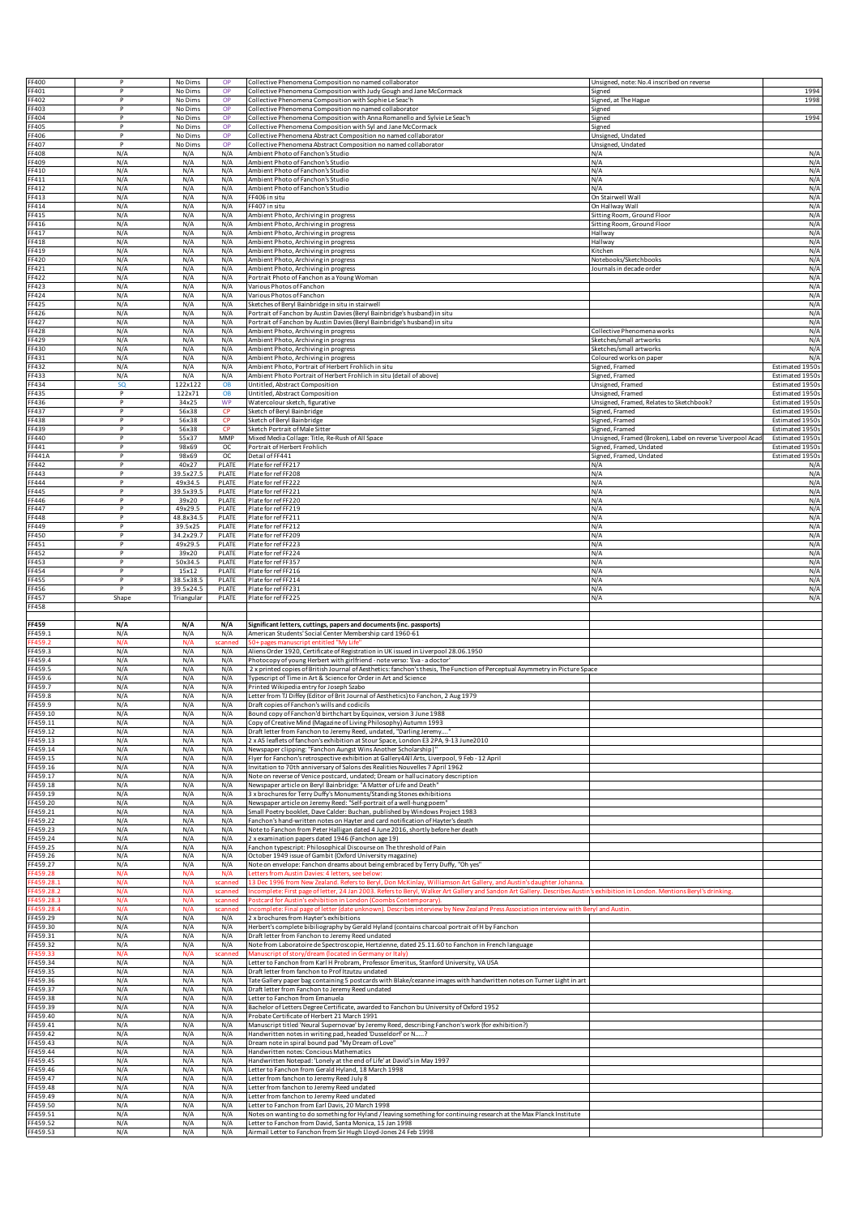| | | | | | | |
|---|---|---|---|---|---|---|
| FF400 | P | No Dims | OP | Collective Phenomena Composition no named collaborator | Unsigned, note: No.4 inscribed on reverse | |
| FF401 | P | No Dims | OP | Collective Phenomena Composition with Judy Gough and Jane McCormack | Signed | 1994 |
| FF402 | P | No Dims | OP | Collective Phenomena Composition with Sophie Le Seac'h | Signed, at The Hague | 1998 |
| FF403 | P | No Dims | OP | Collective Phenomena Composition no named collaborator | Signed | |
| FF404 | P | No Dims | OP | Collective Phenomena Composition with Anna Romanello and Sylvie Le Seac'h | Signed | 1994 |
| FF405 | P | No Dims | OP | Collective Phenomena Composition with Syl and Jane McCormack | Signed | |
| FF406 | P | No Dims | OP | Collective Phenomena Abstract Composition no named collaborator | Unsigned, Undated | |
| FF407 | P | No Dims | OP | Collective Phenomena Abstract Composition no named collaborator | Unsigned, Undated | |
| FF408 | N/A | N/A | N/A | Ambient Photo of Fanchon's Studio | N/A | N/A |
| FF409 | N/A | N/A | N/A | Ambient Photo of Fanchon's Studio | N/A | N/A |
| FF410 | N/A | N/A | N/A | Ambient Photo of Fanchon's Studio | N/A | N/A |
| FF411 | N/A | N/A | N/A | Ambient Photo of Fanchon's Studio | N/A | N/A |
| FF412 | N/A | N/A | N/A | Ambient Photo of Fanchon's Studio | N/A | N/A |
| FF413 | N/A | N/A | N/A | FF406 in situ | On Stairwell Wall | N/A |
| FF414 | N/A | N/A | N/A | FF407 in situ | On Hallway Wall | N/A |
| FF415 | N/A | N/A | N/A | Ambient Photo, Archiving in progress | Sitting Room, Ground Floor | N/A |
| FF416 | N/A | N/A | N/A | Ambient Photo, Archiving in progress | Sitting Room, Ground Floor | N/A |
| FF417 | N/A | N/A | N/A | Ambient Photo, Archiving in progress | Hallway | N/A |
| FF418 | N/A | N/A | N/A | Ambient Photo, Archiving in progress | Hallway | N/A |
| FF419 | N/A | N/A | N/A | Ambient Photo, Archiving in progress | Kitchen | N/A |
| FF420 | N/A | N/A | N/A | Ambient Photo, Archiving in progress | Notebooks/Sketchbooks | N/A |
| FF421 | N/A | N/A | N/A | Ambient Photo, Archiving in progress | Journals in decade order | N/A |
| FF422 | N/A | N/A | N/A | Portrait Photo of Fanchon as a Young Woman | | N/A |
| FF423 | N/A | N/A | N/A | Various Photos of Fanchon | | N/A |
| FF424 | N/A | N/A | N/A | Various Photos of Fanchon | | N/A |
| FF425 | N/A | N/A | N/A | Sketches of Beryl Bainbridge in situ in stairwell | | N/A |
| FF426 | N/A | N/A | N/A | Portrait of Fanchon by Austin Davies (Beryl Bainbridge's husband) in situ | | N/A |
| FF427 | N/A | N/A | N/A | Portrait of Fanchon by Austin Davies (Beryl Bainbridge's husband) in situ | | N/A |
| FF428 | N/A | N/A | N/A | Ambient Photo, Archiving in progress | Collective Phenomena works | N/A |
| FF429 | N/A | N/A | N/A | Ambient Photo, Archiving in progress | Sketches/small artworks | N/A |
| FF430 | N/A | N/A | N/A | Ambient Photo, Archiving in progress | Sketches/small artworks | N/A |
| FF431 | N/A | N/A | N/A | Ambient Photo, Archiving in progress | Coloured works on paper | N/A |
| FF432 | N/A | N/A | N/A | Ambient Photo, Portrait of Herbert Frohlich in situ | Signed, Framed | Estimated 1950s |
| FF433 | N/A | N/A | N/A | Ambient Photo Portrait of Herbert Frohlich in situ (detail of above) | Signed, Framed | Estimated 1950s |
| FF434 | SQ | 122x122 | OB | Untitled, Abstract Composition | Unsigned, Framed | Estimated 1950s |
| FF435 | P | 122x71 | OB | Untitled, Abstract Composition | Unsigned, Framed | Estimated 1950s |
| FF436 | P | 34x25 | WP | Watercolour sketch, figurative | Unsigned, Framed, Relates to Sketchbook? | Estimated 1950s |
| FF437 | P | 56x38 | CP | Sketch of Beryl Bainbridge | Signed, Framed | Estimated 1950s |
| FF438 | P | 56x38 | CP | Sketch of Beryl Bainbridge | Signed, Framed | Estimated 1950s |
| FF439 | P | 56x38 | CP | Sketch Portrait of Male Sitter | Signed, Framed | Estimated 1950s |
| FF440 | P | 55x37 | MMP | Mixed Media Collage: Title, Re-Rush of All Space | Unsigned, Framed (Broken), Label on reverse 'Liverpool Acad | Estimated 1950s |
| FF441 | P | 98x69 | OC | Portrait of Herbert Frohlich | Signed, Framed, Undated | Estimated 1950s |
| FF441A | P | 98x69 | OC | Detail of FF441 | Signed, Framed, Undated | Estimated 1950s |
| FF442 | P | 40x27 | PLATE | Plate for ref FF217 | N/A | N/A |
| FF443 | P | 39.5x27.5 | PLATE | Plate for ref FF208 | N/A | N/A |
| FF444 | P | 49x34.5 | PLATE | Plate for ref FF222 | N/A | N/A |
| FF445 | P | 39.5x39.5 | PLATE | Plate for ref FF221 | N/A | N/A |
| FF446 | P | 39x20 | PLATE | Plate for ref FF220 | N/A | N/A |
| FF447 | P | 49x29.5 | PLATE | Plate for ref FF219 | N/A | N/A |
| FF448 | P | 48.8x34.5 | PLATE | Plate for ref FF211 | N/A | N/A |
| FF449 | P | 39.5x25 | PLATE | Plate for ref FF212 | N/A | N/A |
| FF450 | P | 34.2x29.7 | PLATE | Plate for ref FF209 | N/A | N/A |
| FF451 | P | 49x29.5 | PLATE | Plate for ref FF223 | N/A | N/A |
| FF452 | P | 39x20 | PLATE | Plate for ref FF224 | N/A | N/A |
| FF453 | P | 50x34.5 | PLATE | Plate for ref FF357 | N/A | N/A |
| FF454 | P | 15x12 | PLATE | Plate for ref FF216 | N/A | N/A |
| FF455 | P | 38.5x38.5 | PLATE | Plate for ref FF214 | N/A | N/A |
| FF456 | P | 39.5x24.5 | PLATE | Plate for ref FF231 | N/A | N/A |
| FF457 | Shape | Triangular | PLATE | Plate for ref FF225 | N/A | N/A |
| FF458 | | | | | | |
| | | | | | | |
| **FF459** | **N/A** | **N/A** | **N/A** | **Significant letters, cuttings, papers and documents (inc. passports)** | | |
| FF459.1 | N/A | N/A | N/A | American Students' Social Center Membership card 1960-61 | | |
| FF459.2 | N/A | N/A | scanned | 50+ pages manuscript entitled "My Life" | | |
| FF459.3 | N/A | N/A | N/A | Aliens Order 1920, Certificate of Registration in UK issued in Liverpool 28.06.1950 | | |
| FF459.4 | N/A | N/A | N/A | Photocopy of young Herbert with girlfriend - note verso: 'Eva - a doctor' | | |
| FF459.5 | N/A | N/A | N/A | 2 x printed copies of British Journal of Aesthetics: fanchon's thesis, The Function of Perceptual Asymmetry in Picture Space | | |
| FF459.6 | N/A | N/A | N/A | Typescript of Time in Art & Science for Order in Art and Science | | |
| FF459.7 | N/A | N/A | N/A | Printed Wikipedia entry for Joseph Szabo | | |
| FF459.8 | N/A | N/A | N/A | Letter from TJ Diffey (Editor of Brit Journal of Aesthetics) to Fanchon, 2 Aug 1979 | | |
| FF459.9 | N/A | N/A | N/A | Draft copies of Fanchon's wills and codicils | | |
| FF459.10 | N/A | N/A | N/A | Bound copy of Fanchon'd birthchart by Equinox, version 3 June 1988 | | |
| FF459.11 | N/A | N/A | N/A | Copy of Creative Mind (Magazine of Living Philosophy) Autumn 1993 | | |
| FF459.12 | N/A | N/A | N/A | Draft letter from Fanchon to Jeremy Reed, undated, "Darling Jeremy...." | | |
| FF459.13 | N/A | N/A | N/A | 2 x A5 leaflets of fanchon's exhibition at Stour Space, London E3 2PA, 9-13 June2010 | | |
| FF459.14 | N/A | N/A | N/A | Newspaper clipping: "Fanchon Aungst Wins Another Scholarship|" | | |
| FF459.15 | N/A | N/A | N/A | Flyer for Fanchon's retrospective exhibition at Gallery4All Arts, Liverpool, 9 Feb - 12 April | | |
| FF459.16 | N/A | N/A | N/A | Invitation to 70th anniversary of Salons des Realities Nouvelles 7 April 1962 | | |
| FF459.17 | N/A | N/A | N/A | Note on reverse of Venice postcard, undated; Dream or hallucinatory description | | |
| FF459.18 | N/A | N/A | N/A | Newspaper article on Beryl Bainbridge: "A Matter of Life and Death" | | |
| FF459.19 | N/A | N/A | N/A | 3 x brochures for Terry Duffy's Monuments/Standing Stones exhibitions | | |
| FF459.20 | N/A | N/A | N/A | Newspaper article on Jeremy Reed: "Self-portrait of a well-hung poem" | | |
| FF459.21 | N/A | N/A | N/A | Small Poetry booklet, Dave Calder: Buchan, published by Windows Project 1983 | | |
| FF459.22 | N/A | N/A | N/A | Fanchon's hand-written notes on Hayter and card notification of Hayter's death | | |
| FF459.23 | N/A | N/A | N/A | Note to Fanchon from Peter Halligan dated 4 June 2016, shortly before her death | | |
| FF459.24 | N/A | N/A | N/A | 2 x examination papers dated 1946 (Fanchon age 19) | | |
| FF459.25 | N/A | N/A | N/A | Fanchon typescript: Philosophical Discourse on The threshold of Pain | | |
| FF459.26 | N/A | N/A | N/A | October 1949 issue of Gambit (Oxford University magazine) | | |
| FF459.27 | N/A | N/A | N/A | Note on envelope: Fanchon dreams about being embraced by Terry Duffy, "Oh yes" | | |
| FF459.28 | N/A | N/A | N/A | Letters from Austin Davies: 4 letters, see below: | | |
| FF459.28.1 | N/A | N/A | scanned | 13 Dec 1996 from New Zealand. Refers to Beryl, Don McKinlay, Williamson Art Gallery, and Austin's daughter Johanna. | | |
| FF459.28.2 | N/A | N/A | scanned | Incomplete: First page of letter, 24 Jan 2003. Refers to Beryl, Walker Art Gallery and Sandon Art Gallery. Describes Austin's exhibition in London. Mentions Beryl's drinking. | | |
| FF459.28.3 | N/A | N/A | scanned | Postcard for Austin's exhibition in London (Coombs Contemporary). | | |
| FF459.28.4 | N/A | N/A | scanned | Incomplete: Final page of letter (date unknown). Describes interview by New Zealand Press Association interview with Beryl and Austin. | | |
| FF459.29 | N/A | N/A | N/A | 2 x brochures from Hayter's exhibitions | | |
| FF459.30 | N/A | N/A | N/A | Herbert's complete bibliography by Gerald Hyland (contains charcoal portrait of H by Fanchon | | |
| FF459.31 | N/A | N/A | N/A | Draft letter from Fanchon to Jeremy Reed undated | | |
| FF459.32 | N/A | N/A | N/A | Note from Laboratoire de Spectroscopie, Hertzienne, dated 25.11.60 to Fanchon in French language | | |
| FF459.33 | N/A | N/A | scanned | Manuscript of story/dream (located in Germany or Italy) | | |
| FF459.34 | N/A | N/A | N/A | Letter to Fanchon from Karl H Probram, Professor Emeritus, Stanford University, VA USA | | |
| FF459.35 | N/A | N/A | N/A | Draft letter from fanchon to Prof Itzutzu undated | | |
| FF459.36 | N/A | N/A | N/A | Tate Gallery paper bag containing 5 postcards with Blake/cezanne images with handwritten notes on Turner Light in art | | |
| FF459.37 | N/A | N/A | N/A | Draft letter from Fanchon to Jeremy Reed undated | | |
| FF459.38 | N/A | N/A | N/A | Letter to Fanchon from Emanuela | | |
| FF459.39 | N/A | N/A | N/A | Bachelor of Letters Degree Certificate, awarded to Fanchon bu University of Oxford 1952 | | |
| FF459.40 | N/A | N/A | N/A | Probate Certificate of Herbert 21 March 1991 | | |
| FF459.41 | N/A | N/A | N/A | Manuscript titled 'Neural Supernovae' by Jeremy Reed, describing Fanchon's work (for exhibition?) | | |
| FF459.42 | N/A | N/A | N/A | Handwritten notes in writing pad, headed 'Dusseldorf' or N.....? | | |
| FF459.43 | N/A | N/A | N/A | Dream note in spiral bound pad "My Dream of Love" | | |
| FF459.44 | N/A | N/A | N/A | Handwritten notes: Concious Mathematics | | |
| FF459.45 | N/A | N/A | N/A | Handwritten Notepad: 'Lonely at the end of Life' at David's in May 1997 | | |
| FF459.46 | N/A | N/A | N/A | Letter to Fanchon from Gerald Hyland, 18 March 1998 | | |
| FF459.47 | N/A | N/A | N/A | Letter from fanchon to Jeremy Reed July 8 | | |
| FF459.48 | N/A | N/A | N/A | Letter from fanchon to Jeremy Reed undated | | |
| FF459.49 | N/A | N/A | N/A | Letter from fanchon to Jeremy Reed undated | | |
| FF459.50 | N/A | N/A | N/A | Letter to Fanchon from Earl Davis, 20 March 1998 | | |
| FF459.51 | N/A | N/A | N/A | Notes on wanting to do something for Hyland / leaving something for continuing research at the Max Planck Institute | | |
| FF459.52 | N/A | N/A | N/A | Letter to Fanchon from David, Santa Monica, 15 Jan 1998 | | |
| FF459.53 | N/A | N/A | N/A | Airmail Letter to Fanchon from Sir Hugh Lloyd-Jones 24 Feb 1998 | | |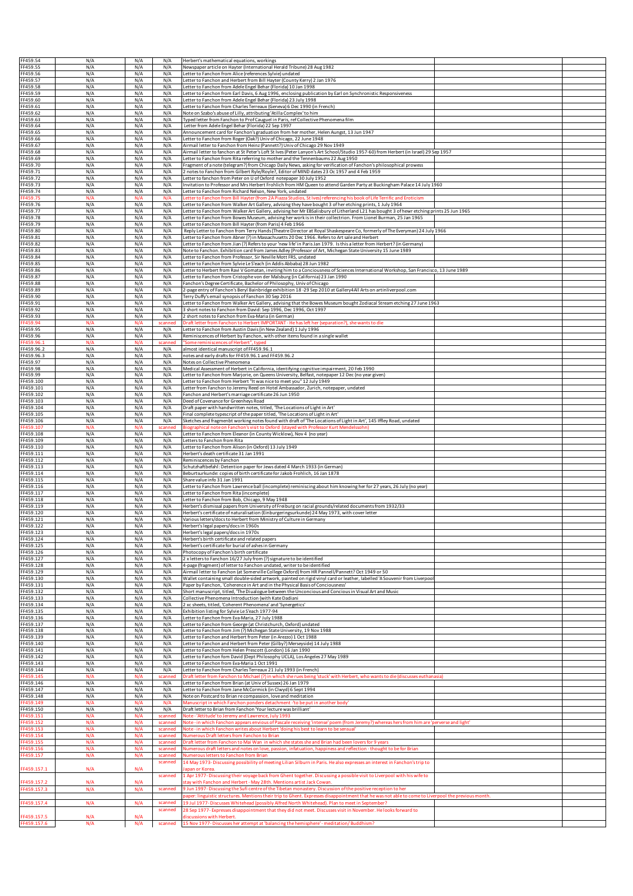| | | | | | | |
|---|---|---|---|---|---|---|
| FF459.54 | N/A | N/A | N/A | Herbert's mathematical equations, workings | | |
| FF459.55 | N/A | N/A | N/A | Newspaper article on Hayter (International Herald Tribune) 28 Aug 1982 | | |
| FF459.56 | N/A | N/A | N/A | Letter to Fanchon from Alice (references Sylvie) undated | | |
| FF459.57 | N/A | N/A | N/A | Letter to Fanchon and Herbert from Bill Hayter (County Kerry) 2 Jan 1976 | | |
| FF459.58 | N/A | N/A | N/A | Letter to Fanchon from Adele Engel Behar (Florida) 10 Jan 1998 | | |
| FF459.59 | N/A | N/A | N/A | Letter to Fanchon from Earl Davis, 6 Aug 1996, enclosing publication by Earl on Synchronistic Responsiveness | | |
| FF459.60 | N/A | N/A | N/A | Letter to Fanchon from Adele Engel Behar (Florida) 23 July 1998 | | |
| FF459.61 | N/A | N/A | N/A | Letter to Fanchon from Charles Terreaux (Geneva) 6 Dec 1990 (in French) | | |
| FF459.62 | N/A | N/A | N/A | Note on Szabo's abuse of Lilly, attributing 'Atilla Complex' to him | | |
| FF459.63 | N/A | N/A | N/A | Typed letter from Fanchon to Prof Cauguel in Paris, ref Collective Phenomena film | | |
| FF459.64 | N/A | N/A | N/A | Letter from Adele Engel Behar (Florida) 22 Sep 1997 | | |
| FF459.65 | N/A | N/A | N/A | Announcement card for Fanchon's graduation from her mother, Helen Aungst, 13 Jun 1947 | | |
| FF459.66 | N/A | N/A | N/A | Letter to Fanchon from Roger (Oak?) Univ of Chicago, 22 June 1948 | | |
| FF459.67 | N/A | N/A | N/A | Airmail letter to Fanchon from Heinz (Pannett?) Univ of Chicago 29 Nov 1949 | | |
| FF459.68 | N/A | N/A | N/A | Airmail letter to fanchon at St Peter's Loft St Ives (Peter Lanyon's Art School/Studio 1957-60) from Herbert (in Israel) 29 Sep 1957 | | |
| FF459.69 | N/A | N/A | N/A | Letter to Fanchon from Rita referring to mother and the Tennenbaums 22 Aug 1950 | | |
| FF459.70 | N/A | N/A | N/A | Fragment of a note (telegram?) from Chicago Daily News, asking for verification of Fanchon's philosophical prowess | | |
| FF459.71 | N/A | N/A | N/A | 2 notes to Fanchon from Gilbert Ryle/Royle?, Editor of MIND dates 23 Oc 1957 and 4 Feb 1959 | | |
| FF459.72 | N/A | N/A | N/A | Letter to fanchon from Peter on U of Oxford notepaper 30 July 1952 | | |
| FF459.73 | N/A | N/A | N/A | Invitation to Professor and Mrs Herbert Frohlich from HM Queen to attend Garden Party at Buckingham Palace 14 July 1960 | | |
| FF459.74 | N/A | N/A | N/A | Letter to Fanchon from Richard Nelson, New York, undated | | |
| FF459.75 | N/A | N/A | N/A | Letter to Fanchon from Bill Hayter (from 2A Piazza Studios, St Ives) referencing his book of Life Terrific and Eroticism | | |
| FF459.76 | N/A | N/A | N/A | Letter to Fanchon from Walker Art Gallery, advising they have bought 3 of her etching prints, 1 July 1964 | | |
| FF459.77 | N/A | N/A | N/A | Letter to Fanchon from Walker Art Gallery, advising her Mr EBSalisbury of Litherland L21 has bought 3 of hewr etching prints 25 Jun 1965 | | |
| FF459.78 | N/A | N/A | N/A | Letter to Fanchon from Bowes Museum, advising her work is in their collectrion. From Lionel Burman, 25 Jan 1965 | | |
| FF459.79 | N/A | N/A | N/A | Letter to Fanchon from Bill Hayter (from Paris) 4 Feb 1966 | | |
| FF459.80 | N/A | N/A | N/A | Reply Letter to Fanchon from Terry Hands (Theatre Director at Royal Shakespeare Co, formerly of The Everyman) 24 July 1966 | | |
| FF459.81 | N/A | N/A | N/A | Letter to Fanchon from Abner (?) in Massachusetts 20 Dec 1966. Refers to Art sale and Herbert | | |
| FF459.82 | N/A | N/A | N/A | Letter to Fanchon from Jian (?) Refers to your 'new life' in Paris Jan 1979. Is this a letter from Herbert? (in Germany) | | |
| FF459.83 | N/A | N/A | N/A | Note to Fanchon. Exhibition card from James Adley (Professor of Art, Michegan State University 15 June 1989 | | |
| FF459.84 | N/A | N/A | N/A | Letter to Fanchon from Professor, Sir Neville Mott FRS, undated | | |
| FF459.85 | N/A | N/A | N/A | Letter to Fanchon from Sylvie Le S'each (in Addis Ababa) 28 Jun 1982 | | |
| FF459.86 | N/A | N/A | N/A | Letter to Herbert from Ravi V Gomatan, inviting him to a Conciousness of Sciences International Workshop, San Francisco, 13 June 1989 | | |
| FF459.87 | N/A | N/A | N/A | Letter to Fanchon from Cristophe von der Malsburg (in California) 23 Jan 1990 | | |
| FF459.88 | N/A | N/A | N/A | Fanchon's Degree Certificate, Bachelor of Philosophy, Univ of Chicago | | |
| FF459.89 | N/A | N/A | N/A | 2-page entry of Fanchon's Beryl Bainbridge exhibition 18 -29 Sep 2010 at Gallery4All Arts on artinliverpool.com | | |
| FF459.90 | N/A | N/A | N/A | Terry Duffy's email synopsis of Fanchon 30 Sep 2016 | | |
| FF459.91 | N/A | N/A | N/A | Letter to Fanchon from Walker Art Gallery, advising that the Bowes Museum bought Zodiacal Stream etching 27 June 1963 | | |
| FF459.92 | N/A | N/A | N/A | 3 short notes to Fanchon from David: Sep 1996, Dec 1996, Oct 1997 | | |
| FF459.93 | N/A | N/A | N/A | 2 short notes to Fanchon from Eva-Maria (in German) | | |
| FF459.94 | N/A | N/A | scanned | Draft letter from Fanchon to Herbert IMPORTANT - He has left her (separation?), she wants to die | | |
| FF459.95 | N/A | N/A | N/A | Letter to Fanchon from Austin Davis (in New Zealand) 1 July 1996 | | |
| FF459.96 | N/A | N/A | N/A | Reminiscences of Herbert by Fanchon, with other items found in a single wallet | | |
| FF459.96.1 | N/A | N/A | scanned | "Some reminiscences of Herbert", typed | | |
| FF459.96.2 | N/A | N/A | N/A | almost identical manuscript of FF459.96.1 | | |
| FF459.96.3 | N/A | N/A | N/A | notes and early drafts for FF459.96.1 and FF459.96.2 | | |
| FF459.97 | N/A | N/A | N/A | Notes on Collective Phenomena | | |
| FF459.98 | N/A | N/A | N/A | Medical Assessment of Herbert in California, identifying cognitive impairment, 20 Feb 1990 | | |
| FF459.99 | N/A | N/A | N/A | Letter to Fanchon from Marjorie, on Queens University, Belfast, notepaper 12 Dec (no year given) | | |
| FF459.100 | N/A | N/A | N/A | Letter to Fanchon from Herbert "It was nice to meet you" 12 July 1949 | | |
| FF459.101 | N/A | N/A | N/A | Letter from Fanchon to Jeremy Reed on Hotel Ambassador, Zurich, notepaper, undated | | |
| FF459.102 | N/A | N/A | N/A | Fanchon and Herbert's marriage certificate 26 Jun 1950 | | |
| FF459.103 | N/A | N/A | N/A | Deed of Covenance for Greenheys Road | | |
| FF459.104 | N/A | N/A | N/A | Draft paper with handwritten notes, titled, 'The Locations of Light in Art' | | |
| FF459.105 | N/A | N/A | N/A | Final complete typescript of the paper titled, 'The Locations of Light in Art' | | |
| FF459.106 | N/A | N/A | N/A | Sketches and fragmenbt working notes found with draft of 'The Locations of Light in Art', 145 Iffley Road, undated | | |
| FF459.107 | N/A | N/A | scanned | Biographical note on Fanchon's visit to Oxford (stayed with Professor Kurt Mendelssohn) | | |
| FF459.108 | N/A | N/A | N/A | Letter to Fanchon from Eleanor (in County Wicklow), Nov 4 (no year) | | |
| FF459.109 | N/A | N/A | N/A | Letters to Fanchon from Rita | | |
| FF459.110 | N/A | N/A | N/A | Letter to Fanchon from Alison (in Oxford) 13 July 1949 | | |
| FF459.111 | N/A | N/A | N/A | Herbert's death certificate 31 Jan 1991 | | |
| FF459.112 | N/A | N/A | N/A | Reminiscences by Fanchon | | |
| FF459.113 | N/A | N/A | N/A | Schutzhaftbefahl: Detention paper for Jews dated 4 March 1933 (in German) | | |
| FF459.114 | N/A | N/A | N/A | Beburtsurkunde: copies of birth certificate for Jakob Frohlich, 16 Jan 1878 | | |
| FF459.115 | N/A | N/A | N/A | Share value info 31 Jan 1991 | | |
| FF459.116 | N/A | N/A | N/A | Letter to Fanchon from Lawrence ball (incomplete) reminiscing about him knowing her for 27 years, 26 July (no year) | | |
| FF459.117 | N/A | N/A | N/A | Letter to Fanchon from Rita (incomplete) | | |
| FF459.118 | N/A | N/A | N/A | Letter to Fanchon from Bob, Chicago, 9 May 1948 | | |
| FF459.119 | N/A | N/A | N/A | Herbert's dismissal papers from University of Freiburg on racial grounds/related documents from 1932/33 | | |
| FF459.120 | N/A | N/A | N/A | Herbert's certificate of naturalisation (Einburgeringsurkunde) 24 May 1973, with cover letter | | |
| FF459.121 | N/A | N/A | N/A | Various letters/docs to Herbert from Ministry of Culture in Germany | | |
| FF459.122 | N/A | N/A | N/A | Herbert's legal papers/docs in 1960s | | |
| FF459.123 | N/A | N/A | N/A | Herbert's legal papers/docs in 1970s | | |
| FF459.124 | N/A | N/A | N/A | Herbert's birth certificate and related papers | | |
| FF459.125 | N/A | N/A | N/A | Herbert's certificate for burial of ashes in Germany | | |
| FF459.126 | N/A | N/A | N/A | Photocopy of Fanchon's birth certificate | | |
| FF459.127 | N/A | N/A | N/A | 2 x letters to Fanchon 16/27 July from (?) signature to be identified | | |
| FF459.128 | N/A | N/A | N/A | 4-page (fragment) of letter to Fanchon undated, writer to be identified | | |
| FF459.129 | N/A | N/A | N/A | Airmail letter to Fanchon (at Somerville College Oxford) from HR Pannell/Pannett? Oct 1949 or 50 | | |
| FF459.130 | N/A | N/A | N/A | Wallet containing small double-sided artwork, painted on rigid vinyl card or leather, labelled 'A Souvenir from Liverpool | | |
| FF459.131 | N/A | N/A | N/A | Paper by Fanchon, 'Coherence in Art and in the Physical Basis of Consciousness' | | |
| FF459.132 | N/A | N/A | N/A | Short manuscript, titled, 'The Dialogue between the Unconcious and Concious in Visual Art and Music | | |
| FF459.133 | N/A | N/A | N/A | Collective Phenomena Introduction (with Kate Dadiani | | |
| FF459.134 | N/A | N/A | N/A | 2 xc sheets, titled, 'Coherent Phenomena' and 'Synergetics' | | |
| FF459.135 | N/A | N/A | N/A | Exhibition listing for Sylvie Le S'each 1977-94 | | |
| FF459.136 | N/A | N/A | N/A | Letter to Fanchon from Eva-Maria, 27 July 1988 | | |
| FF459.137 | N/A | N/A | N/A | Letter to Fanchon from George (at Christchurch, Oxford) undated | | |
| FF459.138 | N/A | N/A | N/A | Letter to Fanchon from Jim (?) Michegan State University, 19 Nov 1988 | | |
| FF459.139 | N/A | N/A | N/A | Letter to Fanchon and Herbert from Peter (in Arezzo) 1 Oct 1988 | | |
| FF459.140 | N/A | N/A | N/A | Letter to Fanchon and Herbert from Peter (Gilby?) Merseyside) 14 July 1988 | | |
| FF459.141 | N/A | N/A | N/A | Letter to Fanchon from Helen Prescott (London) 16 Jan 1990 | | |
| FF459.142 | N/A | N/A | N/A | Letter to Fanchon fom David (Dept Philosophy UCLA), Los Angeles 27 May 1989 | | |
| FF459.143 | N/A | N/A | N/A | Letter to Fanchon from Eva-Maria 1 Oct 1991 | | |
| FF459.144 | N/A | N/A | N/A | Letter to Fanchon from Charles Terreaux 21 July 1993 (in French) | | |
| FF459.145 | N/A | N/A | scanned | Draft letter from Fanchon to Michael (?) in which she rues being 'stuck' with Herbert, who wants to die (discusses euthanasia) | | |
| FF459.146 | N/A | N/A | N/A | Letter to Fanchon from Brian (at Univ of Sussex) 26 Jan 1979 | | |
| FF459.147 | N/A | N/A | N/A | Letter to Fanchon from Jane McCormick (in Clwyd) 6 Sept 1994 | | |
| FF459.148 | N/A | N/A | N/A | Note on Postcard to Brian re compassion, love and meditation | | |
| FF459.149 | N/A | N/A | N/A | Manuscript in which Fanchon ponders detachment -'to be put in another body' | | |
| FF459.150 | N/A | N/A | N/A | Draft letter to Brian from Fanchon 'Your lecture was brilliant' | | |
| FF459.151 | N/A | N/A | scanned | Note - 'Attitude' to Jeremy and Lawrence, July 1993 | | |
| FF459.152 | N/A | N/A | scanned | Note - in which Fanchon appears envious of Pascale receiving 'intense' poem (from Jeremy?) whereas hers from him are 'perverse and light' | | |
| FF459.153 | N/A | N/A | scanned | Note - in which Fanchon writes about Herbert 'doing his best to learn to be sensual' | | |
| FF459.154 | N/A | N/A | scanned | Numerous Draft letters from Fanchon to Brian | | |
| FF459.155 | N/A | N/A | scanned | Draft letter from Fanchon to Mai Wan in which she states she and Brian had been lovers for 9 years | | |
| FF459.156 | N/A | N/A | scanned | Numerous draft letters and notes on love, passion, infatuation, happiness and reflection - thought to be for Brian | | |
| FF459.157 | N/A | N/A | scanned | Numerous letters to Fanchon from Brian | | |
| FF459.157.1 | N/A | N/A | scanned | 14 May 1973- Discussing possibility of meeting Lilian Silburn in Paris. He also expresses an interest in Fanchon's trip to Japan or Korea. | | |
| FF459.157.2 | N/A | N/A | scanned | 1 Apr 1977- Discussing their voyage back from Ghent together. Discussing a possible visit to Liverpool with his wife to stay with Fanchon and Herbert - May 28th. Mentions artist Jack Cowan. | | |
| FF459.157.3 | N/A | N/A | scanned | 9 Jun 1977- Discussing the Sufi centre of the Tibetan monastery. Discussion of the positive reception to her paper: linguistic structures. Mentions their trip to Ghent. Expresses disappointment that he was not able to come to Liverpool the previous month. | | |
| FF459.157.4 | N/A | N/A | scanned | 19 Jul 1977- Discusses Whitehead (possibly Alfred North Whitehead). Plan to meet in September? | | |
| FF459.157.5 | N/A | N/A | scanned | 28 Sep 1977- Expresses disappointment that they did not meet. Discusses visit in November. He looks forward to discussions with Herbert. | | |
| FF459.157.6 | N/A | N/A | scanned | 15 Nov 1977- Discusses her attempt at 'balancing the hemisphere' - meditation/ Buddhism? | | |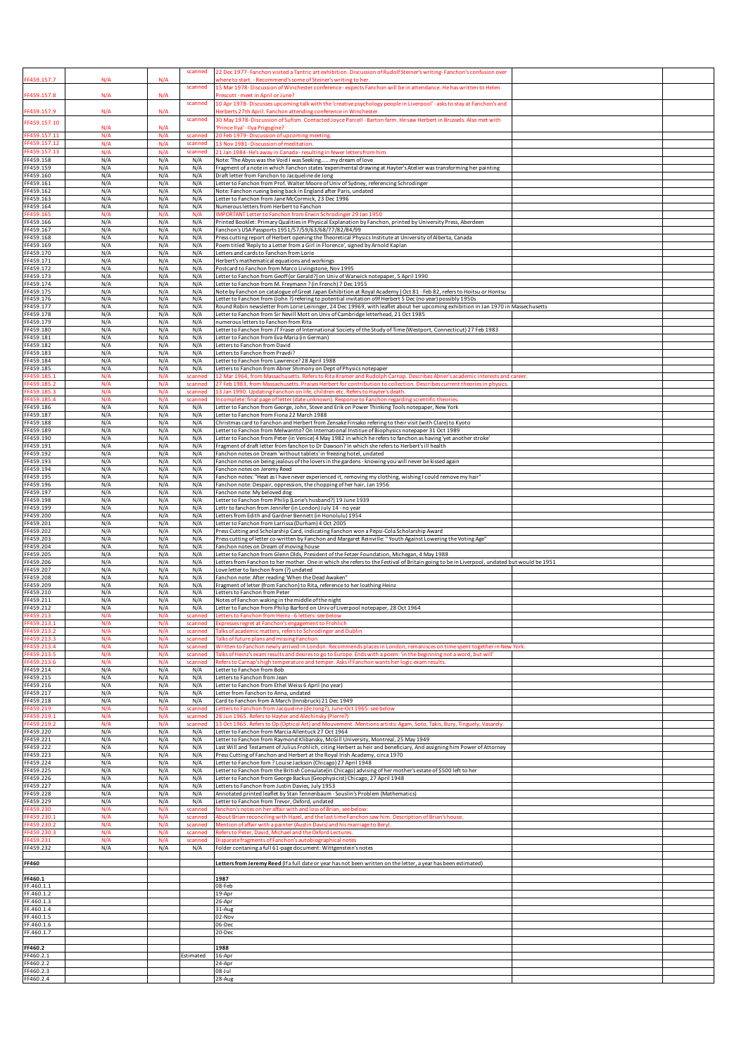| | | | | | | |
|---|---|---|---|---|---|---|
| FF459.157.7 | N/A | N/A | scanned | 22 Dec 1977- Fanchon visited a Tantric art exhibition. Discussion of Rudolf Steiner's writing- Fanchon's confusion over where to start. - Recommend's some of Steiner's writing to her. | | |
| FF459.157.8 | N/A | N/A | scanned | 15 Mar 1978- Discussion of Winchester conference - expects Fanchon will be in attendance. He has written to Helen Prescott - meet in April or June? | | |
| FF459.157.9 | N/A | N/A | scanned | 10 Apr 1978- Discusses upcoming talk with the 'creative psychology people in Liverpool' - asks to stay at Fanchon's and Herberts 27th April. Fanchon attending conference in Winchester. | | |
| FF459.157.10 | N/A | N/A | scanned | 30 May 1978- Discussion of Sufism. Contacted Joyce Parcell - Barton farm. He saw Herbert in Brussels. Also met with 'Prince Ilya' - Ilya Prigogine? | | |
| FF459.157.11 | N/A | N/A | scanned | 20 Feb 1979- Discussion of upcoming meeting. | | |
| FF459.157.12 | N/A | N/A | scanned | 13 Nov 1981- Discussion of meditation. | | |
| FF459.157.13 | N/A | N/A | scanned | 21 Jan 1984- He's away in Canada - resulting in fewer letters from him. | | |
| FF459.158 | N/A | N/A | N/A | Note: 'The Abyss was the Void I was Seeking……my dream of love | | |
| FF459.159 | N/A | N/A | N/A | Fragment of a note in which Fanchon states 'experimental drawing at Hayter's Atelier was transforming her painting | | |
| FF459.160 | N/A | N/A | N/A | Draft letter from Fanchon to Jacqueline de Jong | | |
| FF459.161 | N/A | N/A | N/A | Letter to Fanchon from Prof. Walter Moore of Univ of Sydney, referencing Schrodinger | | |
| FF459.162 | N/A | N/A | N/A | Note: Fanchon rueing being back in England after Paris, undated | | |
| FF459.163 | N/A | N/A | N/A | Letter to Fanchon from Jane McCormick, 23 Dec 1996 | | |
| FF459.164 | N/A | N/A | N/A | Numerous letters from Herbert to Fanchon | | |
| FF459.165 | N/A | N/A | N/A | IMPORTANT Letter to Fanchon from Erwin Schrodinger 29 Jan 1950 | | |
| FF459.166 | N/A | N/A | N/A | Printed Booklet: Primary Qualities in Physical Explanation by Fanchon, printed by University Press, Aberdeen | | |
| FF459.167 | N/A | N/A | N/A | Fanchon's USA Passports 1951/57/59/63/68/77/82/84/99 | | |
| FF459.168 | N/A | N/A | N/A | Press cutting report of Herbert opening the Theoretical Physics Institute at University of Alberta, Canada | | |
| FF459.169 | N/A | N/A | N/A | Poem titled 'Reply to a Letter from a Girl in Florence', signed by Arnold Kaplan | | |
| FF459.170 | N/A | N/A | N/A | Letters and cards to Fanchon from Lorie | | |
| FF459.171 | N/A | N/A | N/A | Herbert's mathematical equations and workings | | |
| FF459.172 | N/A | N/A | N/A | Postcard to Fanchon from Marco Livingstone, Nov 1995 | | |
| FF459.173 | N/A | N/A | N/A | Letter to Fanchon from Geoff (or Gerald?) on Univ of Warwick notepaper, 5 April 1990 | | |
| FF459.174 | N/A | N/A | N/A | Letter to Fanchon from M. Freymann ? (in French) 7 Dec 1955 | | |
| FF459.175 | N/A | N/A | N/A | Note by Fanchon on catalogue of Great Japan Exhibition at Royal Academy ) Oct 81 - Feb 82, refers to Hoitsu or Hontsu | | |
| FF459.176 | N/A | N/A | N/A | Letter to Fanchon from (John ?) refering to potential invitation o9f Herbert 5 Dec (no year) possibly 1950s | | |
| FF459.177 | N/A | N/A | N/A | Round Robin newsletter from Lorie Leininger, 24 Dec 19969, with leaflet about her upcoming exhibition in Jan 1970 in Massechusetts | | |
| FF459.178 | N/A | N/A | N/A | Letter to Fanchon from Sir Nevill Mott on Univ of Cambridge letterhead, 21 Oct 1985 | | |
| FF459.179 | N/A | N/A | N/A | numerous letters to Fanchon from Rita | | |
| FF459.180 | N/A | N/A | N/A | Letter to Fanchon from JT Fraser of International Society of the Study of Time (Westport, Connecticut) 27 Feb 1983 | | |
| FF459.181 | N/A | N/A | N/A | Letter to Fanchon from Eva-Maria (in German) | | |
| FF459.182 | N/A | N/A | N/A | Letters to Fanchon from David | | |
| FF459.183 | N/A | N/A | N/A | Letters to Fanchon from Pravdi? | | |
| FF459.184 | N/A | N/A | N/A | Letter to Fanchon from Lawrence? 28 April 1988 | | |
| FF459.185 | N/A | N/A | N/A | Letters to Fanchon from Abner Shimony on Dept of Physics notepaper | | |
| FF459.185.1 | N/A | N/A | scanned | 12 Mar 1964, from Massachusetts. Refers to Rita Kramer and Rudolph Carnap. Describes Abner's academic interests and career. | | |
| FF459.185.2 | N/A | N/A | scanned | 27 Feb 1983, from Massachusetts. Praises Herbert for contribution to collection. Describes current theories in physics. | | |
| FF459.185.3 | N/A | N/A | scanned | 13 Jan 1990. Updating Fanchon on life, children etc. Refers to Hayter's death. | | |
| FF459.185.4 | N/A | N/A | scanned | Incomplete: final page of letter (date unknown). Response to Fanchon regarding scientific theories. | | |
| FF459.186 | N/A | N/A | N/A | Letter to Fanchon from George, John, Steve and Erik on Power Thinking Tools notepaper, New York | | |
| FF459.187 | N/A | N/A | N/A | Letter to Fanchon from Fiona 22 March 1988 | | |
| FF459.188 | N/A | N/A | N/A | Christmas card to Fanchon and Herbert from Zensake Finsako refering to their visit (with Clare) to Kyoto | | |
| FF459.189 | N/A | N/A | N/A | Letter to Fanchon from Melwantto? On International Institue of Biophysics notepaper 31 Oct 1989 | | |
| FF459.190 | N/A | N/A | N/A | Letter to Fanchon from Peter (in Venice) 4 May 1982 in which he refers to fanchon as having 'yet another stroke' | | |
| FF459.191 | N/A | N/A | N/A | Fragment of draft letter from fanchon to Dr Dawson? In which she refers to Herbert's ill health | | |
| FF459.192 | N/A | N/A | N/A | Fanchon notes on Dream 'without tablets' in freezing hotel, undated | | |
| FF459.193 | N/A | N/A | N/A | Fanchon notes on being jealous of the lovers in the gardens - knowing you will never be kissed again | | |
| FF459.194 | N/A | N/A | N/A | Fanchon notes on Jeremy Reed | | |
| FF459.195 | N/A | N/A | N/A | Fanchon notes: "Heat as I have never experienced it, removing my clothing, wishing I could remove my hair" | | |
| FF459.196 | N/A | N/A | N/A | Fanchon note: Despair, oppression, the chopping of her hair, Jan 1956 | | |
| FF459.197 | N/A | N/A | N/A | Fanchon note: My beloved dog | | |
| FF459.198 | N/A | N/A | N/A | Letter to Fanchon from Philip (Lorie's husband?) 19 June 1939 | | |
| FF459.199 | N/A | N/A | N/A | Lettr to fanchon from Jennifer (in London) July 14 - no year | | |
| FF459.200 | N/A | N/A | N/A | Letters from Edith and Gardner Bennett (in Honolulu) 1954 | | |
| FF459.201 | N/A | N/A | N/A | Letter to Fanchon from Larrissa (Durham) 4 Oct 2005 | | |
| FF459.202 | N/A | N/A | N/A | Press Cutting and Scholarship Card, indicating Fanchon won a Pepsi-Cola Scholarship Award | | |
| FF459.203 | N/A | N/A | N/A | Press cutting of letter co-written by Fanchon and Margaret Reinville: " Youth Against Lowering the Voting Age" | | |
| FF459.204 | N/A | N/A | N/A | Fanchon notes on Dream of moving house | | |
| FF459.205 | N/A | N/A | N/A | Letter to Fanchon from Glenn Olds, President of the Fetzer Foundation, Michegan, 4 May 1988 | | |
| FF459.206 | N/A | N/A | N/A | Letters from Fanchon to her mother. One in which she refers to the Festival of Britain going to be in Liverpool, undated but would be 1951 | | |
| FF459.207 | N/A | N/A | N/A | Love letter to fanchon from (?) undated | | |
| FF459.208 | N/A | N/A | N/A | Fanchon note: After reading 'When the Dead Awaken" | | |
| FF459.209 | N/A | N/A | N/A | Fragment of letter (from Fanchon) to Rita, reference to her loathing Heinz | | |
| FF459.210 | N/A | N/A | N/A | Letters to Fanchon from Peter | | |
| FF459.211 | N/A | N/A | N/A | Notes of Fanchon waking in the middle of the night | | |
| FF459.212 | N/A | N/A | N/A | Letter to Fanchon from Philip Barford on Univ of Liverpool notepaper, 28 Oct 1964 | | |
| FF459.213 | N/A | N/A | scanned | Letters to Fanchon from Heinz - 6 letters: see below | | |
| FF459.213.1 | N/A | N/A | scanned | Expresses regret at Fanchon's engagement to Frohlich | | |
| FF459.213.2 | N/A | N/A | scanned | Talks of academic matters, refers to Schrodinger and Dublin | | |
| FF459.213.3 | N/A | N/A | scanned | Talks of future plans and missing Fanchon | | |
| FF459.213.4 | N/A | N/A | scanned | Written to Fanchon newly arrived in London. Recommends places in London, remanisces on time spent together in New York. | | |
| FF459.213.5 | N/A | N/A | scanned | Talks of Heinz's exam results and desires to go to Europe. Ends with a poem: 'in the beginning not a word, but will' | | |
| FF459.213.6 | N/A | N/A | scanned | Refers to Carnap's high temperature and temper. Asks if Fanchon wants her logic exam results. | | |
| FF459.214 | N/A | N/A | N/A | Letter to Fanchon from Bob | | |
| FF459.215 | N/A | N/A | N/A | Letters to Fanchon from Jean | | |
| FF459.216 | N/A | N/A | N/A | Letter to Fanchon from Ethel Weiss 6 April (no year) | | |
| FF459.217 | N/A | N/A | N/A | Letter from Fanchon to Anna, undated | | |
| FF459.218 | N/A | N/A | N/A | Card to Fanchon from A March (Innsbruck) 21 Dec 1949 | | |
| FF459.219 | N/A | N/A | scanned | Letters to Fanchon from Jacqueline (de Jong?). June-Oct 1965: see below | | |
| FF459.219.1 | N/A | N/A | scanned | 28 Jun 1965. Refers to Hayter and Alechinsky (Pierre?) | | |
| FF459.219.2 | N/A | N/A | scanned | 13 Oct 1965. Refers to Op (Optical Art) and Mouvement. Mentions artists: Agam, Soto, Takis, Bury, Tinguely, Vasarely. | | |
| FF459.220 | N/A | N/A | N/A | Letter to Fanchon from Marcia Allentuck 27 Oct 1964 | | |
| FF459.221 | N/A | N/A | N/A | Letter to Fanchon from Raymond Klibansky, McGill University, Montreal, 25 May 1949 | | |
| FF459.222 | N/A | N/A | N/A | Last Will and Testament of Julius Frohlich, citing Herbert as heir and beneficiary, And assigning him Power of Attorney | | |
| FF459.223 | N/A | N/A | N/A | Press Cutting of Fanchon and Herbert at the Royal Irish Academy, circa 1970 | | |
| FF459.224 | N/A | N/A | N/A | Letter to Fanchon fom ? Louise Jackson (Chicago) 27 April 1948 | | |
| FF459.225 | N/A | N/A | N/A | Letter to Fanchon from the British Consulate(in Chicago) advising of her mother's estate of $500 left to her | | |
| FF459.226 | N/A | N/A | N/A | Letter to Fanchon from George Backus (Geophysicist) Chicago, 27 April 1948 | | |
| FF459.227 | N/A | N/A | N/A | Letters to Fanchon from Justin Davies, July 1953 | | |
| FF459.228 | N/A | N/A | N/A | Annotated printed leaflet by Stan Tennenbaum - Souslin's Problem (Mathematics) | | |
| FF459.229 | N/A | N/A | N/A | Letter to Fanchon from Trevor, Oxford, undated | | |
| FF459.230 | N/A | N/A | scanned | fanchon's notes on her affair with and loss of Brian, see below: | | |
| FF459.230.1 | N/A | N/A | scanned | About Brian reconciling with Hazel, and the last time Fanchon saw him. Description of Brian's house. | | |
| FF459.230.2 | N/A | N/A | scanned | Mention of affair with a painter (Austin Davis) and his marriage to Beryl. | | |
| FF459.230.3 | N/A | N/A | scanned | Refers to Peter, David, Michael and the Oxford Lectures. | | |
| FF459.231 | N/A | N/A | scanned | Disparate fragments of Fanchon's autobiographical notes | | |
| FF459.232 | N/A | N/A | N/A | Folder containing a full 61-page document: Wittgenstein's notes | | |
| | | | | | | |
| **FF460** | | | | **Letters from Jeremy Reed** (If a full date or year has not been written on the letter, a year has been estimated) | | |
| | | | | | | |
| **FF460.1** | | | | **1987** | | |
| FF.460.1.1 | | | | 08-Feb | | |
| FF.460.1.2 | | | | 19-Apr | | |
| FF.460.1.3 | | | | 26-Apr | | |
| FF.460.1.4 | | | | 31-Aug | | |
| FF.460.1.5 | | | | 02-Nov | | |
| FF.460.1.6 | | | | 06-Dec | | |
| FF.460.1.7 | | | | 20-Dec | | |
| | | | | | | |
| **FF460.2** | | | | **1988** | | |
| FF460.2.1 | | | Estimated | 16-Apr | | |
| FF460.2.2 | | | | 24-Apr | | |
| FF460.2.3 | | | | 08-Jul | | |
| FF460.2.4 | | | | 28-Aug | | |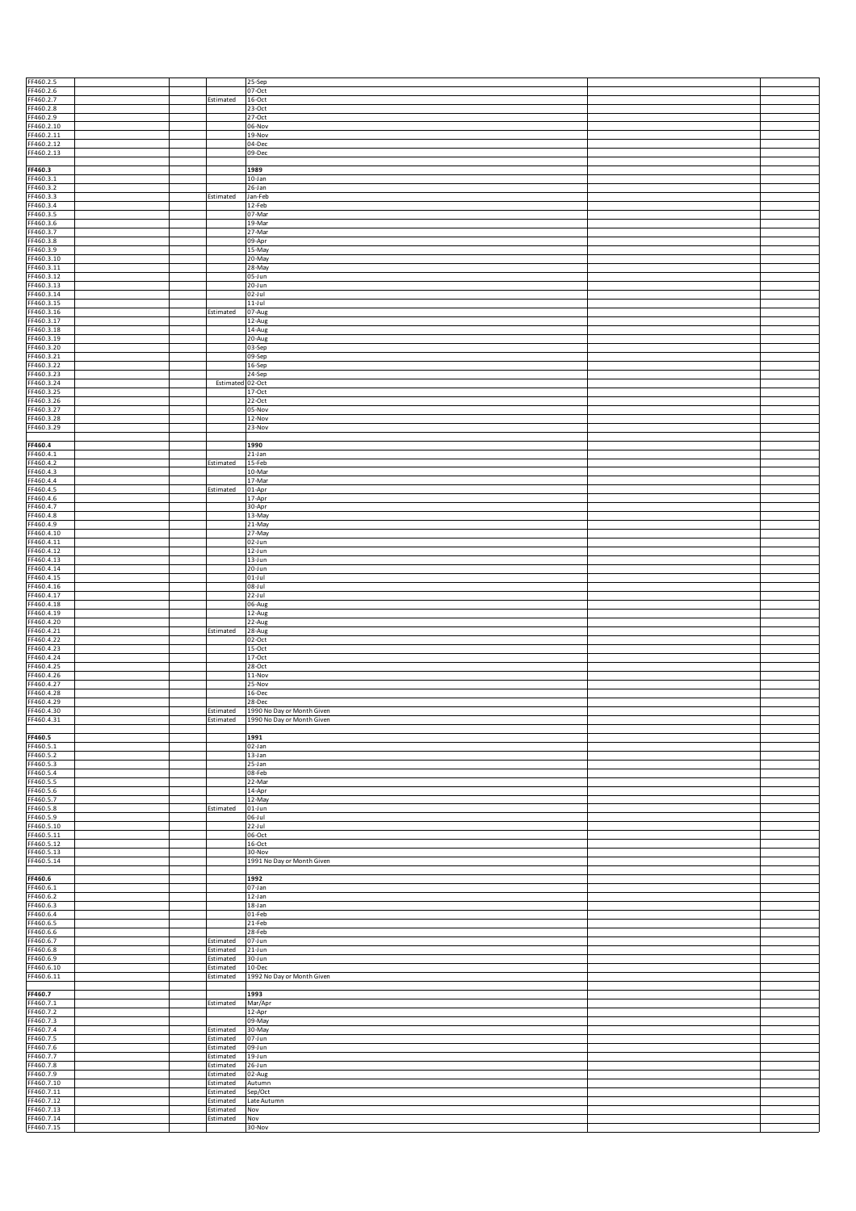| | | | | | |
|---|---|---|---|---|---|
| FF460.2.5 | | | 25-Sep | | |
| FF460.2.6 | | | 07-Oct | | |
| FF460.2.7 | | Estimated | 16-Oct | | |
| FF460.2.8 | | | 23-Oct | | |
| FF460.2.9 | | | 27-Oct | | |
| FF460.2.10 | | | 06-Nov | | |
| FF460.2.11 | | | 19-Nov | | |
| FF460.2.12 | | | 04-Dec | | |
| FF460.2.13 | | | 09-Dec | | |
| | | | | | |
| **FF460.3** | | | **1989** | | |
| FF460.3.1 | | | 10-Jan | | |
| FF460.3.2 | | | 26-Jan | | |
| FF460.3.3 | | Estimated | Jan-Feb | | |
| FF460.3.4 | | | 12-Feb | | |
| FF460.3.5 | | | 07-Mar | | |
| FF460.3.6 | | | 19-Mar | | |
| FF460.3.7 | | | 27-Mar | | |
| FF460.3.8 | | | 09-Apr | | |
| FF460.3.9 | | | 15-May | | |
| FF460.3.10 | | | 20-May | | |
| FF460.3.11 | | | 28-May | | |
| FF460.3.12 | | | 05-Jun | | |
| FF460.3.13 | | | 20-Jun | | |
| FF460.3.14 | | | 02-Jul | | |
| FF460.3.15 | | | 11-Jul | | |
| FF460.3.16 | | Estimated | 07-Aug | | |
| FF460.3.17 | | | 12-Aug | | |
| FF460.3.18 | | | 14-Aug | | |
| FF460.3.19 | | | 20-Aug | | |
| FF460.3.20 | | | 03-Sep | | |
| FF460.3.21 | | | 09-Sep | | |
| FF460.3.22 | | | 16-Sep | | |
| FF460.3.23 | | | 24-Sep | | |
| FF460.3.24 | | Estimated | 02-Oct | | |
| FF460.3.25 | | | 17-Oct | | |
| FF460.3.26 | | | 22-Oct | | |
| FF460.3.27 | | | 05-Nov | | |
| FF460.3.28 | | | 12-Nov | | |
| FF460.3.29 | | | 23-Nov | | |
| | | | | | |
| **FF460.4** | | | **1990** | | |
| FF460.4.1 | | | 21-Jan | | |
| FF460.4.2 | | Estimated | 15-Feb | | |
| FF460.4.3 | | | 10-Mar | | |
| FF460.4.4 | | | 17-Mar | | |
| FF460.4.5 | | Estimated | 01-Apr | | |
| FF460.4.6 | | | 17-Apr | | |
| FF460.4.7 | | | 30-Apr | | |
| FF460.4.8 | | | 13-May | | |
| FF460.4.9 | | | 21-May | | |
| FF460.4.10 | | | 27-May | | |
| FF460.4.11 | | | 02-Jun | | |
| FF460.4.12 | | | 12-Jun | | |
| FF460.4.13 | | | 13-Jun | | |
| FF460.4.14 | | | 20-Jun | | |
| FF460.4.15 | | | 01-Jul | | |
| FF460.4.16 | | | 08-Jul | | |
| FF460.4.17 | | | 22-Jul | | |
| FF460.4.18 | | | 06-Aug | | |
| FF460.4.19 | | | 12-Aug | | |
| FF460.4.20 | | | 22-Aug | | |
| FF460.4.21 | | Estimated | 28-Aug | | |
| FF460.4.22 | | | 02-Oct | | |
| FF460.4.23 | | | 15-Oct | | |
| FF460.4.24 | | | 17-Oct | | |
| FF460.4.25 | | | 28-Oct | | |
| FF460.4.26 | | | 11-Nov | | |
| FF460.4.27 | | | 25-Nov | | |
| FF460.4.28 | | | 16-Dec | | |
| FF460.4.29 | | | 28-Dec | | |
| FF460.4.30 | | Estimated | 1990 No Day or Month Given | | |
| FF460.4.31 | | Estimated | 1990 No Day or Month Given | | |
| | | | | | |
| **FF460.5** | | | **1991** | | |
| FF460.5.1 | | | 02-Jan | | |
| FF460.5.2 | | | 13-Jan | | |
| FF460.5.3 | | | 25-Jan | | |
| FF460.5.4 | | | 08-Feb | | |
| FF460.5.5 | | | 22-Mar | | |
| FF460.5.6 | | | 14-Apr | | |
| FF460.5.7 | | | 12-May | | |
| FF460.5.8 | | Estimated | 01-Jun | | |
| FF460.5.9 | | | 06-Jul | | |
| FF460.5.10 | | | 22-Jul | | |
| FF460.5.11 | | | 06-Oct | | |
| FF460.5.12 | | | 16-Oct | | |
| FF460.5.13 | | | 30-Nov | | |
| FF460.5.14 | | | 1991 No Day or Month Given | | |
| | | | | | |
| **FF460.6** | | | **1992** | | |
| FF460.6.1 | | | 07-Jan | | |
| FF460.6.2 | | | 12-Jan | | |
| FF460.6.3 | | | 18-Jan | | |
| FF460.6.4 | | | 01-Feb | | |
| FF460.6.5 | | | 21-Feb | | |
| FF460.6.6 | | | 28-Feb | | |
| FF460.6.7 | | Estimated | 07-Jun | | |
| FF460.6.8 | | Estimated | 21-Jun | | |
| FF460.6.9 | | Estimated | 30-Jun | | |
| FF460.6.10 | | Estimated | 10-Dec | | |
| FF460.6.11 | | Estimated | 1992 No Day or Month Given | | |
| | | | | | |
| **FF460.7** | | | **1993** | | |
| FF460.7.1 | | Estimated | Mar/Apr | | |
| FF460.7.2 | | | 12-Apr | | |
| FF460.7.3 | | | 09-May | | |
| FF460.7.4 | | Estimated | 30-May | | |
| FF460.7.5 | | Estimated | 07-Jun | | |
| FF460.7.6 | | Estimated | 09-Jun | | |
| FF460.7.7 | | Estimated | 19-Jun | | |
| FF460.7.8 | | Estimated | 26-Jun | | |
| FF460.7.9 | | Estimated | 02-Aug | | |
| FF460.7.10 | | Estimated | Autumn | | |
| FF460.7.11 | | Estimated | Sep/Oct | | |
| FF460.7.12 | | Estimated | Late Autumn | | |
| FF460.7.13 | | Estimated | Nov | | |
| FF460.7.14 | | Estimated | Nov | | |
| FF460.7.15 | | | 30-Nov | | |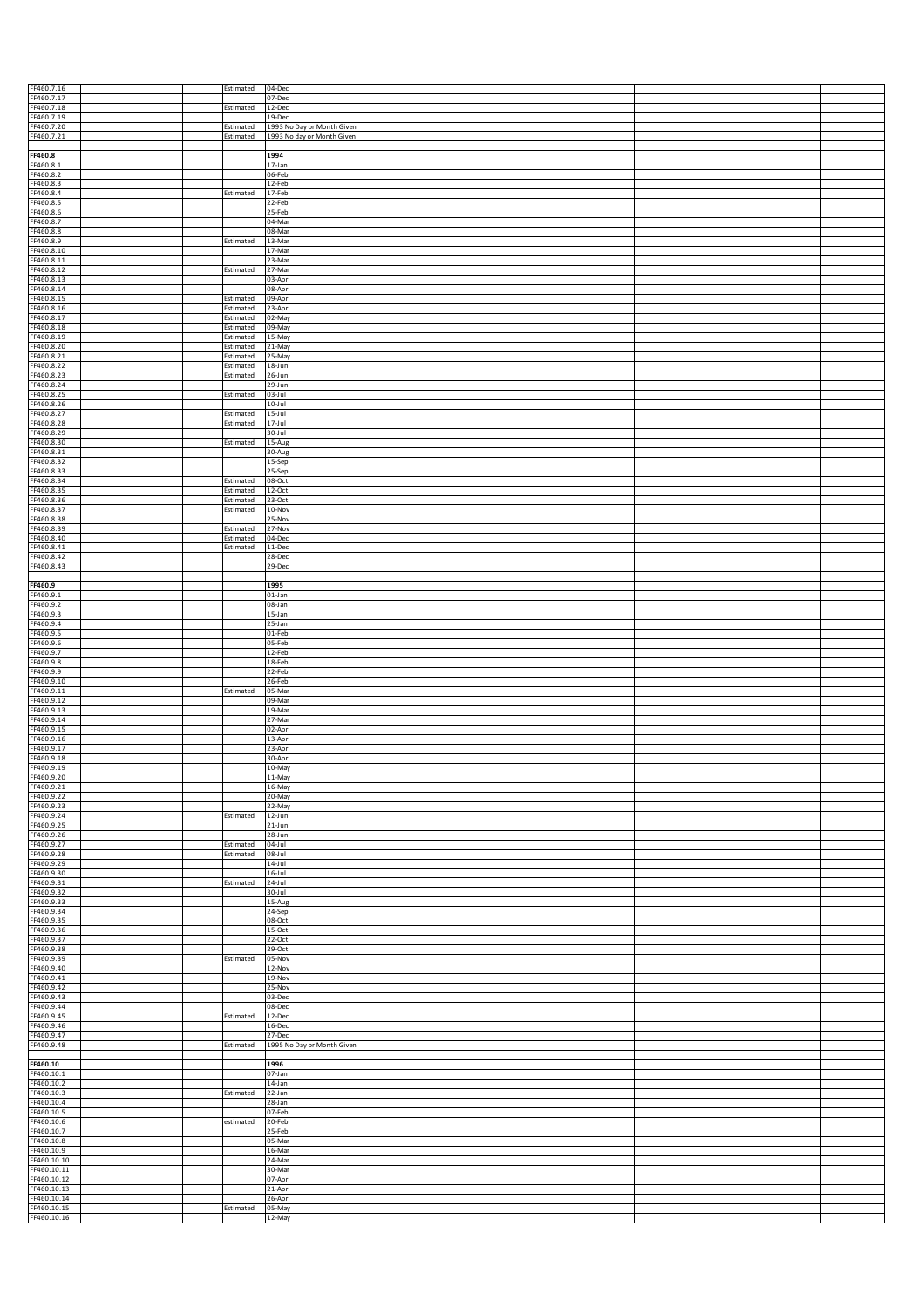| | | | | | |
|---|---|---|---|---|---|
| FF460.7.16 | | Estimated | 04-Dec | | |
| FF460.7.17 | | | 07-Dec | | |
| FF460.7.18 | | Estimated | 12-Dec | | |
| FF460.7.19 | | | 19-Dec | | |
| FF460.7.20 | | Estimated | 1993 No Day or Month Given | | |
| FF460.7.21 | | Estimated | 1993 No day or Month Given | | |
| | | | | | |
| **FF460.8** | | | **1994** | | |
| FF460.8.1 | | | 17-Jan | | |
| FF460.8.2 | | | 06-Feb | | |
| FF460.8.3 | | | 12-Feb | | |
| FF460.8.4 | | Estimated | 17-Feb | | |
| FF460.8.5 | | | 22-Feb | | |
| FF460.8.6 | | | 25-Feb | | |
| FF460.8.7 | | | 04-Mar | | |
| FF460.8.8 | | | 08-Mar | | |
| FF460.8.9 | | Estimated | 13-Mar | | |
| FF460.8.10 | | | 17-Mar | | |
| FF460.8.11 | | | 23-Mar | | |
| FF460.8.12 | | Estimated | 27-Mar | | |
| FF460.8.13 | | | 03-Apr | | |
| FF460.8.14 | | | 08-Apr | | |
| FF460.8.15 | | Estimated | 09-Apr | | |
| FF460.8.16 | | Estimated | 23-Apr | | |
| FF460.8.17 | | Estimated | 02-May | | |
| FF460.8.18 | | Estimated | 09-May | | |
| FF460.8.19 | | Estimated | 15-May | | |
| FF460.8.20 | | Estimated | 21-May | | |
| FF460.8.21 | | Estimated | 25-May | | |
| FF460.8.22 | | Estimated | 18-Jun | | |
| FF460.8.23 | | Estimated | 26-Jun | | |
| FF460.8.24 | | | 29-Jun | | |
| FF460.8.25 | | Estimated | 03-Jul | | |
| FF460.8.26 | | | 10-Jul | | |
| FF460.8.27 | | Estimated | 15-Jul | | |
| FF460.8.28 | | Estimated | 17-Jul | | |
| FF460.8.29 | | | 30-Jul | | |
| FF460.8.30 | | Estimated | 15-Aug | | |
| FF460.8.31 | | | 30-Aug | | |
| FF460.8.32 | | | 15-Sep | | |
| FF460.8.33 | | | 25-Sep | | |
| FF460.8.34 | | Estimated | 08-Oct | | |
| FF460.8.35 | | Estimated | 12-Oct | | |
| FF460.8.36 | | Estimated | 23-Oct | | |
| FF460.8.37 | | Estimated | 10-Nov | | |
| FF460.8.38 | | | 25-Nov | | |
| FF460.8.39 | | Estimated | 27-Nov | | |
| FF460.8.40 | | Estimated | 04-Dec | | |
| FF460.8.41 | | Estimated | 11-Dec | | |
| FF460.8.42 | | | 28-Dec | | |
| FF460.8.43 | | | 29-Dec | | |
| | | | | | |
| **FF460.9** | | | **1995** | | |
| FF460.9.1 | | | 01-Jan | | |
| FF460.9.2 | | | 08-Jan | | |
| FF460.9.3 | | | 15-Jan | | |
| FF460.9.4 | | | 25-Jan | | |
| FF460.9.5 | | | 01-Feb | | |
| FF460.9.6 | | | 05-Feb | | |
| FF460.9.7 | | | 12-Feb | | |
| FF460.9.8 | | | 18-Feb | | |
| FF460.9.9 | | | 22-Feb | | |
| FF460.9.10 | | | 26-Feb | | |
| FF460.9.11 | | Estimated | 05-Mar | | |
| FF460.9.12 | | | 09-Mar | | |
| FF460.9.13 | | | 19-Mar | | |
| FF460.9.14 | | | 27-Mar | | |
| FF460.9.15 | | | 02-Apr | | |
| FF460.9.16 | | | 13-Apr | | |
| FF460.9.17 | | | 23-Apr | | |
| FF460.9.18 | | | 30-Apr | | |
| FF460.9.19 | | | 10-May | | |
| FF460.9.20 | | | 11-May | | |
| FF460.9.21 | | | 16-May | | |
| FF460.9.22 | | | 20-May | | |
| FF460.9.23 | | | 22-May | | |
| FF460.9.24 | | Estimated | 12-Jun | | |
| FF460.9.25 | | | 21-Jun | | |
| FF460.9.26 | | | 28-Jun | | |
| FF460.9.27 | | Estimated | 04-Jul | | |
| FF460.9.28 | | Estimated | 08-Jul | | |
| FF460.9.29 | | | 14-Jul | | |
| FF460.9.30 | | | 16-Jul | | |
| FF460.9.31 | | Estimated | 24-Jul | | |
| FF460.9.32 | | | 30-Jul | | |
| FF460.9.33 | | | 15-Aug | | |
| FF460.9.34 | | | 24-Sep | | |
| FF460.9.35 | | | 08-Oct | | |
| FF460.9.36 | | | 15-Oct | | |
| FF460.9.37 | | | 22-Oct | | |
| FF460.9.38 | | | 29-Oct | | |
| FF460.9.39 | | Estimated | 05-Nov | | |
| FF460.9.40 | | | 12-Nov | | |
| FF460.9.41 | | | 19-Nov | | |
| FF460.9.42 | | | 25-Nov | | |
| FF460.9.43 | | | 03-Dec | | |
| FF460.9.44 | | | 08-Dec | | |
| FF460.9.45 | | Estimated | 12-Dec | | |
| FF460.9.46 | | | 16-Dec | | |
| FF460.9.47 | | | 27-Dec | | |
| FF460.9.48 | | Estimated | 1995 No Day or Month Given | | |
| | | | | | |
| **FF460.10** | | | **1996** | | |
| FF460.10.1 | | | 07-Jan | | |
| FF460.10.2 | | | 14-Jan | | |
| FF460.10.3 | | Estimated | 22-Jan | | |
| FF460.10.4 | | | 28-Jan | | |
| FF460.10.5 | | | 07-Feb | | |
| FF460.10.6 | | estimated | 20-Feb | | |
| FF460.10.7 | | | 25-Feb | | |
| FF460.10.8 | | | 05-Mar | | |
| FF460.10.9 | | | 16-Mar | | |
| FF460.10.10 | | | 24-Mar | | |
| FF460.10.11 | | | 30-Mar | | |
| FF460.10.12 | | | 07-Apr | | |
| FF460.10.13 | | | 21-Apr | | |
| FF460.10.14 | | | 26-Apr | | |
| FF460.10.15 | | Estimated | 05-May | | |
| FF460.10.16 | | | 12-May | | |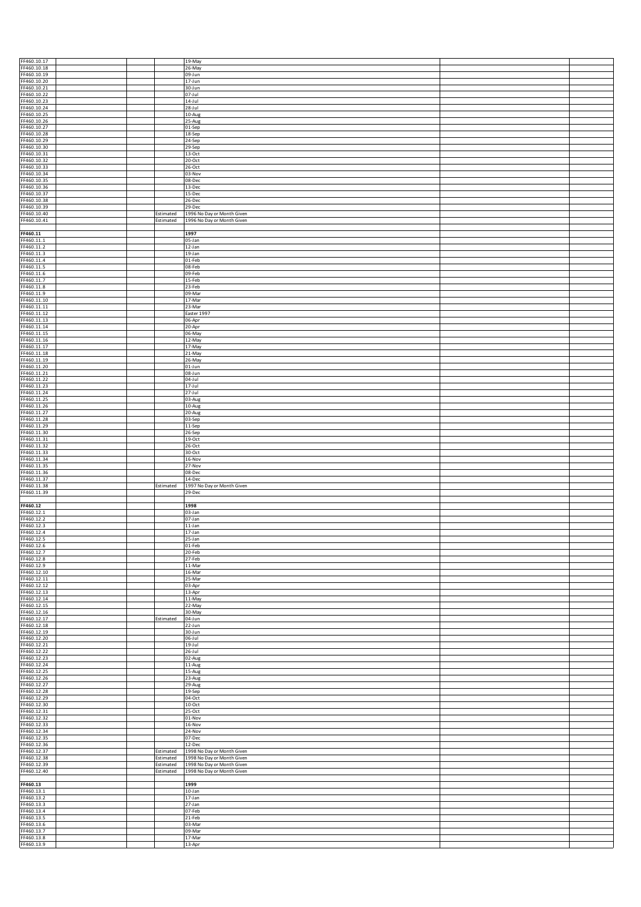| | | | | | |
|---|---|---|---|---|---|
| FF460.10.17 | | | 19-May | | |
| FF460.10.18 | | | 26-May | | |
| FF460.10.19 | | | 09-Jun | | |
| FF460.10.20 | | | 17-Jun | | |
| FF460.10.21 | | | 30-Jun | | |
| FF460.10.22 | | | 07-Jul | | |
| FF460.10.23 | | | 14-Jul | | |
| FF460.10.24 | | | 28-Jul | | |
| FF460.10.25 | | | 10-Aug | | |
| FF460.10.26 | | | 25-Aug | | |
| FF460.10.27 | | | 01-Sep | | |
| FF460.10.28 | | | 18-Sep | | |
| FF460.10.29 | | | 24-Sep | | |
| FF460.10.30 | | | 29-Sep | | |
| FF460.10.31 | | | 13-Oct | | |
| FF460.10.32 | | | 20-Oct | | |
| FF460.10.33 | | | 26-Oct | | |
| FF460.10.34 | | | 03-Nov | | |
| FF460.10.35 | | | 08-Dec | | |
| FF460.10.36 | | | 13-Dec | | |
| FF460.10.37 | | | 15-Dec | | |
| FF460.10.38 | | | 26-Dec | | |
| FF460.10.39 | | | 29-Dec | | |
| FF460.10.40 | | Estimated | 1996 No Day or Month Given | | |
| FF460.10.41 | | Estimated | 1996 No Day or Month Given | | |
| | | | | | |
| **FF460.11** | | | **1997** | | |
| FF460.11.1 | | | 05-Jan | | |
| FF460.11.2 | | | 12-Jan | | |
| FF460.11.3 | | | 19-Jan | | |
| FF460.11.4 | | | 01-Feb | | |
| FF460.11.5 | | | 08-Feb | | |
| FF460.11.6 | | | 09-Feb | | |
| FF460.11.7 | | | 15-Feb | | |
| FF460.11.8 | | | 23-Feb | | |
| FF460.11.9 | | | 09-Mar | | |
| FF460.11.10 | | | 17-Mar | | |
| FF460.11.11 | | | 23-Mar | | |
| FF460.11.12 | | | Easter 1997 | | |
| FF460.11.13 | | | 06-Apr | | |
| FF460.11.14 | | | 20-Apr | | |
| FF460.11.15 | | | 06-May | | |
| FF460.11.16 | | | 12-May | | |
| FF460.11.17 | | | 17-May | | |
| FF460.11.18 | | | 21-May | | |
| FF460.11.19 | | | 26-May | | |
| FF460.11.20 | | | 01-Jun | | |
| FF460.11.21 | | | 08-Jun | | |
| FF460.11.22 | | | 04-Jul | | |
| FF460.11.23 | | | 17-Jul | | |
| FF460.11.24 | | | 27-Jul | | |
| FF460.11.25 | | | 03-Aug | | |
| FF460.11.26 | | | 10-Aug | | |
| FF460.11.27 | | | 20-Aug | | |
| FF460.11.28 | | | 03-Sep | | |
| FF460.11.29 | | | 11-Sep | | |
| FF460.11.30 | | | 26-Sep | | |
| FF460.11.31 | | | 19-Oct | | |
| FF460.11.32 | | | 26-Oct | | |
| FF460.11.33 | | | 30-Oct | | |
| FF460.11.34 | | | 16-Nov | | |
| FF460.11.35 | | | 27-Nov | | |
| FF460.11.36 | | | 08-Dec | | |
| FF460.11.37 | | | 14-Dec | | |
| FF460.11.38 | | Estimated | 1997 No Day or Month Given | | |
| FF460.11.39 | | | 29-Dec | | |
| | | | | | |
| **FF460.12** | | | **1998** | | |
| FF460.12.1 | | | 03-Jan | | |
| FF460.12.2 | | | 07-Jan | | |
| FF460.12.3 | | | 11-Jan | | |
| FF460.12.4 | | | 17-Jan | | |
| FF460.12.5 | | | 25-Jan | | |
| FF460.12.6 | | | 01-Feb | | |
| FF460.12.7 | | | 20-Feb | | |
| FF460.12.8 | | | 27-Feb | | |
| FF460.12.9 | | | 11-Mar | | |
| FF460.12.10 | | | 16-Mar | | |
| FF460.12.11 | | | 25-Mar | | |
| FF460.12.12 | | | 03-Apr | | |
| FF460.12.13 | | | 13-Apr | | |
| FF460.12.14 | | | 11-May | | |
| FF460.12.15 | | | 22-May | | |
| FF460.12.16 | | | 30-May | | |
| FF460.12.17 | | Estimated | 04-Jun | | |
| FF460.12.18 | | | 22-Jun | | |
| FF460.12.19 | | | 30-Jun | | |
| FF460.12.20 | | | 06-Jul | | |
| FF460.12.21 | | | 19-Jul | | |
| FF460.12.22 | | | 26-Jul | | |
| FF460.12.23 | | | 02-Aug | | |
| FF460.12.24 | | | 11-Aug | | |
| FF460.12.25 | | | 15-Aug | | |
| FF460.12.26 | | | 23-Aug | | |
| FF460.12.27 | | | 29-Aug | | |
| FF460.12.28 | | | 19-Sep | | |
| FF460.12.29 | | | 04-Oct | | |
| FF460.12.30 | | | 10-Oct | | |
| FF460.12.31 | | | 25-Oct | | |
| FF460.12.32 | | | 01-Nov | | |
| FF460.12.33 | | | 16-Nov | | |
| FF460.12.34 | | | 24-Nov | | |
| FF460.12.35 | | | 07-Dec | | |
| FF460.12.36 | | | 12-Dec | | |
| FF460.12.37 | | Estimated | 1998 No Day or Month Given | | |
| FF460.12.38 | | Estimated | 1998 No Day or Month Given | | |
| FF460.12.39 | | Estimated | 1998 No Day or Month Given | | |
| FF460.12.40 | | Estimated | 1998 No Day or Month Given | | |
| | | | | | |
| **FF460.13** | | | **1999** | | |
| FF460.13.1 | | | 10-Jan | | |
| FF460.13.2 | | | 17-Jan | | |
| FF460.13.3 | | | 27-Jan | | |
| FF460.13.4 | | | 07-Feb | | |
| FF460.13.5 | | | 21-Feb | | |
| FF460.13.6 | | | 03-Mar | | |
| FF460.13.7 | | | 09-Mar | | |
| FF460.13.8 | | | 17-Mar | | |
| FF460.13.9 | | | 13-Apr | | |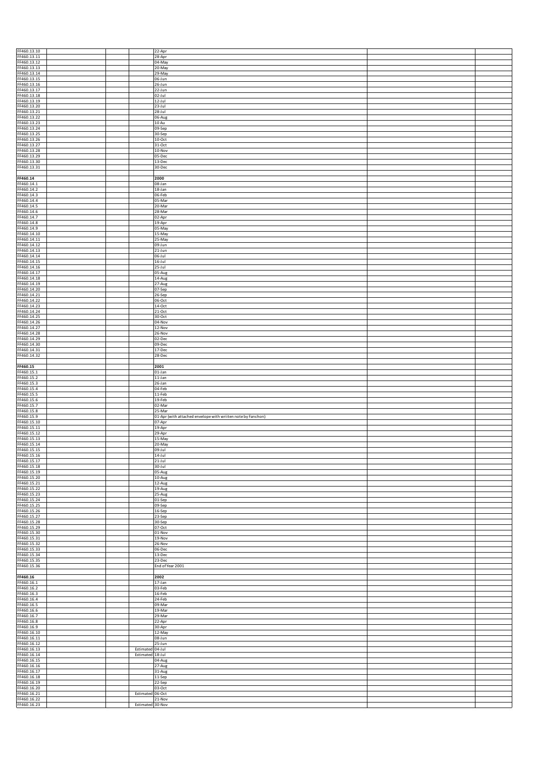| | | | | | |
|---|---|---|---|---|---|
| FF460.13.10 | | | 22-Apr | | |
| FF460.13.11 | | | 28-Apr | | |
| FF460.13.12 | | | 04-May | | |
| FF460.13.13 | | | 20-May | | |
| FF460.13.14 | | | 29-May | | |
| FF460.13.15 | | | 06-Jun | | |
| FF460.13.16 | | | 26-Jun | | |
| FF460.13.17 | | | 22-Jun | | |
| FF460.13.18 | | | 02-Jul | | |
| FF460.13.19 | | | 12-Jul | | |
| FF460.13.20 | | | 23-Jul | | |
| FF460.13.21 | | | 28-Jul | | |
| FF460.13.22 | | | 06-Aug | | |
| FF460.13.23 | | | 10-Au | | |
| FF460.13.24 | | | 09-Sep | | |
| FF460.13.25 | | | 30-Sep | | |
| FF460.13.26 | | | 10-Oct | | |
| FF460.13.27 | | | 31-Oct | | |
| FF460.13.28 | | | 10-Nov | | |
| FF460.13.29 | | | 05-Dec | | |
| FF460.13.30 | | | 13-Dec | | |
| FF460.13.31 | | | 30-Dec | | |
| | | | | | |
| **FF460.14** | | | **2000** | | |
| FF460.14.1 | | | 08-Jan | | |
| FF460.14.2 | | | 18-Jan | | |
| FF460.14.3 | | | 06-Feb | | |
| FF460.14.4 | | | 05-Mar | | |
| FF460.14.5 | | | 20-Mar | | |
| FF460.14.6 | | | 28-Mar | | |
| FF460.14.7 | | | 02-Apr | | |
| FF460.14.8 | | | 19-Apr | | |
| FF460.14.9 | | | 05-May | | |
| FF460.14.10 | | | 15-May | | |
| FF460.14.11 | | | 25-May | | |
| FF460.14.12 | | | 09-Jun | | |
| FF460.14.13 | | | 21-Jun | | |
| FF460.14.14 | | | 06-Jul | | |
| FF460.14.15 | | | 16-Jul | | |
| FF460.14.16 | | | 25-Jul | | |
| FF460.14.17 | | | 05-Aug | | |
| FF460.14.18 | | | 14-Aug | | |
| FF460.14.19 | | | 27-Aug | | |
| FF460.14.20 | | | 07-Sep | | |
| FF460.14.21 | | | 26-Sep | | |
| FF460.14.22 | | | 06-Oct | | |
| FF460.14.23 | | | 14-Oct | | |
| FF460.14.24 | | | 21-Oct | | |
| FF460.14.25 | | | 30-Oct | | |
| FF460.14.26 | | | 04-Nov | | |
| FF460.14.27 | | | 12-Nov | | |
| FF460.14.28 | | | 26-Nov | | |
| FF460.14.29 | | | 02-Dec | | |
| FF460.14.30 | | | 09-Dec | | |
| FF460.14.31 | | | 17-Dec | | |
| FF460.14.32 | | | 28-Dec | | |
| | | | | | |
| **FF460.15** | | | **2001** | | |
| FF460.15.1 | | | 01-Jan | | |
| FF460.15.2 | | | 11-Jan | | |
| FF460.15.3 | | | 26-Jan | | |
| FF460.15.4 | | | 04-Feb | | |
| FF460.15.5 | | | 11-Feb | | |
| FF460.15.6 | | | 19-Feb | | |
| FF460.15.7 | | | 02-Mar | | |
| FF460.15.8 | | | 25-Mar | | |
| FF460.15.9 | | | 01-Apr (with attached envelope with wriiten note by Fanchon) | | |
| FF460.15.10 | | | 07-Apr | | |
| FF460.15.11 | | | 19-Apr | | |
| FF460.15.12 | | | 29-Apr | | |
| FF460.15.13 | | | 15-May | | |
| FF460.15.14 | | | 20-May | | |
| FF460.15.15 | | | 09-Jul | | |
| FF460.15.16 | | | 14-Jul | | |
| FF460.15.17 | | | 21-Jul | | |
| FF460.15.18 | | | 30-Jul | | |
| FF460.15.19 | | | 05-Aug | | |
| FF460.15.20 | | | 10-Aug | | |
| FF460.15.21 | | | 12-Aug | | |
| FF460.15.22 | | | 19-Aug | | |
| FF460.15.23 | | | 25-Aug | | |
| FF460.15.24 | | | 01-Sep | | |
| FF460.15.25 | | | 09-Sep | | |
| FF460.15.26 | | | 16-Sep | | |
| FF460.15.27 | | | 23-Sep | | |
| FF460.15.28 | | | 30-Sep | | |
| FF460.15.29 | | | 07-Oct | | |
| FF460.15.30 | | | 01-Nov | | |
| FF460.15.31 | | | 19-Nov | | |
| FF460.15.32 | | | 26-Nov | | |
| FF460.15.33 | | | 06-Dec | | |
| FF460.15.34 | | | 13-Dec | | |
| FF460.15.35 | | | 23-Dec | | |
| FF460.15.36 | | | End of Year 2001 | | |
| | | | | | |
| **FF460.16** | | | **2002** | | |
| FF460.16.1 | | | 17-Jan | | |
| FF460.16.2 | | | 03-Feb | | |
| FF460.16.3 | | | 16-Feb | | |
| FF460.16.4 | | | 24-Feb | | |
| FF460.16.5 | | | 09-Mar | | |
| FF460.16.6 | | | 19-Mar | | |
| FF460.16.7 | | | 29-Mar | | |
| FF460.16.8 | | | 22-Apr | | |
| FF460.16.9 | | | 30-Apr | | |
| FF460.16.10 | | | 12-May | | |
| FF460.16.11 | | | 08-Jun | | |
| FF460.16.12 | | | 25-Jun | | |
| FF460.16.13 | | Estimated | 04-Jul | | |
| FF460.16.14 | | Estimated | 18-Jul | | |
| FF460.16.15 | | | 04-Aug | | |
| FF460.16.16 | | | 27-Aug | | |
| FF460.16.17 | | | 31-Aug | | |
| FF460.16.18 | | | 11-Sep | | |
| FF460.16.19 | | | 22-Sep | | |
| FF460.16.20 | | | 03-Oct | | |
| FF460.16.21 | | Estimated | 06-Oct | | |
| FF460.16.22 | | | 21-Nov | | |
| FF460.16.23 | | Estimated | 30-Nov | | |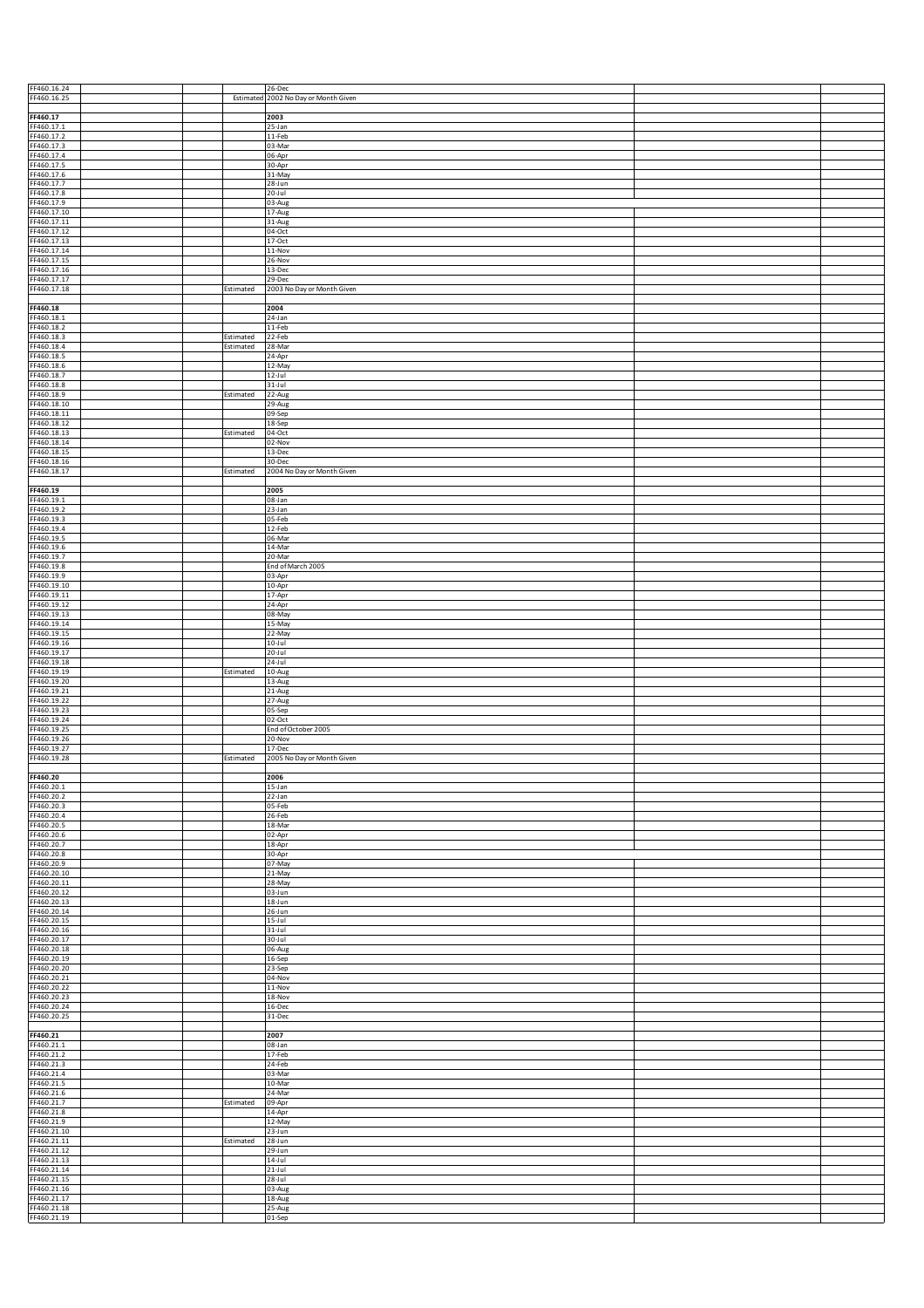| | | | | | |
|---|---|---|---|---|---|
| FF460.16.24 | | | 26-Dec | | |
| FF460.16.25 | | Estimated | 2002 No Day or Month Given | | |
| | | | | | |
| **FF460.17** | | | **2003** | | |
| FF460.17.1 | | | 25-Jan | | |
| FF460.17.2 | | | 11-Feb | | |
| FF460.17.3 | | | 03-Mar | | |
| FF460.17.4 | | | 06-Apr | | |
| FF460.17.5 | | | 30-Apr | | |
| FF460.17.6 | | | 31-May | | |
| FF460.17.7 | | | 28-Jun | | |
| FF460.17.8 | | | 20-Jul | | |
| FF460.17.9 | | | 03-Aug | | |
| FF460.17.10 | | | 17-Aug | | |
| FF460.17.11 | | | 31-Aug | | |
| FF460.17.12 | | | 04-Oct | | |
| FF460.17.13 | | | 17-Oct | | |
| FF460.17.14 | | | 11-Nov | | |
| FF460.17.15 | | | 26-Nov | | |
| FF460.17.16 | | | 13-Dec | | |
| FF460.17.17 | | | 29-Dec | | |
| FF460.17.18 | | Estimated | 2003 No Day or Month Given | | |
| | | | | | |
| **FF460.18** | | | **2004** | | |
| FF460.18.1 | | | 24-Jan | | |
| FF460.18.2 | | | 11-Feb | | |
| FF460.18.3 | | Estimated | 22-Feb | | |
| FF460.18.4 | | Estimated | 28-Mar | | |
| FF460.18.5 | | | 24-Apr | | |
| FF460.18.6 | | | 12-May | | |
| FF460.18.7 | | | 12-Jul | | |
| FF460.18.8 | | | 31-Jul | | |
| FF460.18.9 | | Estimated | 22-Aug | | |
| FF460.18.10 | | | 29-Aug | | |
| FF460.18.11 | | | 09-Sep | | |
| FF460.18.12 | | | 18-Sep | | |
| FF460.18.13 | | Estimated | 04-Oct | | |
| FF460.18.14 | | | 02-Nov | | |
| FF460.18.15 | | | 13-Dec | | |
| FF460.18.16 | | | 30-Dec | | |
| FF460.18.17 | | Estimated | 2004 No Day or Month Given | | |
| | | | | | |
| **FF460.19** | | | **2005** | | |
| FF460.19.1 | | | 08-Jan | | |
| FF460.19.2 | | | 23-Jan | | |
| FF460.19.3 | | | 05-Feb | | |
| FF460.19.4 | | | 12-Feb | | |
| FF460.19.5 | | | 06-Mar | | |
| FF460.19.6 | | | 14-Mar | | |
| FF460.19.7 | | | 20-Mar | | |
| FF460.19.8 | | | End of March 2005 | | |
| FF460.19.9 | | | 03-Apr | | |
| FF460.19.10 | | | 10-Apr | | |
| FF460.19.11 | | | 17-Apr | | |
| FF460.19.12 | | | 24-Apr | | |
| FF460.19.13 | | | 08-May | | |
| FF460.19.14 | | | 15-May | | |
| FF460.19.15 | | | 22-May | | |
| FF460.19.16 | | | 10-Jul | | |
| FF460.19.17 | | | 20-Jul | | |
| FF460.19.18 | | | 24-Jul | | |
| FF460.19.19 | | Estimated | 10-Aug | | |
| FF460.19.20 | | | 13-Aug | | |
| FF460.19.21 | | | 21-Aug | | |
| FF460.19.22 | | | 27-Aug | | |
| FF460.19.23 | | | 05-Sep | | |
| FF460.19.24 | | | 02-Oct | | |
| FF460.19.25 | | | End of October 2005 | | |
| FF460.19.26 | | | 20-Nov | | |
| FF460.19.27 | | | 17-Dec | | |
| FF460.19.28 | | Estimated | 2005 No Day or Month Given | | |
| | | | | | |
| **FF460.20** | | | **2006** | | |
| FF460.20.1 | | | 15-Jan | | |
| FF460.20.2 | | | 22-Jan | | |
| FF460.20.3 | | | 05-Feb | | |
| FF460.20.4 | | | 26-Feb | | |
| FF460.20.5 | | | 18-Mar | | |
| FF460.20.6 | | | 02-Apr | | |
| FF460.20.7 | | | 18-Apr | | |
| FF460.20.8 | | | 30-Apr | | |
| FF460.20.9 | | | 07-May | | |
| FF460.20.10 | | | 21-May | | |
| FF460.20.11 | | | 28-May | | |
| FF460.20.12 | | | 03-Jun | | |
| FF460.20.13 | | | 18-Jun | | |
| FF460.20.14 | | | 26-Jun | | |
| FF460.20.15 | | | 15-Jul | | |
| FF460.20.16 | | | 31-Jul | | |
| FF460.20.17 | | | 30-Jul | | |
| FF460.20.18 | | | 06-Aug | | |
| FF460.20.19 | | | 16-Sep | | |
| FF460.20.20 | | | 23-Sep | | |
| FF460.20.21 | | | 04-Nov | | |
| FF460.20.22 | | | 11-Nov | | |
| FF460.20.23 | | | 18-Nov | | |
| FF460.20.24 | | | 16-Dec | | |
| FF460.20.25 | | | 31-Dec | | |
| | | | | | |
| **FF460.21** | | | **2007** | | |
| FF460.21.1 | | | 08-Jan | | |
| FF460.21.2 | | | 17-Feb | | |
| FF460.21.3 | | | 24-Feb | | |
| FF460.21.4 | | | 03-Mar | | |
| FF460.21.5 | | | 10-Mar | | |
| FF460.21.6 | | | 24-Mar | | |
| FF460.21.7 | | Estimated | 09-Apr | | |
| FF460.21.8 | | | 14-Apr | | |
| FF460.21.9 | | | 12-May | | |
| FF460.21.10 | | | 23-Jun | | |
| FF460.21.11 | | Estimated | 28-Jun | | |
| FF460.21.12 | | | 29-Jun | | |
| FF460.21.13 | | | 14-Jul | | |
| FF460.21.14 | | | 21-Jul | | |
| FF460.21.15 | | | 28-Jul | | |
| FF460.21.16 | | | 03-Aug | | |
| FF460.21.17 | | | 18-Aug | | |
| FF460.21.18 | | | 25-Aug | | |
| FF460.21.19 | | | 01-Sep | | |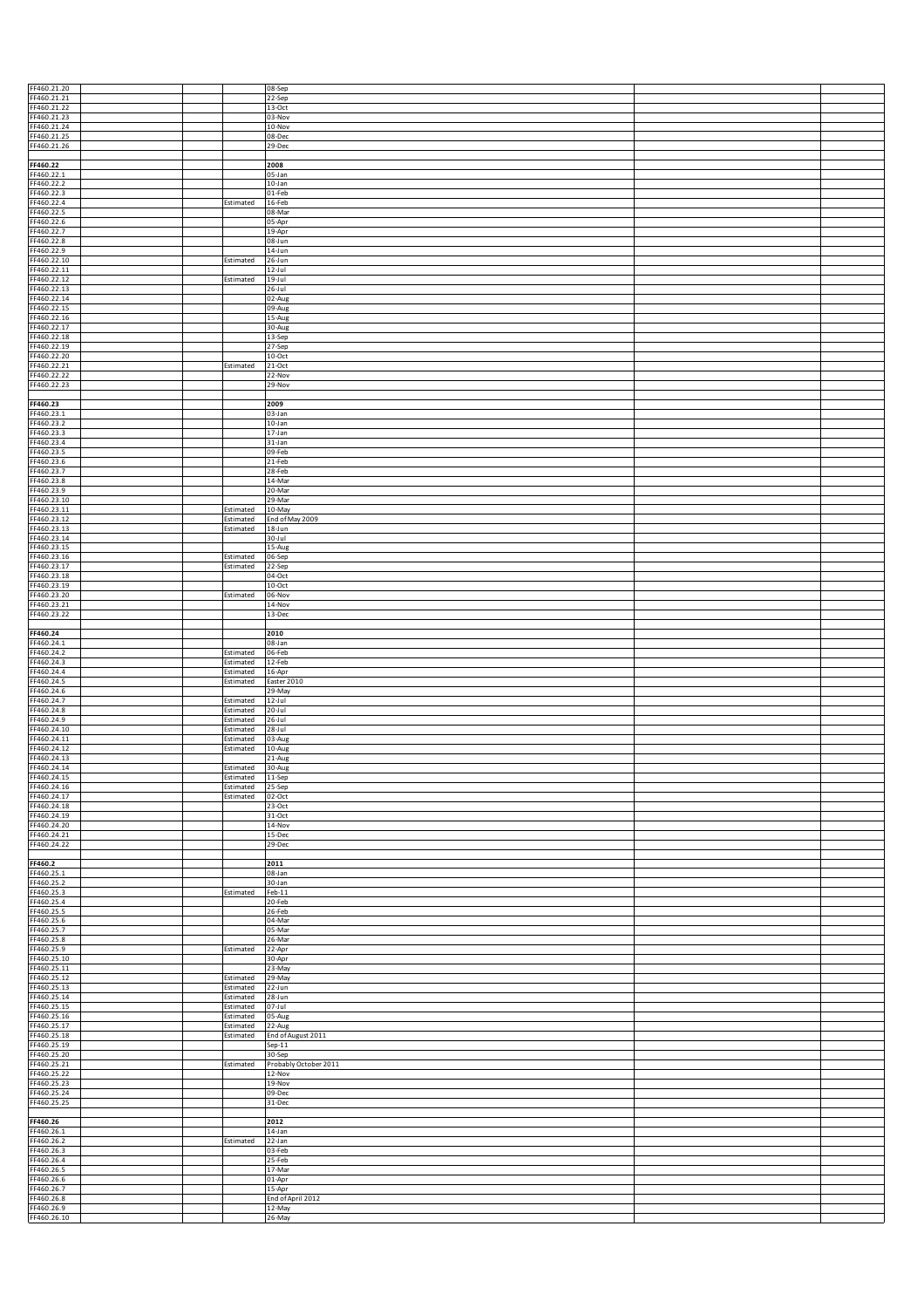| | | | | | |
|---|---|---|---|---|---|
| FF460.21.20 | | | 08-Sep | | |
| FF460.21.21 | | | 22-Sep | | |
| FF460.21.22 | | | 13-Oct | | |
| FF460.21.23 | | | 03-Nov | | |
| FF460.21.24 | | | 10-Nov | | |
| FF460.21.25 | | | 08-Dec | | |
| FF460.21.26 | | | 29-Dec | | |
| | | | | | |
| **FF460.22** | | | **2008** | | |
| FF460.22.1 | | | 05-Jan | | |
| FF460.22.2 | | | 10-Jan | | |
| FF460.22.3 | | | 01-Feb | | |
| FF460.22.4 | | Estimated | 16-Feb | | |
| FF460.22.5 | | | 08-Mar | | |
| FF460.22.6 | | | 05-Apr | | |
| FF460.22.7 | | | 19-Apr | | |
| FF460.22.8 | | | 08-Jun | | |
| FF460.22.9 | | | 14-Jun | | |
| FF460.22.10 | | Estimated | 26-Jun | | |
| FF460.22.11 | | | 12-Jul | | |
| FF460.22.12 | | Estimated | 19-Jul | | |
| FF460.22.13 | | | 26-Jul | | |
| FF460.22.14 | | | 02-Aug | | |
| FF460.22.15 | | | 09-Aug | | |
| FF460.22.16 | | | 15-Aug | | |
| FF460.22.17 | | | 30-Aug | | |
| FF460.22.18 | | | 13-Sep | | |
| FF460.22.19 | | | 27-Sep | | |
| FF460.22.20 | | | 10-Oct | | |
| FF460.22.21 | | Estimated | 21-Oct | | |
| FF460.22.22 | | | 22-Nov | | |
| FF460.22.23 | | | 29-Nov | | |
| | | | | | |
| **FF460.23** | | | **2009** | | |
| FF460.23.1 | | | 03-Jan | | |
| FF460.23.2 | | | 10-Jan | | |
| FF460.23.3 | | | 17-Jan | | |
| FF460.23.4 | | | 31-Jan | | |
| FF460.23.5 | | | 09-Feb | | |
| FF460.23.6 | | | 21-Feb | | |
| FF460.23.7 | | | 28-Feb | | |
| FF460.23.8 | | | 14-Mar | | |
| FF460.23.9 | | | 20-Mar | | |
| FF460.23.10 | | | 29-Mar | | |
| FF460.23.11 | | Estimated | 10-May | | |
| FF460.23.12 | | Estimated | End of May 2009 | | |
| FF460.23.13 | | Estimated | 18-Jun | | |
| FF460.23.14 | | | 30-Jul | | |
| FF460.23.15 | | | 15-Aug | | |
| FF460.23.16 | | Estimated | 06-Sep | | |
| FF460.23.17 | | Estimated | 22-Sep | | |
| FF460.23.18 | | | 04-Oct | | |
| FF460.23.19 | | | 10-Oct | | |
| FF460.23.20 | | Estimated | 06-Nov | | |
| FF460.23.21 | | | 14-Nov | | |
| FF460.23.22 | | | 13-Dec | | |
| | | | | | |
| **FF460.24** | | | **2010** | | |
| FF460.24.1 | | | 08-Jan | | |
| FF460.24.2 | | Estimated | 06-Feb | | |
| FF460.24.3 | | Estimated | 12-Feb | | |
| FF460.24.4 | | Estimated | 16-Apr | | |
| FF460.24.5 | | Estimated | Easter 2010 | | |
| FF460.24.6 | | | 29-May | | |
| FF460.24.7 | | Estimated | 12-Jul | | |
| FF460.24.8 | | Estimated | 20-Jul | | |
| FF460.24.9 | | Estimated | 26-Jul | | |
| FF460.24.10 | | Estimated | 28-Jul | | |
| FF460.24.11 | | Estimated | 03-Aug | | |
| FF460.24.12 | | Estimated | 10-Aug | | |
| FF460.24.13 | | | 21-Aug | | |
| FF460.24.14 | | Estimated | 30-Aug | | |
| FF460.24.15 | | Estimated | 11-Sep | | |
| FF460.24.16 | | Estimated | 25-Sep | | |
| FF460.24.17 | | Estimated | 02-Oct | | |
| FF460.24.18 | | | 23-Oct | | |
| FF460.24.19 | | | 31-Oct | | |
| FF460.24.20 | | | 14-Nov | | |
| FF460.24.21 | | | 15-Dec | | |
| FF460.24.22 | | | 29-Dec | | |
| | | | | | |
| **FF460.2** | | | **2011** | | |
| FF460.25.1 | | | 08-Jan | | |
| FF460.25.2 | | | 30-Jan | | |
| FF460.25.3 | | Estimated | Feb-11 | | |
| FF460.25.4 | | | 20-Feb | | |
| FF460.25.5 | | | 26-Feb | | |
| FF460.25.6 | | | 04-Mar | | |
| FF460.25.7 | | | 05-Mar | | |
| FF460.25.8 | | | 26-Mar | | |
| FF460.25.9 | | Estimated | 22-Apr | | |
| FF460.25.10 | | | 30-Apr | | |
| FF460.25.11 | | | 23-May | | |
| FF460.25.12 | | Estimated | 29-May | | |
| FF460.25.13 | | Estimated | 22-Jun | | |
| FF460.25.14 | | Estimated | 28-Jun | | |
| FF460.25.15 | | Estimated | 07-Jul | | |
| FF460.25.16 | | Estimated | 05-Aug | | |
| FF460.25.17 | | Estimated | 22-Aug | | |
| FF460.25.18 | | Estimated | End of August 2011 | | |
| FF460.25.19 | | | Sep-11 | | |
| FF460.25.20 | | | 30-Sep | | |
| FF460.25.21 | | Estimated | Probably October 2011 | | |
| FF460.25.22 | | | 12-Nov | | |
| FF460.25.23 | | | 19-Nov | | |
| FF460.25.24 | | | 09-Dec | | |
| FF460.25.25 | | | 31-Dec | | |
| | | | | | |
| **FF460.26** | | | **2012** | | |
| FF460.26.1 | | | 14-Jan | | |
| FF460.26.2 | | Estimated | 22-Jan | | |
| FF460.26.3 | | | 03-Feb | | |
| FF460.26.4 | | | 25-Feb | | |
| FF460.26.5 | | | 17-Mar | | |
| FF460.26.6 | | | 01-Apr | | |
| FF460.26.7 | | | 15-Apr | | |
| FF460.26.8 | | | End of April 2012 | | |
| FF460.26.9 | | | 12-May | | |
| FF460.26.10 | | | 26-May | | |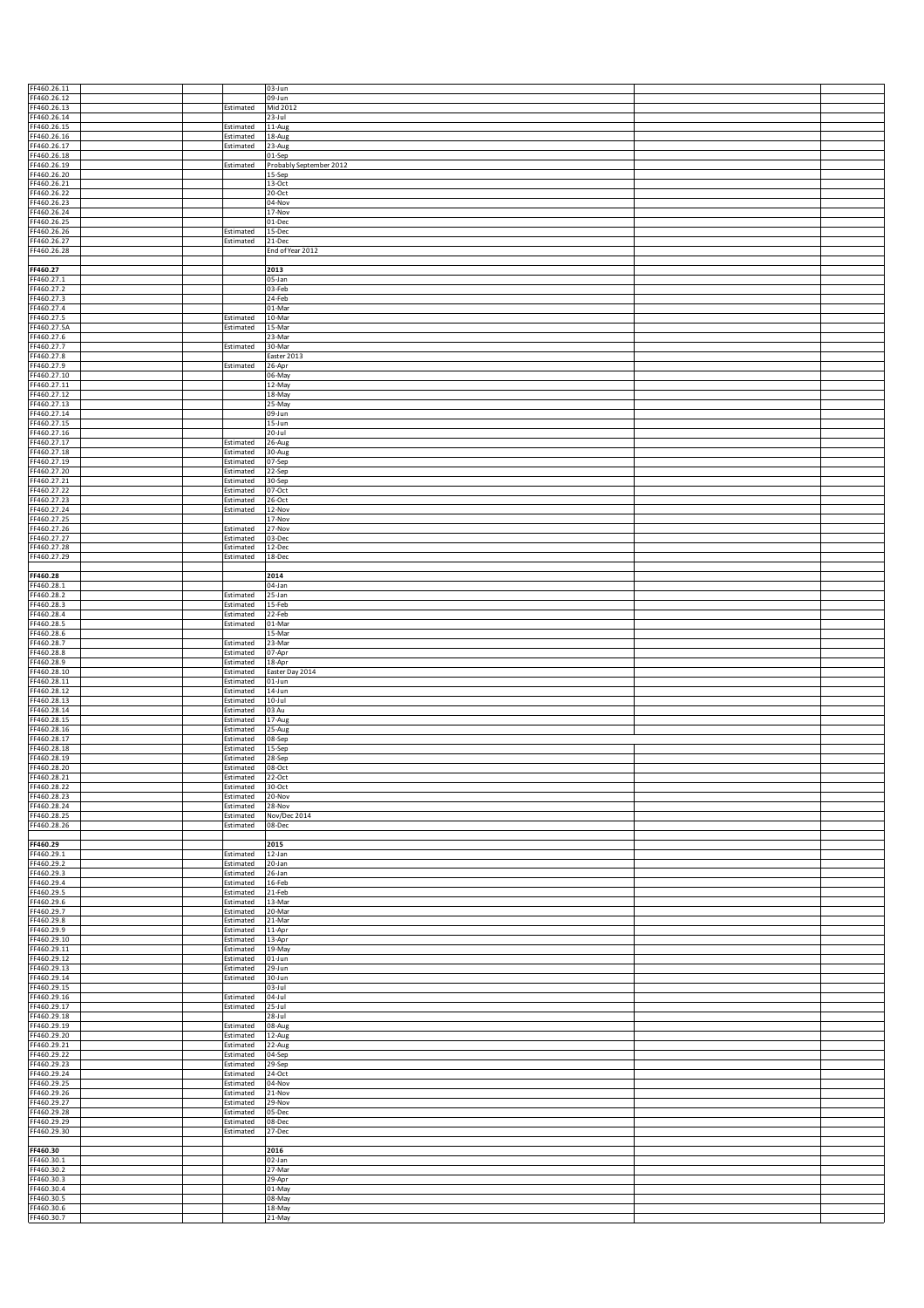| | | | | | | |
|---|---|---|---|---|---|---|
| FF460.26.11 | | | 03-Jun | | | |
| FF460.26.12 | | | 09-Jun | | | |
| FF460.26.13 | | Estimated | Mid 2012 | | | |
| FF460.26.14 | | | 23-Jul | | | |
| FF460.26.15 | | Estimated | 11-Aug | | | |
| FF460.26.16 | | Estimated | 18-Aug | | | |
| FF460.26.17 | | Estimated | 23-Aug | | | |
| FF460.26.18 | | | 01-Sep | | | |
| FF460.26.19 | | Estimated | Probably September 2012 | | | |
| FF460.26.20 | | | 15-Sep | | | |
| FF460.26.21 | | | 13-Oct | | | |
| FF460.26.22 | | | 20-Oct | | | |
| FF460.26.23 | | | 04-Nov | | | |
| FF460.26.24 | | | 17-Nov | | | |
| FF460.26.25 | | | 01-Dec | | | |
| FF460.26.26 | | Estimated | 15-Dec | | | |
| FF460.26.27 | | Estimated | 21-Dec | | | |
| FF460.26.28 | | | End of Year 2012 | | | |
| | | | | | | |
| **FF460.27** | | | **2013** | | | |
| FF460.27.1 | | | 05-Jan | | | |
| FF460.27.2 | | | 03-Feb | | | |
| FF460.27.3 | | | 24-Feb | | | |
| FF460.27.4 | | | 01-Mar | | | |
| FF460.27.5 | | Estimated | 10-Mar | | | |
| FF460.27.5A | | Estimated | 15-Mar | | | |
| FF460.27.6 | | | 23-Mar | | | |
| FF460.27.7 | | Estimated | 30-Mar | | | |
| FF460.27.8 | | | Easter 2013 | | | |
| FF460.27.9 | | Estimated | 26-Apr | | | |
| FF460.27.10 | | | 06-May | | | |
| FF460.27.11 | | | 12-May | | | |
| FF460.27.12 | | | 18-May | | | |
| FF460.27.13 | | | 25-May | | | |
| FF460.27.14 | | | 09-Jun | | | |
| FF460.27.15 | | | 15-Jun | | | |
| FF460.27.16 | | | 20-Jul | | | |
| FF460.27.17 | | Estimated | 26-Aug | | | |
| FF460.27.18 | | Estimated | 30-Aug | | | |
| FF460.27.19 | | Estimated | 07-Sep | | | |
| FF460.27.20 | | Estimated | 22-Sep | | | |
| FF460.27.21 | | Estimated | 30-Sep | | | |
| FF460.27.22 | | Estimated | 07-Oct | | | |
| FF460.27.23 | | Estimated | 26-Oct | | | |
| FF460.27.24 | | Estimated | 12-Nov | | | |
| FF460.27.25 | | | 17-Nov | | | |
| FF460.27.26 | | Estimated | 27-Nov | | | |
| FF460.27.27 | | Estimated | 03-Dec | | | |
| FF460.27.28 | | Estimated | 12-Dec | | | |
| FF460.27.29 | | Estimated | 18-Dec | | | |
| | | | | | | |
| **FF460.28** | | | **2014** | | | |
| FF460.28.1 | | | 04-Jan | | | |
| FF460.28.2 | | Estimated | 25-Jan | | | |
| FF460.28.3 | | Estimated | 15-Feb | | | |
| FF460.28.4 | | Estimated | 22-Feb | | | |
| FF460.28.5 | | Estimated | 01-Mar | | | |
| FF460.28.6 | | | 15-Mar | | | |
| FF460.28.7 | | Estimated | 23-Mar | | | |
| FF460.28.8 | | Estimated | 07-Apr | | | |
| FF460.28.9 | | Estimated | 18-Apr | | | |
| FF460.28.10 | | Estimated | Easter Day 2014 | | | |
| FF460.28.11 | | Estimated | 01-Jun | | | |
| FF460.28.12 | | Estimated | 14-Jun | | | |
| FF460.28.13 | | Estimated | 10-Jul | | | |
| FF460.28.14 | | Estimated | 03 Au | | | |
| FF460.28.15 | | Estimated | 17-Aug | | | |
| FF460.28.16 | | Estimated | 25-Aug | | | |
| FF460.28.17 | | Estimated | 08-Sep | | | |
| FF460.28.18 | | Estimated | 15-Sep | | | |
| FF460.28.19 | | Estimated | 28-Sep | | | |
| FF460.28.20 | | Estimated | 08-Oct | | | |
| FF460.28.21 | | Estimated | 22-Oct | | | |
| FF460.28.22 | | Estimated | 30-Oct | | | |
| FF460.28.23 | | Estimated | 20-Nov | | | |
| FF460.28.24 | | Estimated | 28-Nov | | | |
| FF460.28.25 | | Estimated | Nov/Dec 2014 | | | |
| FF460.28.26 | | Estimated | 08-Dec | | | |
| | | | | | | |
| **FF460.29** | | | **2015** | | | |
| FF460.29.1 | | Estimated | 12-Jan | | | |
| FF460.29.2 | | Estimated | 20-Jan | | | |
| FF460.29.3 | | Estimated | 26-Jan | | | |
| FF460.29.4 | | Estimated | 16-Feb | | | |
| FF460.29.5 | | Estimated | 21-Feb | | | |
| FF460.29.6 | | Estimated | 13-Mar | | | |
| FF460.29.7 | | Estimated | 20-Mar | | | |
| FF460.29.8 | | Estimated | 21-Mar | | | |
| FF460.29.9 | | Estimated | 11-Apr | | | |
| FF460.29.10 | | Estimated | 13-Apr | | | |
| FF460.29.11 | | Estimated | 19-May | | | |
| FF460.29.12 | | Estimated | 01-Jun | | | |
| FF460.29.13 | | Estimated | 29-Jun | | | |
| FF460.29.14 | | Estimated | 30-Jun | | | |
| FF460.29.15 | | | 03-Jul | | | |
| FF460.29.16 | | Estimated | 04-Jul | | | |
| FF460.29.17 | | Estimated | 25-Jul | | | |
| FF460.29.18 | | | 28-Jul | | | |
| FF460.29.19 | | Estimated | 08-Aug | | | |
| FF460.29.20 | | Estimated | 12-Aug | | | |
| FF460.29.21 | | Estimated | 22-Aug | | | |
| FF460.29.22 | | Estimated | 04-Sep | | | |
| FF460.29.23 | | Estimated | 29-Sep | | | |
| FF460.29.24 | | Estimated | 24-Oct | | | |
| FF460.29.25 | | Estimated | 04-Nov | | | |
| FF460.29.26 | | Estimated | 21-Nov | | | |
| FF460.29.27 | | Estimated | 29-Nov | | | |
| FF460.29.28 | | Estimated | 05-Dec | | | |
| FF460.29.29 | | Estimated | 08-Dec | | | |
| FF460.29.30 | | Estimated | 27-Dec | | | |
| | | | | | | |
| **FF460.30** | | | **2016** | | | |
| FF460.30.1 | | | 02-Jan | | | |
| FF460.30.2 | | | 27-Mar | | | |
| FF460.30.3 | | | 29-Apr | | | |
| FF460.30.4 | | | 01-May | | | |
| FF460.30.5 | | | 08-May | | | |
| FF460.30.6 | | | 18-May | | | |
| FF460.30.7 | | | 21-May | | | |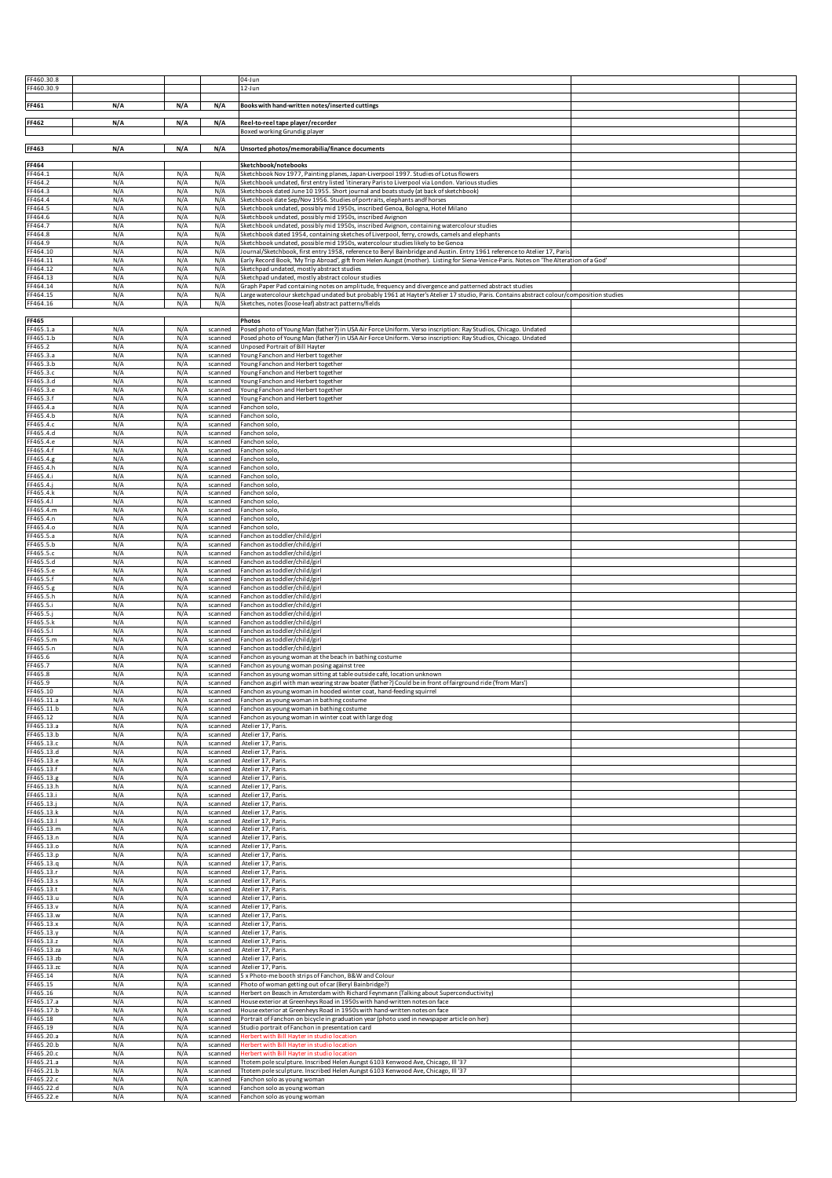| | | | | | | |
|---|---|---|---|---|---|---|
| FF460.30.8 | | | | 04-Jun | | |
| FF460.30.9 | | | | 12-Jun | | |
| | | | | | | |
| **FF461** | **N/A** | **N/A** | **N/A** | **Books with hand-written notes/inserted cuttings** | | |
| | | | | | | |
| **FF462** | **N/A** | **N/A** | **N/A** | **Reel-to-reel tape player/recorder** | | |
| | | | | Boxed working Grundig player | | |
| | | | | | | |
| **FF463** | **N/A** | **N/A** | **N/A** | **Unsorted photos/memorabilia/finance documents** | | |
| | | | | | | |
| **FF464** | | | | **Sketchbook/notebooks** | | |
| FF464.1 | N/A | N/A | N/A | Sketchbook Nov 1977, Painting planes, Japan-Liverpool 1997. Studies of Lotus flowers | | |
| FF464.2 | N/A | N/A | N/A | Sketchbook undated, first entry listed 'itinerary Paris to Liverpool via London. Various studies | | |
| FF464.3 | N/A | N/A | N/A | Sketchbook dated June 10 1955. Short journal and boats study (at back of sketchbook) | | |
| FF464.4 | N/A | N/A | N/A | Sketchbook date Sep/Nov 1956. Studies of portraits, elephants andf horses | | |
| FF464.5 | N/A | N/A | N/A | Sketchbook undated, possibly mid 1950s, inscribed Genoa, Bologna, Hotel Milano | | |
| FF464.6 | N/A | N/A | N/A | Sketchbook undated, possibly mid 1950s, inscribed Avignon | | |
| FF464.7 | N/A | N/A | N/A | Sketchbook undated, possibly mid 1950s, inscribed Avignon, containing watercolour studies | | |
| FF464.8 | N/A | N/A | N/A | Sketchbook dated 1954, containing sketches of Liverpool, ferry, crowds, camels and elephants | | |
| FF464.9 | N/A | N/A | N/A | Sketchbook undated, possible mid 1950s, watercolour studies likely to be Genoa | | |
| FF464.10 | N/A | N/A | N/A | Journal/Sketchbook, first entry 1958, reference to Beryl Bainbridge and Austin. Entry 1961 reference to Atelier 17, Paris | | |
| FF464.11 | N/A | N/A | N/A | Early Record Book, 'My Trip Abroad', gift from Helen Aungst (mother). Listing for Siena-Venice-Paris. Notes on 'The Alteration of a God' | | |
| FF464.12 | N/A | N/A | N/A | Sketchpad undated, mostly abstract studies | | |
| FF464.13 | N/A | N/A | N/A | Sketchpad undated, mostly abstract colour studies | | |
| FF464.14 | N/A | N/A | N/A | Graph Paper Pad containing notes on amplitude, frequency and divergence and patterned abstract studies | | |
| FF464.15 | N/A | N/A | N/A | Large watercolour sketchpad undated but probably 1961 at Hayter's Atelier 17 studio, Paris. Contains abstract colour/composition studies | | |
| FF464.16 | N/A | N/A | N/A | Sketches, notes (loose-leaf) abstract patterns/fields | | |
| | | | | | | |
| **FF465** | | | | **Photos** | | |
| FF465.1.a | N/A | N/A | scanned | Posed photo of Young Man (father?) in USA Air Force Uniform. Verso inscription: Ray Studios, Chicago. Undated | | |
| FF465.1.b | N/A | N/A | scanned | Posed photo of Young Man (father?) in USA Air Force Uniform. Verso inscription: Ray Studios, Chicago. Undated | | |
| FF465.2 | N/A | N/A | scanned | Unposed Portrait of Bill Hayter | | |
| FF465.3.a | N/A | N/A | scanned | Young Fanchon and Herbert together | | |
| FF465.3.b | N/A | N/A | scanned | Young Fanchon and Herbert together | | |
| FF465.3.c | N/A | N/A | scanned | Young Fanchon and Herbert together | | |
| FF465.3.d | N/A | N/A | scanned | Young Fanchon and Herbert together | | |
| FF465.3.e | N/A | N/A | scanned | Young Fanchon and Herbert together | | |
| FF465.3.f | N/A | N/A | scanned | Young Fanchon and Herbert together | | |
| FF465.4.a | N/A | N/A | scanned | Fanchon solo, | | |
| FF465.4.b | N/A | N/A | scanned | Fanchon solo, | | |
| FF465.4.c | N/A | N/A | scanned | Fanchon solo, | | |
| FF465.4.d | N/A | N/A | scanned | Fanchon solo, | | |
| FF465.4.e | N/A | N/A | scanned | Fanchon solo, | | |
| FF465.4.f | N/A | N/A | scanned | Fanchon solo, | | |
| FF465.4.g | N/A | N/A | scanned | Fanchon solo, | | |
| FF465.4.h | N/A | N/A | scanned | Fanchon solo, | | |
| FF465.4.i | N/A | N/A | scanned | Fanchon solo, | | |
| FF465.4.j | N/A | N/A | scanned | Fanchon solo, | | |
| FF465.4.k | N/A | N/A | scanned | Fanchon solo, | | |
| FF465.4.l | N/A | N/A | scanned | Fanchon solo, | | |
| FF465.4.m | N/A | N/A | scanned | Fanchon solo, | | |
| FF465.4.n | N/A | N/A | scanned | Fanchon solo, | | |
| FF465.4.o | N/A | N/A | scanned | Fanchon solo, | | |
| FF465.5.a | N/A | N/A | scanned | Fanchon as toddler/child/girl | | |
| FF465.5.b | N/A | N/A | scanned | Fanchon as toddler/child/girl | | |
| FF465.5.c | N/A | N/A | scanned | Fanchon as toddler/child/girl | | |
| FF465.5.d | N/A | N/A | scanned | Fanchon as toddler/child/girl | | |
| FF465.5.e | N/A | N/A | scanned | Fanchon as toddler/child/girl | | |
| FF465.5.f | N/A | N/A | scanned | Fanchon as toddler/child/girl | | |
| FF465.5.g | N/A | N/A | scanned | Fanchon as toddler/child/girl | | |
| FF465.5.h | N/A | N/A | scanned | Fanchon as toddler/child/girl | | |
| FF465.5.i | N/A | N/A | scanned | Fanchon as toddler/child/girl | | |
| FF465.5.j | N/A | N/A | scanned | Fanchon as toddler/child/girl | | |
| FF465.5.k | N/A | N/A | scanned | Fanchon as toddler/child/girl | | |
| FF465.5.l | N/A | N/A | scanned | Fanchon as toddler/child/girl | | |
| FF465.5.m | N/A | N/A | scanned | Fanchon as toddler/child/girl | | |
| FF465.5.n | N/A | N/A | scanned | Fanchon as toddler/child/girl | | |
| FF465.6 | N/A | N/A | scanned | Fanchon as young woman at the beach in bathing costume | | |
| FF465.7 | N/A | N/A | scanned | Fanchon as young woman posing against tree | | |
| FF465.8 | N/A | N/A | scanned | Fanchon as young woman sitting at table outside café, location unknown | | |
| FF465.9 | N/A | N/A | scanned | Fanchon as girl with man wearing straw boater (father?) Could be in front of fairground ride ('from Mars') | | |
| FF465.10 | N/A | N/A | scanned | Fanchon as young woman in hooded winter coat, hand-feeding squirrel | | |
| FF465.11.a | N/A | N/A | scanned | Fanchon as young woman in bathing costume | | |
| FF465.11.b | N/A | N/A | scanned | Fanchon as young woman in bathing costume | | |
| FF465.12 | N/A | N/A | scanned | Fanchon as young woman in winter coat with large dog | | |
| FF465.13.a | N/A | N/A | scanned | Atelier 17, Paris. | | |
| FF465.13.b | N/A | N/A | scanned | Atelier 17, Paris. | | |
| FF465.13.c | N/A | N/A | scanned | Atelier 17, Paris. | | |
| FF465.13.d | N/A | N/A | scanned | Atelier 17, Paris. | | |
| FF465.13.e | N/A | N/A | scanned | Atelier 17, Paris. | | |
| FF465.13.f | N/A | N/A | scanned | Atelier 17, Paris. | | |
| FF465.13.g | N/A | N/A | scanned | Atelier 17, Paris. | | |
| FF465.13.h | N/A | N/A | scanned | Atelier 17, Paris. | | |
| FF465.13.i | N/A | N/A | scanned | Atelier 17, Paris. | | |
| FF465.13.j | N/A | N/A | scanned | Atelier 17, Paris. | | |
| FF465.13.k | N/A | N/A | scanned | Atelier 17, Paris. | | |
| FF465.13.l | N/A | N/A | scanned | Atelier 17, Paris. | | |
| FF465.13.m | N/A | N/A | scanned | Atelier 17, Paris. | | |
| FF465.13.n | N/A | N/A | scanned | Atelier 17, Paris. | | |
| FF465.13.o | N/A | N/A | scanned | Atelier 17, Paris. | | |
| FF465.13.p | N/A | N/A | scanned | Atelier 17, Paris. | | |
| FF465.13.q | N/A | N/A | scanned | Atelier 17, Paris. | | |
| FF465.13.r | N/A | N/A | scanned | Atelier 17, Paris. | | |
| FF465.13.s | N/A | N/A | scanned | Atelier 17, Paris. | | |
| FF465.13.t | N/A | N/A | scanned | Atelier 17, Paris. | | |
| FF465.13.u | N/A | N/A | scanned | Atelier 17, Paris. | | |
| FF465.13.v | N/A | N/A | scanned | Atelier 17, Paris. | | |
| FF465.13.w | N/A | N/A | scanned | Atelier 17, Paris. | | |
| FF465.13.x | N/A | N/A | scanned | Atelier 17, Paris. | | |
| FF465.13.y | N/A | N/A | scanned | Atelier 17, Paris. | | |
| FF465.13.z | N/A | N/A | scanned | Atelier 17, Paris. | | |
| FF465.13.za | N/A | N/A | scanned | Atelier 17, Paris. | | |
| FF465.13.zb | N/A | N/A | scanned | Atelier 17, Paris. | | |
| FF465.13.zc | N/A | N/A | scanned | Atelier 17, Paris. | | |
| FF465.14 | N/A | N/A | scanned | 5 x Photo-me booth strips of Fanchon, B&W and Colour | | |
| FF465.15 | N/A | N/A | scanned | Photo of woman getting out of car (Beryl Bainbridge?) | | |
| FF465.16 | N/A | N/A | scanned | Herbert on Beasch in Amsterdam with Richard Feynmann (Talking about Superconductivity) | | |
| FF465.17.a | N/A | N/A | scanned | House exterior at Greenheys Road in 1950s with hand-written notes on face | | |
| FF465.17.b | N/A | N/A | scanned | House exterior at Greenheys Road in 1950s with hand-written notes on face | | |
| FF465.18 | N/A | N/A | scanned | Portrait of Fanchon on bicycle in graduation year (photo used in newspaper article on her) | | |
| FF465.19 | N/A | N/A | scanned | Studio portrait of Fanchon in presentation card | | |
| FF465.20.a | N/A | N/A | scanned | Herbert with Bill Hayter in studio location | | |
| FF465.20.b | N/A | N/A | scanned | Herbert with Bill Hayter in studio location | | |
| FF465.20.c | N/A | N/A | scanned | Herbert with Bill Hayter in studio location | | |
| FF465.21.a | N/A | N/A | scanned | Ttotem pole sculpture. Inscribed Helen Aungst 6103 Kenwood Ave, Chicago, Ill '37 | | |
| FF465.21.b | N/A | N/A | scanned | Ttotem pole sculpture. Inscribed Helen Aungst 6103 Kenwood Ave, Chicago, Ill '37 | | |
| FF465.22.c | N/A | N/A | scanned | Fanchon solo as young woman | | |
| FF465.22.d | N/A | N/A | scanned | Fanchon solo as young woman | | |
| FF465.22.e | N/A | N/A | scanned | Fanchon solo as young woman | | |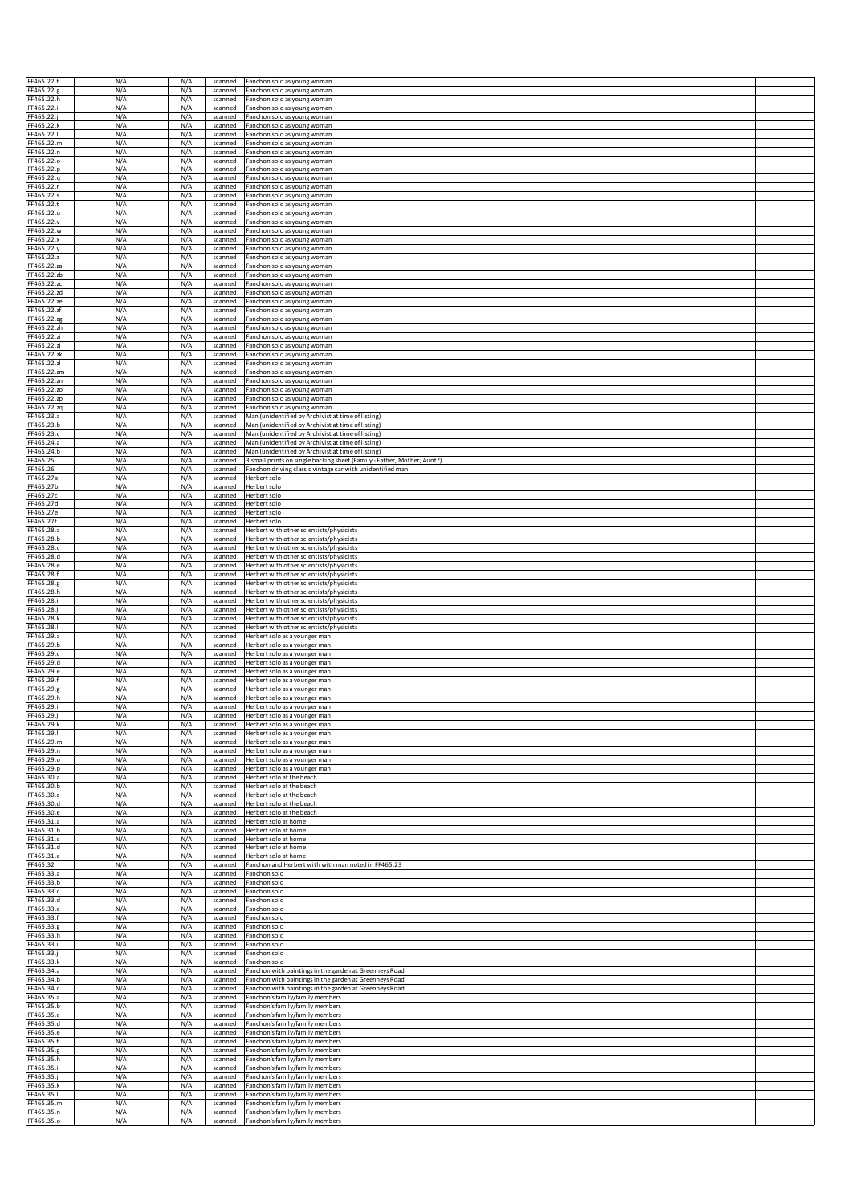| | | | | | | |
|---|---|---|---|---|---|---|
| FF465.22.f | N/A | N/A | scanned | Fanchon solo as young woman | | |
| FF465.22.g | N/A | N/A | scanned | Fanchon solo as young woman | | |
| FF465.22.h | N/A | N/A | scanned | Fanchon solo as young woman | | |
| FF465.22.i | N/A | N/A | scanned | Fanchon solo as young woman | | |
| FF465.22.j | N/A | N/A | scanned | Fanchon solo as young woman | | |
| FF465.22.k | N/A | N/A | scanned | Fanchon solo as young woman | | |
| FF465.22.l | N/A | N/A | scanned | Fanchon solo as young woman | | |
| FF465.22.m | N/A | N/A | scanned | Fanchon solo as young woman | | |
| FF465.22.n | N/A | N/A | scanned | Fanchon solo as young woman | | |
| FF465.22.o | N/A | N/A | scanned | Fanchon solo as young woman | | |
| FF465.22.p | N/A | N/A | scanned | Fanchon solo as young woman | | |
| FF465.22.q | N/A | N/A | scanned | Fanchon solo as young woman | | |
| FF465.22.r | N/A | N/A | scanned | Fanchon solo as young woman | | |
| FF465.22.s | N/A | N/A | scanned | Fanchon solo as young woman | | |
| FF465.22.t | N/A | N/A | scanned | Fanchon solo as young woman | | |
| FF465.22.u | N/A | N/A | scanned | Fanchon solo as young woman | | |
| FF465.22.v | N/A | N/A | scanned | Fanchon solo as young woman | | |
| FF465.22.w | N/A | N/A | scanned | Fanchon solo as young woman | | |
| FF465.22.x | N/A | N/A | scanned | Fanchon solo as young woman | | |
| FF465.22.y | N/A | N/A | scanned | Fanchon solo as young woman | | |
| FF465.22.z | N/A | N/A | scanned | Fanchon solo as young woman | | |
| FF465.22.za | N/A | N/A | scanned | Fanchon solo as young woman | | |
| FF465.22.zb | N/A | N/A | scanned | Fanchon solo as young woman | | |
| FF465.22.zc | N/A | N/A | scanned | Fanchon solo as young woman | | |
| FF465.22.zd | N/A | N/A | scanned | Fanchon solo as young woman | | |
| FF465.22.ze | N/A | N/A | scanned | Fanchon solo as young woman | | |
| FF465.22.zf | N/A | N/A | scanned | Fanchon solo as young woman | | |
| FF465.22.zg | N/A | N/A | scanned | Fanchon solo as young woman | | |
| FF465.22.zh | N/A | N/A | scanned | Fanchon solo as young woman | | |
| FF465.22.zi | N/A | N/A | scanned | Fanchon solo as young woman | | |
| FF465.22.zj | N/A | N/A | scanned | Fanchon solo as young woman | | |
| FF465.22.zk | N/A | N/A | scanned | Fanchon solo as young woman | | |
| FF465.22.zl | N/A | N/A | scanned | Fanchon solo as young woman | | |
| FF465.22.zm | N/A | N/A | scanned | Fanchon solo as young woman | | |
| FF465.22.zn | N/A | N/A | scanned | Fanchon solo as young woman | | |
| FF465.22.zo | N/A | N/A | scanned | Fanchon solo as young woman | | |
| FF465.22.zp | N/A | N/A | scanned | Fanchon solo as young woman | | |
| FF465.22.zq | N/A | N/A | scanned | Fanchon solo as young woman | | |
| FF465.23.a | N/A | N/A | scanned | Man (unidentified by Archivist at time of listing) | | |
| FF465.23.b | N/A | N/A | scanned | Man (unidentified by Archivist at time of listing) | | |
| FF465.23.c | N/A | N/A | scanned | Man (unidentified by Archivist at time of listing) | | |
| FF465.24.a | N/A | N/A | scanned | Man (unidentified by Archivist at time of listing) | | |
| FF465.24.b | N/A | N/A | scanned | Man (unidentified by Archivist at time of listing) | | |
| FF465.25 | N/A | N/A | scanned | 3 small prints on single backing sheet (Family - Father, Mother, Aunt?) | | |
| FF465.26 | N/A | N/A | scanned | Fanchon driving classic vintage car with unidentified man | | |
| FF465.27a | N/A | N/A | scanned | Herbert solo | | |
| FF465.27b | N/A | N/A | scanned | Herbert solo | | |
| FF465.27c | N/A | N/A | scanned | Herbert solo | | |
| FF465.27d | N/A | N/A | scanned | Herbert solo | | |
| FF465.27e | N/A | N/A | scanned | Herbert solo | | |
| FF465.27f | N/A | N/A | scanned | Herbert solo | | |
| FF465.28.a | N/A | N/A | scanned | Herbert with other scientists/physicists | | |
| FF465.28.b | N/A | N/A | scanned | Herbert with other scientists/physicists | | |
| FF465.28.c | N/A | N/A | scanned | Herbert with other scientists/physicists | | |
| FF465.28.d | N/A | N/A | scanned | Herbert with other scientists/physicists | | |
| FF465.28.e | N/A | N/A | scanned | Herbert with other scientists/physicists | | |
| FF465.28.f | N/A | N/A | scanned | Herbert with other scientists/physicists | | |
| FF465.28.g | N/A | N/A | scanned | Herbert with other scientists/physicists | | |
| FF465.28.h | N/A | N/A | scanned | Herbert with other scientists/physicists | | |
| FF465.28.i | N/A | N/A | scanned | Herbert with other scientists/physicists | | |
| FF465.28.j | N/A | N/A | scanned | Herbert with other scientists/physicists | | |
| FF465.28.k | N/A | N/A | scanned | Herbert with other scientists/physicists | | |
| FF465.28.l | N/A | N/A | scanned | Herbert with other scientists/physicists | | |
| FF465.29.a | N/A | N/A | scanned | Herbert solo as a younger man | | |
| FF465.29.b | N/A | N/A | scanned | Herbert solo as a younger man | | |
| FF465.29.c | N/A | N/A | scanned | Herbert solo as a younger man | | |
| FF465.29.d | N/A | N/A | scanned | Herbert solo as a younger man | | |
| FF465.29.e | N/A | N/A | scanned | Herbert solo as a younger man | | |
| FF465.29.f | N/A | N/A | scanned | Herbert solo as a younger man | | |
| FF465.29.g | N/A | N/A | scanned | Herbert solo as a younger man | | |
| FF465.29.h | N/A | N/A | scanned | Herbert solo as a younger man | | |
| FF465.29.i | N/A | N/A | scanned | Herbert solo as a younger man | | |
| FF465.29.j | N/A | N/A | scanned | Herbert solo as a younger man | | |
| FF465.29.k | N/A | N/A | scanned | Herbert solo as a younger man | | |
| FF465.29.l | N/A | N/A | scanned | Herbert solo as a younger man | | |
| FF465.29.m | N/A | N/A | scanned | Herbert solo as a younger man | | |
| FF465.29.n | N/A | N/A | scanned | Herbert solo as a younger man | | |
| FF465.29.o | N/A | N/A | scanned | Herbert solo as a younger man | | |
| FF465.29.p | N/A | N/A | scanned | Herbert solo as a younger man | | |
| FF465.30.a | N/A | N/A | scanned | Herbert solo at the beach | | |
| FF465.30.b | N/A | N/A | scanned | Herbert solo at the beach | | |
| FF465.30.c | N/A | N/A | scanned | Herbert solo at the beach | | |
| FF465.30.d | N/A | N/A | scanned | Herbert solo at the beach | | |
| FF465.30.e | N/A | N/A | scanned | Herbert solo at the beach | | |
| FF465.31.a | N/A | N/A | scanned | Herbert solo at home | | |
| FF465.31.b | N/A | N/A | scanned | Herbert solo at home | | |
| FF465.31.c | N/A | N/A | scanned | Herbert solo at home | | |
| FF465.31.d | N/A | N/A | scanned | Herbert solo at home | | |
| FF465.31.e | N/A | N/A | scanned | Herbert solo at home | | |
| FF465.32 | N/A | N/A | scanned | Fanchon and Herbert with with man noted in FF465.23 | | |
| FF465.33.a | N/A | N/A | scanned | Fanchon solo | | |
| FF465.33.b | N/A | N/A | scanned | Fanchon solo | | |
| FF465.33.c | N/A | N/A | scanned | Fanchon solo | | |
| FF465.33.d | N/A | N/A | scanned | Fanchon solo | | |
| FF465.33.e | N/A | N/A | scanned | Fanchon solo | | |
| FF465.33.f | N/A | N/A | scanned | Fanchon solo | | |
| FF465.33.g | N/A | N/A | scanned | Fanchon solo | | |
| FF465.33.h | N/A | N/A | scanned | Fanchon solo | | |
| FF465.33.i | N/A | N/A | scanned | Fanchon solo | | |
| FF465.33.j | N/A | N/A | scanned | Fanchon solo | | |
| FF465.33.k | N/A | N/A | scanned | Fanchon solo | | |
| FF465.34.a | N/A | N/A | scanned | Fanchon with paintings in the garden at Greenheys Road | | |
| FF465.34.b | N/A | N/A | scanned | Fanchon with paintings in the garden at Greenheys Road | | |
| FF465.34.c | N/A | N/A | scanned | Fanchon with paintings in the garden at Greenheys Road | | |
| FF465.35.a | N/A | N/A | scanned | Fanchon's family/family members | | |
| FF465.35.b | N/A | N/A | scanned | Fanchon's family/family members | | |
| FF465.35.c | N/A | N/A | scanned | Fanchon's family/family members | | |
| FF465.35.d | N/A | N/A | scanned | Fanchon's family/family members | | |
| FF465.35.e | N/A | N/A | scanned | Fanchon's family/family members | | |
| FF465.35.f | N/A | N/A | scanned | Fanchon's family/family members | | |
| FF465.35.g | N/A | N/A | scanned | Fanchon's family/family members | | |
| FF465.35.h | N/A | N/A | scanned | Fanchon's family/family members | | |
| FF465.35.i | N/A | N/A | scanned | Fanchon's family/family members | | |
| FF465.35.j | N/A | N/A | scanned | Fanchon's family/family members | | |
| FF465.35.k | N/A | N/A | scanned | Fanchon's family/family members | | |
| FF465.35.l | N/A | N/A | scanned | Fanchon's family/family members | | |
| FF465.35.m | N/A | N/A | scanned | Fanchon's family/family members | | |
| FF465.35.n | N/A | N/A | scanned | Fanchon's family/family members | | |
| FF465.35.o | N/A | N/A | scanned | Fanchon's family/family members | | |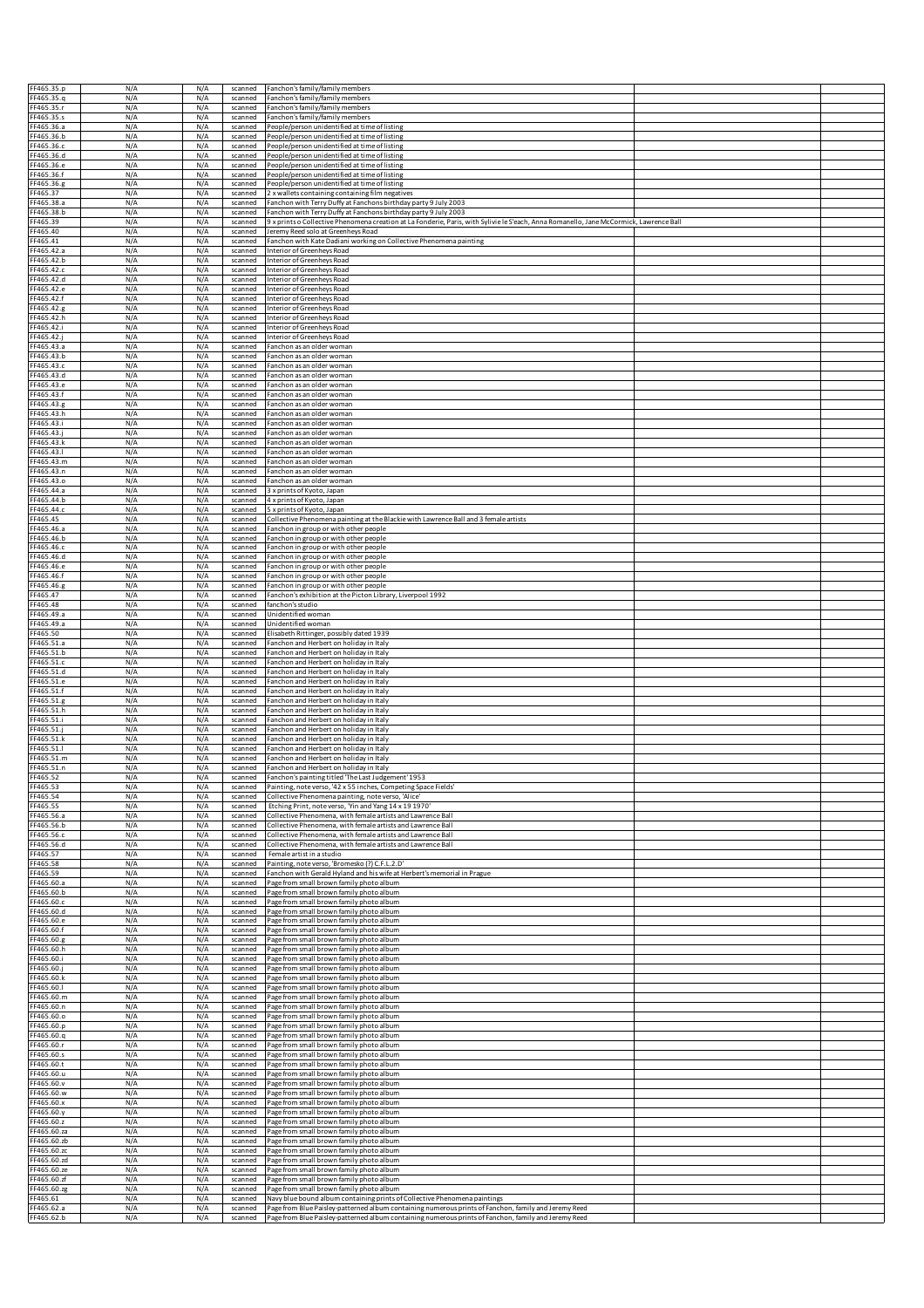| | | | | | | |
|---|---|---|---|---|---|---|
| FF465.35.p | N/A | N/A | scanned | Fanchon's family/family members | | |
| FF465.35.q | N/A | N/A | scanned | Fanchon's family/family members | | |
| FF465.35.r | N/A | N/A | scanned | Fanchon's family/family members | | |
| FF465.35.s | N/A | N/A | scanned | Fanchon's family/family members | | |
| FF465.36.a | N/A | N/A | scanned | People/person unidentified at time of listing | | |
| FF465.36.b | N/A | N/A | scanned | People/person unidentified at time of listing | | |
| FF465.36.c | N/A | N/A | scanned | People/person unidentified at time of listing | | |
| FF465.36.d | N/A | N/A | scanned | People/person unidentified at time of listing | | |
| FF465.36.e | N/A | N/A | scanned | People/person unidentified at time of listing | | |
| FF465.36.f | N/A | N/A | scanned | People/person unidentified at time of listing | | |
| FF465.36.g | N/A | N/A | scanned | People/person unidentified at time of listing | | |
| FF465.37 | N/A | N/A | scanned | 2 x wallets containing containing film negatives | | |
| FF465.38.a | N/A | N/A | scanned | Fanchon with Terry Duffy at Fanchons birthday party 9 July 2003 | | |
| FF465.38.b | N/A | N/A | scanned | Fanchon with Terry Duffy at Fanchons birthday party 9 July 2003 | | |
| FF465.39 | N/A | N/A | scanned | 9 x prints o Collective Phenomena creation at La Fonderie, Paris, with Sylivie le S'each, Anna Romanello, Jane McCormick, Lawrence Ball | | |
| FF465.40 | N/A | N/A | scanned | Jeremy Reed solo at Greenheys Road | | |
| FF465.41 | N/A | N/A | scanned | Fanchon with Kate Dadiani working on Collective Phenomena painting | | |
| FF465.42.a | N/A | N/A | scanned | Interior of Greenheys Road | | |
| FF465.42.b | N/A | N/A | scanned | Interior of Greenheys Road | | |
| FF465.42.c | N/A | N/A | scanned | Interior of Greenheys Road | | |
| FF465.42.d | N/A | N/A | scanned | Interior of Greenheys Road | | |
| FF465.42.e | N/A | N/A | scanned | Interior of Greenheys Road | | |
| FF465.42.f | N/A | N/A | scanned | Interior of Greenheys Road | | |
| FF465.42.g | N/A | N/A | scanned | Interior of Greenheys Road | | |
| FF465.42.h | N/A | N/A | scanned | Interior of Greenheys Road | | |
| FF465.42.i | N/A | N/A | scanned | Interior of Greenheys Road | | |
| FF465.42.j | N/A | N/A | scanned | Interior of Greenheys Road | | |
| FF465.43.a | N/A | N/A | scanned | Fanchon as an older woman | | |
| FF465.43.b | N/A | N/A | scanned | Fanchon as an older woman | | |
| FF465.43.c | N/A | N/A | scanned | Fanchon as an older woman | | |
| FF465.43.d | N/A | N/A | scanned | Fanchon as an older woman | | |
| FF465.43.e | N/A | N/A | scanned | Fanchon as an older woman | | |
| FF465.43.f | N/A | N/A | scanned | Fanchon as an older woman | | |
| FF465.43.g | N/A | N/A | scanned | Fanchon as an older woman | | |
| FF465.43.h | N/A | N/A | scanned | Fanchon as an older woman | | |
| FF465.43.i | N/A | N/A | scanned | Fanchon as an older woman | | |
| FF465.43.j | N/A | N/A | scanned | Fanchon as an older woman | | |
| FF465.43.k | N/A | N/A | scanned | Fanchon as an older woman | | |
| FF465.43.l | N/A | N/A | scanned | Fanchon as an older woman | | |
| FF465.43.m | N/A | N/A | scanned | Fanchon as an older woman | | |
| FF465.43.n | N/A | N/A | scanned | Fanchon as an older woman | | |
| FF465.43.o | N/A | N/A | scanned | Fanchon as an older woman | | |
| FF465.44.a | N/A | N/A | scanned | 3 x prints of Kyoto, Japan | | |
| FF465.44.b | N/A | N/A | scanned | 4 x prints of Kyoto, Japan | | |
| FF465.44.c | N/A | N/A | scanned | 5 x prints of Kyoto, Japan | | |
| FF465.45 | N/A | N/A | scanned | Collective Phenomena painting at the Blackie with Lawrence Ball and 3 female artists | | |
| FF465.46.a | N/A | N/A | scanned | Fanchon in group or with other people | | |
| FF465.46.b | N/A | N/A | scanned | Fanchon in group or with other people | | |
| FF465.46.c | N/A | N/A | scanned | Fanchon in group or with other people | | |
| FF465.46.d | N/A | N/A | scanned | Fanchon in group or with other people | | |
| FF465.46.e | N/A | N/A | scanned | Fanchon in group or with other people | | |
| FF465.46.f | N/A | N/A | scanned | Fanchon in group or with other people | | |
| FF465.46.g | N/A | N/A | scanned | Fanchon in group or with other people | | |
| FF465.47 | N/A | N/A | scanned | Fanchon's exhibition at the Picton Library, Liverpool 1992 | | |
| FF465.48 | N/A | N/A | scanned | fanchon's studio | | |
| FF465.49.a | N/A | N/A | scanned | Unidentified woman | | |
| FF465.49.a | N/A | N/A | scanned | Unidentified woman | | |
| FF465.50 | N/A | N/A | scanned | Elisabeth Rittinger, possibly dated 1939 | | |
| FF465.51.a | N/A | N/A | scanned | Fanchon and Herbert on holiday in Italy | | |
| FF465.51.b | N/A | N/A | scanned | Fanchon and Herbert on holiday in Italy | | |
| FF465.51.c | N/A | N/A | scanned | Fanchon and Herbert on holiday in Italy | | |
| FF465.51.d | N/A | N/A | scanned | Fanchon and Herbert on holiday in Italy | | |
| FF465.51.e | N/A | N/A | scanned | Fanchon and Herbert on holiday in Italy | | |
| FF465.51.f | N/A | N/A | scanned | Fanchon and Herbert on holiday in Italy | | |
| FF465.51.g | N/A | N/A | scanned | Fanchon and Herbert on holiday in Italy | | |
| FF465.51.h | N/A | N/A | scanned | Fanchon and Herbert on holiday in Italy | | |
| FF465.51.i | N/A | N/A | scanned | Fanchon and Herbert on holiday in Italy | | |
| FF465.51.j | N/A | N/A | scanned | Fanchon and Herbert on holiday in Italy | | |
| FF465.51.k | N/A | N/A | scanned | Fanchon and Herbert on holiday in Italy | | |
| FF465.51.l | N/A | N/A | scanned | Fanchon and Herbert on holiday in Italy | | |
| FF465.51.m | N/A | N/A | scanned | Fanchon and Herbert on holiday in Italy | | |
| FF465.51.n | N/A | N/A | scanned | Fanchon and Herbert on holiday in Italy | | |
| FF465.52 | N/A | N/A | scanned | Fanchon's painting titled 'The Last Judgement' 1953 | | |
| FF465.53 | N/A | N/A | scanned | Painting, note verso, '42 x 55 inches, Competing Space Fields' | | |
| FF465.54 | N/A | N/A | scanned | Collective Phenomena painting, note verso, 'Alice' | | |
| FF465.55 | N/A | N/A | scanned | Etching Print, note verso, 'Yin and Yang 14 x 19 1970' | | |
| FF465.56.a | N/A | N/A | scanned | Collective Phenomena, with female artists and Lawrence Ball | | |
| FF465.56.b | N/A | N/A | scanned | Collective Phenomena, with female artists and Lawrence Ball | | |
| FF465.56.c | N/A | N/A | scanned | Collective Phenomena, with female artists and Lawrence Ball | | |
| FF465.56.d | N/A | N/A | scanned | Collective Phenomena, with female artists and Lawrence Ball | | |
| FF465.57 | N/A | N/A | scanned | Female artist in a studio | | |
| FF465.58 | N/A | N/A | scanned | Painting, note verso, 'Bromesko (?) C.F.L.2.D' | | |
| FF465.59 | N/A | N/A | scanned | Fanchon with Gerald Hyland and his wife at Herbert's memorial in Prague | | |
| FF465.60.a | N/A | N/A | scanned | Page from small brown family photo album | | |
| FF465.60.b | N/A | N/A | scanned | Page from small brown family photo album | | |
| FF465.60.c | N/A | N/A | scanned | Page from small brown family photo album | | |
| FF465.60.d | N/A | N/A | scanned | Page from small brown family photo album | | |
| FF465.60.e | N/A | N/A | scanned | Page from small brown family photo album | | |
| FF465.60.f | N/A | N/A | scanned | Page from small brown family photo album | | |
| FF465.60.g | N/A | N/A | scanned | Page from small brown family photo album | | |
| FF465.60.h | N/A | N/A | scanned | Page from small brown family photo album | | |
| FF465.60.i | N/A | N/A | scanned | Page from small brown family photo album | | |
| FF465.60.j | N/A | N/A | scanned | Page from small brown family photo album | | |
| FF465.60.k | N/A | N/A | scanned | Page from small brown family photo album | | |
| FF465.60.l | N/A | N/A | scanned | Page from small brown family photo album | | |
| FF465.60.m | N/A | N/A | scanned | Page from small brown family photo album | | |
| FF465.60.n | N/A | N/A | scanned | Page from small brown family photo album | | |
| FF465.60.o | N/A | N/A | scanned | Page from small brown family photo album | | |
| FF465.60.p | N/A | N/A | scanned | Page from small brown family photo album | | |
| FF465.60.q | N/A | N/A | scanned | Page from small brown family photo album | | |
| FF465.60.r | N/A | N/A | scanned | Page from small brown family photo album | | |
| FF465.60.s | N/A | N/A | scanned | Page from small brown family photo album | | |
| FF465.60.t | N/A | N/A | scanned | Page from small brown family photo album | | |
| FF465.60.u | N/A | N/A | scanned | Page from small brown family photo album | | |
| FF465.60.v | N/A | N/A | scanned | Page from small brown family photo album | | |
| FF465.60.w | N/A | N/A | scanned | Page from small brown family photo album | | |
| FF465.60.x | N/A | N/A | scanned | Page from small brown family photo album | | |
| FF465.60.y | N/A | N/A | scanned | Page from small brown family photo album | | |
| FF465.60.z | N/A | N/A | scanned | Page from small brown family photo album | | |
| FF465.60.za | N/A | N/A | scanned | Page from small brown family photo album | | |
| FF465.60.zb | N/A | N/A | scanned | Page from small brown family photo album | | |
| FF465.60.zc | N/A | N/A | scanned | Page from small brown family photo album | | |
| FF465.60.zd | N/A | N/A | scanned | Page from small brown family photo album | | |
| FF465.60.ze | N/A | N/A | scanned | Page from small brown family photo album | | |
| FF465.60.zf | N/A | N/A | scanned | Page from small brown family photo album | | |
| FF465.60.zg | N/A | N/A | scanned | Page from small brown family photo album | | |
| FF465.61 | N/A | N/A | scanned | Navy blue bound album containing prints of Collective Phenomena paintings | | |
| FF465.62.a | N/A | N/A | scanned | Page from Blue Paisley-patterned album containing numerous prints of Fanchon, family and Jeremy Reed | | |
| FF465.62.b | N/A | N/A | scanned | Page from Blue Paisley-patterned album containing numerous prints of Fanchon, family and Jeremy Reed | | |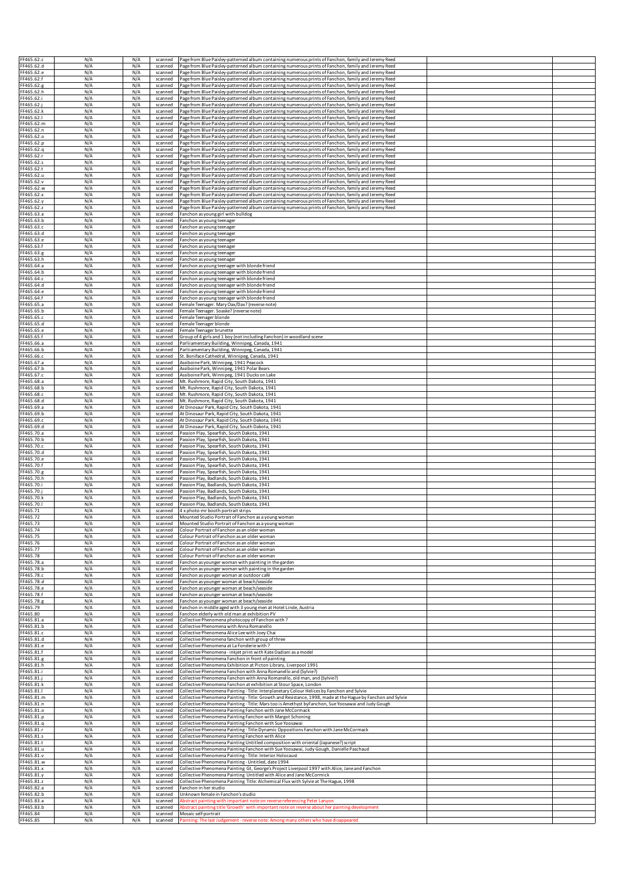| | | | | | | |
|---|---|---|---|---|---|---|
| FF465.62.c | N/A | N/A | scanned | Page from Blue Paisley-patterned album containing numerous prints of Fanchon, family and Jeremy Reed | | |
| FF465.62.d | N/A | N/A | scanned | Page from Blue Paisley-patterned album containing numerous prints of Fanchon, family and Jeremy Reed | | |
| FF465.62.e | N/A | N/A | scanned | Page from Blue Paisley-patterned album containing numerous prints of Fanchon, family and Jeremy Reed | | |
| FF465.62.f | N/A | N/A | scanned | Page from Blue Paisley-patterned album containing numerous prints of Fanchon, family and Jeremy Reed | | |
| FF465.62.g | N/A | N/A | scanned | Page from Blue Paisley-patterned album containing numerous prints of Fanchon, family and Jeremy Reed | | |
| FF465.62.h | N/A | N/A | scanned | Page from Blue Paisley-patterned album containing numerous prints of Fanchon, family and Jeremy Reed | | |
| FF465.62.i | N/A | N/A | scanned | Page from Blue Paisley-patterned album containing numerous prints of Fanchon, family and Jeremy Reed | | |
| FF465.62.j | N/A | N/A | scanned | Page from Blue Paisley-patterned album containing numerous prints of Fanchon, family and Jeremy Reed | | |
| FF465.62.k | N/A | N/A | scanned | Page from Blue Paisley-patterned album containing numerous prints of Fanchon, family and Jeremy Reed | | |
| FF465.62.l | N/A | N/A | scanned | Page from Blue Paisley-patterned album containing numerous prints of Fanchon, family and Jeremy Reed | | |
| FF465.62.m | N/A | N/A | scanned | Page from Blue Paisley-patterned album containing numerous prints of Fanchon, family and Jeremy Reed | | |
| FF465.62.n | N/A | N/A | scanned | Page from Blue Paisley-patterned album containing numerous prints of Fanchon, family and Jeremy Reed | | |
| FF465.62.o | N/A | N/A | scanned | Page from Blue Paisley-patterned album containing numerous prints of Fanchon, family and Jeremy Reed | | |
| FF465.62.p | N/A | N/A | scanned | Page from Blue Paisley-patterned album containing numerous prints of Fanchon, family and Jeremy Reed | | |
| FF465.62.q | N/A | N/A | scanned | Page from Blue Paisley-patterned album containing numerous prints of Fanchon, family and Jeremy Reed | | |
| FF465.62.r | N/A | N/A | scanned | Page from Blue Paisley-patterned album containing numerous prints of Fanchon, family and Jeremy Reed | | |
| FF465.62.s | N/A | N/A | scanned | Page from Blue Paisley-patterned album containing numerous prints of Fanchon, family and Jeremy Reed | | |
| FF465.62.t | N/A | N/A | scanned | Page from Blue Paisley-patterned album containing numerous prints of Fanchon, family and Jeremy Reed | | |
| FF465.62.u | N/A | N/A | scanned | Page from Blue Paisley-patterned album containing numerous prints of Fanchon, family and Jeremy Reed | | |
| FF465.62.v | N/A | N/A | scanned | Page from Blue Paisley-patterned album containing numerous prints of Fanchon, family and Jeremy Reed | | |
| FF465.62.w | N/A | N/A | scanned | Page from Blue Paisley-patterned album containing numerous prints of Fanchon, family and Jeremy Reed | | |
| FF465.62.x | N/A | N/A | scanned | Page from Blue Paisley-patterned album containing numerous prints of Fanchon, family and Jeremy Reed | | |
| FF465.62.y | N/A | N/A | scanned | Page from Blue Paisley-patterned album containing numerous prints of Fanchon, family and Jeremy Reed | | |
| FF465.62.z | N/A | N/A | scanned | Page from Blue Paisley-patterned album containing numerous prints of Fanchon, family and Jeremy Reed | | |
| FF465.63.a | N/A | N/A | scanned | Fanchon as young girl with bulldog | | |
| FF465.63.b | N/A | N/A | scanned | Fanchon as young teenager | | |
| FF465.63.c | N/A | N/A | scanned | Fanchon as young teenager | | |
| FF465.63.d | N/A | N/A | scanned | Fanchon as young teenager | | |
| FF465.63.e | N/A | N/A | scanned | Fanchon as young teenager | | |
| FF465.63.f | N/A | N/A | scanned | Fanchon as young teenager | | |
| FF465.63.g | N/A | N/A | scanned | Fanchon as young teenager | | |
| FF465.63.h | N/A | N/A | scanned | Fanchon as young teenager | | |
| FF465.64.a | N/A | N/A | scanned | Fanchon as young teenager with blonde friend | | |
| FF465.64.b | N/A | N/A | scanned | Fanchon as young teenager with blonde friend | | |
| FF465.64.c | N/A | N/A | scanned | Fanchon as young teenager with blonde friend | | |
| FF465.64.d | N/A | N/A | scanned | Fanchon as young teenager with blonde friend | | |
| FF465.64.e | N/A | N/A | scanned | Fanchon as young teenager with blonde friend | | |
| FF465.64.f | N/A | N/A | scanned | Fanchon as young teenager with blonde friend | | |
| FF465.65.a | N/A | N/A | scanned | Female Teenager. Mary Oax/Dax? (reverse note) | | |
| FF465.65.b | N/A | N/A | scanned | Female Teenager. Soaske? (reverse note) | | |
| FF465.65.c | N/A | N/A | scanned | Female Teenager blonde | | |
| FF465.65.d | N/A | N/A | scanned | Female Teenager blonde | | |
| FF465.65.e | N/A | N/A | scanned | Female Teenager brunette | | |
| FF465.65.f | N/A | N/A | scanned | Group of 4 girls and 1 boy (not including Fanchon) in woodland scene | | |
| FF465.66.a | N/A | N/A | scanned | Parliiamentary Building, Winnipeg, Canada, 1941 | | |
| FF465.66.b | N/A | N/A | scanned | Parliiamentary Building, Winnipeg, Canada, 1941 | | |
| FF465.66.c | N/A | N/A | scanned | St. Boniface Cathedral, Winnipeg, Canada, 1941 | | |
| FF465.67.a | N/A | N/A | scanned | Assiboine Park, Winnipeg, 1941 Peacock | | |
| FF465.67.b | N/A | N/A | scanned | Assiboine Park, Winnipeg, 1941 Polar Bears | | |
| FF465.67.c | N/A | N/A | scanned | Assiboine Park, Winnipeg, 1941 Ducks on Lake | | |
| FF465.68.a | N/A | N/A | scanned | Mt. Rushmore, Rapid City, South Dakota, 1941 | | |
| FF465.68.b | N/A | N/A | scanned | Mt. Rushmore, Rapid City, South Dakota, 1941 | | |
| FF465.68.c | N/A | N/A | scanned | Mt. Rushmore, Rapid City, South Dakota, 1941 | | |
| FF465.68.d | N/A | N/A | scanned | Mt. Rushmore, Rapid City, South Dakota, 1941 | | |
| FF465.69.a | N/A | N/A | scanned | At Dinosaur Park, Rapid City, South Dakota, 1941 | | |
| FF465.69.b | N/A | N/A | scanned | At Dinosaur Park, Rapid City, South Dakota, 1941 | | |
| FF465.69.c | N/A | N/A | scanned | At Dinosaur Park, Rapid City, South Dakota, 1941 | | |
| FF465.69.d | N/A | N/A | scanned | At Dinosaur Park, Rapid City, South Dakota, 1941 | | |
| FF465.70.a | N/A | N/A | scanned | Passion Play, Spearfish, South Dakota, 1941 | | |
| FF465.70.b | N/A | N/A | scanned | Passion Play, Spearfish, South Dakota, 1941 | | |
| FF465.70.c | N/A | N/A | scanned | Passion Play, Spearfish, South Dakota, 1941 | | |
| FF465.70.d | N/A | N/A | scanned | Passion Play, Spearfish, South Dakota, 1941 | | |
| FF465.70.e | N/A | N/A | scanned | Passion Play, Spearfish, South Dakota, 1941 | | |
| FF465.70.f | N/A | N/A | scanned | Passion Play, Spearfish, South Dakota, 1941 | | |
| FF465.70.g | N/A | N/A | scanned | Passion Play, Spearfish, South Dakota, 1941 | | |
| FF465.70.h | N/A | N/A | scanned | Passion Play, Badlands, South Dakota, 1941 | | |
| FF465.70.i | N/A | N/A | scanned | Passion Play, Badlands, South Dakota, 1941 | | |
| FF465.70.j | N/A | N/A | scanned | Passion Play, Badlands, South Dakota, 1941 | | |
| FF465.70.k | N/A | N/A | scanned | Passion Play, Badlands, South Dakota, 1941 | | |
| FF465.70.l | N/A | N/A | scanned | Passion Play, Badlands, South Dakota, 1941 | | |
| FF465.71 | N/A | N/A | scanned | 4 x photo-mr booth portrait strips | | |
| FF465.72 | N/A | N/A | scanned | Mounted Studio Portrait of Fanchon as a young woman | | |
| FF465.73 | N/A | N/A | scanned | Mounted Studio Portrait of Fanchon as a young woman | | |
| FF465.74 | N/A | N/A | scanned | Colour Portrait of Fanchon as an older woman | | |
| FF465.75 | N/A | N/A | scanned | Colour Portrait of Fanchon as an older woman | | |
| FF465.76 | N/A | N/A | scanned | Colour Portrait of Fanchon as an older woman | | |
| FF465.77 | N/A | N/A | scanned | Colour Portrait of Fanchon as an older woman | | |
| FF465.78 | N/A | N/A | scanned | Colour Portrait of Fanchon as an older woman | | |
| FF465.78.a | N/A | N/A | scanned | Fanchon as younger woman with painting in the garden | | |
| FF465.78.b | N/A | N/A | scanned | Fanchon as younger woman with painting in the garden | | |
| FF465.78.c | N/A | N/A | scanned | Fanchon as younger woman at outdoor café | | |
| FF465.78.d | N/A | N/A | scanned | Fanchon as younger woman at beach/seaside | | |
| FF465.78.e | N/A | N/A | scanned | Fanchon as younger woman at beach/seaside | | |
| FF465.78.f | N/A | N/A | scanned | Fanchon as younger woman at beach/seaside | | |
| FF465.78.g | N/A | N/A | scanned | Fanchon as younger woman at beach/seaside | | |
| FF465.79 | N/A | N/A | scanned | Fanchon in middle aged with 3 young men at Hotel Linde, Austria | | |
| FF465.80 | N/A | N/A | scanned | Fanchon elderly with old man at exhibition PV | | |
| FF465.81.a | N/A | N/A | scanned | Collective Phenomena photocopy of Fanchon with ? | | |
| FF465.81.b | N/A | N/A | scanned | Collective Phenomena with Anna Romanello | | |
| FF465.81.c | N/A | N/A | scanned | Collective Phenomena Alice Lee with Joey Chai | | |
| FF465.81.d | N/A | N/A | scanned | Collective Phenomena fanchon with group of three | | |
| FF465.81.e | N/A | N/A | scanned | Collective Phenomena at La Fonderie with ? | | |
| FF465.81.f | N/A | N/A | scanned | Collective Phenomena - inkjet print with Kate Dadiani as a model | | |
| FF465.81.g | N/A | N/A | scanned | Collective Phenomena Fanchon in front of painting | | |
| FF465.81.h | N/A | N/A | scanned | Collective Phenomena Exhibition at Picton Library, Liverpool 1991 | | |
| FF465.81.i | N/A | N/A | scanned | Collective Phenomena Fanchon with Anna Romanello and (Sylvie?) | | |
| FF465.81.j | N/A | N/A | scanned | Collective Phenomena Fanchon with Anna Romanello, old man, and (Sylvie?) | | |
| FF465.81.k | N/A | N/A | scanned | Collective Phenomena Fanchon at exhibition at Stour Space, London | | |
| FF465.81.l | N/A | N/A | scanned | Collective Phenomena Painting - Title: Interplanetary Colour Helices by Fanchon and Sylvie | | |
| FF465.81.m | N/A | N/A | scanned | Collective Phenomena Painting - Title: Growth and Resistance, 1998, made at the Hague by Fanchon and Sylvie | | |
| FF465.81.n | N/A | N/A | scanned | Collective Phenomena Painting - Title: Mars too is Amethyst byFanchon, Sue Yoosawai and Judy Gough | | |
| FF465.81.o | N/A | N/A | scanned | Collective Phenomena Painting Fanchon with Jane McCormack | | |
| FF465.81.p | N/A | N/A | scanned | Collective Phenomena Painting Fanchon with Margot Schoning | | |
| FF465.81.q | N/A | N/A | scanned | Collective Phenomena Painting Fanchon with Sue Yoosawai | | |
| FF465.81.r | N/A | N/A | scanned | Collective Phenomena Painting - Title:Dynamic Oppositions Fanchon with Jane McCormack | | |
| FF465.81.s | N/A | N/A | scanned | Collective Phenomena Painting Fanchon with Alice | | |
| FF465.81.t | N/A | N/A | scanned | Collective Phenomena Painting Untitled composition with oriental (Japanese?) script | | |
| FF465.81.u | N/A | N/A | scanned | Collective Phenomena Painting Fanchon with Sue Yoosawai, Judy Gough, Danielle Paschaud | | |
| FF465.81.v | N/A | N/A | scanned | Collective Phenomena Painting - Title: Interior Holocaust | | |
| FF465.81.w | N/A | N/A | scanned | Collective Phenomena Painting - Untitled, date 1994 | | |
| FF465.81.x | N/A | N/A | scanned | Collective Phenomena Painting Gt, George's Project Liverpool 1997 with Alice, Jane and Fanchon | | |
| FF465.81.y | N/A | N/A | scanned | Collective Phenomena Painting Untitled with Alice and Jane McCormick | | |
| FF465.81.z | N/A | N/A | scanned | Collective Phenomena Painting Title: Alchemical Flux with Sylvie at The Hague, 1998 | | |
| FF465.82.a | N/A | N/A | scanned | Fanchon in her studio | | |
| FF465.82.b | N/A | N/A | scanned | Unknown female in Fanchon's studio | | |
| FF465.83.a | N/A | N/A | scanned | Abstract painting with important note on reverse referencing Peter Lanyon | | |
| FF465.83.b | N/A | N/A | scanned | Abstract painting title 'Growth' with important note on reverse about her painting development | | |
| FF465.84 | N/A | N/A | scanned | Mosaic self-portrait | | |
| FF465.85 | N/A | N/A | scanned | Painting: The last Judgement - reverse note: Among many others who have disappeared | | |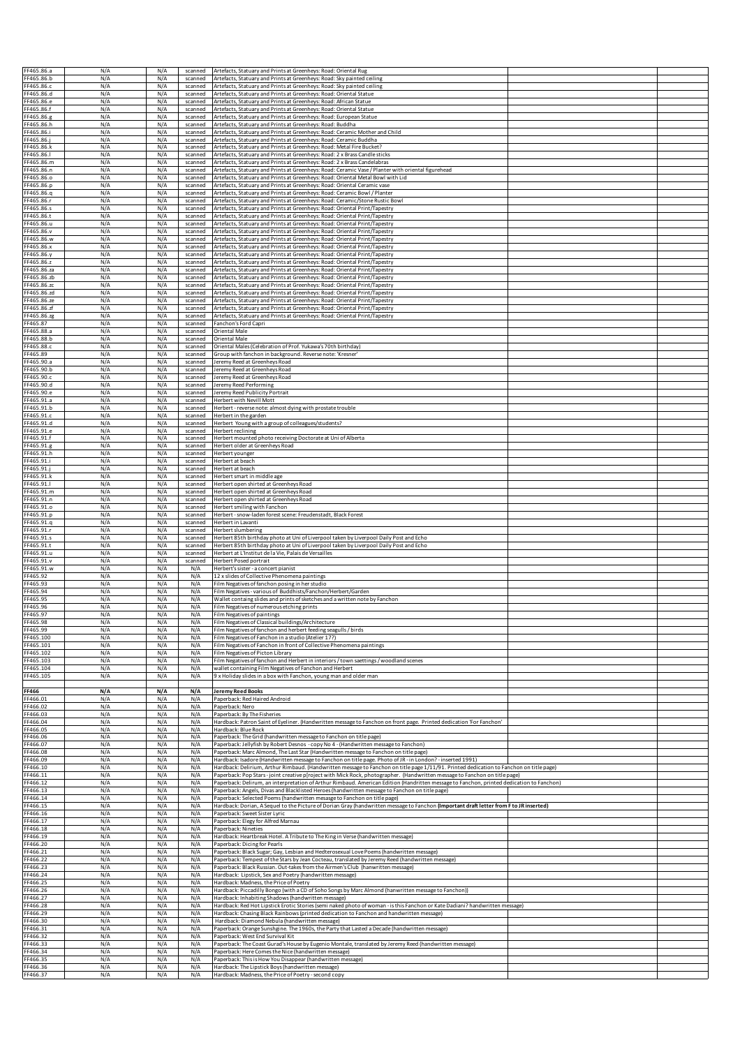| | | | | | | |
|---|---|---|---|---|---|---|
| FF465.86.a | N/A | N/A | scanned | Artefacts, Statuary and Prints at Greenheys Road: Oriental Rug | | |
| FF465.86.b | N/A | N/A | scanned | Artefacts, Statuary and Prints at Greenheys Road: Sky painted ceiling | | |
| FF465.86.c | N/A | N/A | scanned | Artefacts, Statuary and Prints at Greenheys Road: Sky painted ceiling | | |
| FF465.86.d | N/A | N/A | scanned | Artefacts, Statuary and Prints at Greenheys Road: Oriental Statue | | |
| FF465.86.e | N/A | N/A | scanned | Artefacts, Statuary and Prints at Greenheys Road: African Statue | | |
| FF465.86.f | N/A | N/A | scanned | Artefacts, Statuary and Prints at Greenheys Road: Oriental Statue | | |
| FF465.86.g | N/A | N/A | scanned | Artefacts, Statuary and Prints at Greenheys Road: European Statue | | |
| FF465.86.h | N/A | N/A | scanned | Artefacts, Statuary and Prints at Greenheys Road: Buddha | | |
| FF465.86.i | N/A | N/A | scanned | Artefacts, Statuary and Prints at Greenheys Road: Ceramic Mother and Child | | |
| FF465.86.j | N/A | N/A | scanned | Artefacts, Statuary and Prints at Greenheys Road: Ceramic Buddha | | |
| FF465.86.k | N/A | N/A | scanned | Artefacts, Statuary and Prints at Greenheys Road: Metal Fire Bucket? | | |
| FF465.86.l | N/A | N/A | scanned | Artefacts, Statuary and Prints at Greenheys Road: 2 x Brass Candle sticks | | |
| FF465.86.m | N/A | N/A | scanned | Artefacts, Statuary and Prints at Greenheys Road: 2 x Brass Candelabras | | |
| FF465.86.n | N/A | N/A | scanned | Artefacts, Statuary and Prints at Greenheys Road: Ceramic Vase / Planter with oriental figurehead | | |
| FF465.86.o | N/A | N/A | scanned | Artefacts, Statuary and Prints at Greenheys Road: Oriental Metal Bowl with Lid | | |
| FF465.86.p | N/A | N/A | scanned | Artefacts, Statuary and Prints at Greenheys Road: Oriental Ceramic vase | | |
| FF465.86.q | N/A | N/A | scanned | Artefacts, Statuary and Prints at Greenheys Road: Ceramic Bowl / Planter | | |
| FF465.86.r | N/A | N/A | scanned | Artefacts, Statuary and Prints at Greenheys Road: Ceramic/Stone Rustic Bowl | | |
| FF465.86.s | N/A | N/A | scanned | Artefacts, Statuary and Prints at Greenheys Road: Oriental Print/Tapestry | | |
| FF465.86.t | N/A | N/A | scanned | Artefacts, Statuary and Prints at Greenheys Road: Oriental Print/Tapestry | | |
| FF465.86.u | N/A | N/A | scanned | Artefacts, Statuary and Prints at Greenheys Road: Oriental Print/Tapestry | | |
| FF465.86.v | N/A | N/A | scanned | Artefacts, Statuary and Prints at Greenheys Road: Oriental Print/Tapestry | | |
| FF465.86.w | N/A | N/A | scanned | Artefacts, Statuary and Prints at Greenheys Road: Oriental Print/Tapestry | | |
| FF465.86.x | N/A | N/A | scanned | Artefacts, Statuary and Prints at Greenheys Road: Oriental Print/Tapestry | | |
| FF465.86.y | N/A | N/A | scanned | Artefacts, Statuary and Prints at Greenheys Road: Oriental Print/Tapestry | | |
| FF465.86.z | N/A | N/A | scanned | Artefacts, Statuary and Prints at Greenheys Road: Oriental Print/Tapestry | | |
| FF465.86.za | N/A | N/A | scanned | Artefacts, Statuary and Prints at Greenheys Road: Oriental Print/Tapestry | | |
| FF465.86.zb | N/A | N/A | scanned | Artefacts, Statuary and Prints at Greenheys Road: Oriental Print/Tapestry | | |
| FF465.86.zc | N/A | N/A | scanned | Artefacts, Statuary and Prints at Greenheys Road: Oriental Print/Tapestry | | |
| FF465.86.zd | N/A | N/A | scanned | Artefacts, Statuary and Prints at Greenheys Road: Oriental Print/Tapestry | | |
| FF465.86.ze | N/A | N/A | scanned | Artefacts, Statuary and Prints at Greenheys Road: Oriental Print/Tapestry | | |
| FF465.86.zf | N/A | N/A | scanned | Artefacts, Statuary and Prints at Greenheys Road: Oriental Print/Tapestry | | |
| FF465.86.zg | N/A | N/A | scanned | Artefacts, Statuary and Prints at Greenheys Road: Oriental Print/Tapestry | | |
| FF465.87 | N/A | N/A | scanned | Fanchon's Ford Capri | | |
| FF465.88.a | N/A | N/A | scanned | Oriental Male | | |
| FF465.88.b | N/A | N/A | scanned | Oriental Male | | |
| FF465.88.c | N/A | N/A | scanned | Oriental Males (Celebration of Prof. Yukawa's 70th birthday) | | |
| FF465.89 | N/A | N/A | scanned | Group with fanchon in background. Reverse note: 'Kresner' | | |
| FF465.90.a | N/A | N/A | scanned | Jeremy Reed at Greenheys Road | | |
| FF465.90.b | N/A | N/A | scanned | Jeremy Reed at Greenheys Road | | |
| FF465.90.c | N/A | N/A | scanned | Jeremy Reed at Greenheys Road | | |
| FF465.90.d | N/A | N/A | scanned | Jeremy Reed Performing | | |
| FF465.90.e | N/A | N/A | scanned | Jeremy Reed Publicity Portrait | | |
| FF465.91.a | N/A | N/A | scanned | Herbert with Nevill Mott | | |
| FF465.91.b | N/A | N/A | scanned | Herbert - reverse note: almost dying with prostate trouble | | |
| FF465.91.c | N/A | N/A | scanned | Herbert in the garden | | |
| FF465.91.d | N/A | N/A | scanned | Herbert Young with a group of colleagues/students? | | |
| FF465.91.e | N/A | N/A | scanned | Herbert reclining | | |
| FF465.91.f | N/A | N/A | scanned | Herbert mounted photo receiving Doctorate at Uni of Alberta | | |
| FF465.91.g | N/A | N/A | scanned | Herbert older at Greenheys Road | | |
| FF465.91.h | N/A | N/A | scanned | Herbert younger | | |
| FF465.91.i | N/A | N/A | scanned | Herbert at beach | | |
| FF465.91.j | N/A | N/A | scanned | Herbert at beach | | |
| FF465.91.k | N/A | N/A | scanned | Herbert smart in middle age | | |
| FF465.91.l | N/A | N/A | scanned | Herbert open shirted at Greenheys Road | | |
| FF465.91.m | N/A | N/A | scanned | Herbert open shirted at Greenheys Road | | |
| FF465.91.n | N/A | N/A | scanned | Herbert open shirted at Greenheys Road | | |
| FF465.91.o | N/A | N/A | scanned | Herbert smiling with Fanchon | | |
| FF465.91.p | N/A | N/A | scanned | Herbert - snow-laden forest scene: Freudenstadt, Black Forest | | |
| FF465.91.q | N/A | N/A | scanned | Herbert in Lavanti | | |
| FF465.91.r | N/A | N/A | scanned | Herbert slumbering | | |
| FF465.91.s | N/A | N/A | scanned | Herbert 85th birthday photo at Uni of Liverpool taken by Liverpool Daily Post and Echo | | |
| FF465.91.t | N/A | N/A | scanned | Herbert 85th birthday photo at Uni of Liverpool taken by Liverpool Daily Post and Echo | | |
| FF465.91.u | N/A | N/A | scanned | Herbert at L'Institut de la Vie, Palais de Versailles | | |
| FF465.91.v | N/A | N/A | scanned | Herbert Posed portrait | | |
| FF465.91.w | N/A | N/A | N/A | Herbert's sister - a concert pianist | | |
| FF465.92 | N/A | N/A | N/A | 12 x slides of Collective Phenomena paintings | | |
| FF465.93 | N/A | N/A | N/A | Film Negatives of fanchon posing in her studio | | |
| FF465.94 | N/A | N/A | N/A | Film Negatives - various of Buddhists/Fanchon/Herbert/Garden | | |
| FF465.95 | N/A | N/A | N/A | Wallet containg slides and prints of sketches and a written note by Fanchon | | |
| FF465.96 | N/A | N/A | N/A | Film Negatives of numerous etching prints | | |
| FF465.97 | N/A | N/A | N/A | Film Negatives of paintings | | |
| FF465.98 | N/A | N/A | N/A | Film Negatives of Classical buildings/Architecture | | |
| FF465.99 | N/A | N/A | N/A | Film Negatives of fanchon and herbert feeding seagulls / birds | | |
| FF465.100 | N/A | N/A | N/A | Film Negatives of Fanchon in a studio (Atelier 17?) | | |
| FF465.101 | N/A | N/A | N/A | Film Negatives of Fanchon in front of Collective Phenomena paintings | | |
| FF465.102 | N/A | N/A | N/A | Film Negatives of Picton Library | | |
| FF465.103 | N/A | N/A | N/A | Film Negatives of fanchon and Herbert in interiors / town saettings / woodland scenes | | |
| FF465.104 | N/A | N/A | N/A | wallet containing Film Negatives of Fanchon and Herbert | | |
| FF465.105 | N/A | N/A | N/A | 9 x Holiday slides in a box with Fanchon, young man and older man | | |
| | | | | | | |
| **FF466** | **N/A** | **N/A** | **N/A** | **Jeremy Reed Books** | | |
| FF466.01 | N/A | N/A | N/A | Paperback: Red Haired Android | | |
| FF466.02 | N/A | N/A | N/A | Paperback: Nero | | |
| FF466.03 | N/A | N/A | N/A | Paperback: By The Fisheries | | |
| FF466.04 | N/A | N/A | N/A | Hardback: Patron Saint of Eyeliner. (Handwritten message to Fanchon on front page. Printed dedication 'For Fanchon' | | |
| FF466.05 | N/A | N/A | N/A | Hardback: Blue Rock | | |
| FF466.06 | N/A | N/A | N/A | Paperback: The Grid (handwritten message to Fanchon on title page) | | |
| FF466.07 | N/A | N/A | N/A | Paperback: Jellyfish by Robert Desnos - copy No 4 - (Handwritten message to Fanchon) | | |
| FF466.08 | N/A | N/A | N/A | Paperback: Marc Almond, The Last Star (Handwritten message to Fanchon on title page) | | |
| FF466.09 | N/A | N/A | N/A | Hardback: Isadore (Handwritten message to Fanchon on title page. Photo of JR - in London? - inserted 1991) | | |
| FF466.10 | N/A | N/A | N/A | Hardback: Delirium, Arthur Rimbaud. (Handwritten message to Fanchon on title page 1/11/91. Printed dedication to Fanchon on title page) | | |
| FF466.11 | N/A | N/A | N/A | Paperback: Pop Stars - joint creative p[roject with Mick Rock, photographer. (Handwritten message to Fanchon on title page) | | |
| FF466.12 | N/A | N/A | N/A | Paperback: Delirum, an interpretation of Arthur Rimbaud. American Edition (Handritten message to Fanchon, printed dedication to Fanchon) | | |
| FF466.13 | N/A | N/A | N/A | Paperback: Angels, Divas and Blacklisted Heroes (handwritten message to Fanchon on title page) | | |
| FF466.14 | N/A | N/A | N/A | Paperback: Selected Poems (handwritten message to Fanchon on title page) | | |
| FF466.15 | N/A | N/A | N/A | Hardback: Dorian, A Sequel to the Picture of Dorian Gray (handwritten message to Fanchon **(Important draft letter from F to JR inserted)** | | |
| FF466.16 | N/A | N/A | N/A | Paperback: Sweet Sister Lyric | | |
| FF466.17 | N/A | N/A | N/A | Paperback: Elegy for Alfred Marnau | | |
| FF466.18 | N/A | N/A | N/A | Paperback: Nineties | | |
| FF466.19 | N/A | N/A | N/A | Hardback: Heartbreak Hotel. A Tribute to The King in Verse (handwritten message) | | |
| FF466.20 | N/A | N/A | N/A | Paperback: Dicing for Pearls | | |
| FF466.21 | N/A | N/A | N/A | Paperback: Black Sugar; Gay, Lesbian and Hedterosexual Love Poems (handwritten message) | | |
| FF466.22 | N/A | N/A | N/A | Paperback: Tempest of the Stars by Jean Cocteau, translated by Jeremy Reed (handwritten message) | | |
| FF466.23 | N/A | N/A | N/A | Paperback: Black Russian. Out-takes from the Airmen's Club (hanwritten message) | | |
| FF466.24 | N/A | N/A | N/A | Hardback: Lipstick, Sex and Poetry (handwritten message) | | |
| FF466.25 | N/A | N/A | N/A | Hardback: Madness, the Price of Poetry | | |
| FF466.26 | N/A | N/A | N/A | Hardback: Piccadilly Bongo (with a CD of Soho Songs by Marc Almond (hanwritten message to Fanchon)) | | |
| FF466.27 | N/A | N/A | N/A | Hardback: Inhabiting Shadows (handwritten message) | | |
| FF466.28 | N/A | N/A | N/A | Hardback: Red Hot Lipstick Erotic Stories (semi naked photo of woman - is this Fanchon or Kate Dadiani? handwritten message) | | |
| FF466.29 | N/A | N/A | N/A | Hardback: Chasing Black Rainbows (printed dedication to Fanchon and handwritten message) | | |
| FF466.30 | N/A | N/A | N/A | Hardback: Diamond Nebula (handwritten message) | | |
| FF466.31 | N/A | N/A | N/A | Paperback: Orange Sunshgine. The 1960s, the Party that Lasted a Decade (handwritten message) | | |
| FF466.32 | N/A | N/A | N/A | Paperback: West End Survival Kit | | |
| FF466.33 | N/A | N/A | N/A | Paperback: The Coast Gurad's House by Eugenio Montale, translated by Jeremy Reed (handwritten message) | | |
| FF466.34 | N/A | N/A | N/A | Paperback: Here Comes the Nice (handwritten message) | | |
| FF466.35 | N/A | N/A | N/A | Paperback: This is How You Disappear (handwritten message) | | |
| FF466.36 | N/A | N/A | N/A | Hardback: The Lipstick Boys (handwritten message) | | |
| FF466.37 | N/A | N/A | N/A | Hardback: Madness, the Price of Poetry - second copy | | |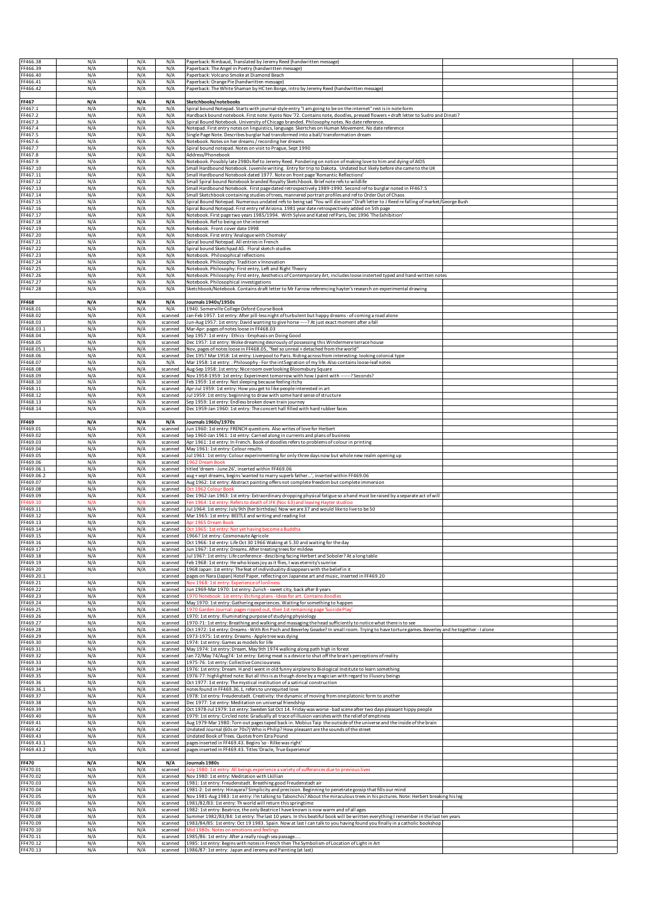| | | | | | | |
|---|---|---|---|---|---|---|
| FF466.38 | N/A | N/A | N/A | Paperback: Rimbaud, Translated by Jeremy Reed (handwritten message) | | |
| FF466.39 | N/A | N/A | N/A | Paperback: The Angel in Poetry (handwritten message) | | |
| FF466.40 | N/A | N/A | N/A | Paperback: Volcano Smoke at Diamond Beach | | |
| FF466.41 | N/A | N/A | N/A | Paperback: Orange Pie (handwritten message) | | |
| FF466.42 | N/A | N/A | N/A | Paperback: The White Shaman by HC ten Borge, intro by Jeremy Reed (handwritten message) | | |
| | | | | | | |
| **FF467** | **N/A** | **N/A** | **N/A** | **Sketchbooks/notebooks** | | |
| FF467.1 | N/A | N/A | N/A | Spiral bound Notepad. Starts with journal-style entry "I am going to be on the internet" rest is in note form | | |
| FF467.2 | N/A | N/A | N/A | Hardback bound notebook. First note: Kyoto Nov '72. Contains note, doodles, pressed flowers + draft letter to Sudro and Dinati? | | |
| FF467.3 | N/A | N/A | N/A | Spiral Bound Notebook. University of Chicago branded. Philosophy notes. No date reference. | | |
| FF467.4 | N/A | N/A | N/A | Notepad. First entry notes on linguistics, language. Skertches on Human Movement. No date reference | | |
| FF467.5 | N/A | N/A | N/A | Single Page Note. Describes burglar had transformed into a ball/ transformation dream | | |
| FF467.6 | N/A | N/A | N/A | Notebook. Notes on her dreams / recording her dreams | | |
| FF467.7 | N/A | N/A | N/A | Spiral bound notepad. Notes on visit to Prague, Sept 1990 | | |
| FF467.8 | N/A | N/A | N/A | Address/Phonebook | | |
| FF467.9 | N/A | N/A | N/A | Notebook. Possibly late 2980s Ref to Jeremy Reed. Pondering on notion of making love to him and dying of AIDS | | |
| FF467.10 | N/A | N/A | N/A | Small Hardbound Notebook. Juvenile writing. Entry for trip to Dakota. Undated but likely before she came to the UK | | |
| FF467.11 | N/A | N/A | N/A | Small Hardbound Notebook dated 1977. Note on front page 'Romantic Reflections' | | |
| FF467.12 | N/A | N/A | N/A | Small Spiral bound Notebook branded Royalty Sketchbook. Brief note refs to wildlife | | |
| FF467.13 | N/A | N/A | N/A | Small Hardbound Notebook. First page dated retrospectively 1989-1990. Second ref to burglar noted in FF467.5 | | |
| FF467.14 | N/A | N/A | N/A | Small Sketchbook containing studies of trees, mannered portrait profiles and ref to Order Out of Chaos | | |
| FF467.15 | N/A | N/A | N/A | Spiral Bound Notepad. Numerous undated refs to being sad "You will die soon" Draft letter to J Reed re falling of market/George Bush | | |
| FF467.16 | N/A | N/A | N/A | Spiral Bound Notepad. First entry ref Arizona. 1981 year date retrospectively added on 5th page | | |
| FF467.17 | N/A | N/A | N/A | Notebook. First page two years 1985/1994. With Sylvie and Kated ref Paris, Dec 1996 'The Exhibition' | | |
| FF467.18 | N/A | N/A | N/A | Notebook. Ref to being on the internet | | |
| FF467.19 | N/A | N/A | N/A | Notebook. Front cover date 1998 | | |
| FF467.20 | N/A | N/A | N/A | Notebook. First entry 'Analogue with Chomsky' | | |
| FF467.21 | N/A | N/A | N/A | Spiral bound Notepad. All entries in French | | |
| FF467.22 | N/A | N/A | N/A | Spiral bound Sketchpad A5. Floral sketch studies | | |
| FF467.23 | N/A | N/A | N/A | Notebook. Philosophical reflections | | |
| FF467.24 | N/A | N/A | N/A | Notebook. Philosophy: Tradition v Innovation | | |
| FF467.25 | N/A | N/A | N/A | Notebook. Philosophy: First entry, Left and Right Theory | | |
| FF467.26 | N/A | N/A | N/A | Notebook. Philosophy: First entry, Aesthetics of Contemporary Art, includes loose insterted typed and hand-written notes | | |
| FF467.27 | N/A | N/A | N/A | Notebook. Philosophical investigations | | |
| FF467.28 | N/A | N/A | N/A | Sketchbook/Notebook. Contains draft letter to Mr Farrow referencing hayter's research on experimental drawing | | |
| | | | | | | |
| **FF468** | **N/A** | **N/A** | **N/A** | **Journals 1940s/1950s** | | |
| FF468.01 | N/A | N/A | N/A | 1940. Somerville College Oxford Course Book | | |
| FF468.02 | N/A | N/A | scanned | Jan-Feb 1957. 1st entry: After pill-less night of turbulent but happy dreams - of coming a road alone | | |
| FF468.03 | N/A | N/A | scanned | Jun-Aug 1957: 1st entry: David wanting to give horse -----? At just exact moment after a fall | | |
| FF468.03.1 | N/A | N/A | scanned | Mar-Apr: pages of notes loose in FF468.03 | | |
| FF468.04 | N/A | N/A | scanned | Sep 1957: 1st entry : Ethics - Emphasis on Doing Good | | |
| FF468.05 | N/A | N/A | scanned | Dec 1957: 1st entry: Woke dreaming desirously of possessing this Windermere terrace house | | |
| FF468.05.1 | N/A | N/A | scanned | Nov, pages of notes loose in FF468.05, "feel so unreal + detached from the world" | | |
| FF468.06 | N/A | N/A | scanned | Dec 1957 Mar 1958: 1st entry: Liverpool to Paris. Riding across from interesting- looking colonial type | | |
| FF468.07 | N/A | N/A | N/A | Mar 1958: 1st entry: : Philosophy - For the int5egration of my life. Also contains loose-leaf notes | | |
| FF468.08 | N/A | N/A | scanned | Aug-Sep 1958: 1st entry: Nice room overlooking Bloomsbury Square | | |
| FF468.09 | N/A | N/A | scanned | Nov 1958-1959: 1st entry: Experiment tomorrow with how I paint with -------? Seconds? | | |
| FF468.10 | N/A | N/A | scanned | Feb 1959: 1st entry: Not sleeping because feeling itchy | | |
| FF468.11 | N/A | N/A | scanned | Apr-Jul 1959: 1st entry: How you get to like people interested in art | | |
| FF468.12 | N/A | N/A | scanned | Jul 1959: 1st entry: beginning to draw with some hard sense of structure | | |
| FF468.13 | N/A | N/A | scanned | Sep 1959: 1st entry: Endless broken down train journey | | |
| FF468.14 | N/A | N/A | scanned | Dec 1959-Jan 1960: 1st entry: The concert hall filled with hard rubber faces | | |
| | | | | | | |
| **FF469** | **N/A** | **N/A** | **N/A** | **Journals 1960s/1970s** | | |
| FF469.01 | N/A | N/A | scanned | Jun 1960: 1st entry: FRENCH questions. Also writes of love for Herbert | | |
| FF469.02 | N/A | N/A | scanned | Sep 1960-Jan 1961: 1st entry: Carried along in currents and plans of business | | |
| FF469.03 | N/A | N/A | scanned | Apr 1961: 1st entry: In French. Book of doodles refers to problems of colour in printing | | |
| FF469.04 | N/A | N/A | scanned | May 1961: 1st entry: Colour results | | |
| FF469.05 | N/A | N/A | scanned | Jul 1961: 1st entry: Colour experinmenting for only three days now but whole new realm opening up | | |
| FF469.06 | N/A | N/A | scanned | 1962 Dream Book | | |
| FF469.06.1 | N/A | N/A | scanned | titled 'dream - June 26', inserted within FF469.06 | | |
| FF469.06.2 | N/A | N/A | scanned | aug + sept dreams, begins 'wanted to marry superb father...', inserted within FF469.06 | | |
| FF469.07 | N/A | N/A | scanned | Aug 1962: 1st entry: Abstract painting offers not complete freedom but complete immersion | | |
| FF469.08 | N/A | N/A | scanned | Oct 1962 Colour Book | | |
| FF469.09 | N/A | N/A | scanned | Dec 1962-Jan 1963: 1st entry: Extraordinary dropping physical fatigue so a hand must be raised by a separate act of will | | |
| FF469.10 | N/A | N/A | scanned | Feb 1964: 1st entry: Refers to death of JFK (Noc 63) and leaving Hayter studioo | | |
| FF469.11 | N/A | N/A | scanned | Jul 1964: 1st entry: July 9th (her birthday) Now we are 37 and would like to live to be 50 | | |
| FF469.12 | N/A | N/A | scanned | Mar 1965: 1st entry: BEETLE and writing and reading list | | |
| FF469.13 | N/A | N/A | scanned | Apr 1965 Dream Book | | |
| FF469.14 | N/A | N/A | scanned | Oct 1965: 1st entry: Not yet having become a Buddha | | |
| FF469.15 | N/A | N/A | scanned | 1966? 1st entry: Cosmonaute Agricole | | |
| FF469.16 | N/A | N/A | scanned | Oct 1966: 1st entry: Life Oct 30 1966 Waking at 5.30 and waiting for the day | | |
| FF469.17 | N/A | N/A | scanned | Jun 1967: 1st entry: Dreams. After treating trees for mildew | | |
| FF469.18 | N/A | N/A | scanned | Jul 1967: 1st entry: Life conference - descibing facing Herbert and Soboler? At a long table | | |
| FF469.19 | N/A | N/A | scanned | Feb 1968: 1st entry: He who kisses joy as it flies, I was eternity's sunrise | | |
| FF469.20 | N/A | N/A | scanned | 1968 Japan: 1st entry: The feat of individuality disappears with the belief in it | | |
| FF469.20.1 | | | scanned | pages on Nara (Japan) Hotel Paper, reflecting on Japanese art and music, inserted in FF469.20 | | |
| FF469.21 | N/A | N/A | scanned | Nov 1968: 1st entry: Experience of lonliness | | |
| FF469.22 | N/A | N/A | scanned | Jun 1969-Mar 1970: 1st entry: Zurich - sweet city, back after 8 years | | |
| FF469.23 | N/A | N/A | scanned | 1970 Notebook: 1st entry: Etching plans - Ideas for art. Contains doodles | | |
| FF469.24 | N/A | N/A | scanned | May 1970: 1st entry: Gathering experiences. Waiting for something to happen | | |
| FF469.25 | N/A | N/A | scanned | 1970 Garden Journal: pages ripped out, then 1st remaining page 'Suicide Play' | | |
| FF469.26 | N/A | N/A | scanned | 1970: 1st entry: Illuminating purpose of studying physiology | | |
| FF469.27 | N/A | N/A | scanned | 1970-71: 1st entry: Breathing and walking and massaging the head sufficiently to notice what there is to see | | |
| FF469.28 | N/A | N/A | scanned | Oct 1972: 1st entry: Dreams - With Rin Poch and Beverley Geazke? In small room. Trying to have torture games. Beverley and he together - I alone | | |
| FF469.29 | N/A | N/A | scanned | 1973-1975: 1st entry: Dreams - Apple tree was dying | | |
| FF469.30 | N/A | N/A | scanned | 1974: 1st entry: Games as models for life | | |
| FF469.31 | N/A | N/A | scanned | May 1974: 1st entry: Dream, May 9th 1974 walking along path high in forest | | |
| FF469.32 | N/A | N/A | scanned | Jan 72/May 74/Aug74: 1st entry: Eating meat is a device to shut off the brain's perceptions of reality | | |
| FF469.33 | N/A | N/A | scanned | 1975-76: 1st entry: Collective Conciousness | | |
| FF469.34 | N/A | N/A | scanned | 1976: 1st entry: Dream. H and I went in old funny airplane to Biological Institute to learn something | | |
| FF469.35 | N/A | N/A | scanned | 1976-77: highlighted note: But all this is as though done by a magician with regard to illusory beings | | |
| FF469.36 | N/A | N/A | scanned | Oct 1977: 1st entry: The mystical institution of a satirical construction | | |
| FF469.36.1 | N/A | N/A | scanned | notes found in FF469.36.1, refers to unrequited love | | |
| FF469.37 | N/A | N/A | scanned | 1978: 1st entry: Freudenstadt. Creativity: the dynamic of moving from one platonic form to another | | |
| FF469.38 | N/A | N/A | scanned | Dec 1977: 1st entry: Meditation on universal friendship | | |
| FF469.39 | N/A | N/A | scanned | Oct 1978-Jul 1979: 1st entry: Sweden Sat Oct 14. Friday was worse - bad scene after two days pleasant hippy people | | |
| FF469.40 | N/A | N/A | scanned | 1979: 1st entry: Circled note: Gradually all trace of illusion vanishes with the relief of emptiness | | |
| FF469.41 | N/A | N/A | scanned | Aug 1979-Mar 1980: Torn out pages taped back in. Mobius Taip the outside of the universe and the inside of the brain | | |
| FF469.42 | N/A | N/A | scanned | Undated Journal (60s or 70s?) Who is Philip? How pleasant are the sounds of the street | | |
| FF469.43 | N/A | N/A | scanned | Undated Book of Trees. Quotes from Ezra Pound | | |
| FF469.43.1 | N/A | N/A | scanned | pages inserted in FF469.43. Begins 'so - Rilke was right' | | |
| FF469.43.2 | N/A | N/A | scanned | pages inserted in FF469.43. Titles 'Oracle, True Experience' | | |
| | | | | | | |
| **FF470** | **N/A** | **N/A** | **N/A** | **Journals 1980s** | | |
| FF470.01 | N/A | N/A | scanned | July 1980: 1st entry: All beings experience a variety of sufferances due to previous lives | | |
| FF470.02 | N/A | N/A | scanned | Nov 1980: 1st entry: Meditation with Lkillian | | |
| FF470.03 | N/A | N/A | scanned | 1981: 1st entry: Freudenstadt. Breathing good Freudenstadt air | | |
| FF470.04 | N/A | N/A | scanned | 1981-2: 1st entry: Hinayara? Simplicity and precision. Beginning to penetrate gossip that fills our mind | | |
| FF470.05 | N/A | N/A | scanned | Nov 1981-Aug 1983: 1st entry: I'm talking to Tabonchis? About the miraculous trees in his pictures. Note: Herbert breaking his leg | | |
| FF470.06 | N/A | N/A | scanned | 1981/82/83: 1st entry: Th world will return this springtime | | |
| FF470.07 | N/A | N/A | scanned | 1982: 1st entry: Beatrice, the only Beatrice I have known is now warm and of all ages | | |
| FF470.08 | N/A | N/A | scanned | Summer 1982/83/84: 1st entry: The last 10 years. In this beatiful book will be written everything I remember in the last ten years | | |
| FF470.09 | N/A | N/A | scanned | 1983/84/85: 1st entry: Oct 19 1983. Spain. Now at last I can talk to you having found you finally in a catholic bookshop | | |
| FF470.10 | N/A | N/A | scanned | Mid 1980s: Notes on emotions and feelings | | |
| FF470.11 | N/A | N/A | scanned | 1985/86: 1st entry: After a really rough sea passage..... | | |
| FF470.12 | N/A | N/A | scanned | 1985: 1st entry: Begins with notes in French then The Symbolism of Location of Light in Art | | |
| FF470.13 | N/A | N/A | scanned | 1986/87: 1st entry: Japan and Jeremy and Painting (at last) | | |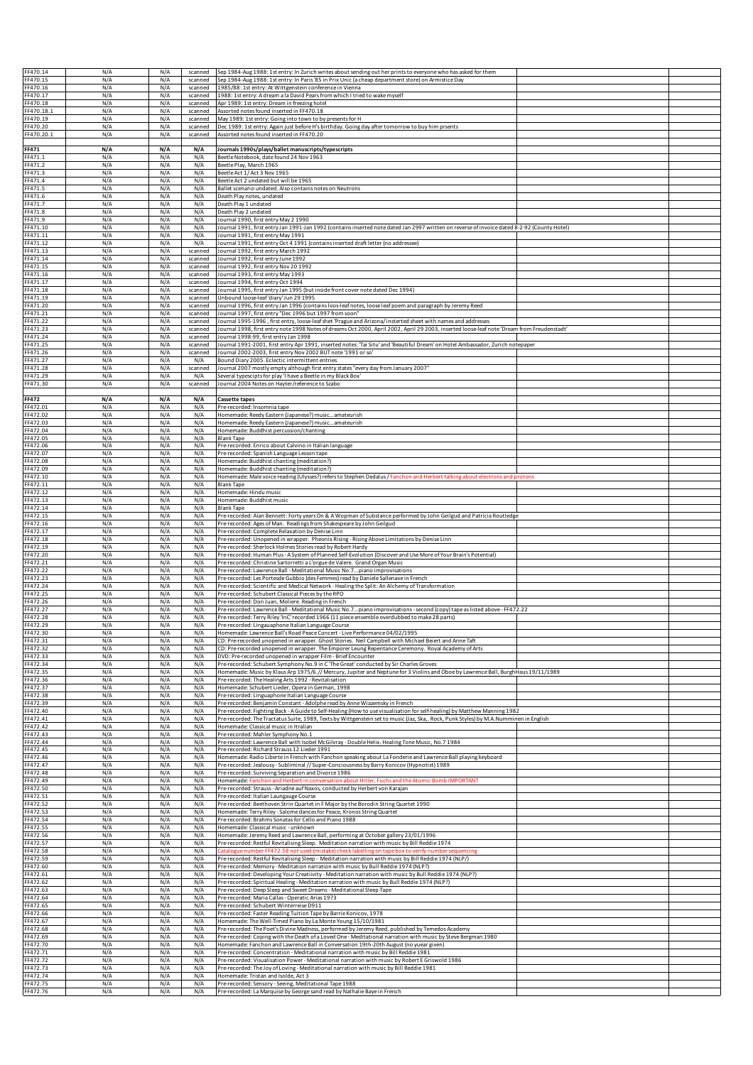| | | | | | | |
|---|---|---|---|---|---|---|
| FF470.14 | N/A | N/A | scanned | Sep 1984-Aug 1988: 1st entry: In Zurich writes about sending out her prints to everyone who has asked for them | | |
| FF470.15 | N/A | N/A | scanned | Sep 1984-Aug 1988: 1st entry: In Paris '85 in Prix Unic (a cheap department store) on Armistice Day | | |
| FF470.16 | N/A | N/A | scanned | 1985/88: 1st entry: At Wittgenstein conference in Vienna | | |
| FF470.17 | N/A | N/A | scanned | 1988: 1st entry: A dream a la David Pears from which I tried to wake myself | | |
| FF470.18 | N/A | N/A | scanned | Apr 1989: 1st entry: Dream in freezing hotel | | |
| FF470.18.1 | N/A | N/A | scanned | Assorted notes found inserted in FF470.18 | | |
| FF470.19 | N/A | N/A | scanned | May 1989: 1st entry: Going into town to by presents for H | | |
| FF470.20 | N/A | N/A | scanned | Dec 1989: 1st entry: Again just before H's birthday. Going day after tomorrow to buy him prsents | | |
| FF470.20.1 | N/A | N/A | scanned | Assorted notes found inserted in FF470.20 | | |
| | | | | | | |
| **FF471** | **N/A** | **N/A** | **N/A** | **Journals 1990s/plays/ballet manuscripts/typescripts** | | |
| FF471.1 | N/A | N/A | N/A | Beetle Notebook, date found 24 Nov 1963 | | |
| FF471.2 | N/A | N/A | N/A | Beetle Play, March 1965 | | |
| FF471.3 | N/A | N/A | N/A | Beetle Act 1/Act 3 Nov 1965 | | |
| FF471.4 | N/A | N/A | N/A | Beetle Act 2 undated but will be 1965 | | |
| FF471.5 | N/A | N/A | N/A | Ballet scenario undated. Also contains notes on Neutrons | | |
| FF471.6 | N/A | N/A | N/A | Death Play notes, undated | | |
| FF471.7 | N/A | N/A | N/A | Death Play 1 undated | | |
| FF471.8 | N/A | N/A | N/A | Death Play 2 undated | | |
| FF471.9 | N/A | N/A | N/A | Journal 1990, first entry May 2 1990 | | |
| FF471.10 | N/A | N/A | N/A | Journal 1991, first entry Jan 1991-Jan 1992 (contains inserted note dated Jan 2997 written on reverse of invoice dated 8-2-92 (County Hotel) | | |
| FF471.11 | N/A | N/A | N/A | Journal 1991, first entry May 1991 | | |
| FF471.12 | N/A | N/A | N/A | Journal 1991, first entry Oct 4 1991 (contains inserted draft letter (no addressee) | | |
| FF471.13 | N/A | N/A | scanned | Journal 1992, first entry March 1992 | | |
| FF471.14 | N/A | N/A | scanned | Journal 1992, first entry June 1992 | | |
| FF471.15 | N/A | N/A | scanned | Journal 1992, first entry Nov 20 1992 | | |
| FF471.16 | N/A | N/A | scanned | Journal 1993, first entry May 1993 | | |
| FF471.17 | N/A | N/A | scanned | Journal 1994, first entry Oct 1994 | | |
| FF471.18 | N/A | N/A | scanned | Journal 1995, first entry Jan 1995 (but inside front cover note dated Dec 1994) | | |
| FF471.19 | N/A | N/A | scanned | Unbound loose-leaf 'diary' Jun 29 1995 | | |
| FF471.20 | N/A | N/A | scanned | Journal 1996, first entry Jan 1996 (contains loos-leaf notes, loose leaf poem and paragraph by Jeremy Reed | | |
| FF471.21 | N/A | N/A | scanned | Journal 1997, first entry "Dec 1996 but 1997 from soon" | | |
| FF471.22 | N/A | N/A | scanned | Journal 1995-1996 , first entry, loose-leaf sheet 'Prague and Arizona/ insterted sheet with names and addresses | | |
| FF471.23 | N/A | N/A | scanned | Journal 1998, first entry note 1998 Notes of dreams Oct 2000, April 2002, April 29 2003, inserted loose-leaf note 'Dream from Freudenstadt' | | |
| FF471.24 | N/A | N/A | scanned | Journal 1998-99, first entry Jan 1998 | | |
| FF471.25 | N/A | N/A | scanned | Journal 1991-2001, first entry Apr 1991, inserted notes: 'Tai Situ' and 'Beautiful Dream' on Hotel Ambassador, Zurich notepaper | | |
| FF471.26 | N/A | N/A | scanned | Journal 2002-2003, first entry Nov 2002 BUT note '1991 or so' | | |
| FF471.27 | N/A | N/A | N/A | Bound Diary 2005. Eclectic intermittent entries | | |
| FF471.28 | N/A | N/A | scanned | Journal 2007 mostly empty although first entry states "every day from January 2007" | | |
| FF471.29 | N/A | N/A | N/A | Several typescipts for play 'I have a Beetle in my Black Box' | | |
| FF471.30 | N/A | N/A | scanned | Journal 2004 Notes on Hayter/reference to Szabo | | |
| | | | | | | |
| **FF472** | **N/A** | **N/A** | **N/A** | **Cassette tapes** | | |
| FF472.01 | N/A | N/A | N/A | Pre-recorded: Insomnia tape | | |
| FF472.02 | N/A | N/A | N/A | Homemade: Reedy Eastern (Japanese?) music...amateurish | | |
| FF472.03 | N/A | N/A | N/A | Homemade: Reedy Eastern (Japanese?) music...amateurish | | |
| FF472.04 | N/A | N/A | N/A | Homemade: Buddhist percussion/chanting | | |
| FF472.05 | N/A | N/A | N/A | Blank Tape | | |
| FF472.06 | N/A | N/A | N/A | Pre-recorded: Enrico about Calvino in Italian language | | |
| FF472.07 | N/A | N/A | N/A | Pre-recorded: Spanish Language Lesson tape | | |
| FF472.08 | N/A | N/A | N/A | Homemade: Buddhist chanting (meditation?) | | |
| FF472.09 | N/A | N/A | N/A | Homemade: Buddhist chanting (meditation?) | | |
| FF472.10 | N/A | N/A | N/A | Homemade: Male voice reading (Ulysses?) refers to Stephen Dedalus / Fanchon and Herbert talking about electrons and protons | | |
| FF472.11 | N/A | N/A | N/A | Blank Tape | | |
| FF472.12 | N/A | N/A | N/A | Homemade: Hindu music | | |
| FF472.13 | N/A | N/A | N/A | Homemade: Buddhist music | | |
| FF472.14 | N/A | N/A | N/A | Blank Tape | | |
| FF472.15 | N/A | N/A | N/A | Pre-recorded: Alan Bennett: Forty years On & A Wopman of Substance performed by John Geilgud and Patricia Routledge | | |
| FF472.16 | N/A | N/A | N/A | Pre-recorded: Ages of Man. Readings from Shakespeare by John Geilgud | | |
| FF472.17 | N/A | N/A | N/A | Pre-recorded: Complete Relaxation by Denise Linn | | |
| FF472.18 | N/A | N/A | N/A | Pre-recorded: Unopened in wrapper. Pheonix Rising - Rising Above Limitations by Denise Linn | | |
| FF472.19 | N/A | N/A | N/A | Pre-recorded: Sherlock Holmes Stories read by Robert Hardy | | |
| FF472.20 | N/A | N/A | N/A | Pre-recorded: Human Plus - A System of Planned Self-Evolution (Discover and Use More of Your Brain's Potential) | | |
| FF472.21 | N/A | N/A | N/A | Pre-recorded: Christine Sartorretti a L'orgue de Valere. Grand Organ Music | | |
| FF472.22 | N/A | N/A | N/A | Pre-recorded: Lawrence Ball - Meditational Music No.7...piano improvisations | | |
| FF472.23 | N/A | N/A | N/A | Pre-recorded: Les Portesde Gubbio (des Femmes) read by Daniele Sallenave in French | | |
| FF472.24 | N/A | N/A | N/A | Pre-recorded: Scientific and Medical Network - Healing the Split: An Alchemy of Transformation | | |
| FF472.25 | N/A | N/A | N/A | Pre-recorded: Schubert Classical Pieces by the RPO | | |
| FF472.26 | N/A | N/A | N/A | Pre-recorded: Don Juan, Moliere. Reading in French | | |
| FF472.27 | N/A | N/A | N/A | Pre-recorded: Lawrence Ball - Meditational Music No.7...piano improvisations - second (copy) tape as listed above - FF472.22 | | |
| FF472.28 | N/A | N/A | N/A | Pre-recorded: Terry Riley 'InC' recorded 1966 (11 piece ensemble overdubbed to make 28 parts) | | |
| FF472.29 | N/A | N/A | N/A | Pre-recorded: Lingauaphone Italian Language Course | | |
| FF472.30 | N/A | N/A | N/A | Homemade: Lawrence Ball's Road Peace Concert - Live Performance 04/02/1995 | | |
| FF472.31 | N/A | N/A | N/A | CD: Pre-recorded unopened in wrapper. Ghost Stories. Neil Campbell with Michael Beiert and Anne Taft | | |
| FF472.32 | N/A | N/A | N/A | CD: Pre-recorded unopened in wrapper. The Emporer Leung Repentance Ceremony. Royal Academy of Arts | | |
| FF472.33 | N/A | N/A | N/A | DVD: Pre-recorded unopened in wrapper Film - Brief Encounter | | |
| FF472.34 | N/A | N/A | N/A | Pre-recorded: Schubert Symphony No.9 in C 'The Great' conducted by Sir Charles Groves | | |
| FF472.35 | N/A | N/A | N/A | Homemade: Music by Klaus Arp 1975/6.// Mercury, Jupiter and Neptune for 3 Violins and Oboe by Lawrence Ball, BurghHaus 19/11/1989 | | |
| FF472.36 | N/A | N/A | N/A | Pre-recorded: The Healing Arts 1992 - Revitalisation | | |
| FF472.37 | N/A | N/A | N/A | Homemade: Schubert Lieder, Opera in German, 1998 | | |
| FF472.38 | N/A | N/A | N/A | Pre-recorded: Linguaphone Italian Language Course | | |
| FF472.39 | N/A | N/A | N/A | Pre-recorded: Benjamin Constant - Adolphe read by Anne Wiazemsky in French | | |
| FF472.40 | N/A | N/A | N/A | Pre-recorded: Fighting Back - A Guide to Self-Healing (How to use visualisation for self-healing) by Matthew Manning 1982 | | |
| FF472.41 | N/A | N/A | N/A | Pre-recorded: The Tractatus Suite, 1989, Texts by Wittgenstein set to music (Jaz, Ska,. Rock, Punk Styles) by M.A.Numminen in English | | |
| FF472.42 | N/A | N/A | N/A | Homemade: Classical music in Italian | | |
| FF472.43 | N/A | N/A | N/A | Pre-recorded: Mahler Symphony No.1 | | |
| FF472.44 | N/A | N/A | N/A | Pre-recorded: Lawrence Ball with Isobel McGilvray - Double Helix. Healing Tone Music, No.7 1984 | | |
| FF472.45 | N/A | N/A | N/A | Pre-recorded: Richard Strauss 12 Lieder 1991 | | |
| FF472.46 | N/A | N/A | N/A | Homemade: Radio Liberte in French with Fanchon speaking about La Fonderie and Lawrence Ball playing keyboard | | |
| FF472.47 | N/A | N/A | N/A | Pre-recorded: Jealousy - Subliminal // Super-Conciousness by Barry Konicov (Hypnotist) 1989 | | |
| FF472.48 | N/A | N/A | N/A | Pre-recorded: Surviving Separation and Divorce 1986 | | |
| FF472.49 | N/A | N/A | N/A | Homemade: Fanchon and Herbert in conversation about Hitler, Fuchs and the Atomic Bomb IMPORTANT | | |
| FF472.50 | N/A | N/A | N/A | Pre-recorded: Strauss - Ariadne auf Naxos, conducted by Herbert von Karajan | | |
| FF472.51 | N/A | N/A | N/A | Pre-recorded: Italian Laungauge Course | | |
| FF472.52 | N/A | N/A | N/A | Pre-recorded: Beethoven Strin Quartet in F Major by the Borodin String Quartet 1990 | | |
| FF472.53 | N/A | N/A | N/A | Homemade: Terry Riley - Salome dances for Peace, Kronos String Quartet | | |
| FF472.54 | N/A | N/A | N/A | Pre-recorded: Brahms Sonatas for Cello and Piano 1988 | | |
| FF472.55 | N/A | N/A | N/A | Homemade: Classical music - unknown | | |
| FF472.56 | N/A | N/A | N/A | Homemade: Jeremy Reed and Lawrence Ball, performing at October gallery 23/01/1996 | | |
| FF472.57 | N/A | N/A | N/A | Pre-recorded: Restful Revitalising Sleep. Meditation narration with music by Bill Reddie 1974 | | |
| FF472.58 | N/A | N/A | N/A | Catalogue number FF472.58 not used (mistake) check labelling on tape box to verify number sequencing | | |
| FF472.59 | N/A | N/A | N/A | Pre-recorded: Restful Revitalising Sleep - Meditation narration with music by Bill Reddie 1974 (NLP/) | | |
| FF472.60 | N/A | N/A | N/A | Pre-recorded: Memory - Meditation narration with music by Bull Reddie 1974 (NLP?) | | |
| FF472.61 | N/A | N/A | N/A | Pre-recorded: Developing Your Creativity - Meditation narration with music by Bull Reddie 1974 (NLP?) | | |
| FF472.62 | N/A | N/A | N/A | Pre-recorded: Spiritual Healing - Meditation narration with music by Bull Reddie 1974 (NLP?) | | |
| FF472.63 | N/A | N/A | N/A | Pre-recorded: Deep Sleep and Sweet Dreams - Meditational Sleep Tape | | |
| FF472.64 | N/A | N/A | N/A | Pre-recorded: Maria Callas - Operatic Arias 1973 | | |
| FF472.65 | N/A | N/A | N/A | Pre-recorded: Schubert Winterreise D911 | | |
| FF472.66 | N/A | N/A | N/A | Pre-recorded: Faster Reading Tuition Tape by Barrie Konicov, 1978 | | |
| FF472.67 | N/A | N/A | N/A | Homemade: The Well-Timed Piano by La Monte Young 15/10/1981 | | |
| FF472.68 | N/A | N/A | N/A | Pre-recorded: The Poet's Divine Madness, performed by Jeremy Reed, published by Temedos Academy | | |
| FF472.69 | N/A | N/A | N/A | Pre-recorded: Coping with the Death of a Loved One - Meditational narration with music by Steve Bergman 1980 | | |
| FF472.70 | N/A | N/A | N/A | Homemade: Fanchon and Lawrence Ball in Conversation 19th-20th August (no yuear given) | | |
| FF472.71 | N/A | N/A | N/A | Pre-recorded: Concentration - Meditational narration with music by Bill Reddie 1981 | | |
| FF472.72 | N/A | N/A | N/A | Pre-recorded: Visualisation Power - Meditational narration with music by Robert E Griswold 1986 | | |
| FF472.73 | N/A | N/A | N/A | Pre-recorded: The Joy of Loving - Meditational narration with music by Bill Reddie 1981 | | |
| FF472.74 | N/A | N/A | N/A | Homemade: Tristan and Isolde, Act 3 | | |
| FF472.75 | N/A | N/A | N/A | Pre-recorded: Sensory - Seeing, Meditational Tape 1988 | | |
| FF472.76 | N/A | N/A | N/A | Pre-recorded: La Marquise by George sand read by Nathalie Baye in French | | |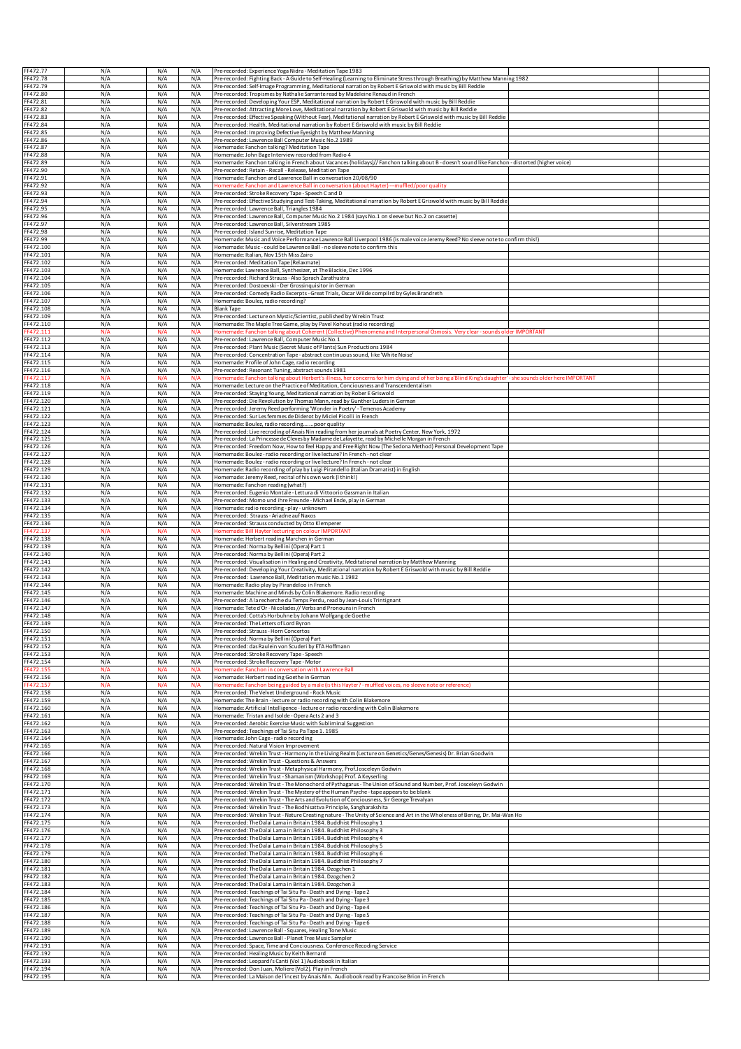| | | | | | | |
|---|---|---|---|---|---|---|
| FF472.77 | N/A | N/A | N/A | Pre-recorded: Experience Yoga Nidra - Meditation Tape 1983 | | |
| FF472.78 | N/A | N/A | N/A | Pre-recorded: Fighting Back - A Guide to Self-Healing (Learning to Eliminate Stress through Breathing) by Matthew Manning 1982 | | |
| FF472.79 | N/A | N/A | N/A | Pre-recorded: Self-Image Programming, Meditational narration by Robert E Griswold with music by Bill Reddie | | |
| FF472.80 | N/A | N/A | N/A | Pre-recorded: Tropismes by Nathalie Sarrante read by Madeleine Renaud in French | | |
| FF472.81 | N/A | N/A | N/A | Pre-recorded: Developing Your ESP, Meditational narration by Robert E Griswold with music by Bill Reddie | | |
| FF472.82 | N/A | N/A | N/A | Pre-recorded: Attracting More Love, Meditational narration by Robert E Griswold with music by Bill Reddie | | |
| FF472.83 | N/A | N/A | N/A | Pre-recorded: Effective Speaking (Without Fear), Meditational narration by Robert E Griswold with music by Bill Reddie | | |
| FF472.84 | N/A | N/A | N/A | Pre-recorded: Health, Meditational narration by Robert E Griswold with music by Bill Reddie | | |
| FF472.85 | N/A | N/A | N/A | Pre-recorded: Improving Defective Eyesight by Matthew Manning | | |
| FF472.86 | N/A | N/A | N/A | Pre-recorded: Lawrence Ball Computer Music No.2 1989 | | |
| FF472.87 | N/A | N/A | N/A | Homemade: Fanchon talking? Meditation Tape | | |
| FF472.88 | N/A | N/A | N/A | Homemade: John Bage Interview recorded from Radio 4 | | |
| FF472.89 | N/A | N/A | N/A | Homemade: Fanchon talking in French about Vacances (holidays)// Fanchon talking about B - doesn't sound like Fanchon - distorted (higher voice) | | |
| FF472.90 | N/A | N/A | N/A | Pre-recorded: Retain - Recall - Release, Meditation Tape | | |
| FF472.91 | N/A | N/A | N/A | Homemade: Fanchon and Lawrence Ball in conversation 20/08/90 | | |
| FF472.92 | N/A | N/A | N/A | Homemade: Fanchon and Lawrence Ball in conversation (about Hayter) ---muffled/poor quality | | |
| FF472.93 | N/A | N/A | N/A | Pre-recorded: Stroke Recovery Tape - Speech C and D | | |
| FF472.94 | N/A | N/A | N/A | Pre-recorded: Effective Studying and Test-Taking, Meditational narration by Robert E Griswold with music by Bill Reddie | | |
| FF472.95 | N/A | N/A | N/A | Pre-recorded: Lawrence Ball, Triangles 1984 | | |
| FF472.96 | N/A | N/A | N/A | Pre-recorded: Lawrence Ball, Computer Music No.2 1984 (says No.1 on sleeve but No.2 on cassette) | | |
| FF472.97 | N/A | N/A | N/A | Pre-recorded: Lawrence Ball, Silverstream 1985 | | |
| FF472.98 | N/A | N/A | N/A | Pre-recorded: Island Sunrise, Meditation Tape | | |
| FF472.99 | N/A | N/A | N/A | Homemade: Music and Voice Performance Lawrence Ball Liverpool 1986 (is male voice Jeremy Reed? No sleeve note to confirm this!) | | |
| FF472.100 | N/A | N/A | N/A | Homemade: Music - could be Lawrence Ball - no sleeve note to confirm this | | |
| FF472.101 | N/A | N/A | N/A | Homemade: Italian, Nov 15th Miss Zairo | | |
| FF472.102 | N/A | N/A | N/A | Pre-recorded: Meditation Tape (Relaxmate) | | |
| FF472.103 | N/A | N/A | N/A | Homemade: Lawrence Ball, Synthesizer, at The Blackie, Dec 1996 | | |
| FF472.104 | N/A | N/A | N/A | Pre-recorded: Richard Strauss - Also Sprach Zarathustra | | |
| FF472.105 | N/A | N/A | N/A | Pre-recorded: Dostoevski - Der Grossinquisitor in German | | |
| FF472.106 | N/A | N/A | N/A | Pre-recorded: Comedy Radio Excerpts - Great Trials, Oscar Wilde compil rd by Gyles Brandreth | | |
| FF472.107 | N/A | N/A | N/A | Homemade: Boulez, radio recording? | | |
| FF472.108 | N/A | N/A | N/A | Blank Tape | | |
| FF472.109 | N/A | N/A | N/A | Pre-recorded: Lecture on Mystic/Scientist, published by Wrekin Trust | | |
| FF472.110 | N/A | N/A | N/A | Homemade: The Maple Tree Game, play by Pavel Kohout (radio recording) | | |
| FF472.111 | N/A | N/A | N/A | Homemade: Fanchon talking about Coherent (Collective) Phenomena and Interpersonal Osmosis. Very clear - sounds older IMPORTANT | | |
| FF472.112 | N/A | N/A | N/A | Pre-recorded: Lawrence Ball, Computer Music No.1 | | |
| FF472.113 | N/A | N/A | N/A | Pre-recorded: Plant Music (Secret Music of Plants) Sun Productions 1984 | | |
| FF472.114 | N/A | N/A | N/A | Pre-recorded: Concentration Tape - abstract continuous sound, like 'White Noise' | | |
| FF472.115 | N/A | N/A | N/A | Homemade: Profile of John Cage, radio recording | | |
| FF472.116 | N/A | N/A | N/A | Pre-recorded: Resonant Tuning, abstract sounds 1981 | | |
| FF472.117 | N/A | N/A | N/A | Homemade: Fanchon talking about Herbert's illness, her concerns for him dying and of her being a'Blind King's daughter' - she sounds older here IMPORTANT | | |
| FF472.118 | N/A | N/A | N/A | Homemade: Lecture on the Practice of Meditation, Conciousness and Transcendentalism | | |
| FF472.119 | N/A | N/A | N/A | Pre-recorded: Staying Young, Meditational narration by Rober E Griswold | | |
| FF472.120 | N/A | N/A | N/A | Pre-recorded: Die Revolution by Thomas Mann, read by Gunther Luders in German | | |
| FF472.121 | N/A | N/A | N/A | Pre-recorded: Jeremy Reed performing 'Wonder in Poetry' - Temenos Academy | | |
| FF472.122 | N/A | N/A | N/A | Pre-recorded: Sur Les femmes de Diderot by Miciel Picolli in French | | |
| FF472.123 | N/A | N/A | N/A | Homemade: Boulez, radio recording.......poor quality | | |
| FF472.124 | N/A | N/A | N/A | Pre-recorded: Live recroding of Anais Nin reading from her journals at Poetry Center, New York, 1972 | | |
| FF472.125 | N/A | N/A | N/A | Pre-recorded: La Princesse de Cleves by Madame de Lafayette, read by Michelle Morgan in French | | |
| FF472.126 | N/A | N/A | N/A | Pre-recorded: Freedom Now, How to feel Happy and Free Right Now (The Sedona Method) Personal Development Tape | | |
| FF472.127 | N/A | N/A | N/A | Homemade: Boulez - radio recording or live lecture? In French - not clear | | |
| FF472.128 | N/A | N/A | N/A | Homemade: Boulez - radio recording or live lecture? In French - not clear | | |
| FF472.129 | N/A | N/A | N/A | Homemade: Radio recording of play by Luigi Pirandello (Italian Dramatist) in English | | |
| FF472.130 | N/A | N/A | N/A | Homemade: Jeremy Reed, recital of his own work (I think!) | | |
| FF472.131 | N/A | N/A | N/A | Homemade: Fanchon reading (what?) | | |
| FF472.132 | N/A | N/A | N/A | Pre-recorded: Eugenio Montale - Lettura di Vittoorio Gassman in Italian | | |
| FF472.133 | N/A | N/A | N/A | Pre-recorded: Momo und ihre Freunde - Michael Ende, play in German | | |
| FF472.134 | N/A | N/A | N/A | Homemade: radio recording - play - unknowm | | |
| FF472.135 | N/A | N/A | N/A | Pre-recorded: Strauss - Ariadne auf Naxos | | |
| FF472.136 | N/A | N/A | N/A | Pre-recorded: Strauss conducted by Otto Klemperer | | |
| FF472.137 | N/A | N/A | N/A | Homemade: Bill Hayter lecturing on colour IMPORTANT | | |
| FF472.138 | N/A | N/A | N/A | Homemade: Herbert reading Marchen in German | | |
| FF472.139 | N/A | N/A | N/A | Pre-recorded: Norma by Bellini (Opera) Part 1 | | |
| FF472.140 | N/A | N/A | N/A | Pre-recorded: Norma by Bellini (Opera) Part 2 | | |
| FF472.141 | N/A | N/A | N/A | Pre-recorded: Visualisation in Healing and Creativity, Meditational narration by Matthew Manning | | |
| FF472.142 | N/A | N/A | N/A | Pre-recorded: Developing Your Creativity, Meditational narration by Robert E Griswold with music by Bill Reddie | | |
| FF472.143 | N/A | N/A | N/A | Pre-recorded: Lawrence Ball, Meditation music No.1 1982 | | |
| FF472.144 | N/A | N/A | N/A | Homemade: Radio play by Pirandeloo in French | | |
| FF472.145 | N/A | N/A | N/A | Homemade: Machine and Minds by Colin Blakemore. Radio recording | | |
| FF472.146 | N/A | N/A | N/A | Pre-recorded: A la recherche du Temps Perdu, read by Jean-Louis Trintignant | | |
| FF472.147 | N/A | N/A | N/A | Homemade: Tete d'Or - Nicolades // Verbs and Pronouns in French | | |
| FF472.148 | N/A | N/A | N/A | Pre-recorded: Cotta's Horbuhne by Johann Wolfgang de Goethe | | |
| FF472.149 | N/A | N/A | N/A | Pre-recorded: The Letters of Lord Byron | | |
| FF472.150 | N/A | N/A | N/A | Pre-recorded: Strauss - Horn Concertos | | |
| FF472.151 | N/A | N/A | N/A | Pre-recorded: Norma by Bellini (Opera) Part | | |
| FF472.152 | N/A | N/A | N/A | Pre-recorded: das Raulein von Scuderi by ETA Hoffmann | | |
| FF472.153 | N/A | N/A | N/A | Pre-recorded: Stroke Recovery Tape - Speech | | |
| FF472.154 | N/A | N/A | N/A | Pre-recorded: Stroke Recovery Tape - Motor | | |
| FF472.155 | N/A | N/A | N/A | Homemade: Fanchon in conversation with Lawrence Ball | | |
| FF472.156 | N/A | N/A | N/A | Homemade: Herbert reading Goethe in German | | |
| FF472.157 | N/A | N/A | N/A | Homemade: Fanchon being guided by a male (is this Hayter? - muffled voices, no sleeve note or reference) | | |
| FF472.158 | N/A | N/A | N/A | Pre-recorded: The Velvet Underground - Rock Music | | |
| FF472.159 | N/A | N/A | N/A | Homemade: The Brain - lecture or radio recording with Colin Blakemore | | |
| FF472.160 | N/A | N/A | N/A | Homemade: Artificial Intelligence - lecture or radio recording with Colin Blakemore | | |
| FF472.161 | N/A | N/A | N/A | Homemade: Tristan and Isolde - Opera Acts 2 and 3 | | |
| FF472.162 | N/A | N/A | N/A | Pre-recorded: Aerobic Exercise Music with Subliminal Suggestion | | |
| FF472.163 | N/A | N/A | N/A | Pre-recorded: Teachings of Tai Situ Pa Tape 1. 1985 | | |
| FF472.164 | N/A | N/A | N/A | Homemade: John Cage - radio recording | | |
| FF472.165 | N/A | N/A | N/A | Pre-recorded: Natural Vision Improvement | | |
| FF472.166 | N/A | N/A | N/A | Pre-recorded: Wrekin Trust - Harmony in the Living Realm (Lecture on Genetics/Genes/Genesis) Dr. Brian Goodwin | | |
| FF472.167 | N/A | N/A | N/A | Pre-recorded: Wrekin Trust - Questions & Answers | | |
| FF472.168 | N/A | N/A | N/A | Pre-recorded: Wrekin Trust - Metaphysical Harmony, Prof.Josceleyn Godwin | | |
| FF472.169 | N/A | N/A | N/A | Pre-recorded: Wrekin Trust - Shamanism (Workshop) Prof. A Keyserling | | |
| FF472.170 | N/A | N/A | N/A | Pre-recorded: Wrekin Trust - The Monochord of Pythagorus - The Union of Sound and Number, Prof. Josceleyn Godwin | | |
| FF472.171 | N/A | N/A | N/A | Pre-recorded: Wrekin Trust - The Mystery of the Human Psyche - tape appears to be blank | | |
| FF472.172 | N/A | N/A | N/A | Pre-recorded: Wrekin Trust - The Arts and Evolution of Conciousness, Sir George Trevalyan | | |
| FF472.173 | N/A | N/A | N/A | Pre-recorded: Wrekin Trust - The Bodhisattva Principle, Sangharakshita | | |
| FF472.174 | N/A | N/A | N/A | Pre-recorded: Wrekin Trust - Nature Creating nature - The Unity of Science and Art in the Wholeness of Bering, Dr. Mai-Wan Ho | | |
| FF472.175 | N/A | N/A | N/A | Pre-recorded: The Dalai Lama in Britain 1984. Buddhist Philosophy 1 | | |
| FF472.176 | N/A | N/A | N/A | Pre-recorded: The Dalai Lama in Britain 1984. Buddhist Philosophy 3 | | |
| FF472.177 | N/A | N/A | N/A | Pre-recorded: The Dalai Lama in Britain 1984. Buddhist Philosophy 4 | | |
| FF472.178 | N/A | N/A | N/A | Pre-recorded: The Dalai Lama in Britain 1984. Buddhist Philosophy 5 | | |
| FF472.179 | N/A | N/A | N/A | Pre-recorded: The Dalai Lama in Britain 1984. Buddhist Philosophy 6 | | |
| FF472.180 | N/A | N/A | N/A | Pre-recorded: The Dalai Lama in Britain 1984. Buddhist Philosophy 7 | | |
| FF472.181 | N/A | N/A | N/A | Pre-recorded: The Dalai Lama in Britain 1984. Dzogchen 1 | | |
| FF472.182 | N/A | N/A | N/A | Pre-recorded: The Dalai Lama in Britain 1984. Dzogchen 2 | | |
| FF472.183 | N/A | N/A | N/A | Pre-recorded: The Dalai Lama in Britain 1984. Dzogchen 3 | | |
| FF472.184 | N/A | N/A | N/A | Pre-recorded: Teachings of Tai Situ Pa - Death and Dying - Tape 2 | | |
| FF472.185 | N/A | N/A | N/A | Pre-recorded: Teachings of Tai Situ Pa - Death and Dying - Tape 3 | | |
| FF472.186 | N/A | N/A | N/A | Pre-recorded: Teachings of Tai Situ Pa - Death and Dying - Tape 4 | | |
| FF472.187 | N/A | N/A | N/A | Pre-recorded: Teachings of Tai Situ Pa - Death and Dying - Tape 5 | | |
| FF472.188 | N/A | N/A | N/A | Pre-recorded: Teachings of Tai Situ Pa - Death and Dying - Tape 6 | | |
| FF472.189 | N/A | N/A | N/A | Pre-recorded: Lawrence Ball - Squares, Healing Tone Music | | |
| FF472.190 | N/A | N/A | N/A | Pre-recorded: Lawrence Ball - Planet Tree Music Sampler | | |
| FF472.191 | N/A | N/A | N/A | Pre-recorded: Space, Time and Conciousness. Conference Recoding Service | | |
| FF472.192 | N/A | N/A | N/A | Pre-recorded: Healing Music by Keith Bernard | | |
| FF472.193 | N/A | N/A | N/A | Pre-recorded: Leopardi's Canti (Vol 1) Audiobook in Italian | | |
| FF472.194 | N/A | N/A | N/A | Pre-recorded: Don Juan, Moliere (Vol2). Play in French | | |
| FF472.195 | N/A | N/A | N/A | Pre-recorded: La Maison de l'incest by Anais Nin. Audiobook read by Francoise Brion in French | | |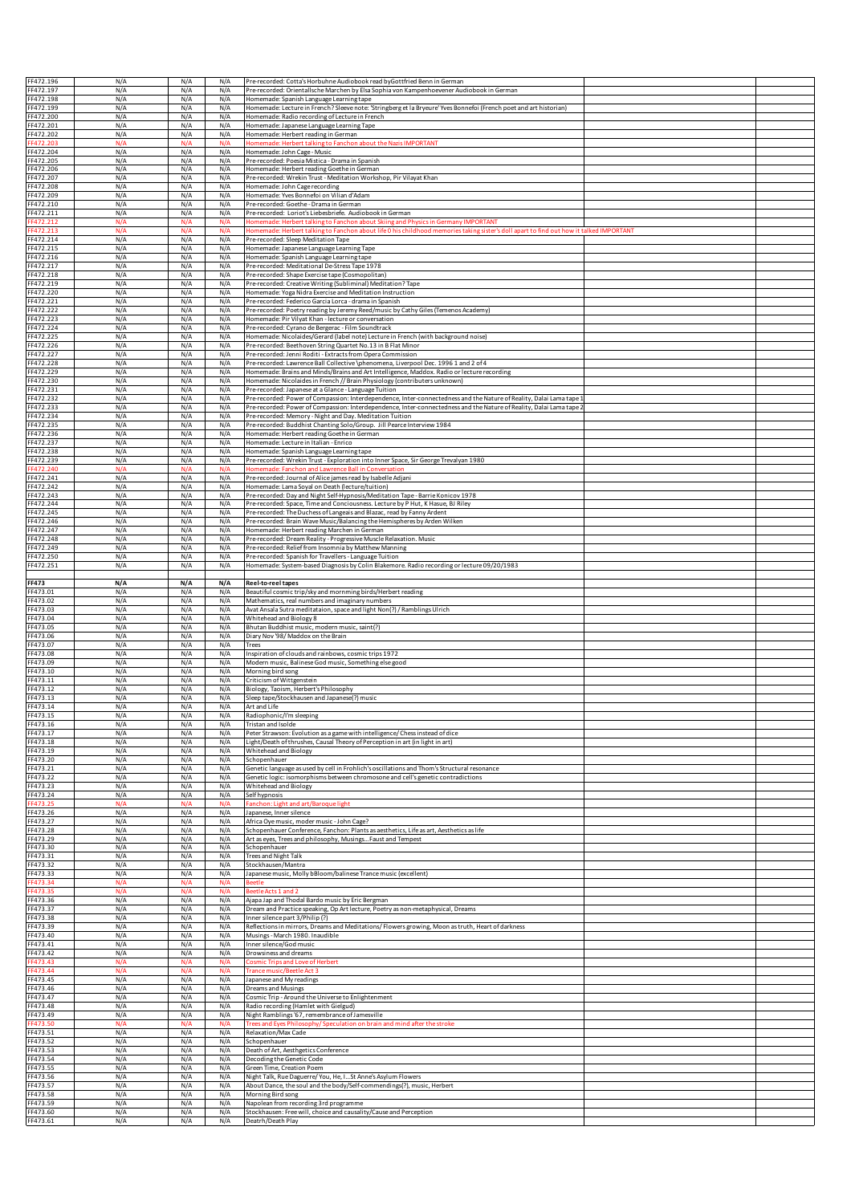| | | | | | | |
|---|---|---|---|---|---|---|
| FF472.196 | N/A | N/A | N/A | Pre-recorded: Cotta's Horbuhne Audiobook read byGottfried Benn in German | | |
| FF472.197 | N/A | N/A | N/A | Pre-recorded: Orientallsche Marchen by Elsa Sophia von Kampenhoevener Audiobook in German | | |
| FF472.198 | N/A | N/A | N/A | Homemade: Spanish Language Learning tape | | |
| FF472.199 | N/A | N/A | N/A | Homemade: Lecture in French? Sleeve note: 'Stringberg et la Bryeure' Yves Bonnefoi (French poet and art historian) | | |
| FF472.200 | N/A | N/A | N/A | Homemade: Radio recording of Lecture in French | | |
| FF472.201 | N/A | N/A | N/A | Homemade: Japanese Language Learning Tape | | |
| FF472.202 | N/A | N/A | N/A | Homemade: Herbert reading in German | | |
| FF472.203 | N/A | N/A | N/A | Homemade: Herbert talking to Fanchon about the Nazis IMPORTANT | | |
| FF472.204 | N/A | N/A | N/A | Homemade: John Cage - Music | | |
| FF472.205 | N/A | N/A | N/A | Pre-recorded: Poesia Mistica - Drama in Spanish | | |
| FF472.206 | N/A | N/A | N/A | Homemade: Herbert reading Goethe in German | | |
| FF472.207 | N/A | N/A | N/A | Pre-recorded: Wrekin Trust - Meditation Workshop, Pir Vilayat Khan | | |
| FF472.208 | N/A | N/A | N/A | Homemade: John Cage recording | | |
| FF472.209 | N/A | N/A | N/A | Homemade: Yves Bonnefoi on Vilian d'Adam | | |
| FF472.210 | N/A | N/A | N/A | Pre-recorded: Goethe - Drama in German | | |
| FF472.211 | N/A | N/A | N/A | Pre-recorded: Loriot's Liebesbriefe. Audiobook in German | | |
| FF472.212 | N/A | N/A | N/A | Homemade: Herbert talking to Fanchon about Skiing and Physics in Germany IMPORTANT | | |
| FF472.213 | N/A | N/A | N/A | Homemade: Herbert talking to Fanchon about life 0 his childhood memories taking sister's doll apart to find out how it talked IMPORTANT | | |
| FF472.214 | N/A | N/A | N/A | Pre-recorded: Sleep Meditation Tape | | |
| FF472.215 | N/A | N/A | N/A | Homemade: Japanese Language Learning Tape | | |
| FF472.216 | N/A | N/A | N/A | Homemade: Spanish Language Learning tape | | |
| FF472.217 | N/A | N/A | N/A | Pre-recorded: Meditational De-Stress Tape 1978 | | |
| FF472.218 | N/A | N/A | N/A | Pre-recorded: Shape Exercise tape (Cosmopolitan) | | |
| FF472.219 | N/A | N/A | N/A | Pre-recorded: Creative Writing (Subliminal) Meditation? Tape | | |
| FF472.220 | N/A | N/A | N/A | Homemade: Yoga Nidra Exercise and Meditation Instruction | | |
| FF472.221 | N/A | N/A | N/A | Pre-recorded: Federico Garcia Lorca - drama in Spanish | | |
| FF472.222 | N/A | N/A | N/A | Pre-recorded: Poetry reading by Jeremy Reed/music by Cathy Giles (Temenos Academy) | | |
| FF472.223 | N/A | N/A | N/A | Homemade: Pir Vilyat Khan - lecture or conversation | | |
| FF472.224 | N/A | N/A | N/A | Pre-recorded: Cyrano de Bergerac - Film Soundtrack | | |
| FF472.225 | N/A | N/A | N/A | Homemade: Nicolaides/Gerard (label note) Lecture in French (with background noise) | | |
| FF472.226 | N/A | N/A | N/A | Pre-recorded: Beethoven String Quartet No.13 in B Flat Minor | | |
| FF472.227 | N/A | N/A | N/A | Pre-recorded: Jenni Roditi - Extracts from Opera Commission | | |
| FF472.228 | N/A | N/A | N/A | Pre-recorded: Lawrence Ball Collective \phenomena, Liverpool Dec. 1996 1 and 2 of 4 | | |
| FF472.229 | N/A | N/A | N/A | Homemade: Brains and Minds/Brains and Art Intelligence, Maddox. Radio or lecture recording | | |
| FF472.230 | N/A | N/A | N/A | Homemade: Nicolaides in French // Brain Physiology (contributers unknown) | | |
| FF472.231 | N/A | N/A | N/A | Pre-recorded: Japanese at a Glance - Language Tuition | | |
| FF472.232 | N/A | N/A | N/A | Pre-recorded: Power of Compassion: Interdependence, Inter-connectedness and the Nature of Reality, Dalai Lama tape 1 | | |
| FF472.233 | N/A | N/A | N/A | Pre-recorded: Power of Compassion: Interdependence, Inter-connectedness and the Nature of Reality, Dalai Lama tape 2 | | |
| FF472.234 | N/A | N/A | N/A | Pre-recorded: Memory - Night and Day. Meditation Tuition | | |
| FF472.235 | N/A | N/A | N/A | Pre-recorded: Buddhist Chanting Solo/Group. Jill Pearce Interview 1984 | | |
| FF472.236 | N/A | N/A | N/A | Homemade: Herbert reading Goethe in German | | |
| FF472.237 | N/A | N/A | N/A | Homemade: Lecture in Italian - Enrico | | |
| FF472.238 | N/A | N/A | N/A | Homemade: Spanish Language Learning tape | | |
| FF472.239 | N/A | N/A | N/A | Pre-recorded: Wrekin Trust - Exploration into Inner Space, Sir George Trevalyan 1980 | | |
| FF472.240 | N/A | N/A | N/A | Homemade: Fanchon and Lawrence Ball in Conversation | | |
| FF472.241 | N/A | N/A | N/A | Pre-recorded: Journal of Alice james read by Isabelle Adjani | | |
| FF472.242 | N/A | N/A | N/A | Homemade: Lama Soyal on Death (lecture/tuition) | | |
| FF472.243 | N/A | N/A | N/A | Pre-recorded: Day and Night Self-Hypnosis/Meditation Tape - Barrie Konicov 1978 | | |
| FF472.244 | N/A | N/A | N/A | Pre-recorded: Space, Time and Conciousness. Lecture by P Hut, K Hasue, BJ Riley | | |
| FF472.245 | N/A | N/A | N/A | Pre-recorded: The Duchess of Langeais and Blazac, read by Fanny Ardent | | |
| FF472.246 | N/A | N/A | N/A | Pre-recorded: Brain Wave Music/Balancing the Hemispheres by Arden Wilken | | |
| FF472.247 | N/A | N/A | N/A | Homemade: Herbert reading Marchen in German | | |
| FF472.248 | N/A | N/A | N/A | Pre-recorded: Dream Reality - Progressive Muscle Relaxation. Music | | |
| FF472.249 | N/A | N/A | N/A | Pre-recorded: Relief from Insomnia by Matthew Manning | | |
| FF472.250 | N/A | N/A | N/A | Pre-recorded: Spanish for Travellers - Language Tuition | | |
| FF472.251 | N/A | N/A | N/A | Homemade: System-based Diagnosis by Colin Blakemore. Radio recording or lecture 09/20/1983 | | |
| | | | | | | |
| **FF473** | **N/A** | **N/A** | **N/A** | **Reel-to-reel tapes** | | |
| FF473.01 | N/A | N/A | N/A | Beautiful cosmic trip/sky and mornming birds/Herbert reading | | |
| FF473.02 | N/A | N/A | N/A | Mathematics, real numbers and imaginary numbers | | |
| FF473.03 | N/A | N/A | N/A | Avat Ansala Sutra meditataion, space and light Non(?) / Ramblings Ulrich | | |
| FF473.04 | N/A | N/A | N/A | Whitehead and Biology 8 | | |
| FF473.05 | N/A | N/A | N/A | Bhutan Buddhist music, modern music, saint(?) | | |
| FF473.06 | N/A | N/A | N/A | Diary Nov '98/ Maddox on the Brain | | |
| FF473.07 | N/A | N/A | N/A | Trees | | |
| FF473.08 | N/A | N/A | N/A | Inspiration of clouds and rainbows, cosmic trips 1972 | | |
| FF473.09 | N/A | N/A | N/A | Modern music, Balinese God music, Something else good | | |
| FF473.10 | N/A | N/A | N/A | Morning bird song | | |
| FF473.11 | N/A | N/A | N/A | Criticism of Wittgenstein | | |
| FF473.12 | N/A | N/A | N/A | Biology, Taoism, Herbert's Philosophy | | |
| FF473.13 | N/A | N/A | N/A | Sleep tape/Stockhausen and Japanese(?) music | | |
| FF473.14 | N/A | N/A | N/A | Art and Life | | |
| FF473.15 | N/A | N/A | N/A | Radiophonic/I'm sleeping | | |
| FF473.16 | N/A | N/A | N/A | Tristan and Isolde | | |
| FF473.17 | N/A | N/A | N/A | Peter Strawson: Evolution as a game with intelligence/ Chess instead of dice | | |
| FF473.18 | N/A | N/A | N/A | Light/Death of thrushes, Causal Theory of Perception in art (in light in art) | | |
| FF473.19 | N/A | N/A | N/A | Whitehead and Biology | | |
| FF473.20 | N/A | N/A | N/A | Schopenhauer | | |
| FF473.21 | N/A | N/A | N/A | Genetic language as used by cell in Frohlich's oscillations and Thom's Structural resonance | | |
| FF473.22 | N/A | N/A | N/A | Genetic logic: isomorphisms between chromosome and cell's genetic contradictions | | |
| FF473.23 | N/A | N/A | N/A | Whitehead and Biology | | |
| FF473.24 | N/A | N/A | N/A | Self hypnosis | | |
| FF473.25 | N/A | N/A | N/A | Fanchon: Light and art/Baroque light | | |
| FF473.26 | N/A | N/A | N/A | Japanese, Inner silence | | |
| FF473.27 | N/A | N/A | N/A | Africa Oye music, moder music - John Cage? | | |
| FF473.28 | N/A | N/A | N/A | Schopenhauer Conference, Fanchon: Plants as aesthetics, Life as art, Aesthetics as life | | |
| FF473.29 | N/A | N/A | N/A | Art as eyes, Trees and philosophy, Musings...Faust and Tempest | | |
| FF473.30 | N/A | N/A | N/A | Schopenhauer | | |
| FF473.31 | N/A | N/A | N/A | Trees and Night Talk | | |
| FF473.32 | N/A | N/A | N/A | Stockhausen/Mantra | | |
| FF473.33 | N/A | N/A | N/A | Japanese music, Molly bBloom/balinese Trance music (excellent) | | |
| FF473.34 | N/A | N/A | N/A | Beetle | | |
| FF473.35 | N/A | N/A | N/A | Beetle Acts 1 and 2 | | |
| FF473.36 | N/A | N/A | N/A | Ajapa Jap and Thodal Bardo music by Eric Bergman | | |
| FF473.37 | N/A | N/A | N/A | Dream and Practice speaking, Op Art lecture, Poetry as non-metaphysical, Dreams | | |
| FF473.38 | N/A | N/A | N/A | Inner silence part 3/Philip (?) | | |
| FF473.39 | N/A | N/A | N/A | Reflections in mirrors, Dreams and Meditations/ Flowers growing, Moon as truth, Heart of darkness | | |
| FF473.40 | N/A | N/A | N/A | Musings - March 1980. Inaudible | | |
| FF473.41 | N/A | N/A | N/A | Inner silence/God music | | |
| FF473.42 | N/A | N/A | N/A | Drowsiness and dreams | | |
| FF473.43 | N/A | N/A | N/A | Cosmic Trips and Love of Herbert | | |
| FF473.44 | N/A | N/A | N/A | Trance music/Beetle Act 3 | | |
| FF473.45 | N/A | N/A | N/A | Japanese and My readings | | |
| FF473.46 | N/A | N/A | N/A | Dreams and Musings | | |
| FF473.47 | N/A | N/A | N/A | Cosmic Trip - Around the Universe to Enlightenment | | |
| FF473.48 | N/A | N/A | N/A | Radio recording (Hamlet with Gielgud) | | |
| FF473.49 | N/A | N/A | N/A | Night Ramblings '67, remembrance of Jamesville | | |
| FF473.50 | N/A | N/A | N/A | Trees and Eyes Philosophy/ Speculation on brain and mind after the stroke | | |
| FF473.51 | N/A | N/A | N/A | Relaxation/Max Cade | | |
| FF473.52 | N/A | N/A | N/A | Schopenhauer | | |
| FF473.53 | N/A | N/A | N/A | Death of Art, Aesthgetics Conference | | |
| FF473.54 | N/A | N/A | N/A | Decoding the Genetic Code | | |
| FF473.55 | N/A | N/A | N/A | Green Time, Creation Poem | | |
| FF473.56 | N/A | N/A | N/A | Night Talk, Rue Daguerre/ You, He, I...St Anne's Asylum Flowers | | |
| FF473.57 | N/A | N/A | N/A | About Dance, the soul and the body/Self-commendings(?), music, Herbert | | |
| FF473.58 | N/A | N/A | N/A | Morning Bird song | | |
| FF473.59 | N/A | N/A | N/A | Napolean from recording 3rd programme | | |
| FF473.60 | N/A | N/A | N/A | Stockhausen: Free will, choice and causality/Cause and Perception | | |
| FF473.61 | N/A | N/A | N/A | Deatrh/Death Play | | |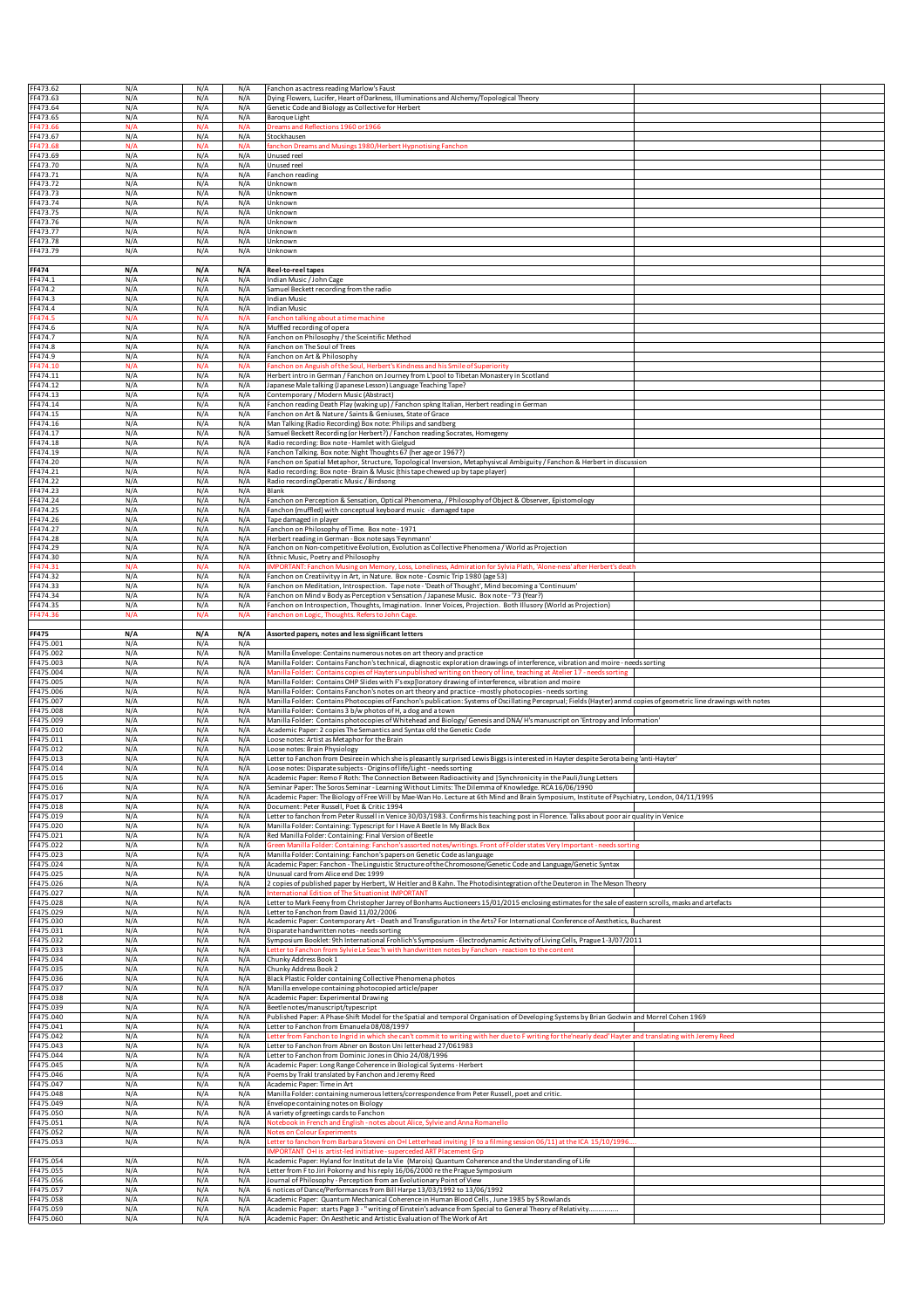| | | | | | | |
|---|---|---|---|---|---|---|
| FF473.62 | N/A | N/A | N/A | Fanchon as actress reading Marlow's Faust | | |
| FF473.63 | N/A | N/A | N/A | Dying Flowers, Lucifer, Heart of Darkness, Illuminations and Alchemy/Topological Theory | | |
| FF473.64 | N/A | N/A | N/A | Genetic Code and Biology as Collective for Herbert | | |
| FF473.65 | N/A | N/A | N/A | Baroque Light | | |
| FF473.66 | N/A | N/A | N/A | Dreams and Reflections 1960 or1966 | | |
| FF473.67 | N/A | N/A | N/A | Stockhausen | | |
| FF473.68 | N/A | N/A | N/A | fanchon Dreams and Musings 1980/Herbert Hypnotising Fanchon | | |
| FF473.69 | N/A | N/A | N/A | Unused reel | | |
| FF473.70 | N/A | N/A | N/A | Unused reel | | |
| FF473.71 | N/A | N/A | N/A | Fanchon reading | | |
| FF473.72 | N/A | N/A | N/A | Unknown | | |
| FF473.73 | N/A | N/A | N/A | Unknown | | |
| FF473.74 | N/A | N/A | N/A | Unknown | | |
| FF473.75 | N/A | N/A | N/A | Unknown | | |
| FF473.76 | N/A | N/A | N/A | Unknown | | |
| FF473.77 | N/A | N/A | N/A | Unknown | | |
| FF473.78 | N/A | N/A | N/A | Unknown | | |
| FF473.79 | N/A | N/A | N/A | Unknown | | |
| | | | | | | |
| **FF474** | **N/A** | **N/A** | **N/A** | **Reel-to-reel tapes** | | |
| FF474.1 | N/A | N/A | N/A | Indian Music / John Cage | | |
| FF474.2 | N/A | N/A | N/A | Samuel Beckett recording from the radio | | |
| FF474.3 | N/A | N/A | N/A | Indian Music | | |
| FF474.4 | N/A | N/A | N/A | Indian Music | | |
| FF474.5 | N/A | N/A | N/A | Fanchon talking about a time machine | | |
| FF474.6 | N/A | N/A | N/A | Muffled recording of opera | | |
| FF474.7 | N/A | N/A | N/A | Fanchon on Philosophy / the Sceintific Method | | |
| FF474.8 | N/A | N/A | N/A | Fanchon on The Soul of Trees | | |
| FF474.9 | N/A | N/A | N/A | Fanchon on Art & Philosophy | | |
| FF474.10 | N/A | N/A | N/A | Fanchon on Anguish of the Soul, Herbert's Kindness and his Smile of Superiority | | |
| FF474.11 | N/A | N/A | N/A | Herbert intro in German / Fanchon on Journey from L'pool to Tibetan Monastery in Scotland | | |
| FF474.12 | N/A | N/A | N/A | Japanese Male talking (Japanese Lesson) Language Teaching Tape? | | |
| FF474.13 | N/A | N/A | N/A | Contemporary / Modern Music (Abstract) | | |
| FF474.14 | N/A | N/A | N/A | Fanchon reading Death Play (waking up) / Fanchon spkng Italian, Herbert reading in German | | |
| FF474.15 | N/A | N/A | N/A | Fanchon on Art & Nature / Saints & Geniuses, State of Grace | | |
| FF474.16 | N/A | N/A | N/A | Man Talking (Radio Recording) Box note: Philips and sandberg | | |
| FF474.17 | N/A | N/A | N/A | Samuel Beckett Recording (or Herbert?) / Fanchon reading Socrates, Homegeny | | |
| FF474.18 | N/A | N/A | N/A | Radio recording: Box note - Hamlet with Gielgud | | |
| FF474.19 | N/A | N/A | N/A | Fanchon Talking. Box note: Night Thoughts 67 (her age or 1967?) | | |
| FF474.20 | N/A | N/A | N/A | Fanchon on Spatial Metaphor, Structure, Topological Inversion, Metaphysivcal Ambiguity / Fanchon & Herbert in discussion | | |
| FF474.21 | N/A | N/A | N/A | Radio recording: Box note - Brain & Music (this tape chewed up by tape player) | | |
| FF474.22 | N/A | N/A | N/A | Radio recordingOperatic Music / Birdsong | | |
| FF474.23 | N/A | N/A | N/A | Blank | | |
| FF474.24 | N/A | N/A | N/A | Fanchon on Perception & Sensation, Optical Phenomena, / Philosophy of Object & Observer, Epistomology | | |
| FF474.25 | N/A | N/A | N/A | Fanchon (muffled) with conceptual keyboard music - damaged tape | | |
| FF474.26 | N/A | N/A | N/A | Tape damaged in player | | |
| FF474.27 | N/A | N/A | N/A | Fanchon on Philosophy of Time. Box note - 1971 | | |
| FF474.28 | N/A | N/A | N/A | Herbert reading in German - Box note says 'Feynmann' | | |
| FF474.29 | N/A | N/A | N/A | Fanchon on Non-competitive Evolution, Evolution as Collective Phenomena / World as Projection | | |
| FF474.30 | N/A | N/A | N/A | Ethnic Music, Poetry and Philosophy | | |
| FF474.31 | N/A | N/A | N/A | IMPORTANT: Fanchon Musing on Memory, Loss, Loneliness, Admiration for Sylvia Plath, 'Alone-ness' after Herbert's death | | |
| FF474.32 | N/A | N/A | N/A | Fanchon on Creatiivityy in Art, in Nature. Box note - Cosmic Trip 1980 (age 53) | | |
| FF474.33 | N/A | N/A | N/A | Fanchon on Meditation, Introspection. Tape note - 'Death of Thought', Mind becoming a 'Continuum' | | |
| FF474.34 | N/A | N/A | N/A | Fanchon on Mind v Body as Perception v Sensation / Japanese Music. Box note - '73 (Year?) | | |
| FF474.35 | N/A | N/A | N/A | Fanchon on Introspection, Thoughts, Imagination. Inner Voices, Projection. Both Illusory (World as Projection) | | |
| FF474.36 | N/A | N/A | N/A | Fanchon on Logic, Thoughts. Refers to John Cage. | | |
| | | | | | | |
| **FF475** | **N/A** | **N/A** | **N/A** | **Assorted papers, notes and less signiificant letters** | | |
| FF475.001 | N/A | N/A | N/A | | | |
| FF475.002 | N/A | N/A | N/A | Manilla Envelope: Contains numerous notes on art theory and practice | | |
| FF475.003 | N/A | N/A | N/A | Manilla Folder: Contains Fanchon's technical, diagnostic exploration drawings of interference, vibration and moire - needs sorting | | |
| FF475.004 | N/A | N/A | N/A | Manilla Folder: Contains copies of Hayters unpublished writing on theory of line, teaching at Atelier 17 - needs sorting | | |
| FF475.005 | N/A | N/A | N/A | Manilla Folder: Contains OHP Slides with F's exp[loratory drawing of interference, vibration and moire | | |
| FF475.006 | N/A | N/A | N/A | Manilla Folder: Contains Fanchon's notes on art theory and practice - mostly photocopies - needs sorting | | |
| FF475.007 | N/A | N/A | N/A | Manilla Folder: Contains Photocopies of Fanchon's publication: Systems of Oscillating Perceprual; Fields (Hayter) anmd copies of geometric line drawings with notes | | |
| FF475.008 | N/A | N/A | N/A | Manilla Folder: Contains 3 b/w photos of H, a dog and a town | | |
| FF475.009 | N/A | N/A | N/A | Manilla Folder: Contains photocopies of Whitehead and Biology/ Genesis and DNA/ H's manuscript on 'Entropy and Information' | | |
| FF475.010 | N/A | N/A | N/A | Academic Paper: 2 copies The Semantics and Syntax ofd the Genetic Code | | |
| FF475.011 | N/A | N/A | N/A | Loose notes: Artist as Metaphor for the Brain | | |
| FF475.012 | N/A | N/A | N/A | Loose notes: Brain Physiology | | |
| FF475.013 | N/A | N/A | N/A | Letter to Fanchon from Desiree in which she is pleasantly surprised Lewis Biggs is interested in Hayter despite Serota being 'anti-Hayter' | | |
| FF475.014 | N/A | N/A | N/A | Loose notes: Disparate subjects - Origins of life/Light - needs sorting | | |
| FF475.015 | N/A | N/A | N/A | Academic Paper: Remo F Roth: The Connection Between Radioactivity and \|Synchronicity in the Pauli/Jung Letters | | |
| FF475.016 | N/A | N/A | N/A | Seminar Paper: The Soros Seminar - Learning Without Limits: The Dilemma of Knowledge. RCA 16/06/1990 | | |
| FF475.017 | N/A | N/A | N/A | Academic Paper: The Biology of Free Will by Mae-Wan Ho. Lecture at 6th Mind and Brain Symposium, Institute of Psychiatry, London, 04/11/1995 | | |
| FF475.018 | N/A | N/A | N/A | Document: Peter Russell, Poet & Critic 1994 | | |
| FF475.019 | N/A | N/A | N/A | Letter to fanchon from Peter Russell in Venice 30/03/1983. Confirms his teaching post in Florence. Talks about poor air quality in Venice | | |
| FF475.020 | N/A | N/A | N/A | Manilla Folder: Containing: Typescript for I Have A Beetle In My Black Box | | |
| FF475.021 | N/A | N/A | N/A | Red Manilla Folder: Containing: Final Version of Beetle | | |
| FF475.022 | N/A | N/A | N/A | Green Manilla Folder: Containing: Fanchon's assorted notes/writings. Front of Folder states Very Important - needs sorting | | |
| FF475.023 | N/A | N/A | N/A | Manilla Folder: Containing: Fanchon's papers on Genetic Code as language | | |
| FF475.024 | N/A | N/A | N/A | Academic Paper: Fanchon - The Linguistic Structure of the Chromosone/Genetic Code and Language/Genetic Syntax | | |
| FF475.025 | N/A | N/A | N/A | Unusual card from Alice end Dec 1999 | | |
| FF475.026 | N/A | N/A | N/A | 2 copies of published paper by Herbert, W Heitler and B Kahn. The Photodisintegration of the Deuteron in The Meson Theory | | |
| FF475.027 | N/A | N/A | N/A | International Edition of The Situationist IMPORTANT | | |
| FF475.028 | N/A | N/A | N/A | Letter to Mark Feeny from Christopher Jarrey of Bonhams Auctioneers 15/01/2015 enclosing estimates for the sale of eastern scrolls, masks and artefacts | | |
| FF475.029 | N/A | N/A | N/A | Letter to Fanchon from David 11/02/2006 | | |
| FF475.030 | N/A | N/A | N/A | Academic Paper: Contemporary Art - Death and Transfiguration in the Arts? For International Conference of Aesthetics, Bucharest | | |
| FF475.031 | N/A | N/A | N/A | Disparate handwritten notes - needs sorting | | |
| FF475.032 | N/A | N/A | N/A | Symposium Booklet: 9th International Frohlich's Symposium - Electrodynamic Activity of Living Cells, Prague 1-3/07/2011 | | |
| FF475.033 | N/A | N/A | N/A | Letter to Fanchon from Sylvie Le Seac'h with handwritten notes by Fanchon - reaction to the content | | |
| FF475.034 | N/A | N/A | N/A | Chunky Address Book 1 | | |
| FF475.035 | N/A | N/A | N/A | Chunky Address Book 2 | | |
| FF475.036 | N/A | N/A | N/A | Black Plastic Folder containing Collective Phenomena photos | | |
| FF475.037 | N/A | N/A | N/A | Manilla envelope containing photocopied article/paper | | |
| FF475.038 | N/A | N/A | N/A | Academic Paper: Experimental Drawing | | |
| FF475.039 | N/A | N/A | N/A | Beetle notes/manuscript/typescript | | |
| FF475.040 | N/A | N/A | N/A | Published Paper: A Phase-Shift Model for the Spatial and temporal Organisation of Developing Systems by Brian Godwin and Morrel Cohen 1969 | | |
| FF475.041 | N/A | N/A | N/A | Letter to Fanchon from Emanuela 08/08/1997 | | |
| FF475.042 | N/A | N/A | N/A | Letter from Fanchon to Ingrid in which she can't commit to writing with her due to F writing for the'nearly dead' Hayter and translating with Jeremy Reed | | |
| FF475.043 | N/A | N/A | N/A | Letter to Fanchon from Abner on Boston Uni letterhead 27/061983 | | |
| FF475.044 | N/A | N/A | N/A | Letter to Fanchon from Dominic Jones in Ohio 24/08/1996 | | |
| FF475.045 | N/A | N/A | N/A | Academic Paper: Long Range Coherence in Biological Systems - Herbert | | |
| FF475.046 | N/A | N/A | N/A | Poems by Trakl translated by Fanchon and Jeremy Reed | | |
| FF475.047 | N/A | N/A | N/A | Academic Paper: Time in Art | | |
| FF475.048 | N/A | N/A | N/A | Manilla Folder: containing numerous letters/correspondence from Peter Russell, poet and critic. | | |
| FF475.049 | N/A | N/A | N/A | Envelope containing notes on Biology | | |
| FF475.050 | N/A | N/A | N/A | A variety of greetings cards to Fanchon | | |
| FF475.051 | N/A | N/A | N/A | Notebook in French and English - notes about Alice, Sylvie and Anna Romanello | | |
| FF475.052 | N/A | N/A | N/A | Notes on Colour Experiments | | |
| FF475.053 | N/A | N/A | N/A | Letter to fanchon from Barbara Steveni on O+I Letterhead inviting \|F to a filming session 06/11) at the ICA 15/10/1996.... IMPORTANT O+I is artist-led initiative - superceded ART Placement Grp | | |
| FF475.054 | N/A | N/A | N/A | Academic Paper: Hyland for Institut de la Vie (Marois) Quantum Coherence and the Understanding of Life | | |
| FF475.055 | N/A | N/A | N/A | Letter from F to Jiri Pokorny and his reply 16/06/2000 re the Prague Symposium | | |
| FF475.056 | N/A | N/A | N/A | Journal of Philosophy - Perception from an Evolutionary Point of View | | |
| FF475.057 | N/A | N/A | N/A | 6 notices of Dance/Performances from Bill Harpe 13/03/1992 to 13/06/1992 | | |
| FF475.058 | N/A | N/A | N/A | Academic Paper: Quantum Mechanical Coherence in Human Blood Cells, June 1985 by S Rowlands | | |
| FF475.059 | N/A | N/A | N/A | Academic Paper: starts Page 3 - " writing of Einstein's advance from Special to General Theory of Relativity............... | | |
| FF475.060 | N/A | N/A | N/A | Academic Paper: On Aesthetic and Artistic Evaluation of The Work of Art | | |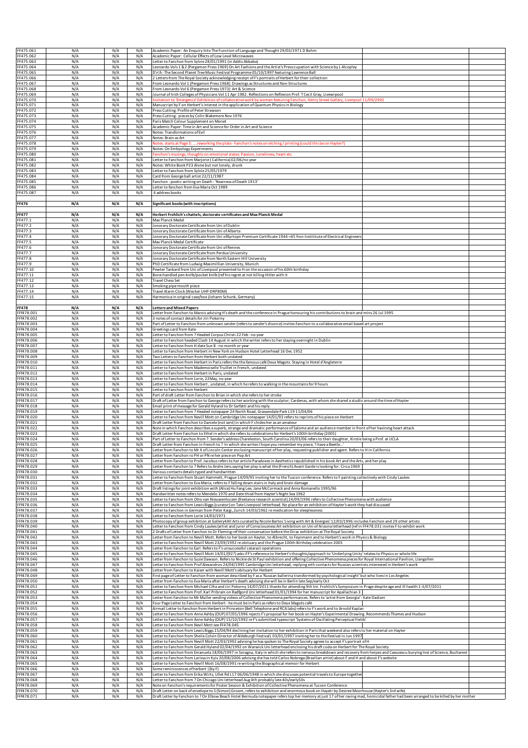| | | | | | | |
|---|---|---|---|---|---|---|
| FF475.061 | N/A | N/A | N/A | Academic Paper: An Enquiry Into The Function of Language and Thought 29/03/1971 D Bohm | | |
| FF475.062 | N/A | N/A | N/A | Academic Paper: Cellular Effects of Low Level Microwaves | | |
| FF475.063 | N/A | N/A | N/A | Letter to Fanchon from Sylvie 28/01/1991 (in Addis Abbaba) | | |
| FF475.064 | N/A | N/A | N/A | Leonardo Vols 1 &2 (Pergamon Press 1969) On Art Fashions and the Artist's Preoccupation with Science by L Alcopley | | |
| FF475.065 | N/A | N/A | N/A | D'n'A - The Second Planet Tree Music Festival Programme 05/10/1997 featuring Lawrence Ball | | |
| FF475.066 | N/A | N/A | N/A | 2 Letters from The Royal Society acknowledging receipt of F's portraits of Herbert for their collection | | |
| FF475.067 | N/A | N/A | N/A | From Leonardo Vol 1 (Pergamon Press 1968) Drawings as Structures and Non-Structures | | |
| FF475.068 | N/A | N/A | N/A | From Leonardo Vol 6 (Pergamon Press 1973) Art & Science | | |
| FF475.069 | N/A | N/A | N/A | Journal of Irish Colleges of Physicians Vol 11 Apr 1982. Reflections on Reflexion Prof. T Cecil Gray, Livewrpool | | |
| FF475.070 | N/A | N/A | N/A | Invitation to 'Emergence' Exhibition of collaborative work by women featuring Fanchon, Henry Street Gallery, Liverpool 11/09/2992 | | |
| FF475.071 | N/A | N/A | N/A | Manuscript by F on Herbert's interest in the application of Quantum Physics in Biology | | |
| FF475.072 | N/A | N/A | N/A | Press Cutting: Profile of Peter Strawson | | |
| FF475.073 | N/A | N/A | N/A | Press Cutting: pieces by Colin Blakemore Nov 1976 | | |
| FF475.074 | N/A | N/A | N/A | Paris Match Colour Supplement on Monet | | |
| FF475.075 | N/A | N/A | N/A | Academic Paper: Time in Art and Science for Order in Art and Science | | |
| FF475.076 | N/A | N/A | N/A | Notes: Transformations of Evil | | |
| FF475.077 | N/A | N/A | N/A | Notes: Brain as Art | | |
| FF475.078 | N/A | N/A | N/A | Notes: starts at Page 3: ....reworking the plate - Fanchon's notes on etching / printing (could this be on Hayter?) | | |
| FF475.079 | N/A | N/A | N/A | Notes: On Embyology Experiments | | |
| FF475.080 | N/A | N/A | N/A | Fanchon's musings, thoughts on emotional states: Passion, Loneliness, heart etc | | |
| FF475.081 | N/A | N/A | N/A | Letter to Fanchon from Marjorie ( California) 02/06/no year | | |
| FF475.082 | N/A | N/A | N/A | Notes: White Book P23 Alone but not lonely, drunk | | |
| FF475.083 | N/A | N/A | N/A | Letter to Fanchon from Sylvie 25/05/1979 | | |
| FF475.084 | N/A | N/A | N/A | Card from George ball artist 22/11/1987 | | |
| FF475.085 | N/A | N/A | N/A | Fanchon - poetic writing on Death - 'Nearness of Death 1913' | | |
| FF475.086 | N/A | N/A | N/A | Letter to fanchon from Eva-Maria Oct 1989 | | |
| FF475.087 | N/A | N/A | N/A | 4 address books | | |
| | | | | | | |
| **FF476** | **N/A** | **N/A** | **N/A** | **Significant books (with inscriptions)** | | |
| | | | | | | |
| **FF477** | **N/A** | **N/A** | **N/A** | **Herbert Frohlich's chattels, doctorate certificates and Max Planck Medal** | | |
| FF477.1 | N/A | N/A | N/A | Max Planck Medal | | |
| FF477.2 | N/A | N/A | N/A | Jonorary Doctorate Certificate from Uni of Dublin | | |
| FF477.3 | N/A | N/A | N/A | Jonorary Doctorate Certificate from Uni of Alberta | | |
| FF477.4 | N/A | N/A | N/A | Jonorary Doctorate Certificate from Uni ofAyrtopn Premium Certificate 1944-45 fron Instititute of Electrical Engineers | | |
| FF477.5 | N/A | N/A | N/A | Max Planck Medal Certificate | | |
| FF477.6 | N/A | N/A | N/A | Jonorary Doctorate Certificate from Uni of Rennes | | |
| FF477.7 | N/A | N/A | N/A | Jonorary Doctorate Certificate from Perdue University | | |
| FF477.8 | N/A | N/A | N/A | Jonorary Doctorate Certificate from North Eastern Hill University | | |
| FF477.9 | N/A | N/A | N/A | PhD Certificate from Ludwig-Maximillian University, Munich | | |
| FF477.10 | N/A | N/A | N/A | Pewter Tankard from Uni of Liverpool presented to H on the occasion of his 60th birthday | | |
| FF477.11 | N/A | N/A | N/A | Bone-handled pen-knife/pocket knife (ref his regret at not killing Hitler with it | | |
| FF477.12 | N/A | N/A | N/A | Travel Chess Set | | |
| FF477.13 | N/A | N/A | N/A | Smoking pipe mouth piece | | |
| FF477.14 | N/A | N/A | N/A | Travel Alarm Clock (Wecker UHP-DRP80M) | | |
| FF477.15 | N/A | N/A | N/A | Harmonica in original case/box (Johann Schunk, Germany) | | |
| | | | | | | |
| **FF478** | **N/A** | **N/A** | **N/A** | **Letters and Mixed Papers** | | |
| FF478.001 | N/A | N/A | N/A | Letter from Fanchon to Marois advising H's death and the conference in Prague honouring his contributions to brain and mins 26 Jul 1995 | | |
| FF478.002 | N/A | N/A | N/A | 3 notes of contact details for Jiri Pokorny | | |
| FF478.003 | N/A | N/A | N/A | Part of Letter to Fanchon from unknown sender (refers to sender's divorce) invites Fanchon to a collaborative email based art project | | |
| FF478.004 | N/A | N/A | N/A | Greetings card from Kate | | |
| FF478.005 | N/A | N/A | N/A | Letter to Fanchon from ? Headed Corpus Christi 22 Feb - no year | | |
| FF478.006 | N/A | N/A | N/A | Letter to Fanchon headed Clash 14 August in which the writer refers to her staying overnight in Dublin | | |
| FF478.007 | N/A | N/A | N/A | Letter to Fanchon from H date Sun 8 - no month or year | | |
| FF478.008 | N/A | N/A | N/A | Letter to Fanchon from Herbert in New York on Hudson Hotel Letterhead 16 Dec 1952 | | |
| FF478.009 | N/A | N/A | N/A | Two Letters to Fanchon from Herbert both undated | | |
| FF478.010 | N/A | N/A | N/A | Letter to Fanchon from Herbert in Paris refers the the famous café Deux Magots. Staying in Hotel d'Angleterre | | |
| FF478.011 | N/A | N/A | N/A | Letter to Fanchon from Mademoiselle Truillet in French, undated | | |
| FF478.012 | N/A | N/A | N/A | Letter to Fanchon from Herbert in Paris, undated | | |
| FF478.013 | N/A | N/A | N/A | Letter to Fanchon from Lorie, 22May, no year | | |
| FF478.014 | N/A | N/A | N/A | Letter to Fanchon from Herbert , undated, in which he refers to walking in the mountains for 9 hours | | |
| FF478.015 | N/A | N/A | N/A | Letter to Fanchon from Herbert | | |
| FF478.016 | N/A | N/A | N/A | Part of draft Letter from Fanchon to Brian in which she refers to her stroke | | |
| FF478.017 | N/A | N/A | N/A | Draft of Letter from Fanchon to George refers to her working with the sculptor, Cardenas, with whom she shared a studio around the time of Hayter | | |
| FF478.018 | N/A | N/A | N/A | Email print of message for Gerald Hyland to Dr Sarfatti and his reply | | |
| FF478.019 | N/A | N/A | N/A | Letter to Fanchon from ? Headed notepaper 24 North Road, Grassendale Park L19 11/04/06 | | |
| FF478.020 | N/A | N/A | N/A | Letter to Fanchon from Nevill Mott on Cambridge Uni notepaper 14/01/93 refers to reprints of his piece on Herbert | | |
| FF478.021 | N/A | N/A | N/A | Draft Letter from Fanchon to Daniele (not sent) in which F chides her as an amateur | | |
| FF478.022 | N/A | N/A | N/A | Note in which Fanchon describes a superb, strange and dramatic performance of Salome and an audience member in front of her havinmg heart attack | | |
| FF478.023 | N/A | N/A | N/A | Draft Letter from Fanchon to Ethel in which she refers to celebrations for Herbert's 100th birthday (2005) | | |
| FF478.024 | N/A | N/A | N/A | Part of Letter to Fanchon from ?. Sender's address Charleston, South Carolina 20/03/06 refers to their daughter, Kirstie being a Prof. at UCLA | | |
| FF478.025 | N/A | N/A | N/A | Draft Letter from Fanchon in French to ? In which she writes I hope you remember my piece, 'I have a Beetle...' | | |
| FF478.026 | N/A | N/A | N/A | Letter from Fanchon to Mr X of Lincoln Center enclosing manuscript of her play, requesting publisher and agent. Refers to H in California | | |
| FF478.027 | N/A | N/A | N/A | Letter from Fanchon ro PH or PN re her piece on Pop Art | | |
| FF478.028 | N/A | N/A | N/A | Letter from Fanchon to Prof. Jacobus refers to her article Paradoxes in Aesthetics republished in his book Art and the Arts, and her play | | |
| FF478.029 | N/A | N/A | N/A | Letter from Fanchon to ? Refers to Andre Jans saying her play is what the (French) Avant Garde is looking for. Circa 1969 | | |
| FF478.030 | N/A | N/A | N/A | Various contacts details typed and handwritten | | |
| FF478.031 | N/A | N/A | N/A | Letter to Fanchon from Stuart Hammett, Prague 14/09/95 inviting her to the Tuscon conference. Refers to F painting collectively with Cindy Laukes | | |
| FF478.032 | N/A | N/A | N/A | Letter from Fanchon to Eva-Maria, refers to F falling down stairs in Italy and brain damage | | |
| FF478.033 | N/A | N/A | N/A | Draft listings for joint exhibition with (Alice) Hu Fang Lee, Jane McCormack and Anna Romanello 1995/96 | | |
| FF478.034 | N/A | N/A | N/A | Handwritten notes refers to Mendelo 1970 and Date thisd from Hayter's Night Sea 1962 | | |
| FF478.035 | N/A | N/A | N/A | Letter to Fanchon from Otto van Nieuwenhuizen (freelance research scientist) 24/09/1996 refers to Collective Phenomena with audience | | |
| FF478.036 | N/A | N/A | N/A | Letter to Fanchon from Lewis Biggs (curator) on Tate Liverpool letterhead. No place for an exhibition of Hayter's work they had discussed | | |
| FF478.037 | N/A | N/A | N/A | Letter to Fanchon in German from Peter Kaigi, Zurich 14/03/1962 re medication for sleeplessness | | |
| FF478.038 | N/A | N/A | N/A | Letter to Fanchon from Lorie 14/03/1971 | | |
| FF478.039 | N/A | N/A | N/A | Photocopy of group exhibition at Gallery4All Arts curated by Nicole Bartos 'Living with Art & Energies' 12/03/1996 includes Fanchon and 29 other artists | | |
| FF478.040 | N/A | N/A | N/A | Letter to Fanchon from Cindy Laukes (artist and juror of Consciousness Art exhibition on Uni of Arizona letterhead (ref in FF478.031 invites F to exhibit work | | |
| FF478.041 | N/A | N/A | N/A | 2 Drafts of Letter from Fanchon to Dr Fleming ref their conversation before the Dirac exhibition at The Royal Society | | |
| FF478.042 | N/A | N/A | N/A | Letter from Fanchon to Nevill Mott. Refers to her book on Hayter, to Albrecht, to Feynmann and to Herbert's work in Physics & Biology | | |
| FF478.043 | N/A | N/A | N/A | Letter to Fanchon from Nevill Mott 23/09/1992 re obituary and the Prague 100th Birthday celebration 2005 | | |
| FF478.044 | N/A | N/A | N/A | Letter from Fanchon to Earl. Refers to F's unsuccessful cataract operations | | |
| FF478.045 | N/A | N/A | N/A | Letter to Fanchon from Nevill Mott 14/01/(92?) asks if F's reference to Herbert's thoughts/approach to 'Underlying Unity' relates to Physics or whole life | | |
| FF478.046 | N/A | N/A | N/A | Letter from Fanchon to Suzie Dawson. Refers to Nickie de St Paul exhibition and offering Collective Phenomena pieces for Royal International Pavilion, Llangollen | | |
| FF478.047 | N/A | N/A | N/A | Letter to Fanchon from Prof Alexandrov 24/04/1995 Cambridge Uni letterhead, replying eith contacts for Russian scientists interested in Herbert's work | | |
| FF478.048 | N/A | N/A | N/A | Letter from Fanchon to Kaiser with Nevill Mott's obituary for Herbert | | |
| FF478.049 | N/A | N/A | N/A | First page of Letter to Fanchon from woman described by F as a 'Russian ballerina transformed by psychological insight' but who lives in Los Angeles | | |
| FF478.050 | N/A | N/A | N/A | Letter from Fanchon to Eva-Maria after Herbert's death advising she will be in Berlin late Sep/early Oct | | |
| FF478.051 | N/A | N/A | N/A | Letter to Fanchon from Michael Cifra and Jiri Pokorny 14/07/2011 thanks for attending 9th Int. Frohlich's Symposium in Prage despite age and ill health 1-3/07/2011 | | |
| FF478.052 | N/A | N/A | N/A | Letter to Fanchon from Prof. Karl Pribram on Radfgord Uni letterhead 01/01/1994 for her manuscript for Apallachian 3 | | |
| FF478.053 | N/A | N/A | N/A | Letter from Fanchon to Mr Muller sending videos of Collective Phenomena performances. Refers to 'artist from Georgia' - Kate Dadiani | | |
| FF478.054 | N/A | N/A | N/A | Four Page Letter to Fanchon from Herbert - he must be in Paris as refers to Deux Magots café | | |
| FF478.055 | N/A | N/A | N/A | Airmail Letter to Fanchon from Herbert in Princeton (Bell Telephone and RCA labs) refers to F's work and to Arnold Kaplan | | |
| FF478.056 | N/A | N/A | N/A | Letter to Fanchon from Anne Ashby (OUP) 07/05/1996 rejects F's proposal for her book on Hayter's Experimental Drawing. Recommends Thames and Hudson | | |
| FF478.057 | N/A | N/A | N/A | Letter to Fanchon from Anne Ashby (OUP) 15/10/1992 re F's submitted typescript 'Systems of Oscillating Perceptual Fields' | | |
| FF478.058 | N/A | N/A | N/A | Letter to Fanchon from Nevil Mott see FF478.045 | | |
| FF478.059 | N/A | N/A | N/A | Letter to Fanchon from Lewis Biggs 15/04/94 declining her invitation to her exhibition in Paris that weekend also refers to her material on Hayter | | |
| FF478.060 | N/A | N/A | N/A | Letter to Fanchon from Sheila Colvin Director of Aldeburgh Festival) 03/01/1997 inviting her to the Festival in Jun 1997 | | |
| FF478.061 | N/A | N/A | N/A | Letter to Fanchon from Nevill Mott 22/03/1992 advising he has spoken to The Royal Society agrees to accept F's portrait of H | | |
| FF478.062 | N/A | N/A | N/A | Letter to Fanchon from Gerald Hyland 02/04/1992 on Warwick Uni letterhead enclosing his draft coda on Herbert for The Royal Society | | |
| FF478.063 | N/A | N/A | N/A | Letter to Fanchon from Emanuela 18/06/1997 in Soragna, Italy in which she refers to nervous breakdown and recovery from herpes and Caeusescu burying Inst of Science, Bucharest | | |
| FF478.064 | N/A | N/A | N/A | Letter to Fanchon from Larissa in Kyiv 20/08/2006 advising she has told Carlos Nobrega (Brazilian artist) about F and H and about F's website | | |
| FF478.065 | N/A | N/A | N/A | Letter to Fanchon from Nevill Mott 16/08/1991 re writing the Biographical memoir for Herbert | | |
| FF478.066 | N/A | N/A | N/A | Some reminiscences of herbert |(by F) | | |
| FF478.067 | N/A | N/A | N/A | Letter to Fanchon from Erika Wirtz, Ullet Rd L17 06/06/1948 in which she discusses potential travels to Europe together | | |
| FF478.068 | N/A | N/A | N/A | Letter to Fanchon from ? On Chicago Uni letterhead Aug 4th probably late 40s/early50s | | |
| FF478.069 | N/A | N/A | N/A | Note on Fanchon's requirements for Poster Session & Exhibition of Collective Phenomena at Tucson Conference | | |
| FF478.070 | N/A | N/A | N/A | Draft Letter on back of envelope to S (Simon) Groom, refers to exhibition and enormous book on Hayetr by Desiree Moorhouse (Hayter's 3rd wife) | | |
| FF478.071 | N/A | N/A | N/A | Draft Letter by Fanchon to ? On Elbow Beach Hotel Bermuda notepaper refers top her memory at just 17 of her raving mad, homicidal father had been arranged to be killed by her mother | | |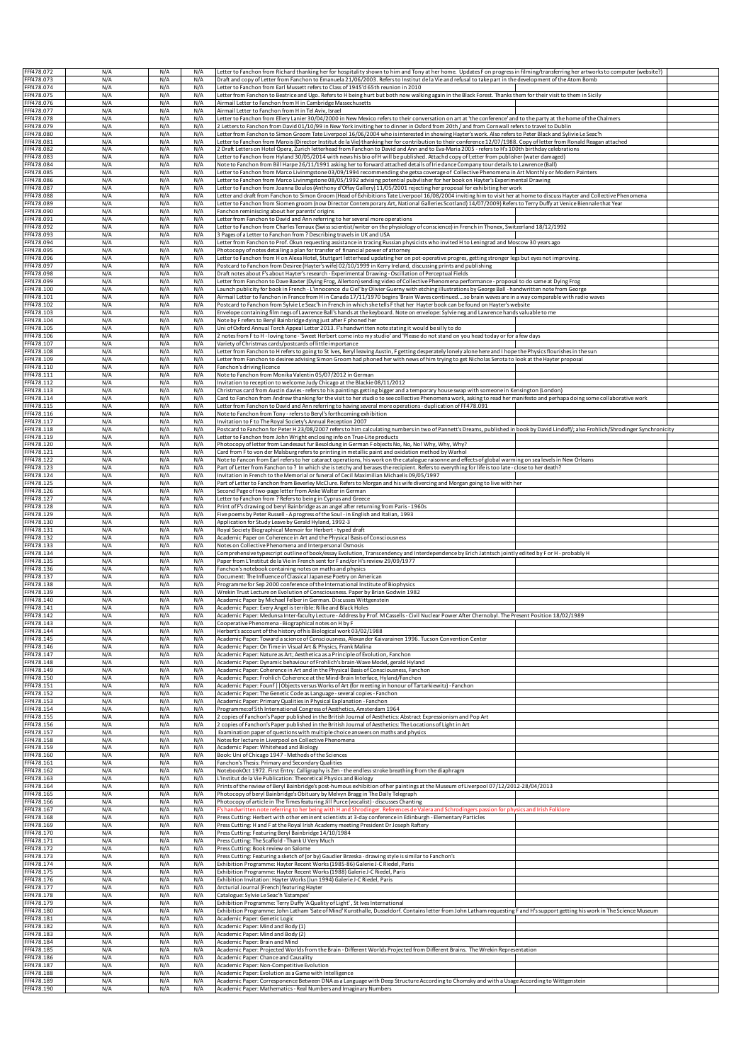| | | | | | |
|---|---|---|---|---|---|
| FF478.072 | N/A | N/A | N/A | Letter to Fanchon from Richard thanking her for hospitality shown to him and Tony at her home. Updates F on progress in filming/transferring her artworks to computer (website?) | |
| FF478.073 | N/A | N/A | N/A | Draft and copy of Letter from Fanchon to Emanuela 21/06/2003. Refers to Institut de la Vie and refusal to take part in the development of the Atom Bomb | |
| FF478.074 | N/A | N/A | N/A | Letter to Fanchon from Earl Mussett refers to Class of 1945'd 65th reunion in 2010 | |
| FF478.075 | N/A | N/A | N/A | Letter from Fanchon to Beatrice and Ugo. Refers to H being hurt but both now walking again in the Black Forest. Thanks them for their visit to them in Sicily | |
| FF478.076 | N/A | N/A | N/A | Airmail Letter to Fanchon from H in Cambridge Massechusetts | |
| FF478.077 | N/A | N/A | N/A | Airmail Letter to Fanchon from H in Tel Aviv, Israel | |
| FF478.078 | N/A | N/A | N/A | Letter to Fanchon from Ellery Lanier 30/04/2000 in New Mexico refers to their conversation on art at 'the conference' and to the party at the home of the Chalmers | |
| FF478.079 | N/A | N/A | N/A | 2 Letters to Fanchon from David 01/10/99 in New York inviting her to dinner in Osford from 20th / and from Cornwall refers to travel to Dublin | |
| FF478.080 | N/A | N/A | N/A | Letter from Fanchon to Simon Groom Tate Liverpool 16/06/2004 who is interested in showing Hayter's work. Also refers to Peter Black and Sylvie Le Seac'h | |
| FF478.081 | N/A | N/A | N/A | Letter to Fanchon from Marois (Director Institut de la Vie) thanking her for contribution to their conference 12/07/1988. Copy of letter from Ronald Reagan attached | |
| FF478.082 | N/A | N/A | N/A | 2 Draft Letters on Hotel Opera, Zurich letterhead from Fanchon to David and Ann and to Eva-Maria 2005 - refers to H's 100th birthday celebrations | |
| FF478.083 | N/A | N/A | N/A | Letter to Fanchon from Hyland 30/05/2014 with news his bio of H will be published. Attachd copy of l;etter from publisher (water damaged) | |
| FF478.084 | N/A | N/A | N/A | Note to Fanchon from Bill Harpe 26/11/1991 asking her to forward attached details of Irie dance Company tour details to Lawrence (Ball) | |
| FF478.085 | N/A | N/A | N/A | Letter to Fanchon from Marco Livinmgstone 03/09/1994 recommending she getsa coverage of Collective Phenomena in Art Monthly or Modern Painters | |
| FF478.086 | N/A | N/A | N/A | Letter to Fanchon from Marco Livinmgstone 08/05/1992 advising potential pubvlisher for her book on Hayter's Experimental Drawing | |
| FF478.087 | N/A | N/A | N/A | Letter to Fanchon from Joanna Boulos (Anthony d'Offay Gallery) 11/05/2001 rejecting her proposal for exhibiting her work | |
| FF478.088 | N/A | N/A | N/A | Letter and draft from Fanchon to Simon Groom (Head of Exhibitions Tate Liverpool 16/08/2004 inviting him to visit her at home to discuss Hayter and Collective Phenomena | |
| FF478.089 | N/A | N/A | N/A | Letter to Fanchon from Siomen groom (now Director Contemporary Art, National Galleries Scotland) 14/07/2009) Refers to Terry Duffy at Venice Biennale that Year | |
| FF478.090 | N/A | N/A | N/A | Fanchon reminiscing about her parents' origins | |
| FF478.091 | N/A | N/A | N/A | Letter from Fanchon to David and Ann referring to her several more operations | |
| FF478.092 | N/A | N/A | N/A | Letter to Fanchon from Charles Terraux (Swiss scientist/writer on the physiology of conscience) in French in Thonex, Switzerland 18/12/1992 | |
| FF478.093 | N/A | N/A | N/A | 3 Pages of a Letter to Fanchon from ? Describing travels in UK and USA | |
| FF478.094 | N/A | N/A | N/A | Letter from Fanchon to Prof. Okun requesting assistance in tracing Russian physicists who invited H to Leningrad and Moscow 30 years ago | |
| FF478.095 | N/A | N/A | N/A | Photocopy of notes detailing a plan for transfer of financial power of attorney | |
| FF478.096 | N/A | N/A | N/A | Letter to Fanchon from H on Alexa Hotel, Stuttgart letterhead updating her on pot-operative progres, getting stronger legs but eyes not improving. | |
| FF478.097 | N/A | N/A | N/A | Postcard to Fanchon from Desiree (Hayter's wife) 02/10/1999 in Kerry Ireland, discussing prints and publishing | |
| FF478.098 | N/A | N/A | N/A | Draft notes about F's about Hayter's research - Experimental Drawing - Oscillation of Perceptual Fields | |
| FF478.099 | N/A | N/A | N/A | Letter from Fanchon to Dave Baxter (Dying Frog, Allerton) sending video of Collective Phenomena performance - proposal to do same at Dying Frog | |
| FF478.100 | N/A | N/A | N/A | Launch publicity for book in French - L'Innocence du Ciel' by Olivier Guerny with etching illustrations by George Ball - handwritten note from George | |
| FF478.101 | N/A | N/A | N/A | Airmail Letter to Fanchon in France from H in Canada 17/11/1970 begins 'Brain Waves continued....so brain waves are in a way comparable with radio waves | |
| FF478.102 | N/A | N/A | N/A | Postcard to Fanchon from Sylvie Le Seac'h in French in which she tells F that her Hayter book can be found on Hayter's website | |
| FF478.103 | N/A | N/A | N/A | Envelope containing film negs of Lawrence Ball's hands at the keyboard. Note on envelope: Sylvie neg and Lawrence hands valuable to me | |
| FF478.104 | N/A | N/A | N/A | Note by F refers to Beryl Bainbridge dying just after F phoned her | |
| FF478.105 | N/A | N/A | N/A | Uni of Oxford Annual Torch Appeal Letter 2013. F's handwritten note stating it would be silly to do | |
| FF478.106 | N/A | N/A | N/A | 2 notes from F to H - loving tone - 'Sweet Herbert come into my studio' and 'Please do not stand on you head today or for a few days | |
| FF478.107 | N/A | N/A | N/A | Variety of Christmas cards/postcards of little importance | |
| FF478.108 | N/A | N/A | N/A | Letter from Fanchon to H refers to going to St Ives, Beryl leaving Austin, F getting desperately lonely alone here and I hope the Physics flourishes in the sun | |
| FF478.109 | N/A | N/A | N/A | Letter from Fanchon to desiree advising Simon Groom had phoned her with news of him trying to get Nicholas Serota to look at the Hayter proposal | |
| FF478.110 | N/A | N/A | N/A | Fanchon's driving licence | |
| FF478.111 | N/A | N/A | N/A | Note to Fanchon from Monika Valentin 05/07/2012 in German | |
| FF478.112 | N/A | N/A | N/A | Invitation to reception to welcome Judy Chicago at the Blackie 08/11/2012 | |
| FF478.113 | N/A | N/A | N/A | Christmas card from Austin davies - refers to his paintings getting bigger and a temporary house swap with someone in Kensington (London) | |
| FF478.114 | N/A | N/A | N/A | Card to Fanchon from Andrew thanking for the visit to her studio to see collective Phenomena work, asking to read her manifesto and perhapa doing some collaborative work | |
| FF478.115 | N/A | N/A | N/A | Letter from Fanchon to David and Ann referring to having several more operations - duplication of FF478.091 | |
| FF478.116 | N/A | N/A | N/A | Note to Fanchon from Tony - refers to Beryl's forthcoming exhibition | |
| FF478.117 | N/A | N/A | N/A | Invitation to F to The Royal Society's Annual Reception 2007 | |
| FF478.118 | N/A | N/A | N/A | Postcard to Fanchon for Peter H 23/08/2007 refers to him calculating numbers in two of Pannett's Dreams, published in book by David Lindoff/; also Frohlich/Shrodinger Synchronicity | |
| FF478.119 | N/A | N/A | N/A | Letter to Fanchon from John Wright enclosing info on True-Lite products | |
| FF478.120 | N/A | N/A | N/A | Photocopy of letter from Landesaut fur Besoldung in German F objects No, No, No! Why, Why, Why? | |
| FF478.121 | N/A | N/A | N/A | Card from F to von der Malsburg refers to printing in metallic paint and oxidation method by Warhol | |
| FF478.122 | N/A | N/A | N/A | Note to Fancon from Earl refers to her cataract operations, his work on the catalogue raisonne and effects of global warming on sea levels in New Orleans | |
| FF478.123 | N/A | N/A | N/A | Part of Letter from Fanchon to ? In which she is tetchy and berases the recipient. Refers to everything for life is too late - close to her death? | |
| FF478.124 | N/A | N/A | N/A | Invitation in French to the Memorial or funeral of Cecil Maximilian Michaelis 09/05/1997 | |
| FF478.125 | N/A | N/A | N/A | Part of Letter to Fanchon from Beverley McClure. Refers to Morgan and his wife divercing and Morgan going to live with her | |
| FF478.126 | N/A | N/A | N/A | Second Page of two-page letter from Anke Walter in German | |
| FF478.127 | N/A | N/A | N/A | Letter to Fanchon from ? Refers to being in Cyprus and Greece | |
| FF478.128 | N/A | N/A | N/A | Print of F's drawing od beryl Bainbridge as an angel after returning from Paris - 1960s | |
| FF478.129 | N/A | N/A | N/A | Five poems by Peter Russell - A progress of the Soul - in English and Italian, 1993 | |
| FF478.130 | N/A | N/A | N/A | Application for Study Leave by Gerald Hyland, 1992-3 | |
| FF478.131 | N/A | N/A | N/A | Royal Society Biographical Memoir for Herbert - typed draft | |
| FF478.132 | N/A | N/A | N/A | Academic Paper on Coherence in Art and the Physical Basis of Consciousness | |
| FF478.133 | N/A | N/A | N/A | Notes on Collective Phenomena and Interpersonal Osmosis | |
| FF478.134 | N/A | N/A | N/A | Comprehensive typescript outline of book/essay Evolution, Transcendency and Interdependence by Erich Jatntsch jointly edited by F or H - probably H | |
| FF478.135 | N/A | N/A | N/A | Paper from L'Institut de la Vie in French sent for F and/or H's review 29/09/1977 | |
| FF478.136 | N/A | N/A | N/A | Fanchon's notebook containing notes on maths and physics | |
| FF478.137 | N/A | N/A | N/A | Document: The Influence of Classical Japanese Poetry on American | |
| FF478.138 | N/A | N/A | N/A | Programme for Sep 2000 conference of the International Institute of Biophysics | |
| FF478.139 | N/A | N/A | N/A | Wrekin Trust Lecture on Evolution of Consciousness. Paper by Brian Godwin 1982 | |
| FF478.140 | N/A | N/A | N/A | Academic Paper by Michael Felber in German. Discusses Wittgenstein | |
| FF478.141 | N/A | N/A | N/A | Academic Paper: Every Angel is terrible: Rilke and Black Holes | |
| FF478.142 | N/A | N/A | N/A | Academic Paper: Medunsa Inter-faculty Lecture - Address by Prof. M Cassells - Civil Nuclear Power After Chernobyl. The Present Position 18/02/1989 | |
| FF478.143 | N/A | N/A | N/A | Cooperative Phenomena - Biographical notes on H by F | |
| FF478.144 | N/A | N/A | N/A | Herbert's account of the history of his Biological work 03/02/1988 | |
| FF478.145 | N/A | N/A | N/A | Academic Paper: Toward a science of Consciousness, Alexander Kaivarainen 1996. Tucson Convention Center | |
| FF478.146 | N/A | N/A | N/A | Academic Paper: On Time in Visual Art & Physics, Frank Malina | |
| FF478.147 | N/A | N/A | N/A | Academic Paper: Nature as Art; Aesthetica as a Principle of Evolution, Fanchon | |
| FF478.148 | N/A | N/A | N/A | Academic Paper: Dynamic behaviour of Frohlich's brain-Wave Model, gerald Hyland | |
| FF478.149 | N/A | N/A | N/A | Academic Paper: Coherence in Art and in the Physical Basis of Consciousness, Fanchon | |
| FF478.150 | N/A | N/A | N/A | Academic Paper: Frohlich Coherence at the Mind-Brain Interface, Hyland/Fanchon | |
| FF478.151 | N/A | N/A | N/A | Academic Paper: Founf \| [Objects versus Works of Art (for meeting in honour of Tartarkiewitz) - Fanchon | |
| FF478.152 | N/A | N/A | N/A | Academic Paper: The Genetic Code as Language - several copies - Fanchon | |
| FF478.153 | N/A | N/A | N/A | Academic Paper: Primary Qualities in Physical Explanation - Fanchon | |
| FF478.154 | N/A | N/A | N/A | Programme:of 5th International Congress of Aesthetics, Amsterdam 1964 | |
| FF478.155 | N/A | N/A | N/A | 2 copies of Fanchon's Paper published in the British Journal of Aesthetics: Abstract Expressionism and Pop Art | |
| FF478.156 | N/A | N/A | N/A | 2 copies of Fanchon's Paper published in the British Journal of Aesthetics: The Locations of Light in Art | |
| FF478.157 | N/A | N/A | N/A | Examination paper of questions with multiple choice answers on maths and physics | |
| FF478.158 | N/A | N/A | N/A | Notes for lecture in Liverpool on Collective Phenomena | |
| FF478.159 | N/A | N/A | N/A | Academic Paper: Whitehead and Biology | |
| FF478.160 | N/A | N/A | N/A | Book: Uni of Chicago 1947 - Methods of the Sciences | |
| FF478.161 | N/A | N/A | N/A | Fanchon's Thesis: Primary and Secondary Qualities | |
| FF478.162 | N/A | N/A | N/A | NotebookOct 1972. First Entry: Calligraphy is Zen - the endless stroke breathing from the diaphragm | |
| FF478.163 | N/A | N/A | N/A | L'Institut de la Vie Publication: Theoretical Physics and Biology | |
| FF478.164 | N/A | N/A | N/A | Prints of the review of Beryl Bainbridge's post-humous exhibition of her paintings at the Museum of Liverpool 07/12/2012-28/04/2013 | |
| FF478.165 | N/A | N/A | N/A | Photocopy of beryl Bainbridge's Obituary by Melvyn Bragg in The Daily Telegraph | |
| FF478.166 | N/A | N/A | N/A | Photocopy of article in The Times featuring Jill Purce (vocalist) - discusses Chanting | |
| FF478.167 | N/A | N/A | N/A | F's handwritten note referring to her being with H and Shrodinger. References de Valera and Schrodingers passion for physics and Irish Folklore | |
| FF478.168 | N/A | N/A | N/A | Press Cutting: Herbert with other eminent scientists at 3-day conference in Edinburgh - Elementary Particles | |
| FF478.169 | N/A | N/A | N/A | Press Cutting: H and F at the Royal Irish Academy meeting President Dr Joseph Raftery | |
| FF478.170 | N/A | N/A | N/A | Press Cutting: Featuring Beryl Bainbridge 14/10/1984 | |
| FF478.171 | N/A | N/A | N/A | Press Cutting: The Scaffold - Thank U Very Much | |
| FF478.172 | N/A | N/A | N/A | Press Cutting: Book review on Salome | |
| FF478.173 | N/A | N/A | N/A | Press Cutting: Featuring a sketch of (or by) Gaudier Brzeska - drawing style is similar to Fanchon's | |
| FF478.174 | N/A | N/A | N/A | Exhibition Programme: Hayter Recent Works (1985-86) Galerie J-C Riedel, Paris | |
| FF478.175 | N/A | N/A | N/A | Exhibition Programme: Hayter Recent Works (1988) Galerie J-C Riedel, Paris | |
| FF478.176 | N/A | N/A | N/A | Exhibition Invitation: Hayter Works (Jun 1994) Galerie J-C Riedel, Paris | |
| FF478.177 | N/A | N/A | N/A | Arcturial Journal (French) featuring Hayter | |
| FF478.178 | N/A | N/A | N/A | Catalogue: Sylvie Le Seac'h 'Estampes' | |
| FF478.179 | N/A | N/A | N/A | Exhibition Programme: Terry Duffy 'A Quality of Light', St Ives International | |
| FF478.180 | N/A | N/A | N/A | Exhibition Programme: John Latham 'Sate of Mind' Kunsthalle, Dusseldorf. Contains letter from John Latham requesting F and H's support getting his work in The Science Museum | |
| FF478.181 | N/A | N/A | N/A | Academic Paper: Genetic Logic | |
| FF478.182 | N/A | N/A | N/A | Academic Paper: Mind and Body (1) | |
| FF478.183 | N/A | N/A | N/A | Academic Paper: Mind and Body (2) | |
| FF478.184 | N/A | N/A | N/A | Academic Paper: Brain and Mind | |
| FF478.185 | N/A | N/A | N/A | Academic Paper: Projected Worlds from the Brain - Different Worlds Projected from Different Brains. The Wrekin Representation | |
| FF478.186 | N/A | N/A | N/A | Academic Paper: Chance and Causality | |
| FF478.187 | N/A | N/A | N/A | Academic Paper: Non-Competitive Evolution | |
| FF478.188 | N/A | N/A | N/A | Academic Paper: Evolution as a Game with Intelligence | |
| FF478.189 | N/A | N/A | N/A | Academic Paper: Corresponence Between DNA as a Language with Deep Structure According to Chomsky and with a Usage According to Wittgenstein | |
| FF478.190 | N/A | N/A | N/A | Academic Paper: Mathematics - Real Numbers and Imaginary Numbers | |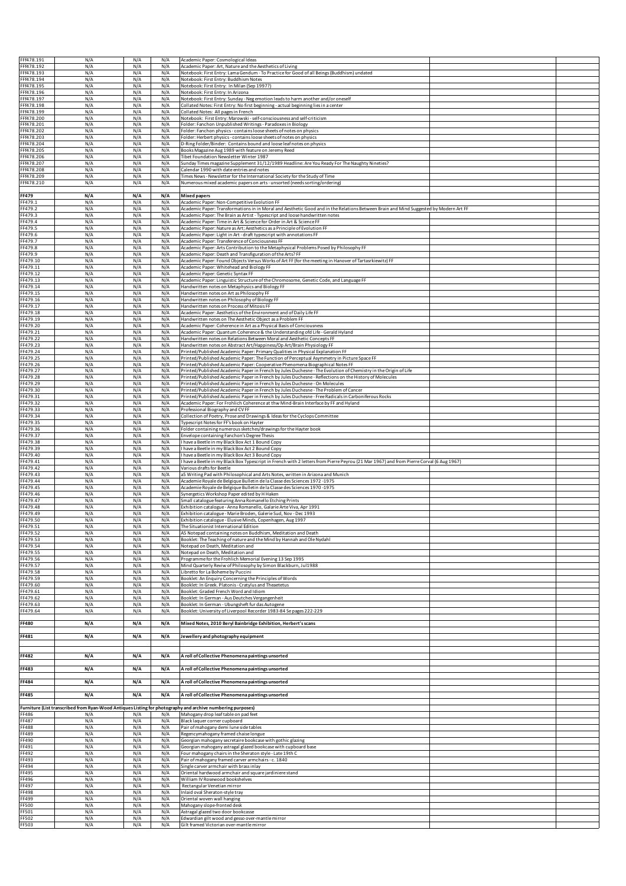| | | | | | | |
|---|---|---|---|---|---|---|
| FF478.191 | N/A | N/A | N/A | Academic Paper: Cosmological Ideas | | |
| FF478.192 | N/A | N/A | N/A | Academic Paper: Art, Nature and the Aesthetics of Living | | |
| FF478.193 | N/A | N/A | N/A | Notebook: First Entry: Lama Gendum - To Practice for Good of all Beings (Buddhism) undated | | |
| FF478.194 | N/A | N/A | N/A | Notebook: First Entry: Buddhism Notes | | |
| FF478.195 | N/A | N/A | N/A | Notebook: First Entry: In Milan (Sep 1997?) | | |
| FF478.196 | N/A | N/A | N/A | Notebook: First Entry: In Arizona | | |
| FF478.197 | N/A | N/A | N/A | Notebook: First Entry: Sunday - Neg emotion leads to harm another and/or oneself | | |
| FF478.198 | N/A | N/A | N/A | Collated Notes: First Entry: No first beginning - actual beginning lies in a center | | |
| FF478.199 | N/A | N/A | N/A | Collated Notes: All pages in French | | |
| FF478.200 | N/A | N/A | N/A | Notebook: First Entry: Marowski - self-consciousness and self-criticism | | |
| FF478.201 | N/A | N/A | N/A | Folder: Fanchon Unpublished Writings - Paradoxes in Biology | | |
| FF478.202 | N/A | N/A | N/A | Folder: Fanchon physics - contains loose sheets of notes on physics | | |
| FF478.203 | N/A | N/A | N/A | Folder: Herbert physics - contains loose sheets of notes on physics | | |
| FF478.204 | N/A | N/A | N/A | D-Ring Folder/Binder: Contains bound and loose leaf notes on physics | | |
| FF478.205 | N/A | N/A | N/A | Books Magazine Aug 1989 with feature on Jeremy Reed | | |
| FF478.206 | N/A | N/A | N/A | Tibet Foundation Newsletter Winter 1987 | | |
| FF478.207 | N/A | N/A | N/A | Sunday Times magazine Supplement 31/12/1989 Headline: Are You Ready For The Naughty Nineties? | | |
| FF478.208 | N/A | N/A | N/A | Calendar 1990 with date entries and notes | | |
| FF478.209 | N/A | N/A | N/A | Times News - Newsletter for the International Society for the Study of Time | | |
| FF478.210 | N/A | N/A | N/A | Numerous mixed academic papers on arts - unsorted (needs sorting/ordering) | | |
| | | | | | | |
| **FF479** | **N/A** | **N/A** | **N/A** | **Mixed papers** | | |
| FF479.1 | N/A | N/A | N/A | Academic Paper: Non-Competitive Evolution FF | | |
| FF479.2 | N/A | N/A | N/A | Academic Paper: Transformations in in Moral and Aesthetic Good and in the Relations Between Brain and Mind Suggested by Modern Art FF | | |
| FF479.3 | N/A | N/A | N/A | Academic Paper: The Brain as Artist - Typescript and loose handwritten notes | | |
| FF479.4 | N/A | N/A | N/A | Academic Paper: Time in Art & Science for Order in Art & Science FF | | |
| FF479.5 | N/A | N/A | N/A | Academic Paper: Nature as Art; Aesthetics as a Principle of Evolution FF | | |
| FF479.6 | N/A | N/A | N/A | Academic Paper: Light in Art - draft typescript with annotations FF | | |
| FF479.7 | N/A | N/A | N/A | Academic Paper: Transference of Conciousness FF | | |
| FF479.8 | N/A | N/A | N/A | Academic Paper: Arts Contribution to the Metaphysical Problems Posed by Philosophy FF | | |
| FF479.9 | N/A | N/A | N/A | Academic Paper: Death and Transfiguration of the Arts? FF | | |
| FF479.10 | N/A | N/A | N/A | Academic Paper: Found Objects Versus Works of Art FF (for the meeting in Hanover of Tartasrkiewitz) FF | | |
| FF479.11 | N/A | N/A | N/A | Academic Paper: Whitehead and Biology FF | | |
| FF479.12 | N/A | N/A | N/A | Academic Paper: Genetic Syntax FF | | |
| FF479.13 | N/A | N/A | N/A | Academic Paper: Linguistic Structure of the Chromosome, Genetic Code, and Language FF | | |
| FF479.14 | N/A | N/A | N/A | Handwritten notes on Metaphysics and Biology FF | | |
| FF479.15 | N/A | N/A | N/A | Handwritten notes on Art as Philosophy FF | | |
| FF479.16 | N/A | N/A | N/A | Handwritten notes on Philosophy of Biology FF | | |
| FF479.17 | N/A | N/A | N/A | Handwritten notes on Process of Mitosis FF | | |
| FF479.18 | N/A | N/A | N/A | Academic Paper: Aesthetics of the Environment and of Daily Life FF | | |
| FF479.19 | N/A | N/A | N/A | Handwritten notes on The Aesthetic Object as a Problem FF | | |
| FF479.20 | N/A | N/A | N/A | Academic Paper: Coherence in Art as a Physical Basis of Conciousness | | |
| FF479.21 | N/A | N/A | N/A | Academic Paper: Quantum Coherence & the Understanding ofd Life - Gerald Hyland | | |
| FF479.22 | N/A | N/A | N/A | Handwritten notes on Relations Between Moral and Aesthetic Concepts FF | | |
| FF479.23 | N/A | N/A | N/A | Handwritten notes on Abstract Art/Happiness/Op Art/Brain Physiology FF | | |
| FF479.24 | N/A | N/A | N/A | Printed/Published Academic Paper: Primary Qualities in Physical Explanation FF | | |
| FF479.25 | N/A | N/A | N/A | Printed/Published Academic Paper: The Function of Perceptual Asymmetry in Picture Space FF | | |
| FF479.26 | N/A | N/A | N/A | Printed/Published Academic Paper: Cooperative Phenomena Biographical Notes FF | | |
| FF479.27 | N/A | N/A | N/A | Printed/Published Academic Paper in French by Jules Duchesne - The Evolution of Chemistry in the Origin of Life | | |
| FF479.28 | N/A | N/A | N/A | Printed/Published Academic Paper in French by Jules Duchesne - Reflections on the History of Molecules | | |
| FF479.29 | N/A | N/A | N/A | Printed/Published Academic Paper in French by Jules Duchesne - On Molecules | | |
| FF479.30 | N/A | N/A | N/A | Printed/Published Academic Paper in French by Jules Duchesne - The Problem of Cancer | | |
| FF479.31 | N/A | N/A | N/A | Printed/Published Academic Paper in French by Jules Duchesne - Free Radicals in Carboniferous Rocks | | |
| FF479.32 | N/A | N/A | N/A | Academic Paper: For Frohlich Coherence at thw Mind-Brain Interface by FF and Hyland | | |
| FF479.33 | N/A | N/A | N/A | Professional Biography and CV FF | | |
| FF479.34 | N/A | N/A | N/A | Collection of Poetry, Prose and Drawings & Ideas for the Cyclops Committee | | |
| FF479.35 | N/A | N/A | N/A | Typescript Notes for FF's book on Hayter | | |
| FF479.36 | N/A | N/A | N/A | Folder containing numerous sketches/drawings for the Hayter book | | |
| FF479.37 | N/A | N/A | N/A | Envelope containing Fanchon's Degree Thesis | | |
| FF479.38 | N/A | N/A | N/A | I have a Beetle in my Black Box Act 1 Bound Copy | | |
| FF479.39 | N/A | N/A | N/A | I have a Beetle in my Black Box Act 2 Bound Copy | | |
| FF479.40 | N/A | N/A | N/A | I have a Beetle in my Black Box Act 3 Bound Copy | | |
| FF479.41 | N/A | N/A | N/A | I have a Beetle in my Black Box Typescript in French with 2 letters from Pierre Peyrou (21 Mar 1967) and from Pierre Corval (6 Aug 1967) | | |
| FF479.42 | N/A | N/A | N/A | Various drafts for Beetle | | |
| FF479.43 | N/A | N/A | N/A | a5 Writing Pad with Philosophical and Arts Notes, written in Arizona and Munich | | |
| FF479.44 | N/A | N/A | N/A | Academie Royale de Belgique Bulletin de la Classe des Sciences 1972 -1975 | | |
| FF479.45 | N/A | N/A | N/A | Academie Royale de Belgique Bulletin de la Classe des Sciences 1970 -1975 | | |
| FF479.46 | N/A | N/A | N/A | Synergetics Workshop Paper edited by H Haken | | |
| FF479.47 | N/A | N/A | N/A | Small catalogue featuring Anna Romanello Etching Prints | | |
| FF479.48 | N/A | N/A | N/A | Exhibition catalogue - Anna Romanello, Galarie Arte Viva, Apr 1991 | | |
| FF479.49 | N/A | N/A | N/A | Exhibition catalogue - Marie Broden, Galerie Sud, Nov - Dec 1993 | | |
| FF479.50 | N/A | N/A | N/A | Exhibition catalogue - Elusive Minds, Copenhagen, Aug 1997 | | |
| FF479.51 | N/A | N/A | N/A | The Situationist International Edition | | |
| FF479.52 | N/A | N/A | N/A | A5 Notepad containing notes on Buddhism, Meditation and Death | | |
| FF479.53 | N/A | N/A | N/A | Booklet: The Teaching of nature and the Mind by Hannah and Ole Nydahl | | |
| FF479.54 | N/A | N/A | N/A | Notepad on Death, Meditation and | | |
| FF479.55 | N/A | N/A | N/A | Notepad on Death, Meditation and | | |
| FF479.56 | N/A | N/A | N/A | Programme for the Frohlich Memorial Evening 13 Sep 1995 | | |
| FF479.57 | N/A | N/A | N/A | Mind Quarterly Reviw of Philosophy by Simon Blackburn, Jul1988 | | |
| FF479.58 | N/A | N/A | N/A | Libretto for La Boheme by Puccini | | |
| FF479.59 | N/A | N/A | N/A | Booklet: An Enquiry Concerning the Principles of Words | | |
| FF479.60 | N/A | N/A | N/A | Booklet: In Greek. Platonis - Cratylus and Theaetetus | | |
| FF479.61 | N/A | N/A | N/A | Booklet: Graded French Word and Idiom | | |
| FF479.62 | N/A | N/A | N/A | Booklet: In German - Aus Deutches Vergangenheit | | |
| FF479.63 | N/A | N/A | N/A | Booklet: In German - Ubungsheft fur das Autogene | | |
| FF479.64 | N/A | N/A | N/A | Booklet: University of Liverpool Recorder 1983-84 Se pages 222-229 | | |
| | | | | | | |
| **FF480** | **N/A** | **N/A** | **N/A** | **Mixed Notes, 2010 Beryl Bainbridge Exhibition, Herbert's scans** | | |
| | | | | | | |
| **FF481** | **N/A** | **N/A** | **N/A** | **Jewellery and photography equipment** | | |
| | | | | | | |
| **FF482** | **N/A** | **N/A** | **N/A** | **A roll of Collective Phenomena paintings unsorted** | | |
| | | | | | | |
| **FF483** | **N/A** | **N/A** | **N/A** | **A roll of Collective Phenomena paintings unsorted** | | |
| | | | | | | |
| **FF484** | **N/A** | **N/A** | **N/A** | **A roll of Collective Phenomena paintings unsorted** | | |
| | | | | | | |
| **FF485** | **N/A** | **N/A** | **N/A** | **A roll of Collective Phenomena paintings unsorted** | | |
| | | | | | | |
| **Furniture (List transcribed from Ryan-Wood Antiques Listing for photography and archive numbering purposes)** | | | | | | |
| FF486 | N/A | N/A | N/A | Mahogany drop leaf table on pad feet | | |
| FF487 | N/A | N/A | N/A | Black laquer corner cupboard | | |
| FF488 | N/A | N/A | N/A | Pair of mahogany demi lune side tables | | |
| FF489 | N/A | N/A | N/A | Regency mahogany framed chaise longue | | |
| FF490 | N/A | N/A | N/A | Georgian mahogany secretaire bookcase with gothic glazing | | |
| FF491 | N/A | N/A | N/A | Georgian mahogany astragal glazed bookcase with cupboard base | | |
| FF492 | N/A | N/A | N/A | Four mahogany chairs in the Sheraton style - Late 19th C | | |
| FF493 | N/A | N/A | N/A | Pair of mahogany framed carver armchairs - c. 1840 | | |
| FF494 | N/A | N/A | N/A | Single carver armchair with brass inlay | | |
| FF495 | N/A | N/A | N/A | Oriental hardwood armchair and square jardiniere stand | | |
| FF496 | N/A | N/A | N/A | William IV Rosewood bookshelves | | |
| FF497 | N/A | N/A | N/A | Rectangular Venetian mirror | | |
| FF498 | N/A | N/A | N/A | Inlaid oval Sheraton-style tray | | |
| FF499 | N/A | N/A | N/A | Oriental woven wall hanging | | |
| FF500 | N/A | N/A | N/A | Mahogany slope-fronted desk | | |
| FF501 | N/A | N/A | N/A | Astragal glazed two door bookcase | | |
| FF502 | N/A | N/A | N/A | Edwardian gilt wood and gesso over-mantle mirror | | |
| FF503 | N/A | N/A | N/A | Gilt framed Victorian over-mantle mirror | | |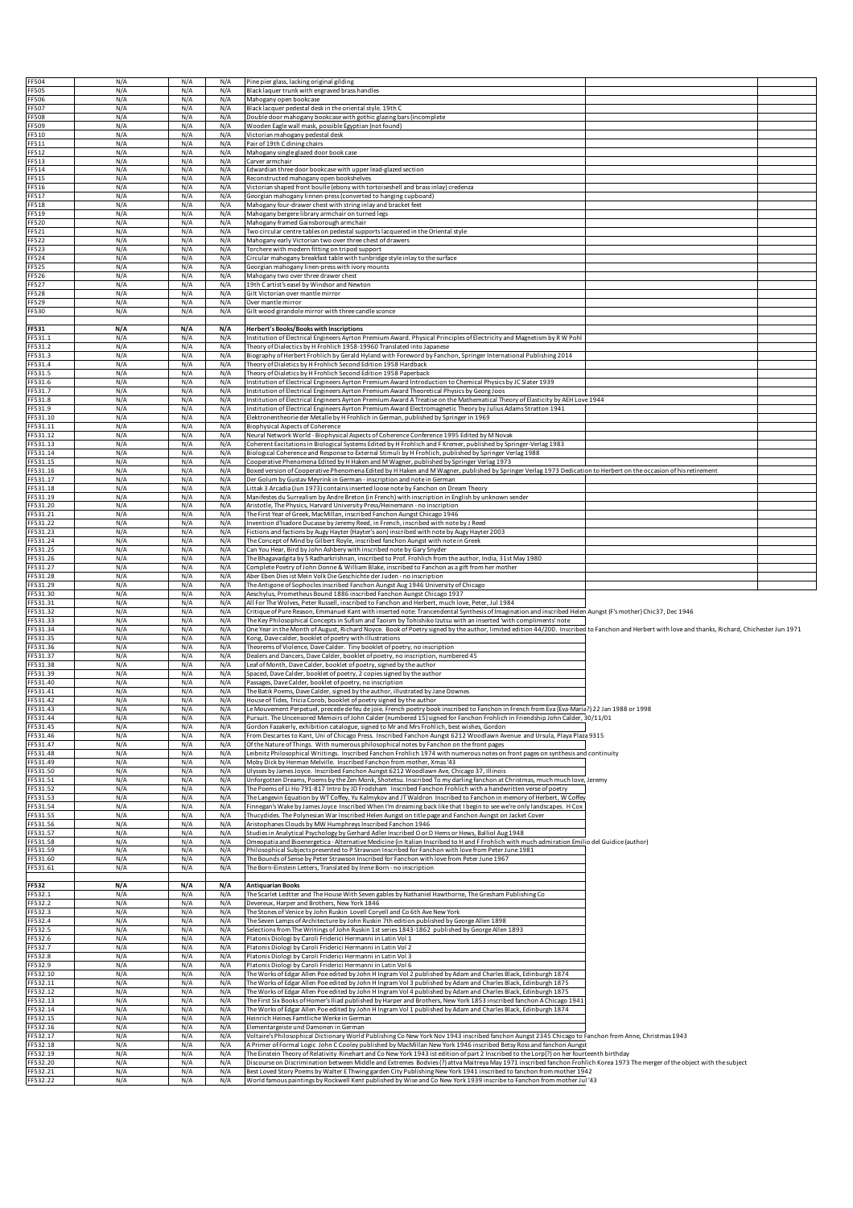| | | | | | | |
|---|---|---|---|---|---|---|
| FF504 | N/A | N/A | N/A | Pine pier glass, lacking original gilding | | |
| FF505 | N/A | N/A | N/A | Black laquer trunk with engraved brass handles | | |
| FF506 | N/A | N/A | N/A | Mahogany open bookcase | | |
| FF507 | N/A | N/A | N/A | Black lacquer pedestal desk in the oriental style. 19th C | | |
| FF508 | N/A | N/A | N/A | Double door mahogany bookcase with gothic glazing bars (incomplete | | |
| FF509 | N/A | N/A | N/A | Wooden Eagle wall mask, possible Egyptian (not found) | | |
| FF510 | N/A | N/A | N/A | Victorian mahogany pedestal desk | | |
| FF511 | N/A | N/A | N/A | Pair of 19th C dining chairs | | |
| FF512 | N/A | N/A | N/A | Mahogany single glazed door book case | | |
| FF513 | N/A | N/A | N/A | Carver armchair | | |
| FF514 | N/A | N/A | N/A | Edwardian three door bookcase with upper lead-glazed section | | |
| FF515 | N/A | N/A | N/A | Reconstructed mahogany open bookshelves | | |
| FF516 | N/A | N/A | N/A | Victorian shaped front boulle (ebony with tortoiseshell and brass inlay) credenza | | |
| FF517 | N/A | N/A | N/A | Georgian mahogany linnen-press (converted to hanging cupboard) | | |
| FF518 | N/A | N/A | N/A | Mahogany four-drawer chest with string inlay and bracket feet | | |
| FF519 | N/A | N/A | N/A | Mahogany bergere library armchair on turned legs | | |
| FF520 | N/A | N/A | N/A | Mahogany framed Gainsborough armchair | | |
| FF521 | N/A | N/A | N/A | Two circular centre tables on pedestal supports lacquered in the Oriental style | | |
| FF522 | N/A | N/A | N/A | Mahogany early Victorian two over three chest of drawers | | |
| FF523 | N/A | N/A | N/A | Torchere with modern fitting on tripod support | | |
| FF524 | N/A | N/A | N/A | Circular mahogany breakfast table with tunbridge style inlay to the surface | | |
| FF525 | N/A | N/A | N/A | Georgian mahogany linen-press with ivory mounts | | |
| FF526 | N/A | N/A | N/A | Mahogany two over three drawer chest | | |
| FF527 | N/A | N/A | N/A | 19th C artist's easel by Windsor and Newton | | |
| FF528 | N/A | N/A | N/A | Gilt Victorian over mantle mirror | | |
| FF529 | N/A | N/A | N/A | Over mantle mirror | | |
| FF530 | N/A | N/A | N/A | Gilt wood girandole mirror with three candle sconce | | |
| | | | | | | |
| **FF531** | **N/A** | **N/A** | **N/A** | **Herbert's Books/Books with Inscriptions** | | |
| FF531.1 | N/A | N/A | N/A | Institution of Electrical Engineers Ayrton Premium Award. Physical Principles of Electricity and Magnetism by R W Pohl | | |
| FF531.2 | N/A | N/A | N/A | Theory of Dialectics by H Frohlich 1958-19960 Translated into Japanese | | |
| FF531.3 | N/A | N/A | N/A | Biography of Herbert Frohlich by Gerald Hyland with Foreword by Fanchon, Springer International Publishing 2014 | | |
| FF531.4 | N/A | N/A | N/A | Theory of Dialetics by H Frohlich Second Edition 1958 Hardback | | |
| FF531.5 | N/A | N/A | N/A | Theory of Dialetics by H Frohlich Second Edition 1958 Paperback | | |
| FF531.6 | N/A | N/A | N/A | Institution of Electrical Engineers Ayrton Premium Award Introduction to Chemical Physics by JC Slater 1939 | | |
| FF531.7 | N/A | N/A | N/A | Institution of Electrical Engineers Ayrton Premium Award Theoretical Physics by Georg Joos | | |
| FF531.8 | N/A | N/A | N/A | Institution of Electrical Engineers Ayrton Premium Award A Treatise on the Mathematical Theory of Elasticity by AEH Love 1944 | | |
| FF531.9 | N/A | N/A | N/A | Institution of Electrical Engineers Ayrton Premium Award Electromagnetic Theory by Julius Adams Stratton 1941 | | |
| FF531.10 | N/A | N/A | N/A | Elektronentheorie der Metalle by H Frohlich in German, published by Springer in 1969 | | |
| FF531.11 | N/A | N/A | N/A | Biophysical Aspects of Coherence | | |
| FF531.12 | N/A | N/A | N/A | Neural Network World - Biophysical Aspects of Coherence Conference 1995 Edited by M Novak | | |
| FF531.13 | N/A | N/A | N/A | Coherent Excitations in Biological Systems Edited by H Frohlich and F Kremer, published by Springer-Verlag 1983 | | |
| FF531.14 | N/A | N/A | N/A | Biological Coherence and Response to External Stimuli by H Frohlich, published by Springer Verlag 1988 | | |
| FF531.15 | N/A | N/A | N/A | Cooperative Phenomena Edited by H Haken and M Wagner, published by Springer Verlag 1973 | | |
| FF531.16 | N/A | N/A | N/A | Boxed version of Cooperative Phenomena Edited by H Haken and M Wagner, published by Springer Verlag 1973 Dedication to Herbert on the occasion of his retirement | | |
| FF531.17 | N/A | N/A | N/A | Der Golum by Gustav Meyrink in German - inscription and note in German | | |
| FF531.18 | N/A | N/A | N/A | Littak 3 Arcadia (Jun 1973) contains inserted loose note by Fanchon on Dream Theory | | |
| FF531.19 | N/A | N/A | N/A | Manifestes du Surrealism by Andre Breton (in French) with inscription in English by unknown sender | | |
| FF531.20 | N/A | N/A | N/A | Aristotle, The Physics, Harvard University Press/Heinemann - no inscription | | |
| FF531.21 | N/A | N/A | N/A | The First Year of Greek, MacMillan, inscribed Fanchon Aungst Chicago 1946 | | |
| FF531.22 | N/A | N/A | N/A | Invention d'Isadore Ducasse by Jeremy Reed, in French, inscribed with note by J Reed | | |
| FF531.23 | N/A | N/A | N/A | Fictions and factions by Augy Hayter (Hayter's son) inscribed with note by Augy Hayter 2003 | | |
| FF531.24 | N/A | N/A | N/A | The Concept of Mind by Gilbert Royle, inscribed fanchon Aungst with note in Greek | | |
| FF531.25 | N/A | N/A | N/A | Can You Hear, Bird by John Ashbery with inscribed note by Gary Snyder | | |
| FF531.26 | N/A | N/A | N/A | The Bhagavadgita by S Radharkrishnan, inscribed to Prof. Frohlich from the author, India, 31st May 1980 | | |
| FF531.27 | N/A | N/A | N/A | Complete Poetry of John Donne & William Blake, inscribed to Fanchon as a gift from her mother | | |
| FF531.28 | N/A | N/A | N/A | Aber Eben Dies ist Mein Volk Die Geschichte der Juden - no inscription | | |
| FF531.29 | N/A | N/A | N/A | The Antigone of Sophocles inscribed Fanchon Aungst Aug 1946 University of Chicago | | |
| FF531.30 | N/A | N/A | N/A | Aeschylus, Prometheus Bound 1886 inscribed Fanchon Aungst Chicago 1937 | | |
| FF531.31 | N/A | N/A | N/A | All For The Wolves, Peter Russell, inscribed to Fanchon and Herbert, much love, Peter, Jul 1984 | | |
| FF531.32 | N/A | N/A | N/A | Critique of Pure Reason, Emmanuel Kant with inserted note: Trancendental Synthesis of Imagination and inscribed Helen Aungst (F's mother) Chic37, Dec 1946 | | |
| FF531.33 | N/A | N/A | N/A | The Key Philosophical Concepts in Sufism and Taoism by Tohishiko Izutsu with an inserted 'with compliments' note | | |
| FF531.34 | N/A | N/A | N/A | One Year in the Month of August, Richard Noyce. Book of Poetry signed by the author, limited edition 44/200. Inscribed to Fanchon and Herbert with love and thanks, Richard, Chichester Jun 1971 | | |
| FF531.35 | N/A | N/A | N/A | Kong, Dave calder, booklet of poetry with illustrations | | |
| FF531.36 | N/A | N/A | N/A | Theorems of Violence, Dave Calder. Tiny booklet of poetry, no inscription | | |
| FF531.37 | N/A | N/A | N/A | Dealers and Dancers, Dave Calder, booklet of poetry, no inscription, numbered 45 | | |
| FF531.38 | N/A | N/A | N/A | Leaf of Month, Dave Calder, booklet of poetry, signed by the author | | |
| FF531.39 | N/A | N/A | N/A | Spaced, Dave Calder, booklet of poetry, 2 copies signed by the author | | |
| FF531.40 | N/A | N/A | N/A | Passages, Dave Calder, booklet of poetry, no inscription | | |
| FF531.41 | N/A | N/A | N/A | The Batik Poems, Dave Calder, signed by the author, illustrated by Jane Downes | | |
| FF531.42 | N/A | N/A | N/A | House of Tides, Tricia Corob, booklet of poetry signed by the author | | |
| FF531.43 | N/A | N/A | N/A | Le Mouvement Perpetuel, precede de feu de joie. French poetry book inscribed to Fanchon in French from Eva (Eva-Maria?) 22 Jan 1988 or 1998 | | |
| FF531.44 | N/A | N/A | N/A | Pursuit. The Uncensored Memoirs of John Calder (numbered 15) signed for Fanchon Frohlich in Friendship John Calder, 30/11/01 | | |
| FF531.45 | N/A | N/A | N/A | Gordon Fazakerly, exhibition catalogue, signed to Mr and Mrs Frohlich, best wishes, Gordon | | |
| FF531.46 | N/A | N/A | N/A | From Descartes to Kant, Uni of Chicago Press. Inscribed Fanchon Aungst 6212 Woodlawn Avenue and Ursula, Playa Plaza 9315 | | |
| FF531.47 | N/A | N/A | N/A | Of the Nature of Things. With numerous philosophical notes by Fanchon on the front pages | | |
| FF531.48 | N/A | N/A | N/A | Leibnitz Philosophical Wriitings. Inscribed Fanchon Frohlich 1974 with numerous notes on front pages on synthesis and continuity | | |
| FF531.49 | N/A | N/A | N/A | Moby Dick by Herman Melville. Inscribed Fanchon from mother, Xmas '43 | | |
| FF531.50 | N/A | N/A | N/A | Ulysses by James Joyce. Inscribed Fanchon Aungst 6212 Woodlawn Ave, Chicago 37, Illinois | | |
| FF531.51 | N/A | N/A | N/A | Unforgotten Dreams, Poems by the Zen Monk, Shotetsu. Inscribed To my darling fanchon at Christmas, much much love, Jeremy | | |
| FF531.52 | N/A | N/A | N/A | The Poems of Li Ho 791-817 Intro by JD Frodsham. Inscribed Fanchon Frohlich with a handwritten verse of poetry | | |
| FF531.53 | N/A | N/A | N/A | The Langevin Equation by WT Coffey, Yu Kalmykov and JT Waldron Inscribed to Fanchon in memory of Herbert, W Coffey | | |
| FF531.54 | N/A | N/A | N/A | Finnegan's Wake by James Joyce Inscribed When I'm dreaming back like that I begin to see we're only landscapes. H Cox | | |
| FF531.55 | N/A | N/A | N/A | Thucydides. The Polynesian War Inscribed Helen Aungst on title page and Fanchon Aungst on Jacket Cover | | |
| FF531.56 | N/A | N/A | N/A | Aristophanes Clouds by MW Humphreys Inscribed Fanchon 1946 | | |
| FF531.57 | N/A | N/A | N/A | Studies in Analytical Psychology by Gerhard Adler Inscribed O or D Hems or Hews, Balliol Aug 1948 | | |
| FF531.58 | N/A | N/A | N/A | Omeopatia and Bioenergetica - Alternative Medicine (in Italian Inscribed to H and F Frohlich with much admiration Emilio del Guidice (author) | | |
| FF531.59 | N/A | N/A | N/A | Philosophical Subjects presented to P Strawson Inscribed for Fanchon with love from Peter June 1981 | | |
| FF531.60 | N/A | N/A | N/A | The Bounds of Sense by Peter Strawson Inscribed for Fanchon with love from Peter June 1967 | | |
| FF531.61 | N/A | N/A | N/A | The Born-Einstein Letters, Translated by Irene Born - no inscription | | |
| | | | | | | |
| **FF532** | **N/A** | **N/A** | **N/A** | **Antiquarian Books** | | |
| FF532.1 | N/A | N/A | N/A | The Scarlet Ledtter and The House With Seven gables by Nathaniel Hawthorne, The Gresham Publishing Co | | |
| FF532.2 | N/A | N/A | N/A | Devereux, Harper and Brothers, New York 1846 | | |
| FF532.3 | N/A | N/A | N/A | The Stones of Venice by John Ruskin Lovell Coryell and Co 6th Ave New York | | |
| FF532.4 | N/A | N/A | N/A | The Seven Lamps of Architecture by John Ruskin 7th edition published by George Allen 1898 | | |
| FF532.5 | N/A | N/A | N/A | Selections from The Writings of John Ruskin 1st series 1843-1862 published by George Allen 1893 | | |
| FF532.6 | N/A | N/A | N/A | Platonis Diologi by Caroli Friderici Hermanni in Latin Vol 1 | | |
| FF532.7 | N/A | N/A | N/A | Platonis Diologi by Caroli Friderici Hermanni in Latin Vol 2 | | |
| FF532.8 | N/A | N/A | N/A | Platonis Diologi by Caroli Friderici Hermanni in Latin Vol 3 | | |
| FF532.9 | N/A | N/A | N/A | Platonis Diologi by Caroli Friderici Hermanni in Latin Vol 6 | | |
| FF532.10 | N/A | N/A | N/A | The Works of Edgar Allen Poe edited by John H Ingram Vol 2 published by Adam and Charles Black, Edinburgh 1874 | | |
| FF532.11 | N/A | N/A | N/A | The Works of Edgar Allen Poe edited by John H Ingram Vol 3 published by Adam and Charles Black, Edinburgh 1875 | | |
| FF532.12 | N/A | N/A | N/A | The Works of Edgar Allen Poe edited by John H Ingram Vol 4 published by Adam and Charles Black, Edinburgh 1875 | | |
| FF532.13 | N/A | N/A | N/A | The First Six Books of Homer's Iliad published by Harper and Brothers, New York 1853 inscribed fanchon A Chicago 1941 | | |
| FF532.14 | N/A | N/A | N/A | The Works of Edgar Allen Poe edited by John H Ingram Vol 1 published by Adam and Charles Black, Edinburgh 1874 | | |
| FF532.15 | N/A | N/A | N/A | Heinrich Heines Famtliche Werke in German | | |
| FF532.16 | N/A | N/A | N/A | Elementargeiste und Damonen in German | | |
| FF532.17 | N/A | N/A | N/A | Voltaire's Philosophical Dictionary World Publishing Co New York Nov 1943 inscribed fanchon Aungst 2345 Chicago to Fanchon from Anne, Christmas 1943 | | |
| FF532.18 | N/A | N/A | N/A | A Primer of Formal Logic John C Cooley published by MacMillan New York 1946 inscribed Betsy Ross and fanchon Aungst | | |
| FF532.19 | N/A | N/A | N/A | The Einstein Theory of Relativity Rinehart and Co New York 1943 ist edition of part 2 Inscribed to the Lorp(?) on her fourteenth birthday | | |
| FF532.20 | N/A | N/A | N/A | Discourse on Discrimination between Middle and Extremes Bodvies(?) attva Maitreya May 1971 inscribed fanchon Frohlich Korea 1973 The merger of the object with the subject | | |
| FF532.21 | N/A | N/A | N/A | Best Loved Story Poems by Walter E Thwing garden City Publishing New York 1941 inscribed to fanchon from mother 1942 | | |
| FF532.22 | N/A | N/A | N/A | World famous paintings by Rockwell Kent published by Wise and Co New York 1939 inscribe to Fanchon from mother Jul '43 | | |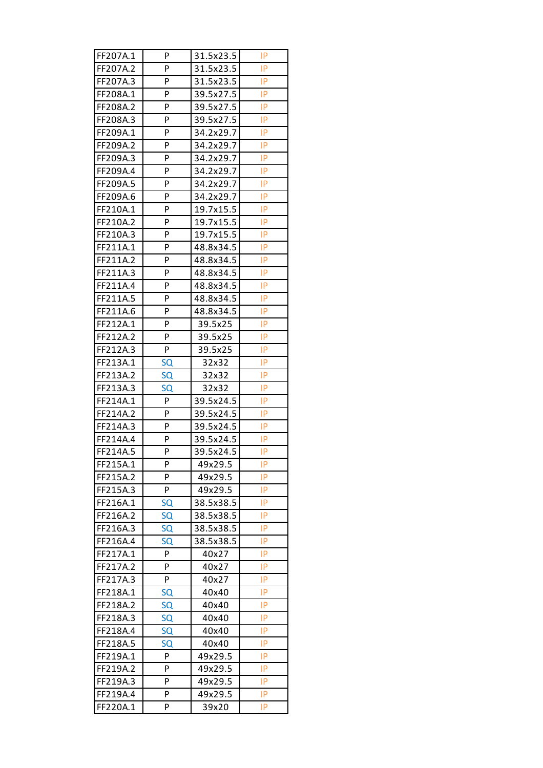| | | | |
|---|---|---|---|
| FF207A.1 | P | 31.5x23.5 | IP |
| FF207A.2 | P | 31.5x23.5 | IP |
| FF207A.3 | P | 31.5x23.5 | IP |
| FF208A.1 | P | 39.5x27.5 | IP |
| FF208A.2 | P | 39.5x27.5 | IP |
| FF208A.3 | P | 39.5x27.5 | IP |
| FF209A.1 | P | 34.2x29.7 | IP |
| FF209A.2 | P | 34.2x29.7 | IP |
| FF209A.3 | P | 34.2x29.7 | IP |
| FF209A.4 | P | 34.2x29.7 | IP |
| FF209A.5 | P | 34.2x29.7 | IP |
| FF209A.6 | P | 34.2x29.7 | IP |
| FF210A.1 | P | 19.7x15.5 | IP |
| FF210A.2 | P | 19.7x15.5 | IP |
| FF210A.3 | P | 19.7x15.5 | IP |
| FF211A.1 | P | 48.8x34.5 | IP |
| FF211A.2 | P | 48.8x34.5 | IP |
| FF211A.3 | P | 48.8x34.5 | IP |
| FF211A.4 | P | 48.8x34.5 | IP |
| FF211A.5 | P | 48.8x34.5 | IP |
| FF211A.6 | P | 48.8x34.5 | IP |
| FF212A.1 | P | 39.5x25 | IP |
| FF212A.2 | P | 39.5x25 | IP |
| FF212A.3 | P | 39.5x25 | IP |
| FF213A.1 | SQ | 32x32 | IP |
| FF213A.2 | SQ | 32x32 | IP |
| FF213A.3 | SQ | 32x32 | IP |
| FF214A.1 | P | 39.5x24.5 | IP |
| FF214A.2 | P | 39.5x24.5 | IP |
| FF214A.3 | P | 39.5x24.5 | IP |
| FF214A.4 | P | 39.5x24.5 | IP |
| FF214A.5 | P | 39.5x24.5 | IP |
| FF215A.1 | P | 49x29.5 | IP |
| FF215A.2 | P | 49x29.5 | IP |
| FF215A.3 | P | 49x29.5 | IP |
| FF216A.1 | SQ | 38.5x38.5 | IP |
| FF216A.2 | SQ | 38.5x38.5 | IP |
| FF216A.3 | SQ | 38.5x38.5 | IP |
| FF216A.4 | SQ | 38.5x38.5 | IP |
| FF217A.1 | P | 40x27 | IP |
| FF217A.2 | P | 40x27 | IP |
| FF217A.3 | P | 40x27 | IP |
| FF218A.1 | SQ | 40x40 | IP |
| FF218A.2 | SQ | 40x40 | IP |
| FF218A.3 | SQ | 40x40 | IP |
| FF218A.4 | SQ | 40x40 | IP |
| FF218A.5 | SQ | 40x40 | IP |
| FF219A.1 | P | 49x29.5 | IP |
| FF219A.2 | P | 49x29.5 | IP |
| FF219A.3 | P | 49x29.5 | IP |
| FF219A.4 | P | 49x29.5 | IP |
| FF220A.1 | P | 39x20 | IP |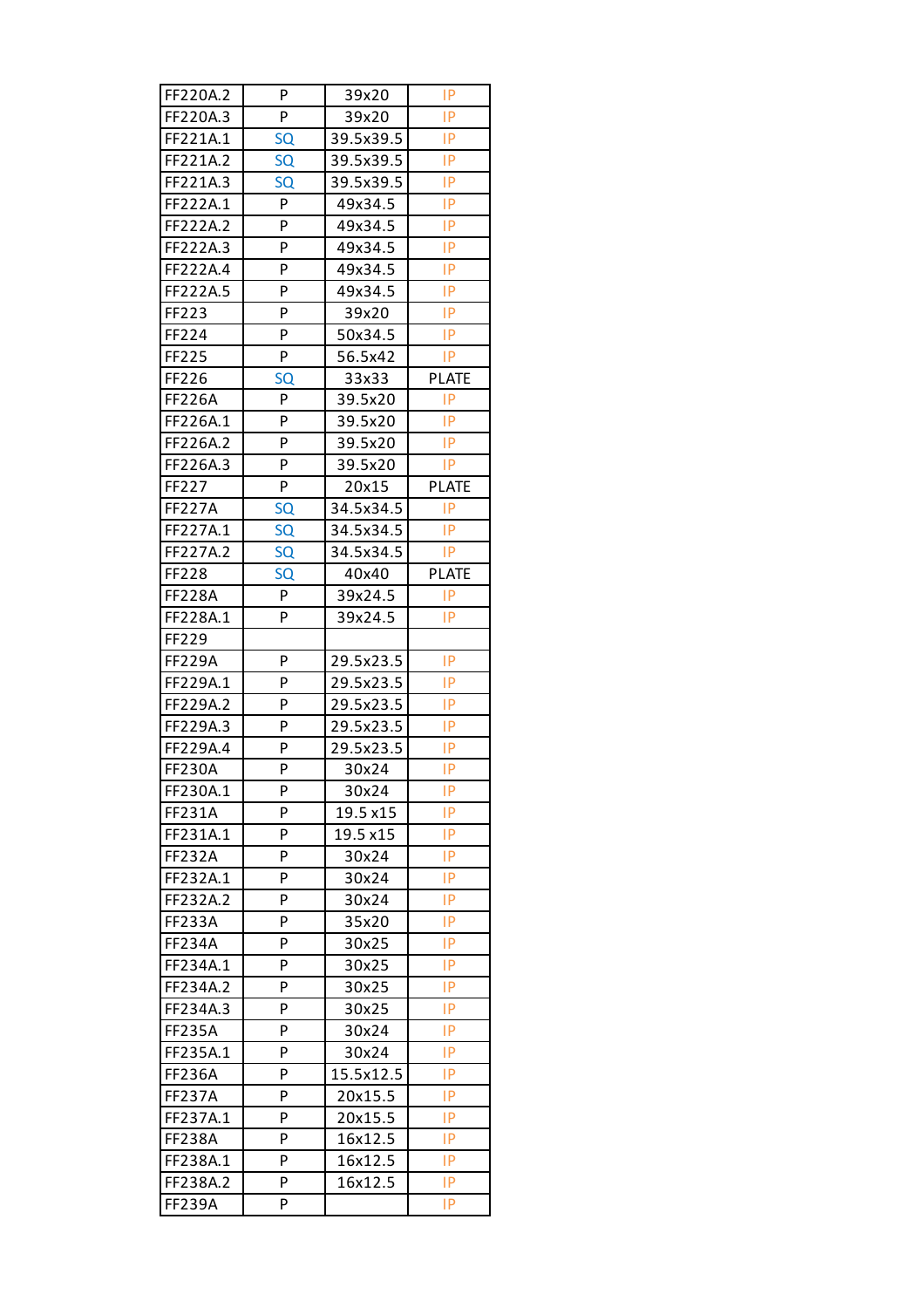| | | | |
|---|---|---|---|
| FF220A.2 | P | 39x20 | IP |
| FF220A.3 | P | 39x20 | IP |
| FF221A.1 | SQ | 39.5x39.5 | IP |
| FF221A.2 | SQ | 39.5x39.5 | IP |
| FF221A.3 | SQ | 39.5x39.5 | IP |
| FF222A.1 | P | 49x34.5 | IP |
| FF222A.2 | P | 49x34.5 | IP |
| FF222A.3 | P | 49x34.5 | IP |
| FF222A.4 | P | 49x34.5 | IP |
| FF222A.5 | P | 49x34.5 | IP |
| FF223 | P | 39x20 | IP |
| FF224 | P | 50x34.5 | IP |
| FF225 | P | 56.5x42 | IP |
| FF226 | SQ | 33x33 | PLATE |
| FF226A | P | 39.5x20 | IP |
| FF226A.1 | P | 39.5x20 | IP |
| FF226A.2 | P | 39.5x20 | IP |
| FF226A.3 | P | 39.5x20 | IP |
| FF227 | P | 20x15 | PLATE |
| FF227A | SQ | 34.5x34.5 | IP |
| FF227A.1 | SQ | 34.5x34.5 | IP |
| FF227A.2 | SQ | 34.5x34.5 | IP |
| FF228 | SQ | 40x40 | PLATE |
| FF228A | P | 39x24.5 | IP |
| FF228A.1 | P | 39x24.5 | IP |
| FF229 | | | |
| FF229A | P | 29.5x23.5 | IP |
| FF229A.1 | P | 29.5x23.5 | IP |
| FF229A.2 | P | 29.5x23.5 | IP |
| FF229A.3 | P | 29.5x23.5 | IP |
| FF229A.4 | P | 29.5x23.5 | IP |
| FF230A | P | 30x24 | IP |
| FF230A.1 | P | 30x24 | IP |
| FF231A | P | 19.5 x15 | IP |
| FF231A.1 | P | 19.5 x15 | IP |
| FF232A | P | 30x24 | IP |
| FF232A.1 | P | 30x24 | IP |
| FF232A.2 | P | 30x24 | IP |
| FF233A | P | 35x20 | IP |
| FF234A | P | 30x25 | IP |
| FF234A.1 | P | 30x25 | IP |
| FF234A.2 | P | 30x25 | IP |
| FF234A.3 | P | 30x25 | IP |
| FF235A | P | 30x24 | IP |
| FF235A.1 | P | 30x24 | IP |
| FF236A | P | 15.5x12.5 | IP |
| FF237A | P | 20x15.5 | IP |
| FF237A.1 | P | 20x15.5 | IP |
| FF238A | P | 16x12.5 | IP |
| FF238A.1 | P | 16x12.5 | IP |
| FF238A.2 | P | 16x12.5 | IP |
| FF239A | P | | IP |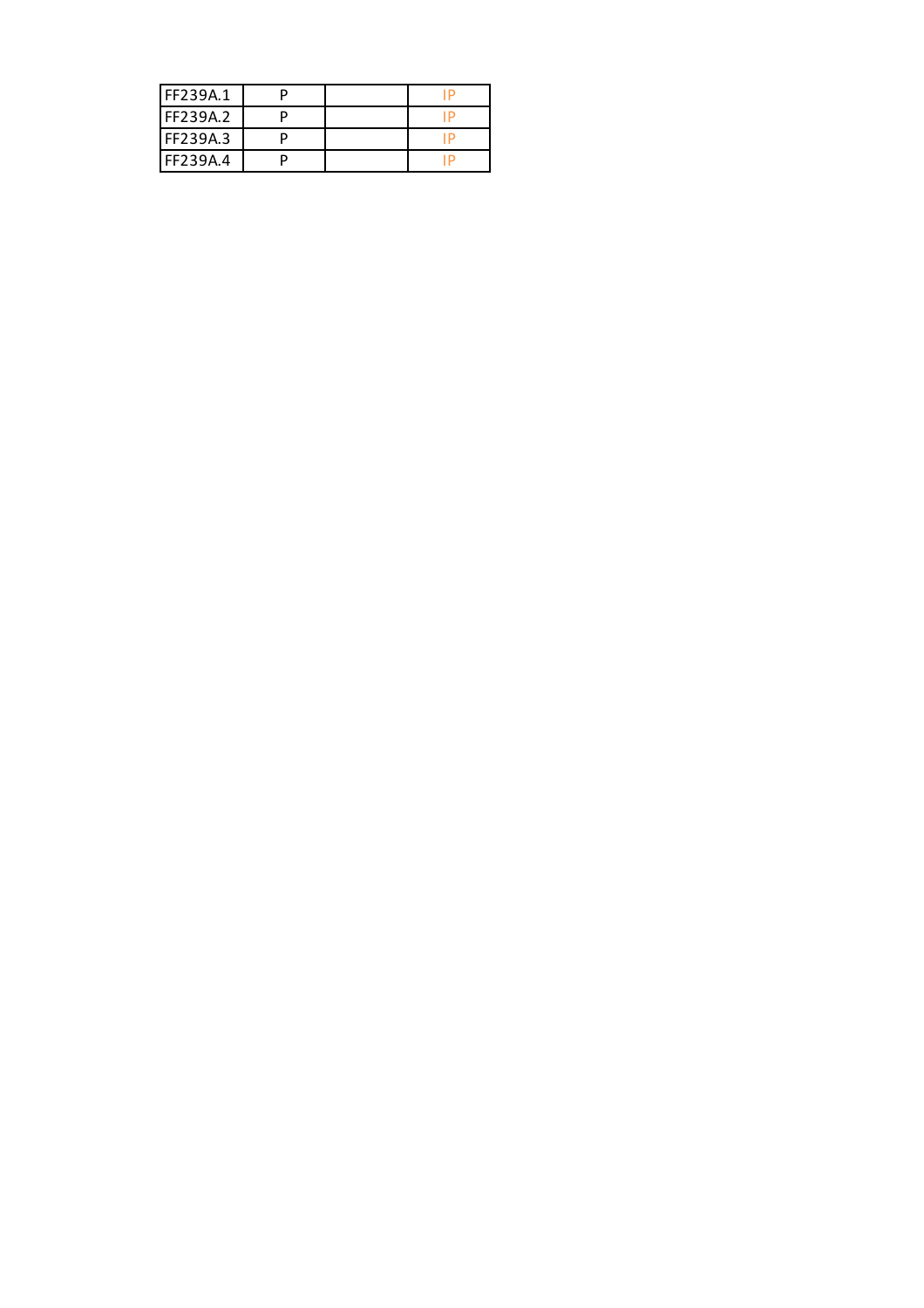| | | | |
|---|---|---|---|
| FF239A.1 | P | | IP |
| FF239A.2 | P | | IP |
| FF239A.3 | P | | IP |
| FF239A.4 | P | | IP |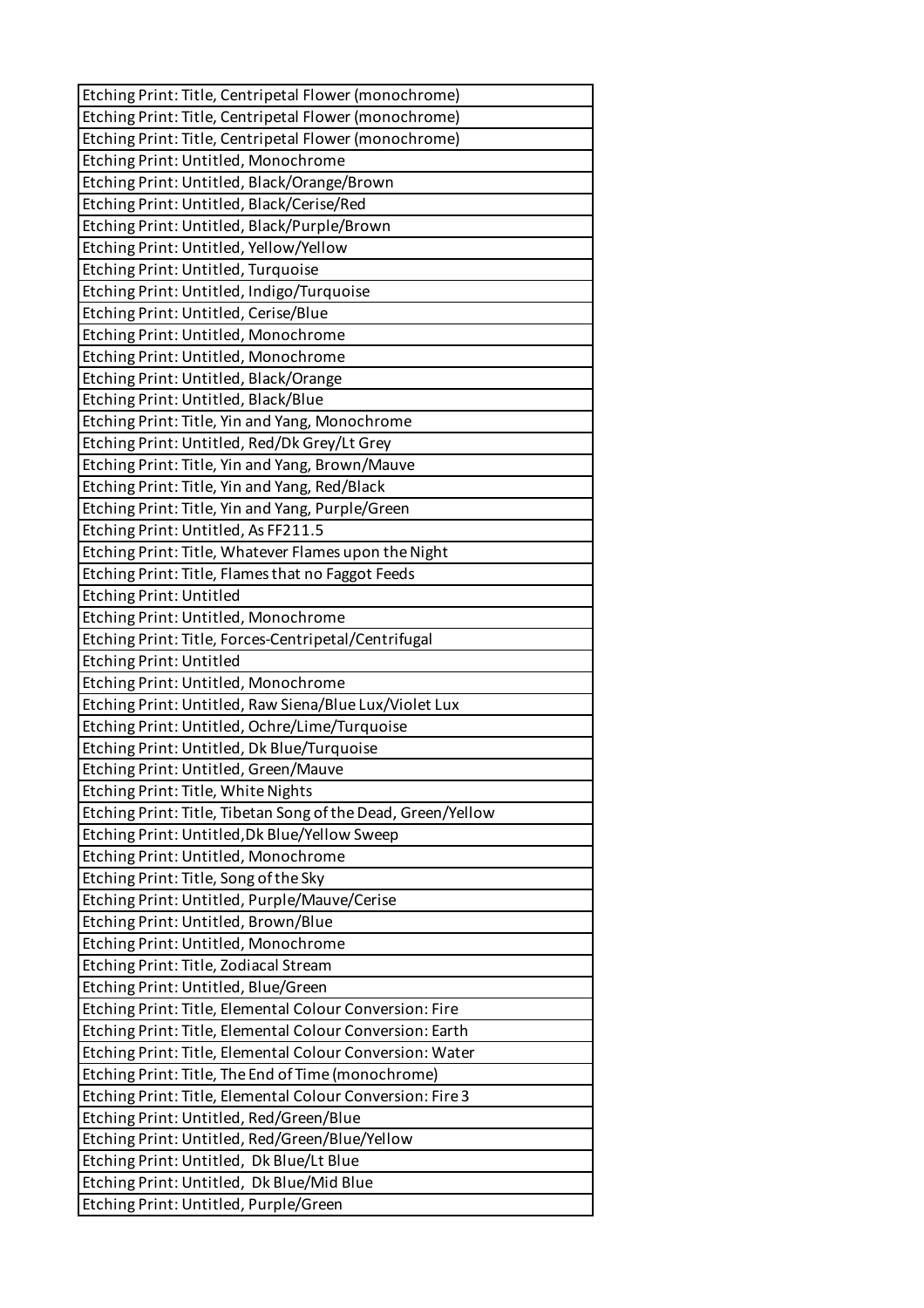| |
|---|
| Etching Print: Title, Centripetal Flower (monochrome) |
| Etching Print: Title, Centripetal Flower (monochrome) |
| Etching Print: Title, Centripetal Flower (monochrome) |
| Etching Print: Untitled, Monochrome |
| Etching Print: Untitled, Black/Orange/Brown |
| Etching Print: Untitled, Black/Cerise/Red |
| Etching Print: Untitled, Black/Purple/Brown |
| Etching Print: Untitled, Yellow/Yellow |
| Etching Print: Untitled, Turquoise |
| Etching Print: Untitled, Indigo/Turquoise |
| Etching Print: Untitled, Cerise/Blue |
| Etching Print: Untitled, Monochrome |
| Etching Print: Untitled, Monochrome |
| Etching Print: Untitled, Black/Orange |
| Etching Print: Untitled, Black/Blue |
| Etching Print: Title, Yin and Yang, Monochrome |
| Etching Print: Untitled, Red/Dk Grey/Lt Grey |
| Etching Print: Title, Yin and Yang, Brown/Mauve |
| Etching Print: Title, Yin and Yang, Red/Black |
| Etching Print: Title, Yin and Yang, Purple/Green |
| Etching Print: Untitled, As FF211.5 |
| Etching Print: Title, Whatever Flames upon the Night |
| Etching Print: Title, Flames that no Faggot Feeds |
| Etching Print: Untitled |
| Etching Print: Untitled, Monochrome |
| Etching Print: Title, Forces-Centripetal/Centrifugal |
| Etching Print: Untitled |
| Etching Print: Untitled, Monochrome |
| Etching Print: Untitled, Raw Siena/Blue Lux/Violet Lux |
| Etching Print: Untitled, Ochre/Lime/Turquoise |
| Etching Print: Untitled, Dk Blue/Turquoise |
| Etching Print: Untitled, Green/Mauve |
| Etching Print: Title, White Nights |
| Etching Print: Title, Tibetan Song of the Dead, Green/Yellow |
| Etching Print: Untitled,Dk Blue/Yellow Sweep |
| Etching Print: Untitled, Monochrome |
| Etching Print: Title, Song of the Sky |
| Etching Print: Untitled, Purple/Mauve/Cerise |
| Etching Print: Untitled, Brown/Blue |
| Etching Print: Untitled, Monochrome |
| Etching Print: Title, Zodiacal Stream |
| Etching Print: Untitled, Blue/Green |
| Etching Print: Title, Elemental Colour Conversion: Fire |
| Etching Print: Title, Elemental Colour Conversion: Earth |
| Etching Print: Title, Elemental Colour Conversion: Water |
| Etching Print: Title, The End of Time (monochrome) |
| Etching Print: Title, Elemental Colour Conversion: Fire 3 |
| Etching Print: Untitled, Red/Green/Blue |
| Etching Print: Untitled, Red/Green/Blue/Yellow |
| Etching Print: Untitled, Dk Blue/Lt Blue |
| Etching Print: Untitled, Dk Blue/Mid Blue |
| Etching Print: Untitled, Purple/Green |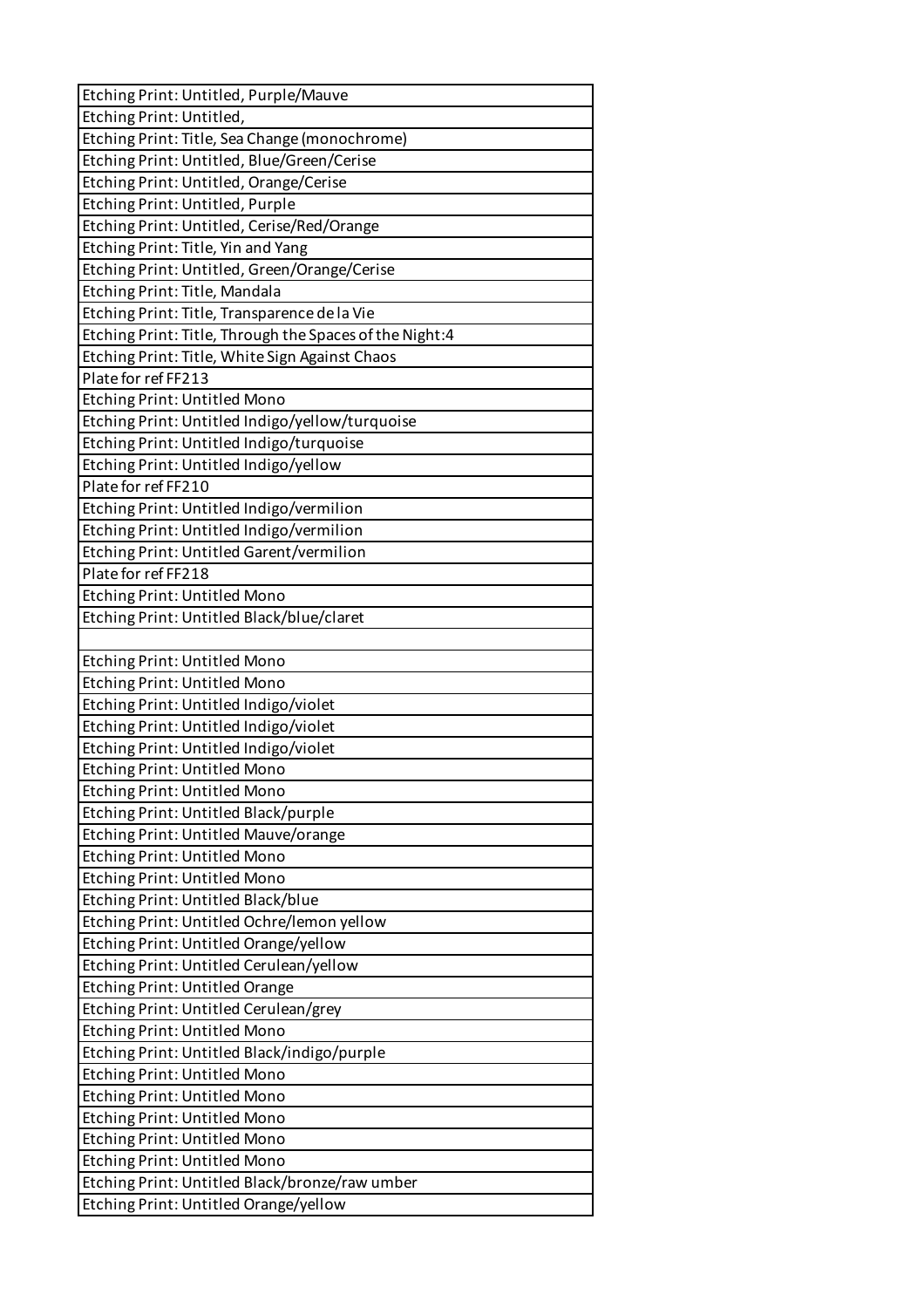| |
|---|
| Etching Print: Untitled, Purple/Mauve |
| Etching Print: Untitled, |
| Etching Print: Title, Sea Change (monochrome) |
| Etching Print: Untitled, Blue/Green/Cerise |
| Etching Print: Untitled, Orange/Cerise |
| Etching Print: Untitled, Purple |
| Etching Print: Untitled, Cerise/Red/Orange |
| Etching Print: Title, Yin and Yang |
| Etching Print: Untitled, Green/Orange/Cerise |
| Etching Print: Title, Mandala |
| Etching Print: Title, Transparence de la Vie |
| Etching Print: Title, Through the Spaces of the Night:4 |
| Etching Print: Title, White Sign Against Chaos |
| Plate for ref FF213 |
| Etching Print: Untitled Mono |
| Etching Print: Untitled Indigo/yellow/turquoise |
| Etching Print: Untitled Indigo/turquoise |
| Etching Print: Untitled Indigo/yellow |
| Plate for ref FF210 |
| Etching Print: Untitled Indigo/vermilion |
| Etching Print: Untitled Indigo/vermilion |
| Etching Print: Untitled Garent/vermilion |
| Plate for ref FF218 |
| Etching Print: Untitled Mono |
| Etching Print: Untitled Black/blue/claret |
| |
| Etching Print: Untitled Mono |
| Etching Print: Untitled Mono |
| Etching Print: Untitled Indigo/violet |
| Etching Print: Untitled Indigo/violet |
| Etching Print: Untitled Indigo/violet |
| Etching Print: Untitled Mono |
| Etching Print: Untitled Mono |
| Etching Print: Untitled Black/purple |
| Etching Print: Untitled Mauve/orange |
| Etching Print: Untitled Mono |
| Etching Print: Untitled Mono |
| Etching Print: Untitled Black/blue |
| Etching Print: Untitled Ochre/lemon yellow |
| Etching Print: Untitled Orange/yellow |
| Etching Print: Untitled Cerulean/yellow |
| Etching Print: Untitled Orange |
| Etching Print: Untitled Cerulean/grey |
| Etching Print: Untitled Mono |
| Etching Print: Untitled Black/indigo/purple |
| Etching Print: Untitled Mono |
| Etching Print: Untitled Mono |
| Etching Print: Untitled Mono |
| Etching Print: Untitled Mono |
| Etching Print: Untitled Mono |
| Etching Print: Untitled Black/bronze/raw umber |
| Etching Print: Untitled Orange/yellow |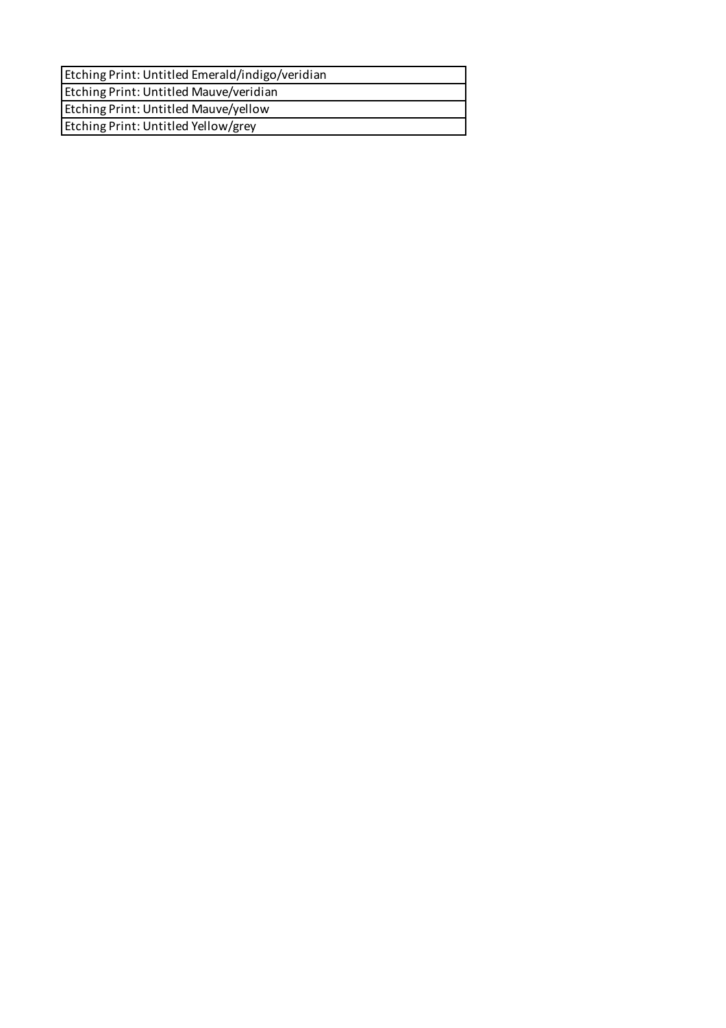| |
|---|
| Etching Print: Untitled Emerald/indigo/veridian |
| Etching Print: Untitled Mauve/veridian |
| Etching Print: Untitled Mauve/yellow |
| Etching Print: Untitled Yellow/grey |